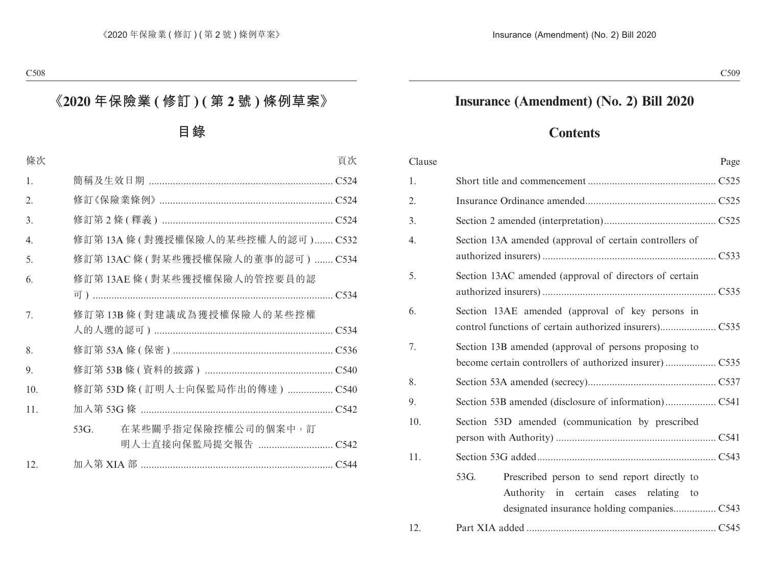# 《2020 年保險業 ( 修訂 ) ( 第 2 號 ) 條例草案》

## 目錄

| 條次 | | 頁次 |
|---|---|---|
| 1. | 簡稱及生效日期 | C524 |
| 2. | 修訂《保險業條例》 | C524 |
| 3. | 修訂第 2 條 ( 釋義 ) | C524 |
| 4. | 修訂第 13A 條 ( 對獲授權保險人的某些控權人的認可 ) | C532 |
| 5. | 修訂第 13AC 條 ( 對某些獲授權保險人的董事的認可 ) | C534 |
| 6. | 修訂第 13AE 條 ( 對某些獲授權保險人的管控要員的認可 ) | C534 |
| 7. | 修訂第 13B 條 ( 對建議成為獲授權保險人的某些控權人的人選的認可 ) | C534 |
| 8. | 修訂第 53A 條 ( 保密 ) | C536 |
| 9. | 修訂第 53B 條 ( 資料的披露 ) | C540 |
| 10. | 修訂第 53D 條 ( 訂明人士向保監局作出的傳達 ) | C540 |
| 11. | 加入第 53G 條 | C542 |
| | 53G. 在某些關乎指定保險控權公司的個案中，訂明人士直接向保監局提交報告 | C542 |
| 12. | 加入第 XIA 部 | C544 |

# Insurance (Amendment) (No. 2) Bill 2020

## Contents

| Clause | | Page |
|---|---|---|
| 1. | Short title and commencement | C525 |
| 2. | Insurance Ordinance amended | C525 |
| 3. | Section 2 amended (interpretation) | C525 |
| 4. | Section 13A amended (approval of certain controllers of authorized insurers) | C533 |
| 5. | Section 13AC amended (approval of directors of certain authorized insurers) | C535 |
| 6. | Section 13AE amended (approval of key persons in control functions of certain authorized insurers) | C535 |
| 7. | Section 13B amended (approval of persons proposing to become certain controllers of authorized insurer) | C535 |
| 8. | Section 53A amended (secrecy) | C537 |
| 9. | Section 53B amended (disclosure of information) | C541 |
| 10. | Section 53D amended (communication by prescribed person with Authority) | C541 |
| 11. | Section 53G added | C543 |
| | 53G. Prescribed person to send report directly to Authority in certain cases relating to designated insurance holding companies | C543 |
| 12. | Part XIA added | C545 |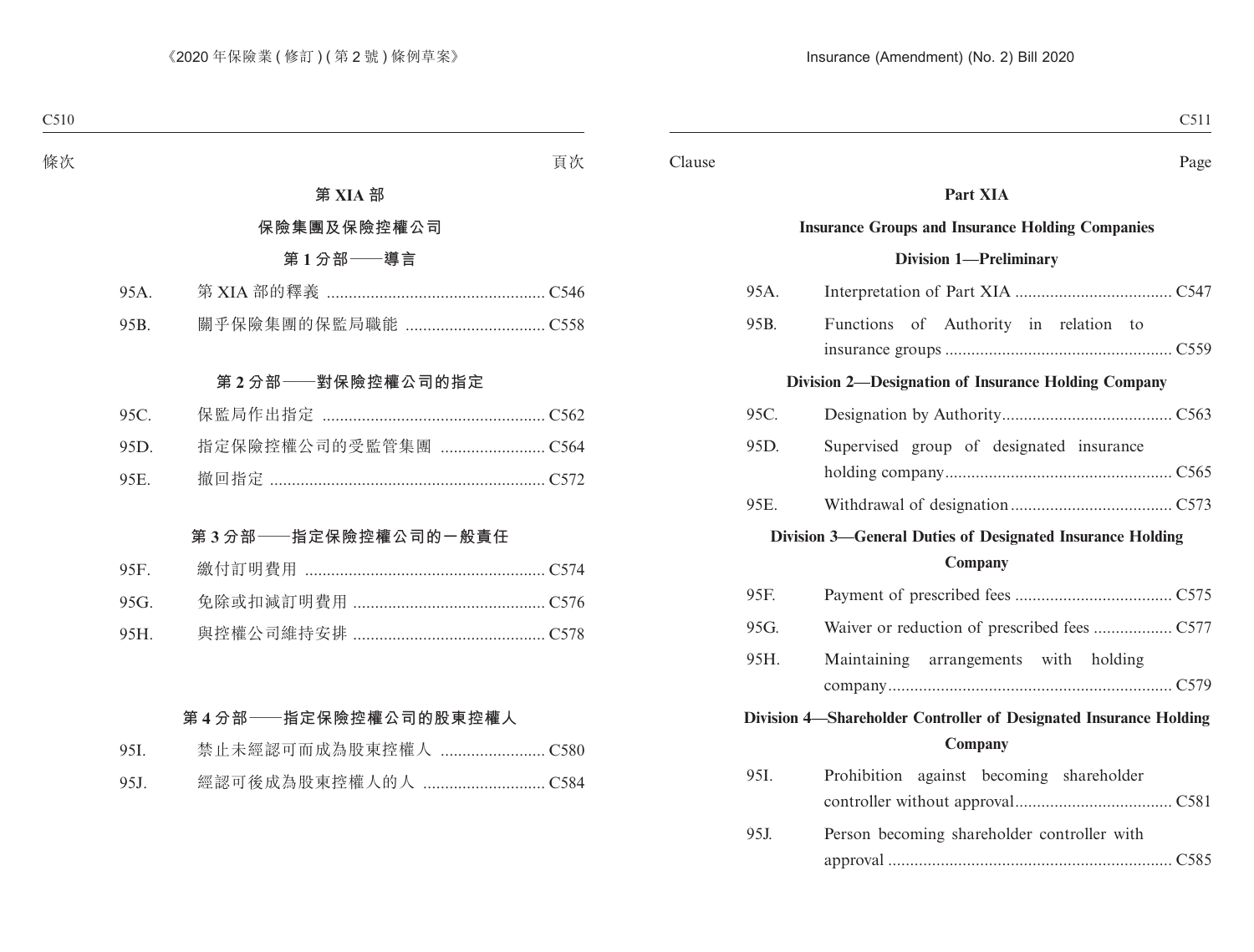| 條次 | | 頁次 |
|---|---|---|

**第 XIA 部**

**保險集團及保險控權公司**

**第 1 分部——導言**

| | | |
|---|---|---|
| 95A. | 第 XIA 部的釋義 | C546 |
| 95B. | 關乎保險集團的保監局職能 | C558 |

**第 2 分部——對保險控權公司的指定**

| | | |
|---|---|---|
| 95C. | 保監局作出指定 | C562 |
| 95D. | 指定保險控權公司的受監管集團 | C564 |
| 95E. | 撤回指定 | C572 |

**第 3 分部——指定保險控權公司的一般責任**

| | | |
|---|---|---|
| 95F. | 繳付訂明費用 | C574 |
| 95G. | 免除或扣減訂明費用 | C576 |
| 95H. | 與控權公司維持安排 | C578 |

**第 4 分部——指定保險控權公司的股東控權人**

| | | |
|---|---|---|
| 95I. | 禁止未經認可而成為股東控權人 | C580 |
| 95J. | 經認可後成為股東控權人的人 | C584 |

| Clause | | Page |
|---|---|---|

**Part XIA**

**Insurance Groups and Insurance Holding Companies**

**Division 1—Preliminary**

| | | |
|---|---|---|
| 95A. | Interpretation of Part XIA | C547 |
| 95B. | Functions of Authority in relation to insurance groups | C559 |

**Division 2—Designation of Insurance Holding Company**

| | | |
|---|---|---|
| 95C. | Designation by Authority | C563 |
| 95D. | Supervised group of designated insurance holding company | C565 |
| 95E. | Withdrawal of designation | C573 |

**Division 3—General Duties of Designated Insurance Holding Company**

| | | |
|---|---|---|
| 95F. | Payment of prescribed fees | C575 |
| 95G. | Waiver or reduction of prescribed fees | C577 |
| 95H. | Maintaining arrangements with holding company | C579 |

**Division 4—Shareholder Controller of Designated Insurance Holding Company**

| | | |
|---|---|---|
| 95I. | Prohibition against becoming shareholder controller without approval | C581 |
| 95J. | Person becoming shareholder controller with approval | C585 |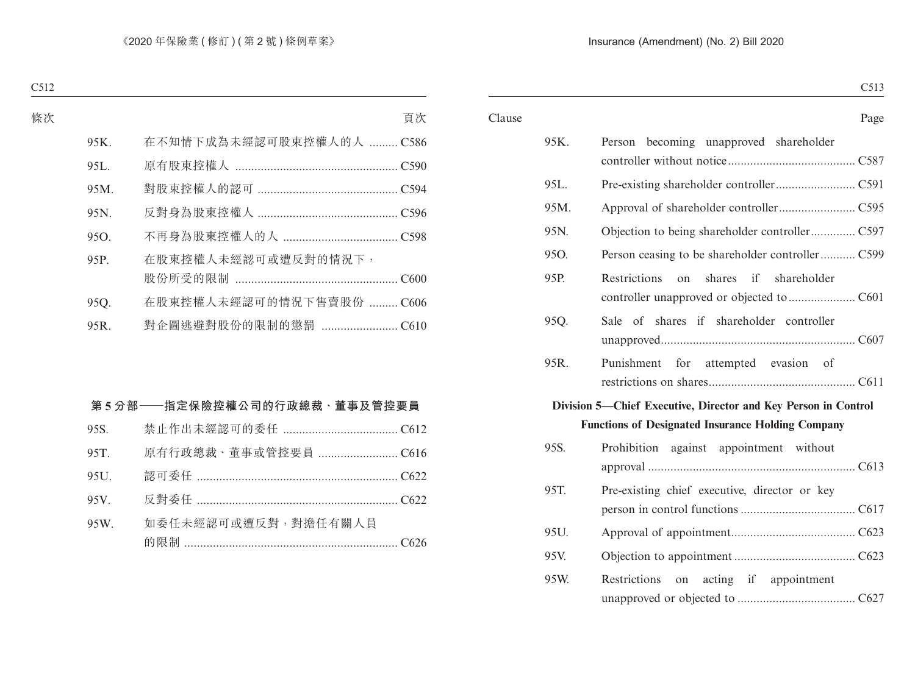| 條次 | | 頁次 |
|---|---|---|
| 95K. | 在不知情下成為未經認可股東控權人的人 | C586 |
| 95L. | 原有股東控權人 | C590 |
| 95M. | 對股東控權人的認可 | C594 |
| 95N. | 反對身為股東控權人 | C596 |
| 95O. | 不再身為股東控權人的人 | C598 |
| 95P. | 在股東控權人未經認可或遭反對的情況下，股份所受的限制 | C600 |
| 95Q. | 在股東控權人未經認可的情況下售賣股份 | C606 |
| 95R. | 對企圖逃避對股份的限制的懲罰 | C610 |

**第 5 分部——指定保險控權公司的行政總裁、董事及管控要員**

| 條次 | | 頁次 |
|---|---|---|
| 95S. | 禁止作出未經認可的委任 | C612 |
| 95T. | 原有行政總裁、董事或管控要員 | C616 |
| 95U. | 認可委任 | C622 |
| 95V. | 反對委任 | C622 |
| 95W. | 如委任未經認可或遭反對，對擔任有關人員的限制 | C626 |

| Clause | | Page |
|---|---|---|
| 95K. | Person becoming unapproved shareholder controller without notice | C587 |
| 95L. | Pre-existing shareholder controller | C591 |
| 95M. | Approval of shareholder controller | C595 |
| 95N. | Objection to being shareholder controller | C597 |
| 95O. | Person ceasing to be shareholder controller | C599 |
| 95P. | Restrictions on shares if shareholder controller unapproved or objected to | C601 |
| 95Q. | Sale of shares if shareholder controller unapproved | C607 |
| 95R. | Punishment for attempted evasion of restrictions on shares | C611 |

**Division 5—Chief Executive, Director and Key Person in Control Functions of Designated Insurance Holding Company**

| Clause | | Page |
|---|---|---|
| 95S. | Prohibition against appointment without approval | C613 |
| 95T. | Pre-existing chief executive, director or key person in control functions | C617 |
| 95U. | Approval of appointment | C623 |
| 95V. | Objection to appointment | C623 |
| 95W. | Restrictions on acting if appointment unapproved or objected to | C627 |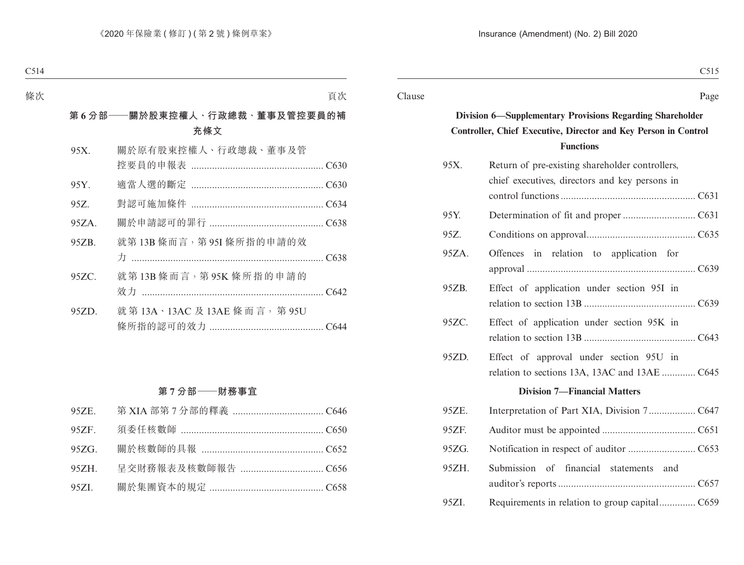| 條次 | | 頁次 |
|---|---|---|
| **第 6 分部——關於股東控權人、行政總裁、董事及管控要員的補充條文** | | |
| 95X. | 關於原有股東控權人、行政總裁、董事及管控要員的申報表 | C630 |
| 95Y. | 適當人選的斷定 | C630 |
| 95Z. | 對認可施加條件 | C634 |
| 95ZA. | 關於申請認可的罪行 | C638 |
| 95ZB. | 就第 13B 條而言，第 95I 條所指的申請的效力 | C638 |
| 95ZC. | 就第 13B 條而言，第 95K 條所指的申請的效力 | C642 |
| 95ZD. | 就第 13A、13AC 及 13AE 條而言，第 95U 條所指的認可的效力 | C644 |
| **第 7 分部——財務事宜** | | |
| 95ZE. | 第 XIA 部第 7 分部的釋義 | C646 |
| 95ZF. | 須委任核數師 | C650 |
| 95ZG. | 關於核數師的具報 | C652 |
| 95ZH. | 呈交財務報表及核數師報告 | C656 |
| 95ZI. | 關於集團資本的規定 | C658 |

| Clause | | Page |
|---|---|---|
| **Division 6—Supplementary Provisions Regarding Shareholder Controller, Chief Executive, Director and Key Person in Control Functions** | | |
| 95X. | Return of pre-existing shareholder controllers, chief executives, directors and key persons in control functions | C631 |
| 95Y. | Determination of fit and proper | C631 |
| 95Z. | Conditions on approval | C635 |
| 95ZA. | Offences in relation to application for approval | C639 |
| 95ZB. | Effect of application under section 95I in relation to section 13B | C639 |
| 95ZC. | Effect of application under section 95K in relation to section 13B | C643 |
| 95ZD. | Effect of approval under section 95U in relation to sections 13A, 13AC and 13AE | C645 |
| **Division 7—Financial Matters** | | |
| 95ZE. | Interpretation of Part XIA, Division 7 | C647 |
| 95ZF. | Auditor must be appointed | C651 |
| 95ZG. | Notification in respect of auditor | C653 |
| 95ZH. | Submission of financial statements and auditor’s reports | C657 |
| 95ZI. | Requirements in relation to group capital | C659 |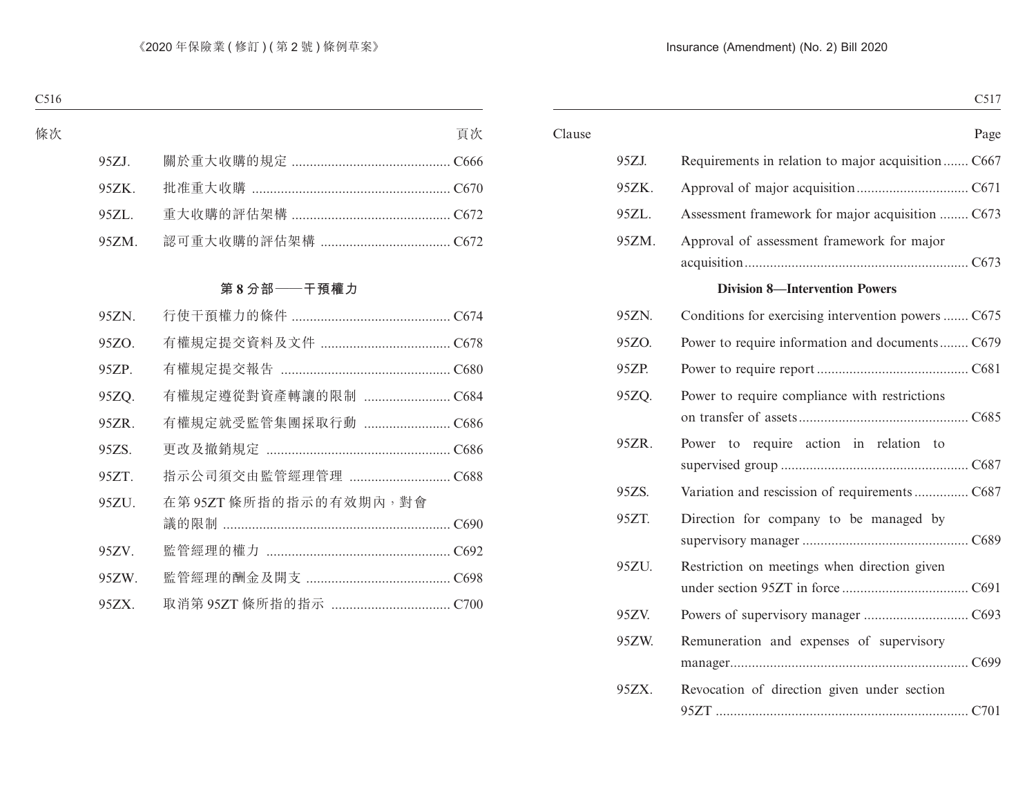| 條次 | | 頁次 |
|---|---|---|
| 95ZJ. | 關於重大收購的規定 | C666 |
| 95ZK. | 批准重大收購 | C670 |
| 95ZL. | 重大收購的評估架構 | C672 |
| 95ZM. | 認可重大收購的評估架構 | C672 |

**第 8 分部——干預權力**

| 條次 | | 頁次 |
|---|---|---|
| 95ZN. | 行使干預權力的條件 | C674 |
| 95ZO. | 有權規定提交資料及文件 | C678 |
| 95ZP. | 有權規定提交報告 | C680 |
| 95ZQ. | 有權規定遵從對資產轉讓的限制 | C684 |
| 95ZR. | 有權規定就受監管集團採取行動 | C686 |
| 95ZS. | 更改及撤銷規定 | C686 |
| 95ZT. | 指示公司須交由監管經理管理 | C688 |
| 95ZU. | 在第 95ZT 條所指的指示的有效期內，對會議的限制 | C690 |
| 95ZV. | 監管經理的權力 | C692 |
| 95ZW. | 監管經理的酬金及開支 | C698 |
| 95ZX. | 取消第 95ZT 條所指的指示 | C700 |

| Clause | | Page |
|---|---|---|
| 95ZJ. | Requirements in relation to major acquisition | C667 |
| 95ZK. | Approval of major acquisition | C671 |
| 95ZL. | Assessment framework for major acquisition | C673 |
| 95ZM. | Approval of assessment framework for major acquisition | C673 |

**Division 8—Intervention Powers**

| Clause | | Page |
|---|---|---|
| 95ZN. | Conditions for exercising intervention powers | C675 |
| 95ZO. | Power to require information and documents | C679 |
| 95ZP. | Power to require report | C681 |
| 95ZQ. | Power to require compliance with restrictions on transfer of assets | C685 |
| 95ZR. | Power to require action in relation to supervised group | C687 |
| 95ZS. | Variation and rescission of requirements | C687 |
| 95ZT. | Direction for company to be managed by supervisory manager | C689 |
| 95ZU. | Restriction on meetings when direction given under section 95ZT in force | C691 |
| 95ZV. | Powers of supervisory manager | C693 |
| 95ZW. | Remuneration and expenses of supervisory manager | C699 |
| 95ZX. | Revocation of direction given under section 95ZT | C701 |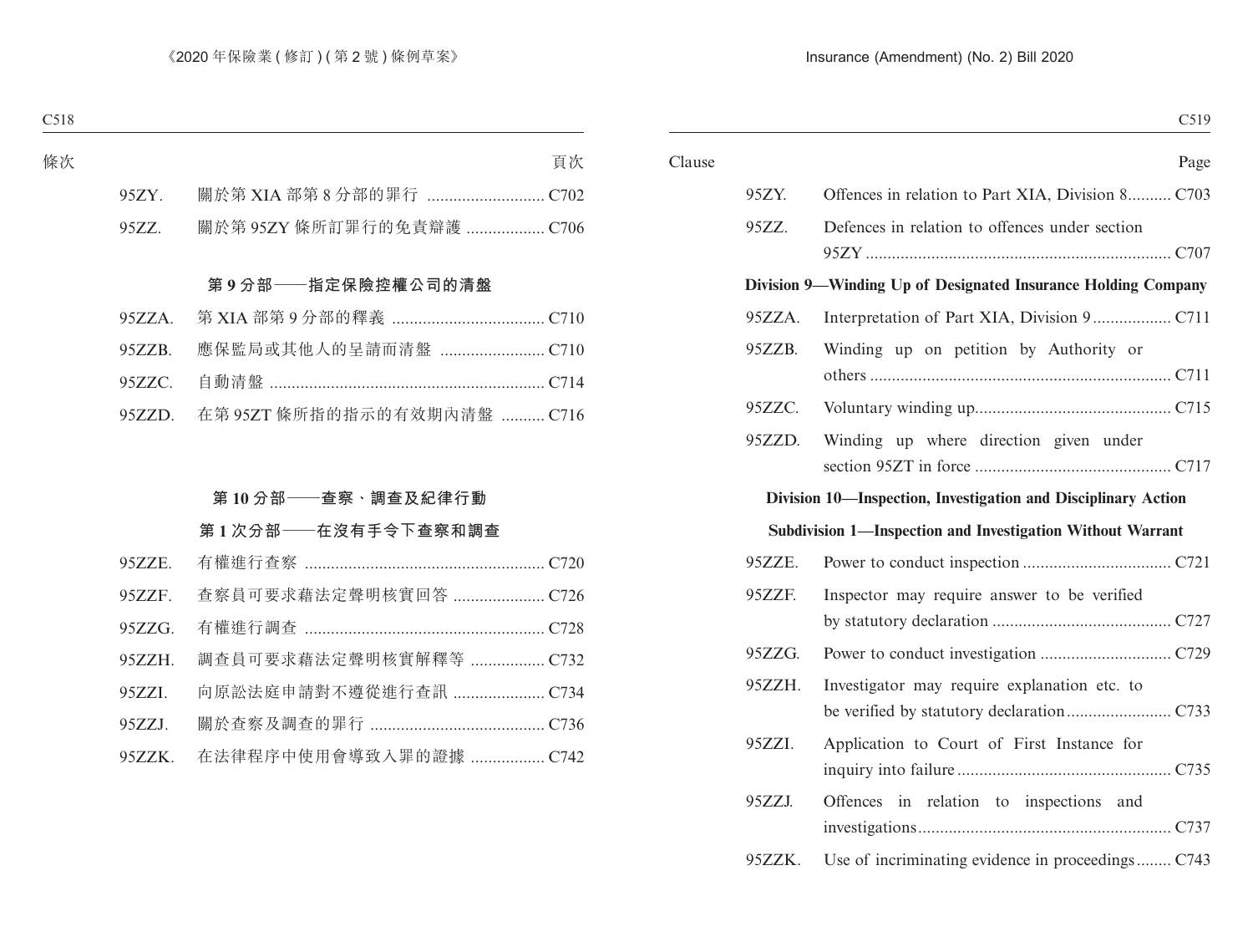| 條次 | | 頁次 |
|---|---|---|
| 95ZY. | 關於第 XIA 部第 8 分部的罪行 | C702 |
| 95ZZ. | 關於第 95ZY 條所訂罪行的免責辯護 | C706 |

**第 9 分部——指定保險控權公司的清盤**

| | | |
|---|---|---|
| 95ZZA. | 第 XIA 部第 9 分部的釋義 | C710 |
| 95ZZB. | 應保監局或其他人的呈請而清盤 | C710 |
| 95ZZC. | 自動清盤 | C714 |
| 95ZZD. | 在第 95ZT 條所指的指示的有效期內清盤 | C716 |

**第 10 分部——查察、調查及紀律行動**

**第 1 次分部——在沒有手令下查察和調查**

| | | |
|---|---|---|
| 95ZZE. | 有權進行查察 | C720 |
| 95ZZF. | 查察員可要求藉法定聲明核實回答 | C726 |
| 95ZZG. | 有權進行調查 | C728 |
| 95ZZH. | 調查員可要求藉法定聲明核實解釋等 | C732 |
| 95ZZI. | 向原訟法庭申請對不遵從進行查訊 | C734 |
| 95ZZJ. | 關於查察及調查的罪行 | C736 |
| 95ZZK. | 在法律程序中使用會導致入罪的證據 | C742 |

| Clause | | Page |
|---|---|---|
| 95ZY. | Offences in relation to Part XIA, Division 8 | C703 |
| 95ZZ. | Defences in relation to offences under section 95ZY | C707 |

**Division 9—Winding Up of Designated Insurance Holding Company**

| | | |
|---|---|---|
| 95ZZA. | Interpretation of Part XIA, Division 9 | C711 |
| 95ZZB. | Winding up on petition by Authority or others | C711 |
| 95ZZC. | Voluntary winding up | C715 |
| 95ZZD. | Winding up where direction given under section 95ZT in force | C717 |

**Division 10—Inspection, Investigation and Disciplinary Action**

**Subdivision 1—Inspection and Investigation Without Warrant**

| | | |
|---|---|---|
| 95ZZE. | Power to conduct inspection | C721 |
| 95ZZF. | Inspector may require answer to be verified by statutory declaration | C727 |
| 95ZZG. | Power to conduct investigation | C729 |
| 95ZZH. | Investigator may require explanation etc. to be verified by statutory declaration | C733 |
| 95ZZI. | Application to Court of First Instance for inquiry into failure | C735 |
| 95ZZJ. | Offences in relation to inspections and investigations | C737 |
| 95ZZK. | Use of incriminating evidence in proceedings | C743 |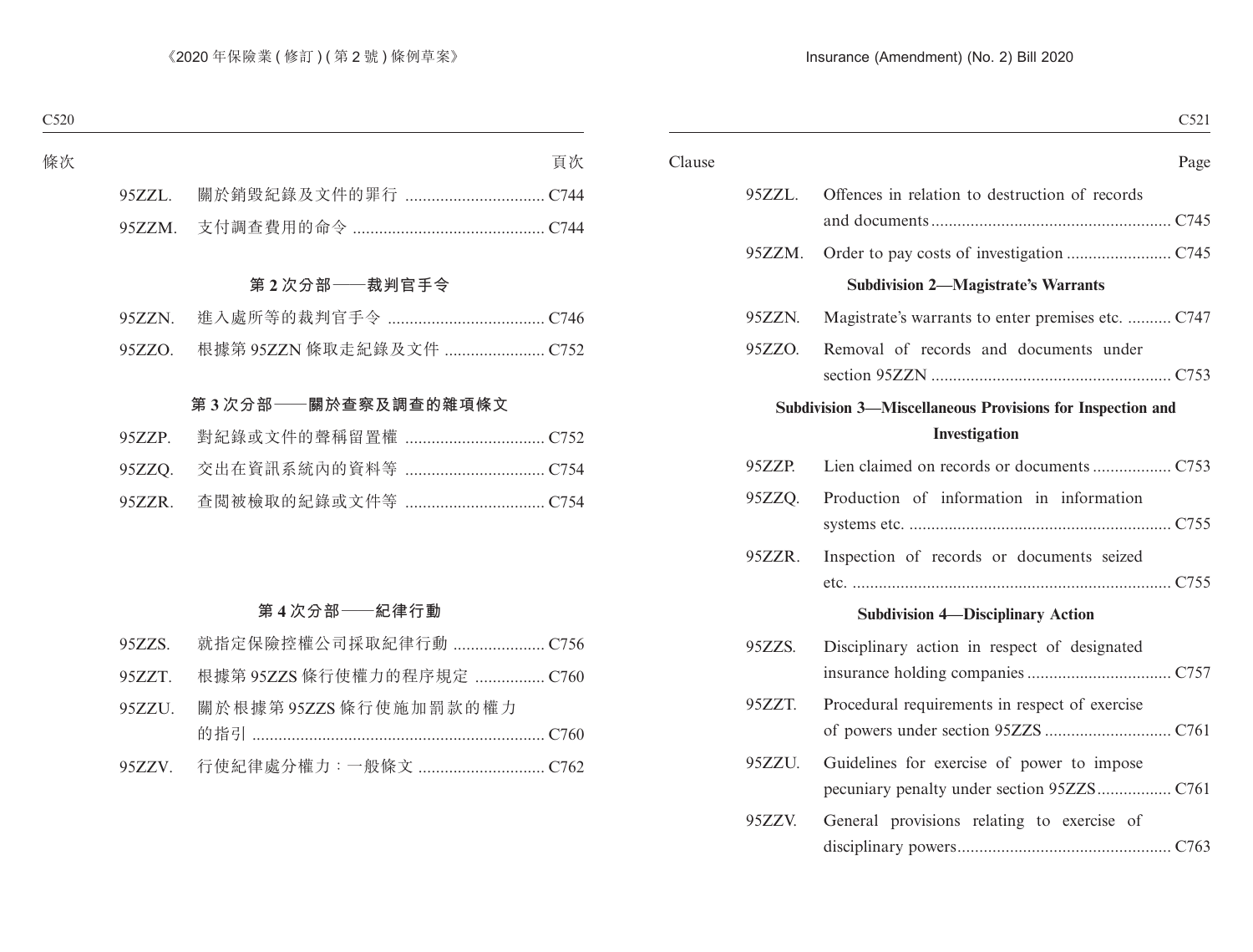| 條次 | | 頁次 |
|---|---|---|
| 95ZZL. | 關於銷毀紀錄及文件的罪行 | C744 |
| 95ZZM. | 支付調查費用的命令 | C744 |

**第 2 次分部——裁判官手令**

| | | |
|---|---|---|
| 95ZZN. | 進入處所等的裁判官手令 | C746 |
| 95ZZO. | 根據第 95ZZN 條取走紀錄及文件 | C752 |

**第 3 次分部——關於查察及調查的雜項條文**

| | | |
|---|---|---|
| 95ZZP. | 對紀錄或文件的聲稱留置權 | C752 |
| 95ZZQ. | 交出在資訊系統內的資料等 | C754 |
| 95ZZR. | 查閱被檢取的紀錄或文件等 | C754 |

**第 4 次分部——紀律行動**

| | | |
|---|---|---|
| 95ZZS. | 就指定保險控權公司採取紀律行動 | C756 |
| 95ZZT. | 根據第 95ZZS 條行使權力的程序規定 | C760 |
| 95ZZU. | 關於根據第 95ZZS 條行使施加罰款的權力的指引 | C760 |
| 95ZZV. | 行使紀律處分權力：一般條文 | C762 |

| Clause | | Page |
|---|---|---|
| 95ZZL. | Offences in relation to destruction of records and documents | C745 |
| 95ZZM. | Order to pay costs of investigation | C745 |

**Subdivision 2—Magistrate's Warrants**

| | | |
|---|---|---|
| 95ZZN. | Magistrate's warrants to enter premises etc. | C747 |
| 95ZZO. | Removal of records and documents under section 95ZZN | C753 |

**Subdivision 3—Miscellaneous Provisions for Inspection and Investigation**

| | | |
|---|---|---|
| 95ZZP. | Lien claimed on records or documents | C753 |
| 95ZZQ. | Production of information in information systems etc. | C755 |
| 95ZZR. | Inspection of records or documents seized etc. | C755 |

**Subdivision 4—Disciplinary Action**

| | | |
|---|---|---|
| 95ZZS. | Disciplinary action in respect of designated insurance holding companies | C757 |
| 95ZZT. | Procedural requirements in respect of exercise of powers under section 95ZZS | C761 |
| 95ZZU. | Guidelines for exercise of power to impose pecuniary penalty under section 95ZZS | C761 |
| 95ZZV. | General provisions relating to exercise of disciplinary powers | C763 |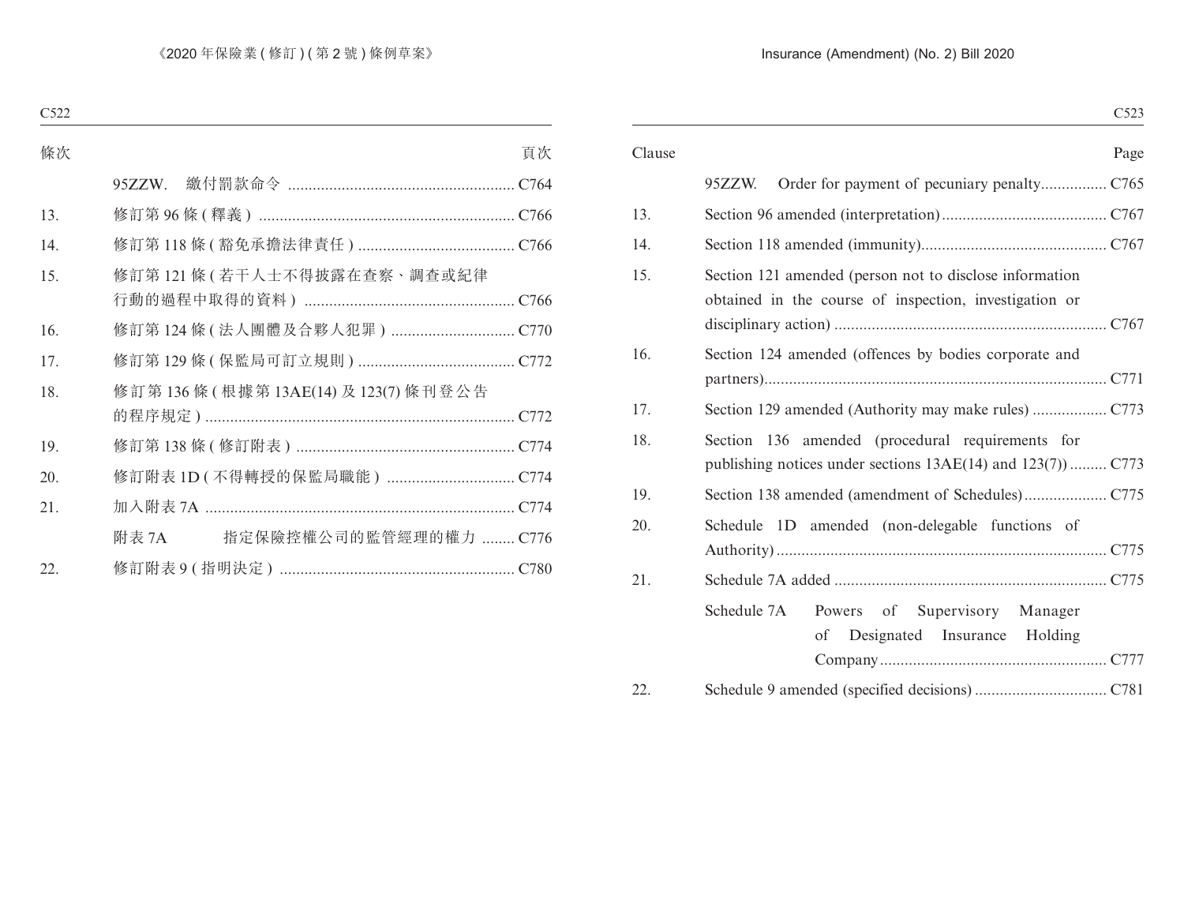| 條次 | | 頁次 |
|---|---|---|
| | 95ZZW. 繳付罰款命令 | C764 |
| 13. | 修訂第 96 條 ( 釋義 ) | C766 |
| 14. | 修訂第 118 條 ( 豁免承擔法律責任 ) | C766 |
| 15. | 修訂第 121 條 ( 若干人士不得披露在查察、調查或紀律行動的過程中取得的資料 ) | C766 |
| 16. | 修訂第 124 條 ( 法人團體及合夥人犯罪 ) | C770 |
| 17. | 修訂第 129 條 ( 保監局可訂立規則 ) | C772 |
| 18. | 修訂第 136 條 ( 根據第 13AE(14) 及 123(7) 條刊登公告的程序規定 ) | C772 |
| 19. | 修訂第 138 條 ( 修訂附表 ) | C774 |
| 20. | 修訂附表 1D ( 不得轉授的保監局職能 ) | C774 |
| 21. | 加入附表 7A | C774 |
| | 附表 7A 指定保險控權公司的監管經理的權力 | C776 |
| 22. | 修訂附表 9 ( 指明決定 ) | C780 |

| Clause | | Page |
|---|---|---|
| | 95ZZW. Order for payment of pecuniary penalty | C765 |
| 13. | Section 96 amended (interpretation) | C767 |
| 14. | Section 118 amended (immunity) | C767 |
| 15. | Section 121 amended (person not to disclose information obtained in the course of inspection, investigation or disciplinary action) | C767 |
| 16. | Section 124 amended (offences by bodies corporate and partners) | C771 |
| 17. | Section 129 amended (Authority may make rules) | C773 |
| 18. | Section 136 amended (procedural requirements for publishing notices under sections 13AE(14) and 123(7)) | C773 |
| 19. | Section 138 amended (amendment of Schedules) | C775 |
| 20. | Schedule 1D amended (non-delegable functions of Authority) | C775 |
| 21. | Schedule 7A added | C775 |
| | Schedule 7A Powers of Supervisory Manager of Designated Insurance Holding Company | C777 |
| 22. | Schedule 9 amended (specified decisions) | C781 |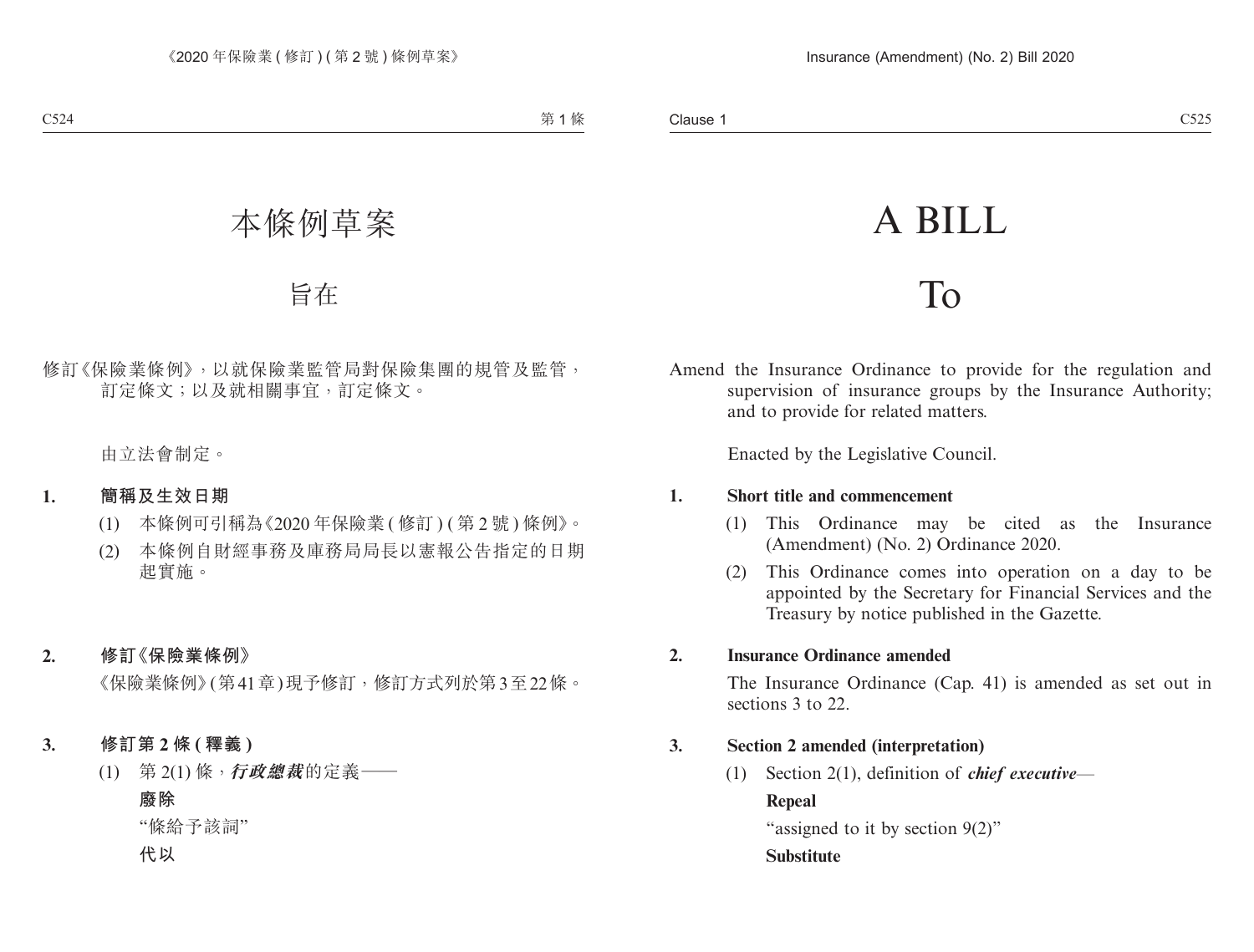# 本條例草案

# 旨在

修訂《保險業條例》，以就保險業監管局對保險集團的規管及監管，訂定條文；以及就相關事宜，訂定條文。

由立法會制定。

**1. 簡稱及生效日期**

(1) 本條例可引稱為《2020 年保險業 ( 修訂 ) ( 第 2 號 ) 條例》。

(2) 本條例自財經事務及庫務局局長以憲報公告指定的日期起實施。

**2. 修訂《保險業條例》**

《保險業條例》( 第 41 章 ) 現予修訂，修訂方式列於第 3 至 22 條。

**3. 修訂第 2 條 ( 釋義 )**

(1) 第 2(1) 條，***行政總裁***的定義——

**廢除**

"條給予該詞"

**代以**

# A BILL

# To

Amend the Insurance Ordinance to provide for the regulation and supervision of insurance groups by the Insurance Authority; and to provide for related matters.

Enacted by the Legislative Council.

**1. Short title and commencement**

(1) This Ordinance may be cited as the Insurance (Amendment) (No. 2) Ordinance 2020.

(2) This Ordinance comes into operation on a day to be appointed by the Secretary for Financial Services and the Treasury by notice published in the Gazette.

**2. Insurance Ordinance amended**

The Insurance Ordinance (Cap. 41) is amended as set out in sections 3 to 22.

**3. Section 2 amended (interpretation)**

(1) Section 2(1), definition of ***chief executive***—

**Repeal**

"assigned to it by section 9(2)"

**Substitute**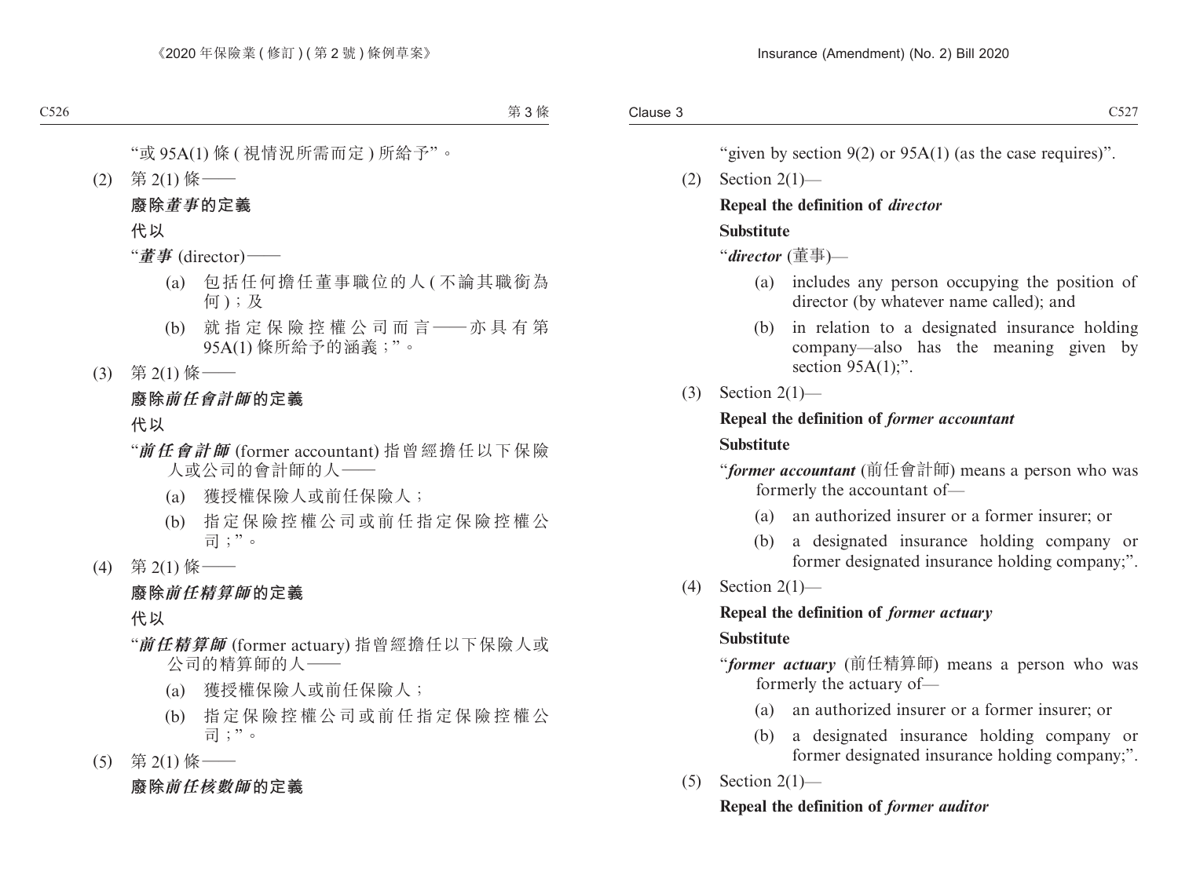"或 95A(1) 條 (視情況所需而定) 所給予"。

(2) 第 2(1) 條——

**廢除*董事*的定義**

**代以**

"***董事*** (director)——

(a) 包括任何擔任董事職位的人 (不論其職銜為何)；及

(b) 就指定保險控權公司而言——亦具有第 95A(1) 條所給予的涵義；"。

(3) 第 2(1) 條——

**廢除*前任會計師*的定義**

**代以**

"***前任會計師*** (former accountant) 指曾經擔任以下保險人或公司的會計師的人——

(a) 獲授權保險人或前任保險人；

(b) 指定保險控權公司或前任指定保險控權公司；"。

(4) 第 2(1) 條——

**廢除*前任精算師*的定義**

**代以**

"***前任精算師*** (former actuary) 指曾經擔任以下保險人或公司的精算師的人——

(a) 獲授權保險人或前任保險人；

(b) 指定保險控權公司或前任指定保險控權公司；"。

(5) 第 2(1) 條——

**廢除*前任核數師*的定義**

"given by section 9(2) or 95A(1) (as the case requires)".

(2) Section 2(1)—

**Repeal the definition of *director***

**Substitute**

"***director*** (董事)—

(a) includes any person occupying the position of director (by whatever name called); and

(b) in relation to a designated insurance holding company—also has the meaning given by section 95A(1);".

(3) Section 2(1)—

**Repeal the definition of *former accountant***

**Substitute**

"***former accountant*** (前任會計師) means a person who was formerly the accountant of—

(a) an authorized insurer or a former insurer; or

(b) a designated insurance holding company or former designated insurance holding company;".

(4) Section 2(1)—

**Repeal the definition of *former actuary***

**Substitute**

"***former actuary*** (前任精算師) means a person who was formerly the actuary of—

(a) an authorized insurer or a former insurer; or

(b) a designated insurance holding company or former designated insurance holding company;".

(5) Section 2(1)—

**Repeal the definition of *former auditor***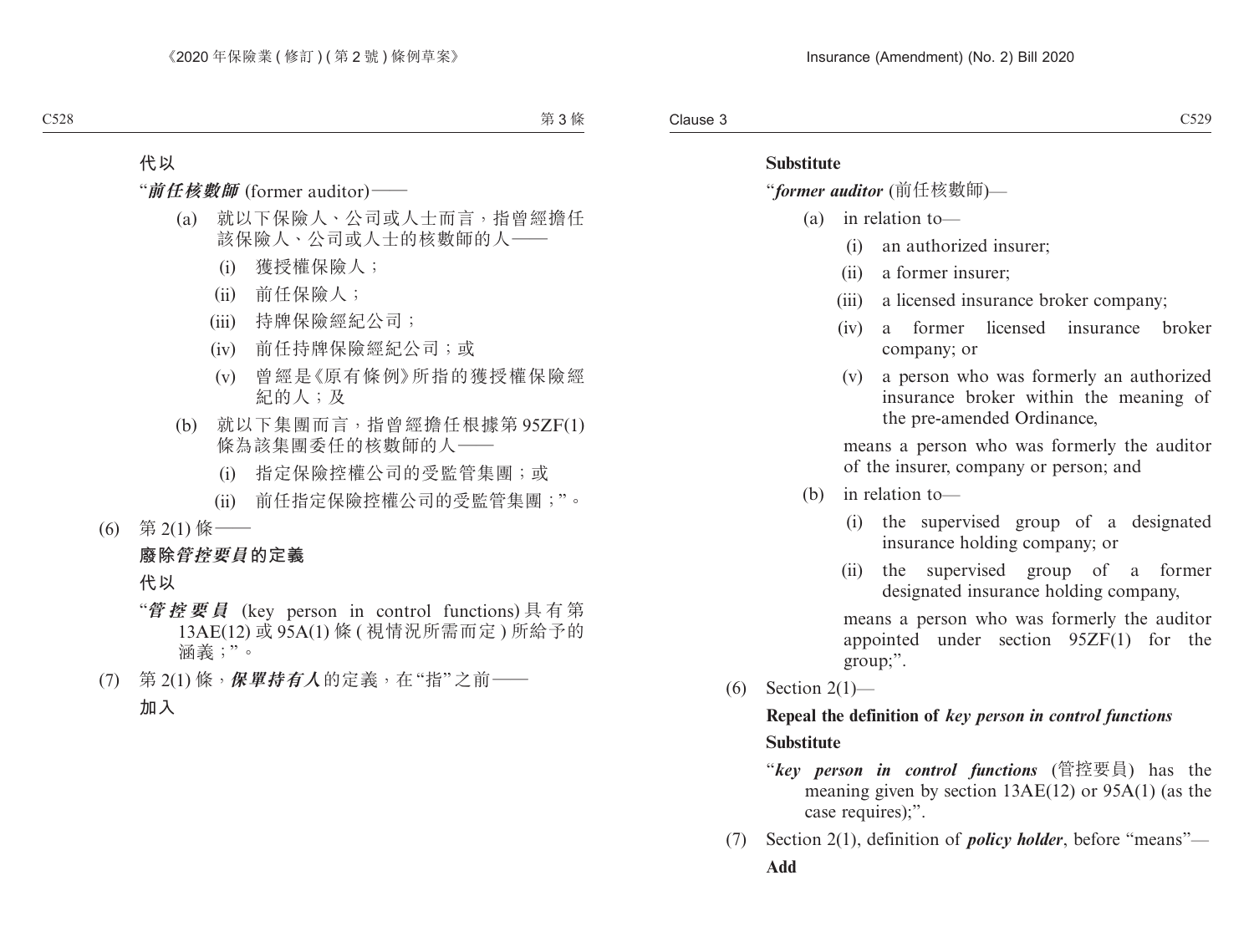**代以**

“***前任核數師*** (former auditor)——

(a) 就以下保險人、公司或人士而言，指曾經擔任該保險人、公司或人士的核數師的人——

(i) 獲授權保險人；

(ii) 前任保險人；

(iii) 持牌保險經紀公司；

(iv) 前任持牌保險經紀公司；或

(v) 曾經是《原有條例》所指的獲授權保險經紀的人；及

(b) 就以下集團而言，指曾經擔任根據第 95ZF(1) 條為該集團委任的核數師的人——

(i) 指定保險控權公司的受監管集團；或

(ii) 前任指定保險控權公司的受監管集團；”。

(6) 第 2(1) 條——

**廢除*管控要員*的定義**

**代以**

“***管控要員*** (key person in control functions) 具有第 13AE(12) 或 95A(1) 條 ( 視情況所需而定 ) 所給予的涵義；”。

(7) 第 2(1) 條，***保單持有人***的定義，在“指”之前——

**加入**

**Substitute**

“***former auditor*** (前任核數師)—

(a) in relation to—

(i) an authorized insurer;

(ii) a former insurer;

(iii) a licensed insurance broker company;

(iv) a former licensed insurance broker company; or

(v) a person who was formerly an authorized insurance broker within the meaning of the pre-amended Ordinance,

means a person who was formerly the auditor of the insurer, company or person; and

(b) in relation to—

(i) the supervised group of a designated insurance holding company; or

(ii) the supervised group of a former designated insurance holding company,

means a person who was formerly the auditor appointed under section 95ZF(1) for the group;”.

(6) Section 2(1)—

**Repeal the definition of *key person in control functions***

**Substitute**

“***key person in control functions*** (管控要員) has the meaning given by section 13AE(12) or 95A(1) (as the case requires);”.

(7) Section 2(1), definition of ***policy holder***, before “means”—

**Add**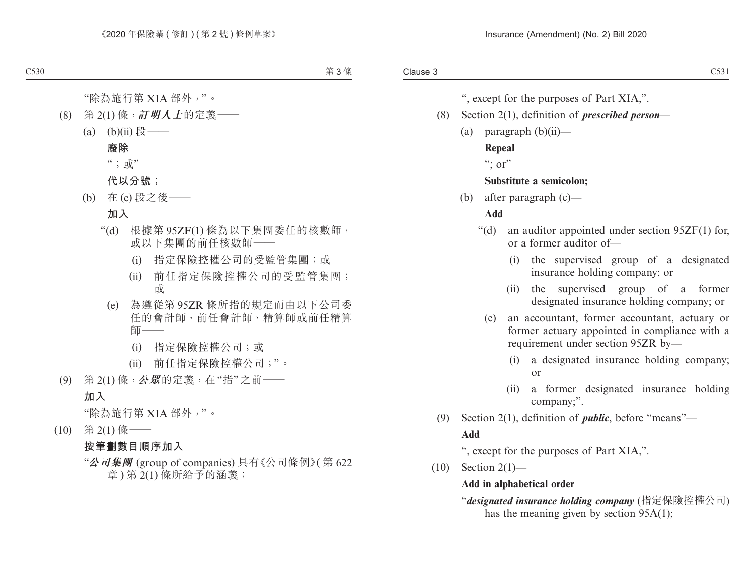"除為施行第 XIA 部外，"。

(8) 第 2(1) 條，***訂明人士***的定義——

(a) (b)(ii) 段——

**廢除**

"；或"

**代以分號；**

(b) 在 (c) 段之後——

**加入**

"(d) 根據第 95ZF(1) 條為以下集團委任的核數師，或以下集團的前任核數師——

(i) 指定保險控權公司的受監管集團；或

(ii) 前任指定保險控權公司的受監管集團；或

(e) 為遵從第 95ZR 條所指的規定而由以下公司委任的會計師、前任會計師、精算師或前任精算師——

(i) 指定保險控權公司；或

(ii) 前任指定保險控權公司；"。

(9) 第 2(1) 條，***公眾***的定義，在"指"之前——

**加入**

"除為施行第 XIA 部外，"。

(10) 第 2(1) 條——

**按筆劃數目順序加入**

"***公司集團*** (group of companies) 具有《公司條例》(第 622 章) 第 2(1) 條所給予的涵義；

", except for the purposes of Part XIA,".

(8) Section 2(1), definition of ***prescribed person***—

(a) paragraph (b)(ii)—

**Repeal**

"; or"

**Substitute a semicolon;**

(b) after paragraph (c)—

**Add**

"(d) an auditor appointed under section 95ZF(1) for, or a former auditor of—

(i) the supervised group of a designated insurance holding company; or

(ii) the supervised group of a former designated insurance holding company; or

(e) an accountant, former accountant, actuary or former actuary appointed in compliance with a requirement under section 95ZR by—

(i) a designated insurance holding company; or

(ii) a former designated insurance holding company;".

(9) Section 2(1), definition of ***public***, before "means"—

**Add**

", except for the purposes of Part XIA,".

(10) Section 2(1)—

**Add in alphabetical order**

"***designated insurance holding company*** (指定保險控權公司) has the meaning given by section 95A(1);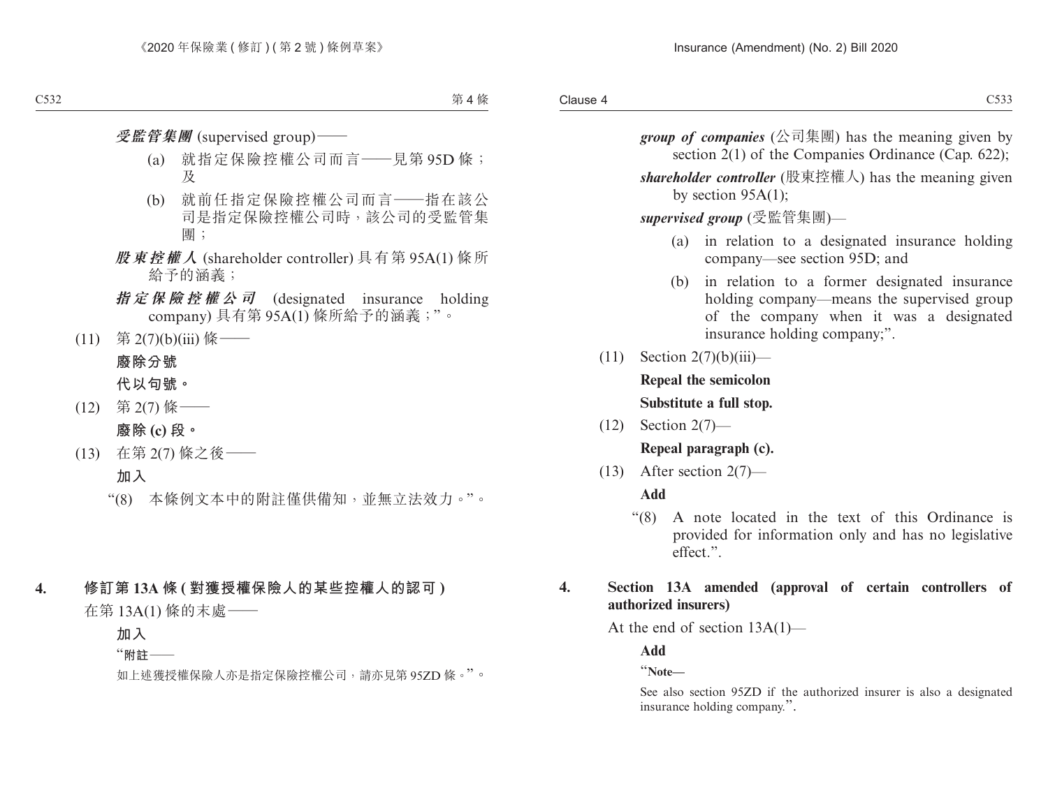***受監管集團*** (supervised group)——

(a) 就指定保險控權公司而言——見第 95D 條；及

(b) 就前任指定保險控權公司而言——指在該公司是指定保險控權公司時，該公司的受監管集團；

***股東控權人*** (shareholder controller) 具有第 95A(1) 條所給予的涵義；

***指定保險控權公司*** (designated insurance holding company) 具有第 95A(1) 條所給予的涵義；”。

(11) 第 2(7)(b)(iii) 條——

**廢除分號**

**代以句號。**

(12) 第 2(7) 條——

**廢除 (c) 段。**

(13) 在第 2(7) 條之後——

**加入**

“(8) 本條例文本中的附註僅供備知，並無立法效力。”。

## 4. 修訂第 13A 條 (對獲授權保險人的某些控權人的認可)

在第 13A(1) 條的末處——

**加入**

“**附註**——

如上述獲授權保險人亦是指定保險控權公司，請亦見第 95ZD 條。”。

***group of companies*** (公司集團) has the meaning given by section 2(1) of the Companies Ordinance (Cap. 622);

***shareholder controller*** (股東控權人) has the meaning given by section 95A(1);

***supervised group*** (受監管集團)—

(a) in relation to a designated insurance holding company—see section 95D; and

(b) in relation to a former designated insurance holding company—means the supervised group of the company when it was a designated insurance holding company;”.

(11) Section 2(7)(b)(iii)—

**Repeal the semicolon**

**Substitute a full stop.**

(12) Section 2(7)—

**Repeal paragraph (c).**

(13) After section 2(7)—

**Add**

“(8) A note located in the text of this Ordinance is provided for information only and has no legislative effect.”.

## 4. Section 13A amended (approval of certain controllers of authorized insurers)

At the end of section 13A(1)—

**Add**

“**Note—**

See also section 95ZD if the authorized insurer is also a designated insurance holding company.”.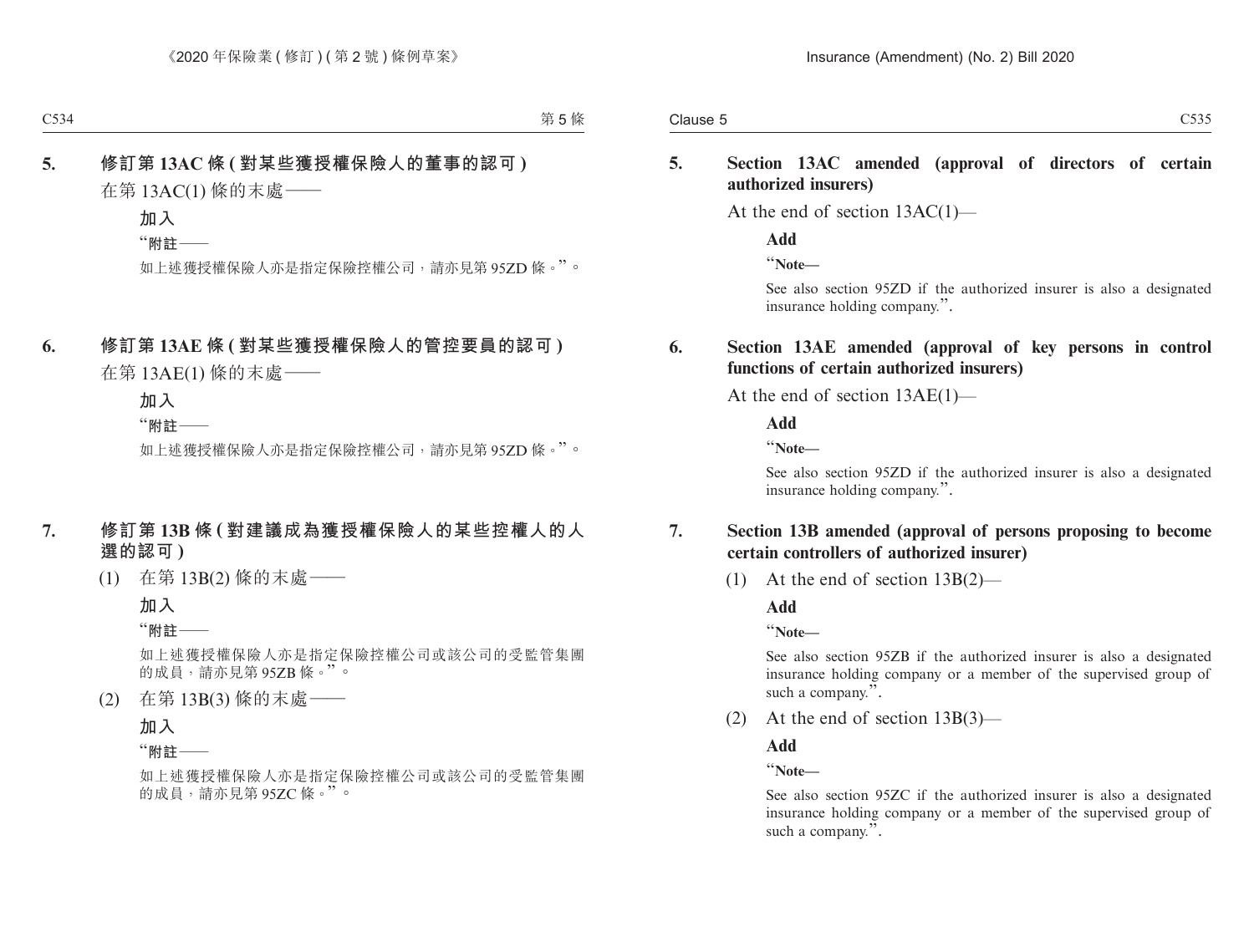**5. 修訂第 13AC 條 (對某些獲授權保險人的董事的認可)**

在第 13AC(1) 條的末處——

**加入**

“**附註——**

如上述獲授權保險人亦是指定保險控權公司，請亦見第 95ZD 條。”。

**6. 修訂第 13AE 條 (對某些獲授權保險人的管控要員的認可)**

在第 13AE(1) 條的末處——

**加入**

“**附註——**

如上述獲授權保險人亦是指定保險控權公司，請亦見第 95ZD 條。”。

**7. 修訂第 13B 條 (對建議成為獲授權保險人的某些控權人的人選的認可)**

(1) 在第 13B(2) 條的末處——

**加入**

“**附註——**

如上述獲授權保險人亦是指定保險控權公司或該公司的受監管集團的成員，請亦見第 95ZB 條。”。

(2) 在第 13B(3) 條的末處——

**加入**

“**附註——**

如上述獲授權保險人亦是指定保險控權公司或該公司的受監管集團的成員，請亦見第 95ZC 條。”。

**5. Section 13AC amended (approval of directors of certain authorized insurers)**

At the end of section 13AC(1)—

**Add**

“**Note—**

See also section 95ZD if the authorized insurer is also a designated insurance holding company.”.

**6. Section 13AE amended (approval of key persons in control functions of certain authorized insurers)**

At the end of section 13AE(1)—

**Add**

“**Note—**

See also section 95ZD if the authorized insurer is also a designated insurance holding company.”.

**7. Section 13B amended (approval of persons proposing to become certain controllers of authorized insurer)**

(1) At the end of section 13B(2)—

**Add**

“**Note—**

See also section 95ZB if the authorized insurer is also a designated insurance holding company or a member of the supervised group of such a company.”.

(2) At the end of section 13B(3)—

**Add**

“**Note—**

See also section 95ZC if the authorized insurer is also a designated insurance holding company or a member of the supervised group of such a company.”.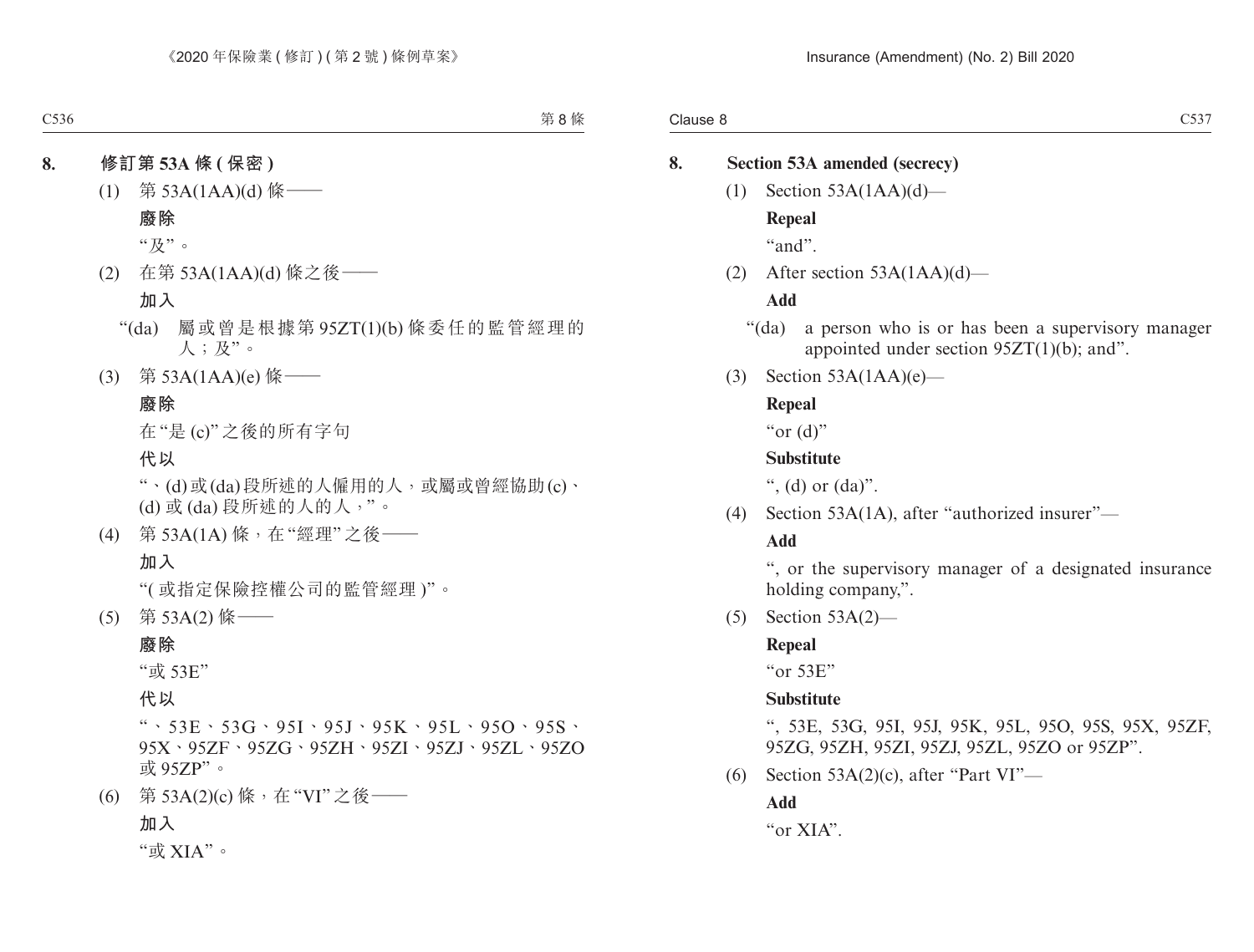## 8. 修訂第 53A 條 (保密)

(1) 第 53A(1AA)(d) 條——

**廢除**

“及”。

(2) 在第 53A(1AA)(d) 條之後——

**加入**

“(da) 屬或曾是根據第 95ZT(1)(b) 條委任的監管經理的人；及”。

(3) 第 53A(1AA)(e) 條——

**廢除**

在“是 (c)”之後的所有字句

**代以**

“、(d) 或 (da) 段所述的人僱用的人，或屬或曾經協助 (c)、(d) 或 (da) 段所述的人的人，”。

(4) 第 53A(1A) 條，在“經理”之後——

**加入**

“(或指定保險控權公司的監管經理)”。

(5) 第 53A(2) 條——

**廢除**

“或 53E”

**代以**

“、53E、53G、95I、95J、95K、95L、95O、95S、95X、95ZF、95ZG、95ZH、95ZI、95ZJ、95ZL、95ZO 或 95ZP”。

(6) 第 53A(2)(c) 條，在“VI”之後——

**加入**

“或 XIA”。

## 8. Section 53A amended (secrecy)

(1) Section 53A(1AA)(d)—

**Repeal**

“and”.

(2) After section 53A(1AA)(d)—

**Add**

“(da) a person who is or has been a supervisory manager appointed under section 95ZT(1)(b); and”.

(3) Section 53A(1AA)(e)—

**Repeal**

“or (d)”

**Substitute**

“, (d) or (da)”.

(4) Section 53A(1A), after “authorized insurer”—

**Add**

“, or the supervisory manager of a designated insurance holding company,”.

(5) Section 53A(2)—

**Repeal**

“or 53E”

**Substitute**

“, 53E, 53G, 95I, 95J, 95K, 95L, 95O, 95S, 95X, 95ZF, 95ZG, 95ZH, 95ZI, 95ZJ, 95ZL, 95ZO or 95ZP”.

(6) Section 53A(2)(c), after “Part VI”—

**Add**

“or XIA”.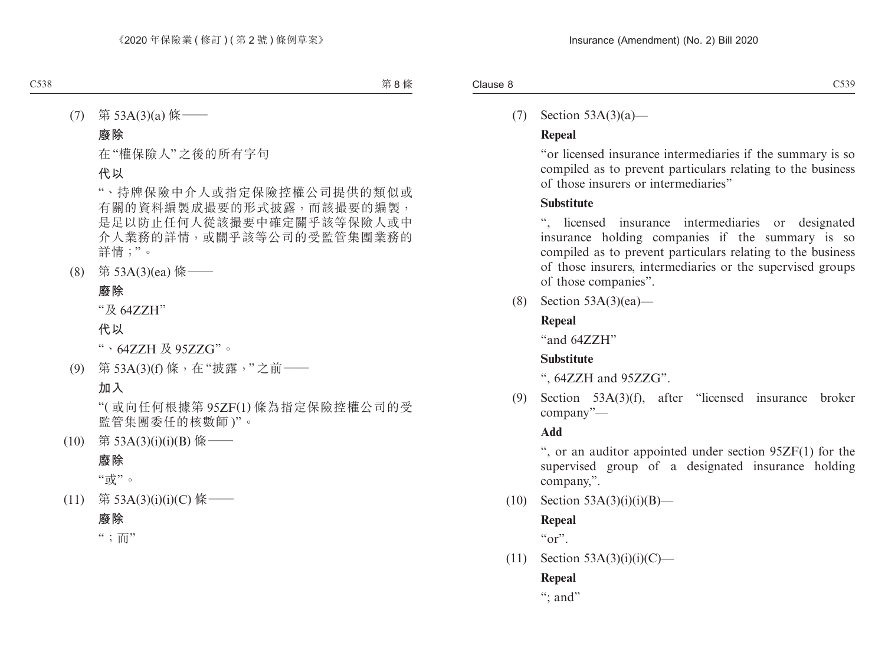(7) 第 53A(3)(a) 條——

**廢除**

在“權保險人”之後的所有字句

**代以**

“、持牌保險中介人或指定保險控權公司提供的類似或有關的資料編製成撮要的形式披露，而該撮要的編製，是足以防止任何人從該撮要中確定關乎該等保險人或中介人業務的詳情，或關乎該等公司的受監管集團業務的詳情；”。

(8) 第 53A(3)(ea) 條——

**廢除**

“及 64ZZH”

**代以**

“、64ZZH 及 95ZZG”。

(9) 第 53A(3)(f) 條，在“披露，”之前——

**加入**

“(或向任何根據第 95ZF(1) 條為指定保險控權公司的受監管集團委任的核數師)”。

(10) 第 53A(3)(i)(i)(B) 條——

**廢除**

“或”。

(11) 第 53A(3)(i)(i)(C) 條——

**廢除**

“；而”

(7) Section 53A(3)(a)—

**Repeal**

“or licensed insurance intermediaries if the summary is so compiled as to prevent particulars relating to the business of those insurers or intermediaries”

**Substitute**

“, licensed insurance intermediaries or designated insurance holding companies if the summary is so compiled as to prevent particulars relating to the business of those insurers, intermediaries or the supervised groups of those companies”.

(8) Section 53A(3)(ea)—

**Repeal**

“and 64ZZH”

**Substitute**

“, 64ZZH and 95ZZG”.

(9) Section 53A(3)(f), after “licensed insurance broker company”—

**Add**

“, or an auditor appointed under section 95ZF(1) for the supervised group of a designated insurance holding company,”.

(10) Section 53A(3)(i)(i)(B)—

**Repeal**

“or”.

(11) Section 53A(3)(i)(i)(C)—

**Repeal**

“; and”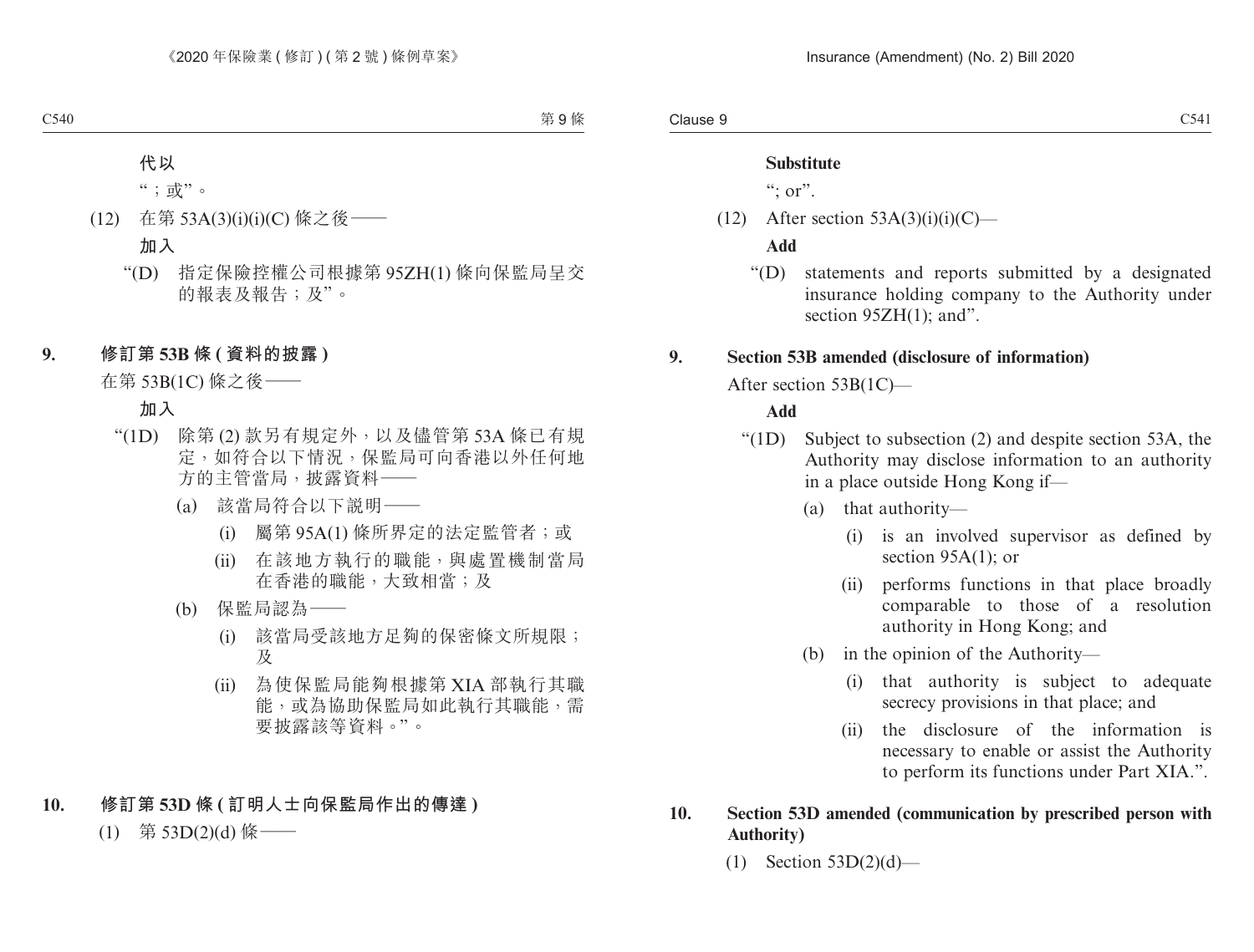代以

“；或”。

(12) 在第 53A(3)(i)(i)(C) 條之後——

加入

“(D) 指定保險控權公司根據第 95ZH(1) 條向保監局呈交的報表及報告；及”。

## 9. 修訂第 53B 條 (資料的披露)

在第 53B(1C) 條之後——

加入

“(1D) 除第 (2) 款另有規定外，以及儘管第 53A 條已有規定，如符合以下情況，保監局可向香港以外任何地方的主管當局，披露資料——

(a) 該當局符合以下說明——

(i) 屬第 95A(1) 條所界定的法定監管者；或

(ii) 在該地方執行的職能，與處置機制當局在香港的職能，大致相當；及

(b) 保監局認為——

(i) 該當局受該地方足夠的保密條文所規限；及

(ii) 為使保監局能夠根據第 XIA 部執行其職能，或為協助保監局如此執行其職能，需要披露該等資料。”。

## 10. 修訂第 53D 條 (訂明人士向保監局作出的傳達)

(1) 第 53D(2)(d) 條——

**Substitute**

“; or”.

(12) After section 53A(3)(i)(i)(C)—

**Add**

“(D) statements and reports submitted by a designated insurance holding company to the Authority under section 95ZH(1); and”.

## 9. Section 53B amended (disclosure of information)

After section 53B(1C)—

**Add**

“(1D) Subject to subsection (2) and despite section 53A, the Authority may disclose information to an authority in a place outside Hong Kong if—

(a) that authority—

(i) is an involved supervisor as defined by section 95A(1); or

(ii) performs functions in that place broadly comparable to those of a resolution authority in Hong Kong; and

(b) in the opinion of the Authority—

(i) that authority is subject to adequate secrecy provisions in that place; and

(ii) the disclosure of the information is necessary to enable or assist the Authority to perform its functions under Part XIA.”.

## 10. Section 53D amended (communication by prescribed person with Authority)

(1) Section 53D(2)(d)—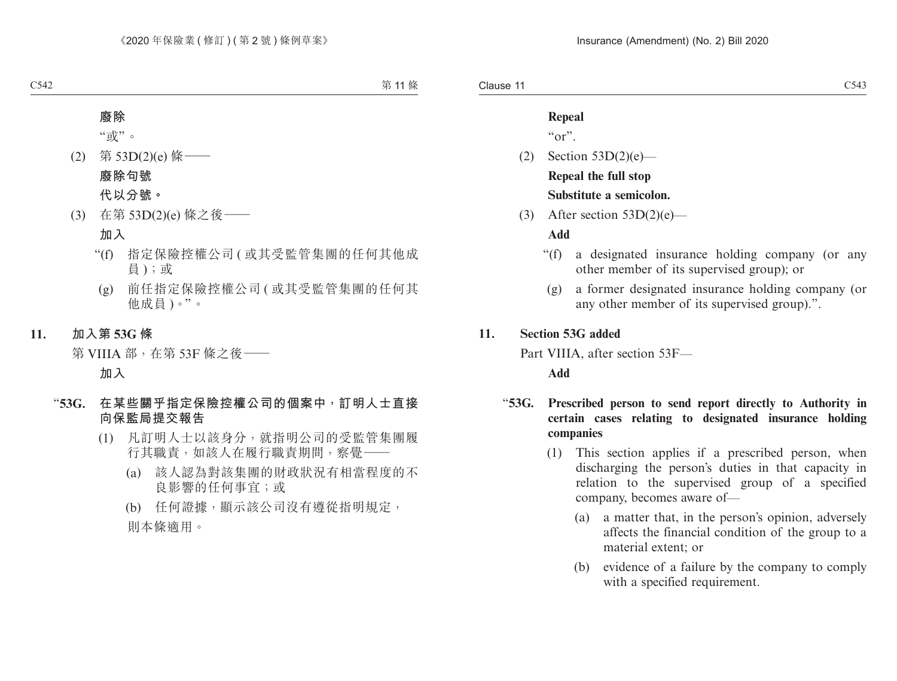**廢除**

“或”。

(2) 第 53D(2)(e) 條——

**廢除句號**

**代以分號。**

(3) 在第 53D(2)(e) 條之後——

**加入**

“(f) 指定保險控權公司 ( 或其受監管集團的任何其他成員 )；或

(g) 前任指定保險控權公司 ( 或其受監管集團的任何其他成員 )。”。

**11. 加入第 53G 條**

第 VIIIA 部，在第 53F 條之後——

**加入**

**“53G. 在某些關乎指定保險控權公司的個案中，訂明人士直接向保監局提交報告**

(1) 凡訂明人士以該身分，就指明公司的受監管集團履行其職責，如該人在履行職責期間，察覺——

(a) 該人認為對該集團的財政狀況有相當程度的不良影響的任何事宜；或

(b) 任何證據，顯示該公司沒有遵從指明規定，

則本條適用。

---

**Repeal**

“or”.

(2) Section 53D(2)(e)—

**Repeal the full stop**

**Substitute a semicolon.**

(3) After section 53D(2)(e)—

**Add**

“(f) a designated insurance holding company (or any other member of its supervised group); or

(g) a former designated insurance holding company (or any other member of its supervised group).”.

**11. Section 53G added**

Part VIIIA, after section 53F—

**Add**

**“53G. Prescribed person to send report directly to Authority in certain cases relating to designated insurance holding companies**

(1) This section applies if a prescribed person, when discharging the person’s duties in that capacity in relation to the supervised group of a specified company, becomes aware of—

(a) a matter that, in the person’s opinion, adversely affects the financial condition of the group to a material extent; or

(b) evidence of a failure by the company to comply with a specified requirement.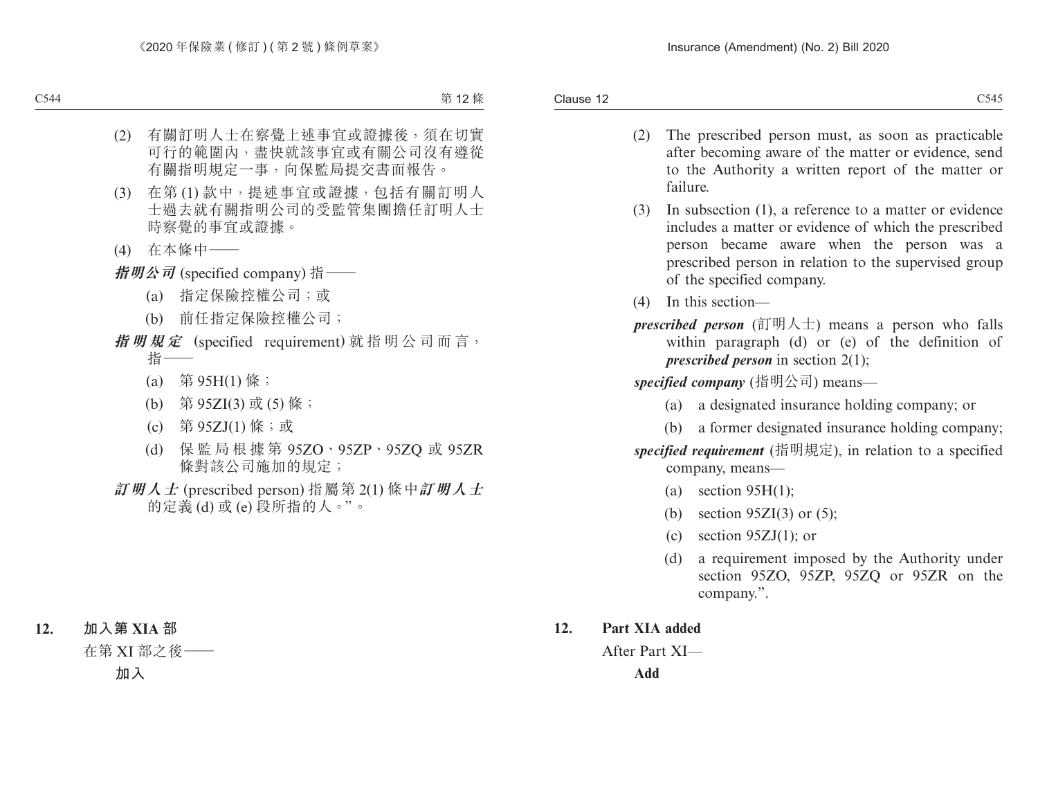(2) 有關訂明人士在察覺上述事宜或證據後，須在切實可行的範圍內，盡快就該事宜或有關公司沒有遵從有關指明規定一事，向保監局提交書面報告。

(3) 在第 (1) 款中，提述事宜或證據，包括有關訂明人士過去就有關指明公司的受監管集團擔任訂明人士時察覺的事宜或證據。

(4) 在本條中——

***指明公司*** (specified company) 指——

(a) 指定保險控權公司；或

(b) 前任指定保險控權公司；

***指明規定*** (specified requirement) 就指明公司而言，指——

(a) 第 95H(1) 條；

(b) 第 95ZI(3) 或 (5) 條；

(c) 第 95ZJ(1) 條；或

(d) 保監局根據第 95ZO、95ZP、95ZQ 或 95ZR 條對該公司施加的規定；

***訂明人士*** (prescribed person) 指屬第 2(1) 條中***訂明人士***的定義 (d) 或 (e) 段所指的人。”。

**12. 加入第 XIA 部**

在第 XI 部之後——

**加入**

(2) The prescribed person must, as soon as practicable after becoming aware of the matter or evidence, send to the Authority a written report of the matter or failure.

(3) In subsection (1), a reference to a matter or evidence includes a matter or evidence of which the prescribed person became aware when the person was a prescribed person in relation to the supervised group of the specified company.

(4) In this section—

***prescribed person*** (訂明人士) means a person who falls within paragraph (d) or (e) of the definition of ***prescribed person*** in section 2(1);

***specified company*** (指明公司) means—

(a) a designated insurance holding company; or

(b) a former designated insurance holding company;

***specified requirement*** (指明規定), in relation to a specified company, means—

(a) section 95H(1);

(b) section 95ZI(3) or (5);

(c) section 95ZJ(1); or

(d) a requirement imposed by the Authority under section 95ZO, 95ZP, 95ZQ or 95ZR on the company.”.

**12. Part XIA added**

After Part XI—

**Add**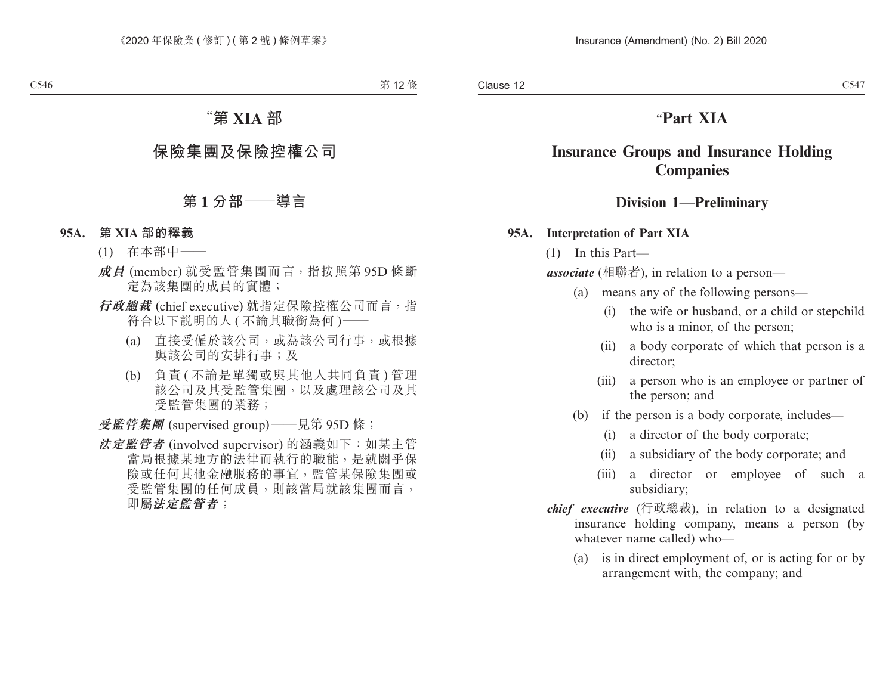"第 XIA 部

# 保險集團及保險控權公司

## 第 1 分部——導言

### 95A. 第 XIA 部的釋義

(1) 在本部中——

***成員*** (member) 就受監管集團而言，指按照第 95D 條斷定為該集團的成員的實體；

***行政總裁*** (chief executive) 就指定保險控權公司而言，指符合以下說明的人 (不論其職銜為何)——

(a) 直接受僱於該公司，或為該公司行事，或根據與該公司的安排行事；及

(b) 負責 (不論是單獨或與其他人共同負責) 管理該公司及其受監管集團，以及處理該公司及其受監管集團的業務；

***受監管集團*** (supervised group)——見第 95D 條；

***法定監管者*** (involved supervisor) 的涵義如下：如某主管當局根據某地方的法律而執行的職能，是就關乎保險或任何其他金融服務的事宜，監管某保險集團或受監管集團的任何成員，則該當局就該集團而言，即屬***法定監管者***；

"Part XIA

# Insurance Groups and Insurance Holding Companies

## Division 1—Preliminary

### 95A. Interpretation of Part XIA

(1) In this Part—

***associate*** (相聯者), in relation to a person—

(a) means any of the following persons—

(i) the wife or husband, or a child or stepchild who is a minor, of the person;

(ii) a body corporate of which that person is a director;

(iii) a person who is an employee or partner of the person; and

(b) if the person is a body corporate, includes—

(i) a director of the body corporate;

(ii) a subsidiary of the body corporate; and

(iii) a director or employee of such a subsidiary;

***chief executive*** (行政總裁), in relation to a designated insurance holding company, means a person (by whatever name called) who—

(a) is in direct employment of, or is acting for or by arrangement with, the company; and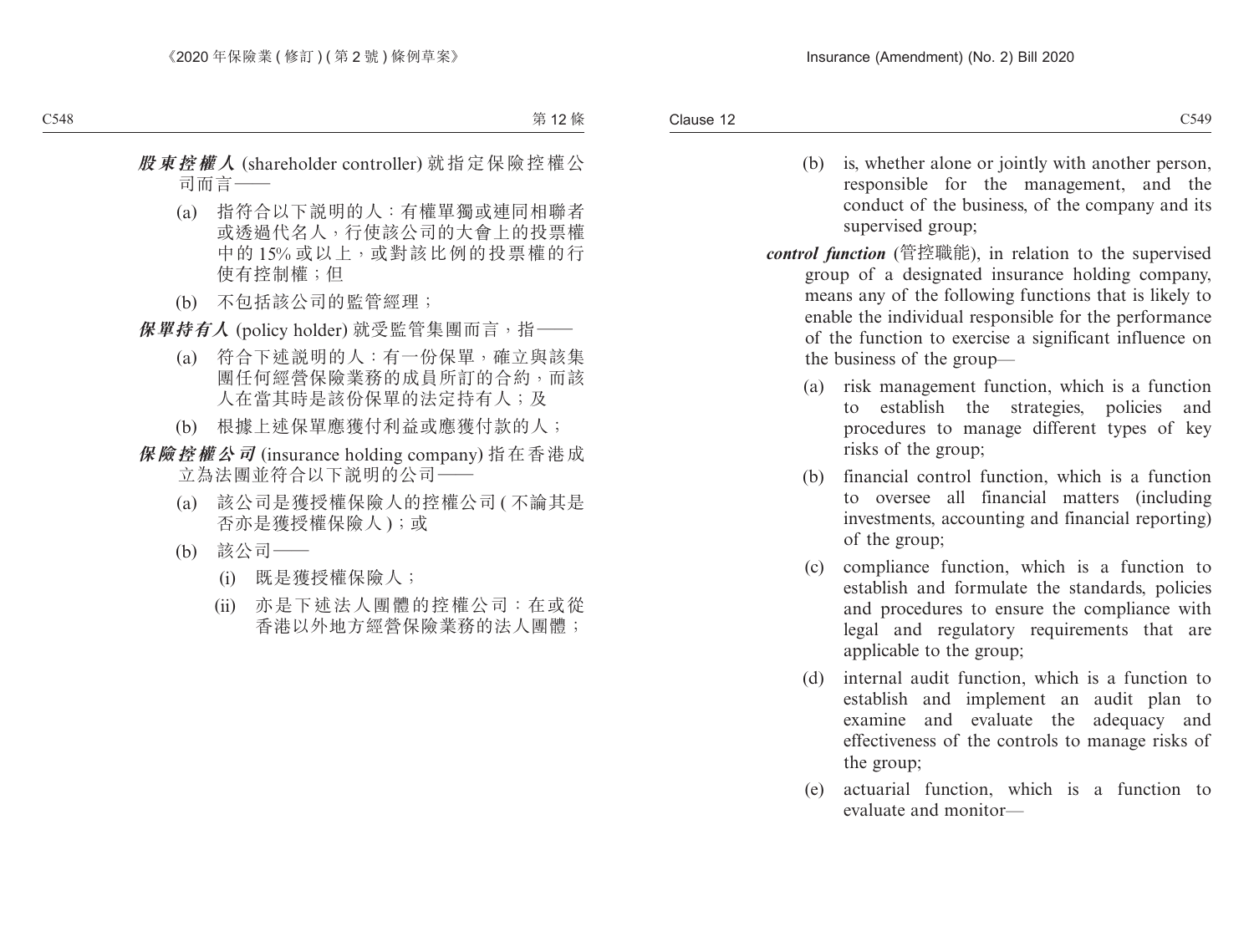***股東控權人*** (shareholder controller) 就指定保險控權公司而言——

(a) 指符合以下說明的人：有權單獨或連同相聯者或透過代名人，行使該公司的大會上的投票權中的 15% 或以上，或對該比例的投票權的行使有控制權；但

(b) 不包括該公司的監管經理；

***保單持有人*** (policy holder) 就受監管集團而言，指——

(a) 符合下述說明的人：有一份保單，確立與該集團任何經營保險業務的成員所訂的合約，而該人在當其時是該份保單的法定持有人；及

(b) 根據上述保單應獲付利益或應獲付款的人；

***保險控權公司*** (insurance holding company) 指在香港成立為法團並符合以下說明的公司——

(a) 該公司是獲授權保險人的控權公司 (不論其是否亦是獲授權保險人)；或

(b) 該公司——

(i) 既是獲授權保險人；

(ii) 亦是下述法人團體的控權公司：在或從香港以外地方經營保險業務的法人團體；

(b) is, whether alone or jointly with another person, responsible for the management, and the conduct of the business, of the company and its supervised group;

***control function*** (管控職能), in relation to the supervised group of a designated insurance holding company, means any of the following functions that is likely to enable the individual responsible for the performance of the function to exercise a significant influence on the business of the group—

(a) risk management function, which is a function to establish the strategies, policies and procedures to manage different types of key risks of the group;

(b) financial control function, which is a function to oversee all financial matters (including investments, accounting and financial reporting) of the group;

(c) compliance function, which is a function to establish and formulate the standards, policies and procedures to ensure the compliance with legal and regulatory requirements that are applicable to the group;

(d) internal audit function, which is a function to establish and implement an audit plan to examine and evaluate the adequacy and effectiveness of the controls to manage risks of the group;

(e) actuarial function, which is a function to evaluate and monitor—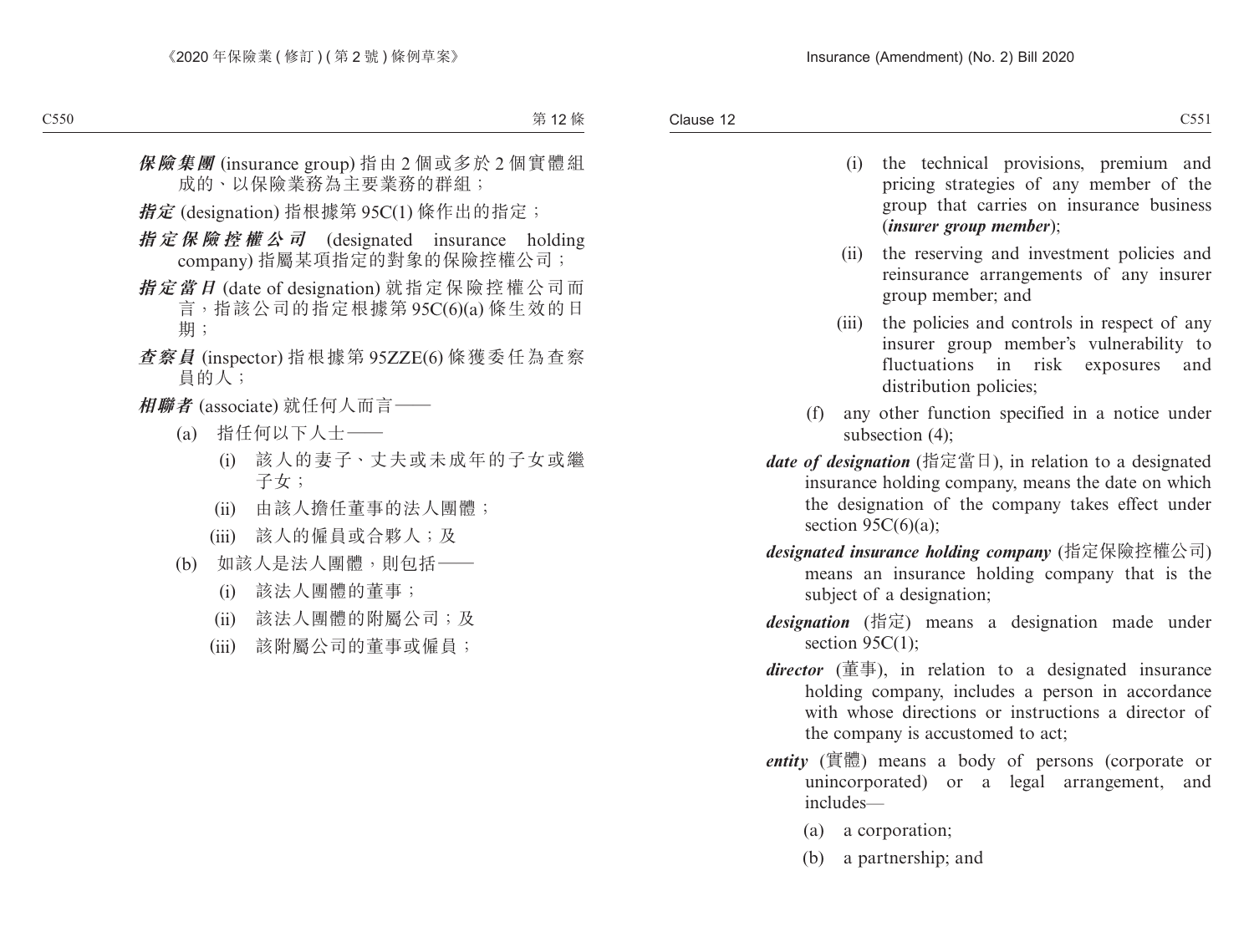***保險集團*** (insurance group) 指由 2 個或多於 2 個實體組成的、以保險業務為主要業務的群組；

***指定*** (designation) 指根據第 95C(1) 條作出的指定；

***指定保險控權公司*** (designated insurance holding company) 指屬某項指定的對象的保險控權公司；

***指定當日*** (date of designation) 就指定保險控權公司而言，指該公司的指定根據第 95C(6)(a) 條生效的日期；

***查察員*** (inspector) 指根據第 95ZZE(6) 條獲委任為查察員的人；

***相聯者*** (associate) 就任何人而言——

(a) 指任何以下人士——

(i) 該人的妻子、丈夫或未成年的子女或繼子女；

(ii) 由該人擔任董事的法人團體；

(iii) 該人的僱員或合夥人；及

(b) 如該人是法人團體，則包括——

(i) 該法人團體的董事；

(ii) 該法人團體的附屬公司；及

(iii) 該附屬公司的董事或僱員；

(i) the technical provisions, premium and pricing strategies of any member of the group that carries on insurance business (***insurer group member***);

(ii) the reserving and investment policies and reinsurance arrangements of any insurer group member; and

(iii) the policies and controls in respect of any insurer group member's vulnerability to fluctuations in risk exposures and distribution policies;

(f) any other function specified in a notice under subsection (4);

***date of designation*** (指定當日), in relation to a designated insurance holding company, means the date on which the designation of the company takes effect under section 95C(6)(a);

***designated insurance holding company*** (指定保險控權公司) means an insurance holding company that is the subject of a designation;

***designation*** (指定) means a designation made under section 95C(1);

***director*** (董事), in relation to a designated insurance holding company, includes a person in accordance with whose directions or instructions a director of the company is accustomed to act;

***entity*** (實體) means a body of persons (corporate or unincorporated) or a legal arrangement, and includes—

(a) a corporation;

(b) a partnership; and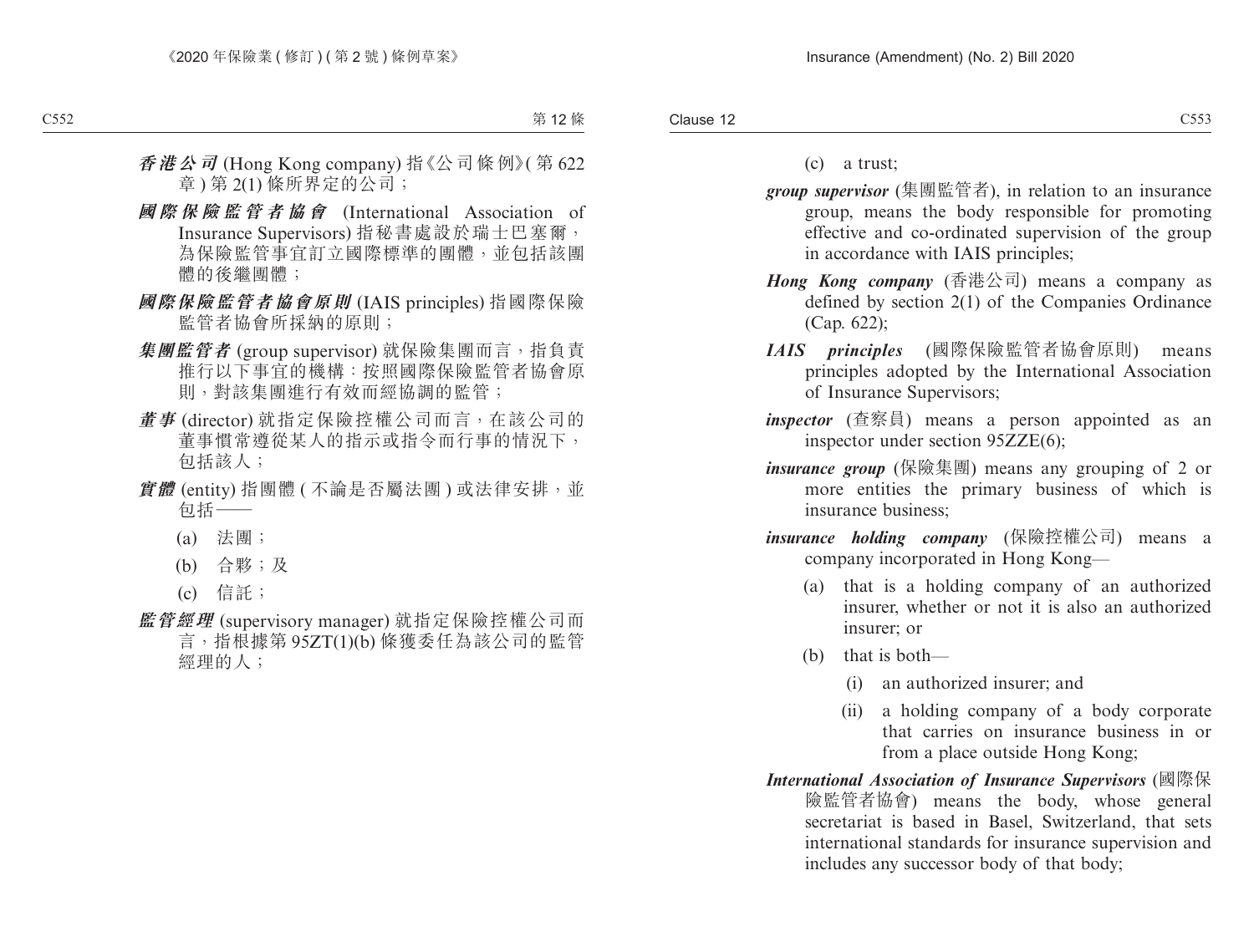***香港公司*** (Hong Kong company) 指《公司條例》(第 622 章) 第 2(1) 條所界定的公司；

***國際保險監管者協會*** (International Association of Insurance Supervisors) 指秘書處設於瑞士巴塞爾，為保險監管事宜訂立國際標準的團體，並包括該團體的後繼團體；

***國際保險監管者協會原則*** (IAIS principles) 指國際保險監管者協會所採納的原則；

***集團監管者*** (group supervisor) 就保險集團而言，指負責推行以下事宜的機構：按照國際保險監管者協會原則，對該集團進行有效而經協調的監管；

***董事*** (director) 就指定保險控權公司而言，在該公司的董事慣常遵從某人的指示或指令而行事的情況下，包括該人；

***實體*** (entity) 指團體 (不論是否屬法團) 或法律安排，並包括——

(a) 法團；

(b) 合夥；及

(c) 信託；

***監管經理*** (supervisory manager) 就指定保險控權公司而言，指根據第 95ZT(1)(b) 條獲委任為該公司的監管經理的人；

(c) a trust;

***group supervisor*** (集團監管者), in relation to an insurance group, means the body responsible for promoting effective and co-ordinated supervision of the group in accordance with IAIS principles;

***Hong Kong company*** (香港公司) means a company as defined by section 2(1) of the Companies Ordinance (Cap. 622);

***IAIS principles*** (國際保險監管者協會原則) means principles adopted by the International Association of Insurance Supervisors;

***inspector*** (查察員) means a person appointed as an inspector under section 95ZZE(6);

***insurance group*** (保險集團) means any grouping of 2 or more entities the primary business of which is insurance business;

***insurance holding company*** (保險控權公司) means a company incorporated in Hong Kong—

(a) that is a holding company of an authorized insurer, whether or not it is also an authorized insurer; or

(b) that is both—

(i) an authorized insurer; and

(ii) a holding company of a body corporate that carries on insurance business in or from a place outside Hong Kong;

***International Association of Insurance Supervisors*** (國際保險監管者協會) means the body, whose general secretariat is based in Basel, Switzerland, that sets international standards for insurance supervision and includes any successor body of that body;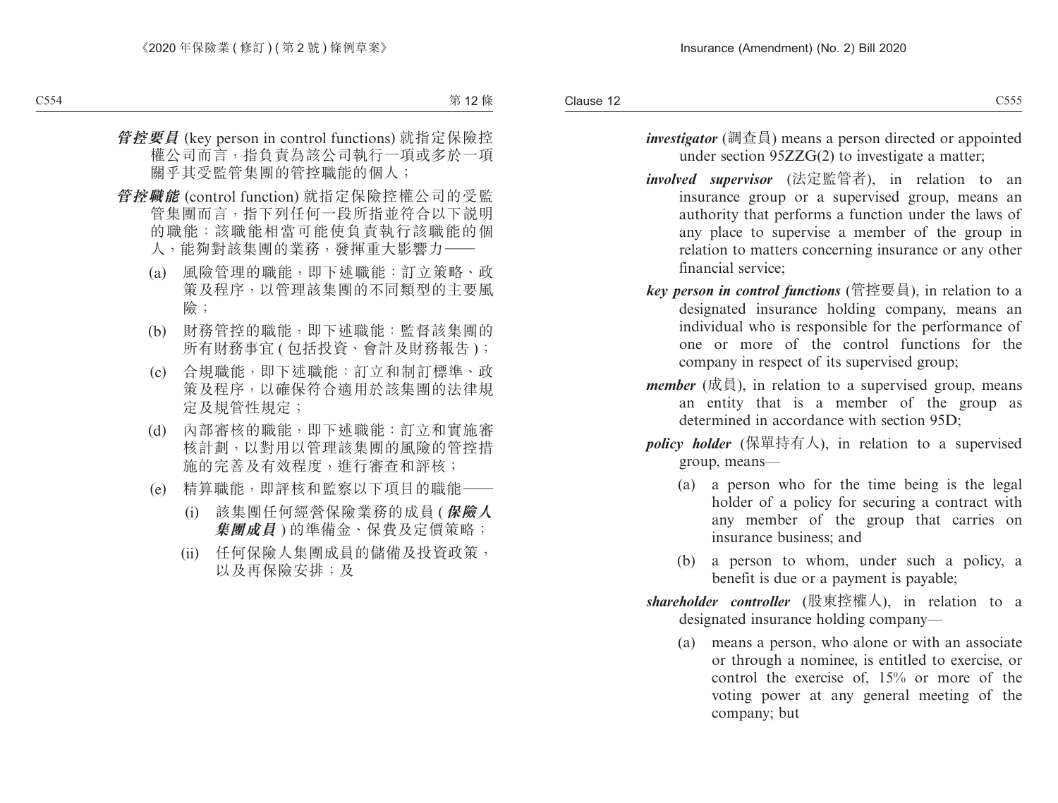***管控要員*** (key person in control functions) 就指定保險控權公司而言，指負責為該公司執行一項或多於一項關乎其受監管集團的管控職能的個人；

***管控職能*** (control function) 就指定保險控權公司的受監管集團而言，指下列任何一段所指並符合以下說明的職能：該職能相當可能使負責執行該職能的個人，能夠對該集團的業務，發揮重大影響力——

(a) 風險管理的職能，即下述職能：訂立策略、政策及程序，以管理該集團的不同類型的主要風險；

(b) 財務管控的職能，即下述職能：監督該集團的所有財務事宜 (包括投資、會計及財務報告)；

(c) 合規職能，即下述職能：訂立和制訂標準、政策及程序，以確保符合適用於該集團的法律規定及規管性規定；

(d) 內部審核的職能，即下述職能：訂立和實施審核計劃，以對用以管理該集團的風險的管控措施的完善及有效程度，進行審查和評核；

(e) 精算職能，即評核和監察以下項目的職能——

(i) 該集團任何經營保險業務的成員 (***保險人集團成員***) 的準備金、保費及定價策略；

(ii) 任何保險人集團成員的儲備及投資政策，以及再保險安排；及

***investigator*** (調查員) means a person directed or appointed under section 95ZZG(2) to investigate a matter;

***involved supervisor*** (法定監管者), in relation to an insurance group or a supervised group, means an authority that performs a function under the laws of any place to supervise a member of the group in relation to matters concerning insurance or any other financial service;

***key person in control functions*** (管控要員), in relation to a designated insurance holding company, means an individual who is responsible for the performance of one or more of the control functions for the company in respect of its supervised group;

***member*** (成員), in relation to a supervised group, means an entity that is a member of the group as determined in accordance with section 95D;

***policy holder*** (保單持有人), in relation to a supervised group, means—

(a) a person who for the time being is the legal holder of a policy for securing a contract with any member of the group that carries on insurance business; and

(b) a person to whom, under such a policy, a benefit is due or a payment is payable;

***shareholder controller*** (股東控權人), in relation to a designated insurance holding company—

(a) means a person, who alone or with an associate or through a nominee, is entitled to exercise, or control the exercise of, 15% or more of the voting power at any general meeting of the company; but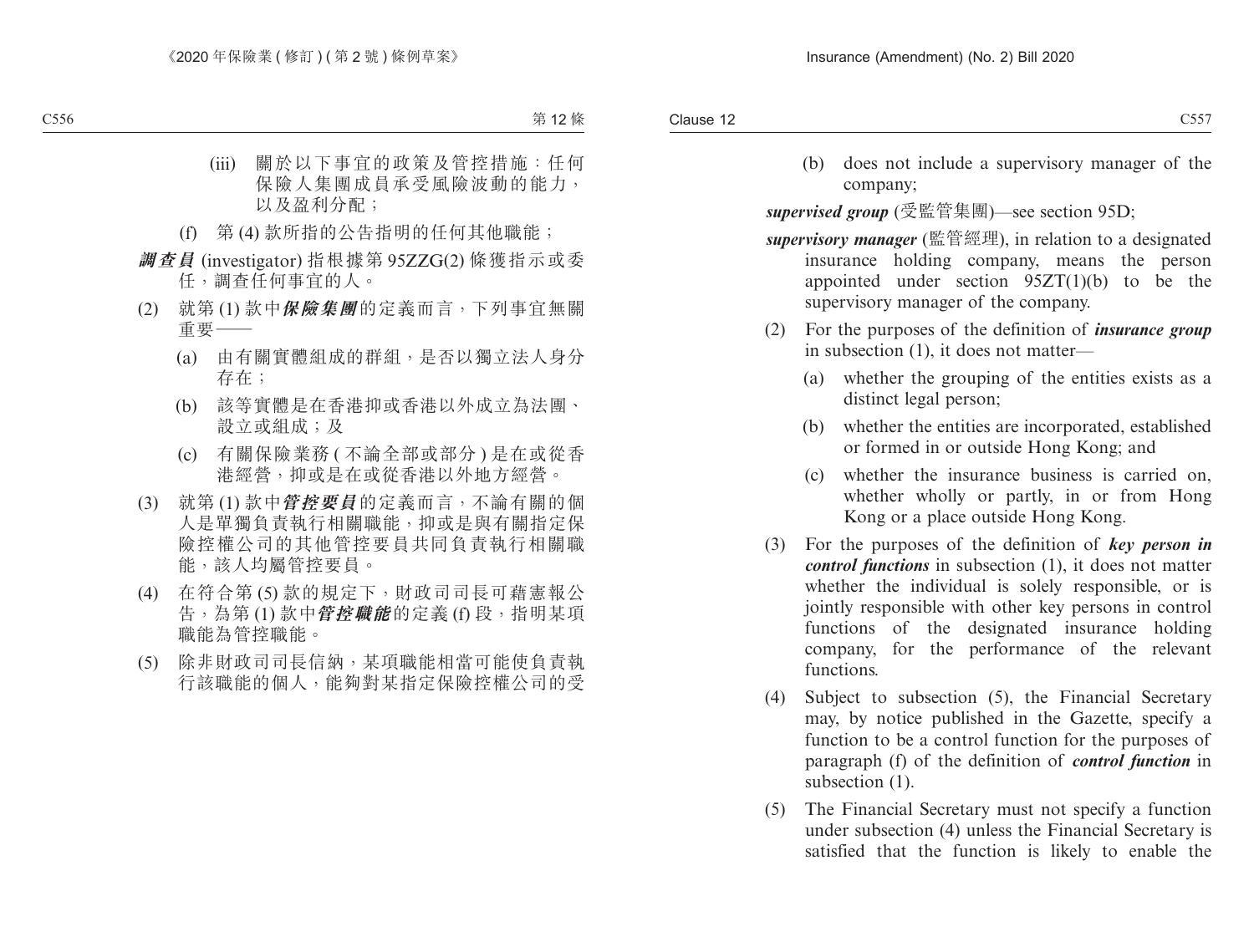(iii) 關於以下事宜的政策及管控措施：任何保險人集團成員承受風險波動的能力，以及盈利分配；

(f) 第 (4) 款所指的公告指明的任何其他職能；

***調查員*** (investigator) 指根據第 95ZZG(2) 條獲指示或委任，調查任何事宜的人。

(2) 就第 (1) 款中***保險集團***的定義而言，下列事宜無關重要——

(a) 由有關實體組成的群組，是否以獨立法人身分存在；

(b) 該等實體是在香港抑或香港以外成立為法團、設立或組成；及

(c) 有關保險業務 (不論全部或部分) 是在或從香港經營，抑或是在或從香港以外地方經營。

(3) 就第 (1) 款中***管控要員***的定義而言，不論有關的個人是單獨負責執行相關職能，抑或是與有關指定保險控權公司的其他管控要員共同負責執行相關職能，該人均屬管控要員。

(4) 在符合第 (5) 款的規定下，財政司司長可藉憲報公告，為第 (1) 款中***管控職能***的定義 (f) 段，指明某項職能為管控職能。

(5) 除非財政司司長信納，某項職能相當可能使負責執行該職能的個人，能夠對某指定保險控權公司的受

(b) does not include a supervisory manager of the company;

***supervised group*** (受監管集團)—see section 95D;

***supervisory manager*** (監管經理), in relation to a designated insurance holding company, means the person appointed under section 95ZT(1)(b) to be the supervisory manager of the company.

(2) For the purposes of the definition of ***insurance group*** in subsection (1), it does not matter—

(a) whether the grouping of the entities exists as a distinct legal person;

(b) whether the entities are incorporated, established or formed in or outside Hong Kong; and

(c) whether the insurance business is carried on, whether wholly or partly, in or from Hong Kong or a place outside Hong Kong.

(3) For the purposes of the definition of ***key person in control functions*** in subsection (1), it does not matter whether the individual is solely responsible, or is jointly responsible with other key persons in control functions of the designated insurance holding company, for the performance of the relevant functions.

(4) Subject to subsection (5), the Financial Secretary may, by notice published in the Gazette, specify a function to be a control function for the purposes of paragraph (f) of the definition of ***control function*** in subsection (1).

(5) The Financial Secretary must not specify a function under subsection (4) unless the Financial Secretary is satisfied that the function is likely to enable the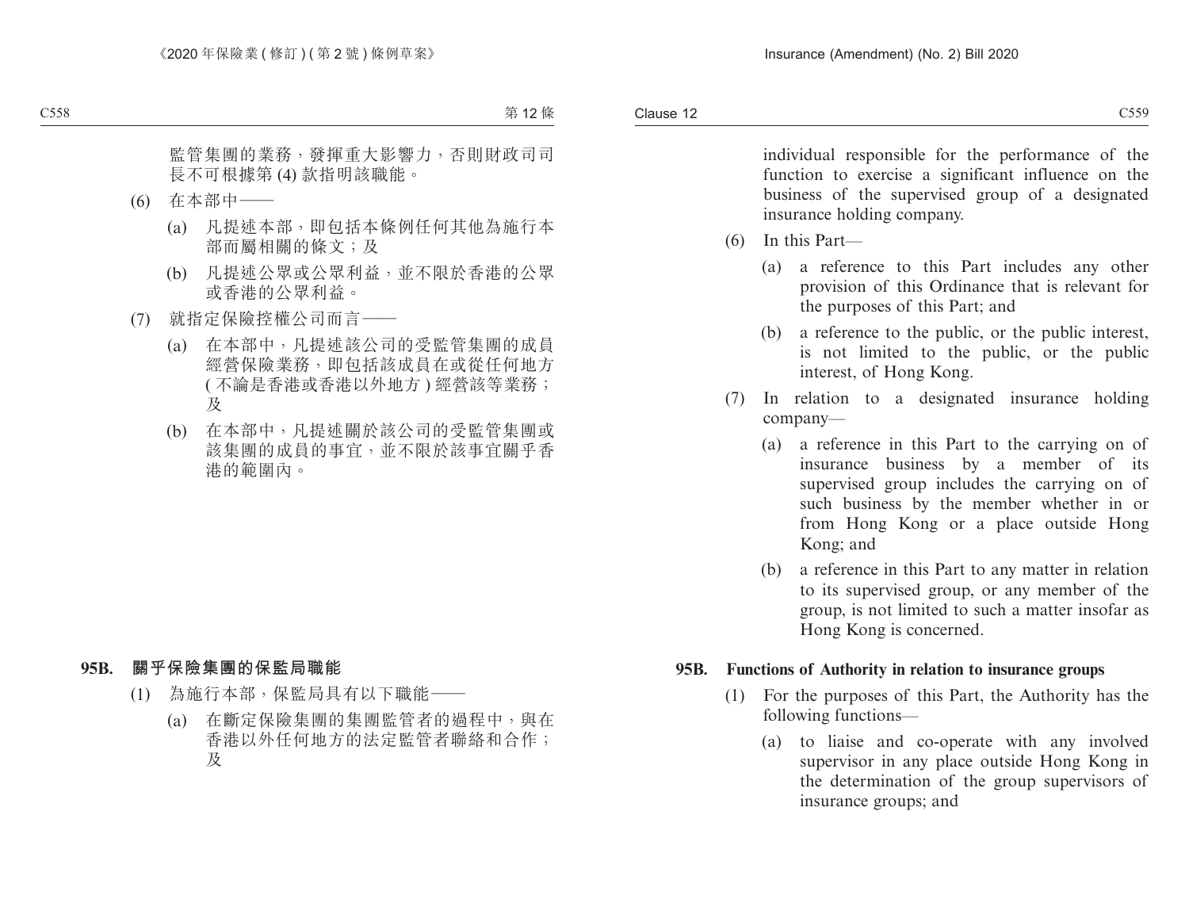監管集團的業務，發揮重大影響力，否則財政司司長不可根據第 (4) 款指明該職能。

(6) 在本部中——

(a) 凡提述本部，即包括本條例任何其他為施行本部而屬相關的條文；及

(b) 凡提述公眾或公眾利益，並不限於香港的公眾或香港的公眾利益。

(7) 就指定保險控權公司而言——

(a) 在本部中，凡提述該公司的受監管集團的成員經營保險業務，即包括該成員在或從任何地方 ( 不論是香港或香港以外地方 ) 經營該等業務；及

(b) 在本部中，凡提述關於該公司的受監管集團或該集團的成員的事宜，並不限於該事宜關乎香港的範圍內。

**95B. 關乎保險集團的保監局職能**

(1) 為施行本部，保監局具有以下職能——

(a) 在斷定保險集團的集團監管者的過程中，與在香港以外任何地方的法定監管者聯絡和合作；及

individual responsible for the performance of the function to exercise a significant influence on the business of the supervised group of a designated insurance holding company.

(6) In this Part—

(a) a reference to this Part includes any other provision of this Ordinance that is relevant for the purposes of this Part; and

(b) a reference to the public, or the public interest, is not limited to the public, or the public interest, of Hong Kong.

(7) In relation to a designated insurance holding company—

(a) a reference in this Part to the carrying on of insurance business by a member of its supervised group includes the carrying on of such business by the member whether in or from Hong Kong or a place outside Hong Kong; and

(b) a reference in this Part to any matter in relation to its supervised group, or any member of the group, is not limited to such a matter insofar as Hong Kong is concerned.

**95B. Functions of Authority in relation to insurance groups**

(1) For the purposes of this Part, the Authority has the following functions—

(a) to liaise and co-operate with any involved supervisor in any place outside Hong Kong in the determination of the group supervisors of insurance groups; and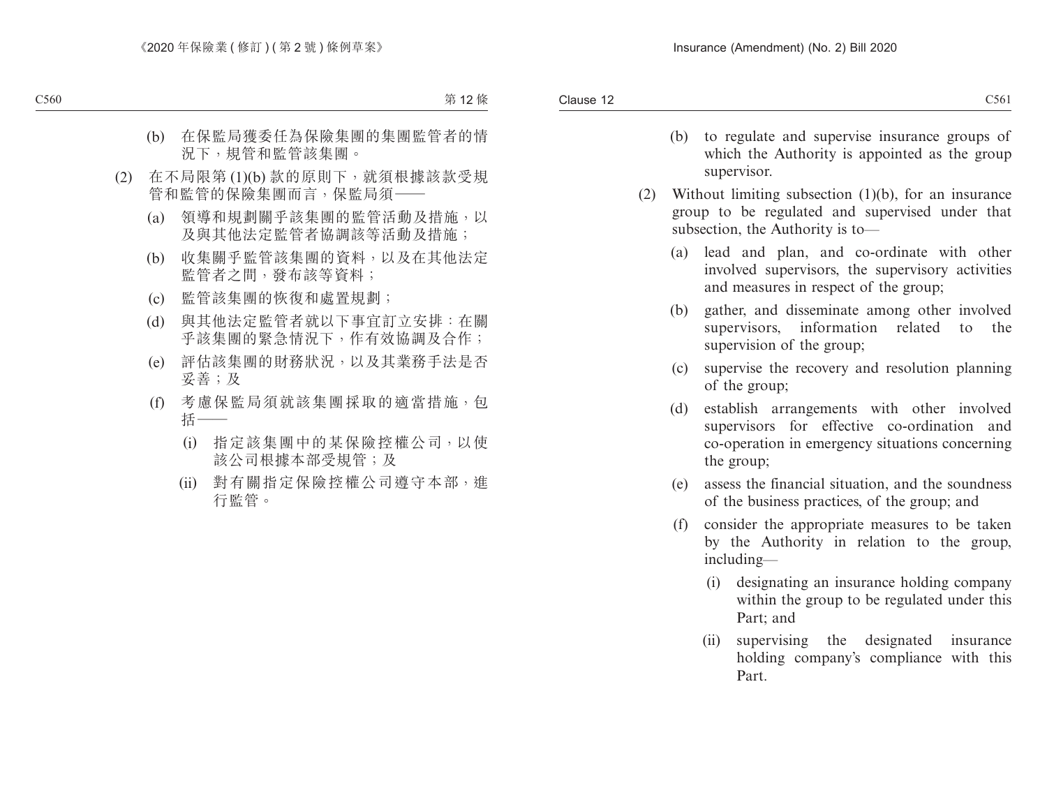(b) 在保監局獲委任為保險集團的集團監管者的情況下，規管和監管該集團。

(2) 在不局限第 (1)(b) 款的原則下，就須根據該款受規管和監管的保險集團而言，保監局須——

(a) 領導和規劃關乎該集團的監管活動及措施，以及與其他法定監管者協調該等活動及措施；

(b) 收集關乎監管該集團的資料，以及在其他法定監管者之間，發布該等資料；

(c) 監管該集團的恢復和處置規劃；

(d) 與其他法定監管者就以下事宜訂立安排：在關乎該集團的緊急情況下，作有效協調及合作；

(e) 評估該集團的財務狀況，以及其業務手法是否妥善；及

(f) 考慮保監局須就該集團採取的適當措施，包括——

(i) 指定該集團中的某保險控權公司，以使該公司根據本部受規管；及

(ii) 對有關指定保險控權公司遵守本部，進行監管。

(b) to regulate and supervise insurance groups of which the Authority is appointed as the group supervisor.

(2) Without limiting subsection (1)(b), for an insurance group to be regulated and supervised under that subsection, the Authority is to—

(a) lead and plan, and co-ordinate with other involved supervisors, the supervisory activities and measures in respect of the group;

(b) gather, and disseminate among other involved supervisors, information related to the supervision of the group;

(c) supervise the recovery and resolution planning of the group;

(d) establish arrangements with other involved supervisors for effective co-ordination and co-operation in emergency situations concerning the group;

(e) assess the financial situation, and the soundness of the business practices, of the group; and

(f) consider the appropriate measures to be taken by the Authority in relation to the group, including—

(i) designating an insurance holding company within the group to be regulated under this Part; and

(ii) supervising the designated insurance holding company's compliance with this Part.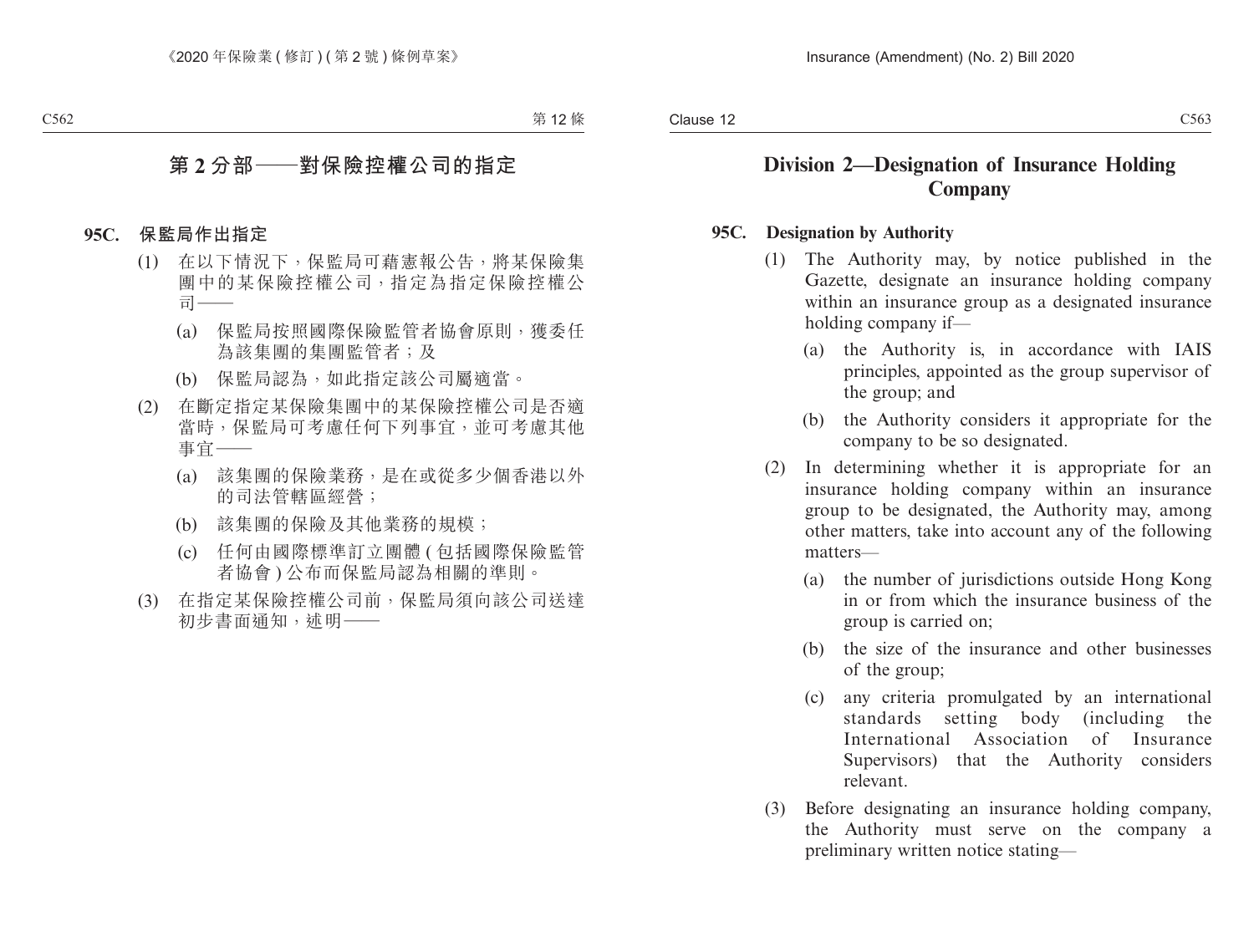## 第 2 分部——對保險控權公司的指定

**95C. 保監局作出指定**

(1) 在以下情況下，保監局可藉憲報公告，將某保險集團中的某保險控權公司，指定為指定保險控權公司——

(a) 保監局按照國際保險監管者協會原則，獲委任為該集團的集團監管者；及

(b) 保監局認為，如此指定該公司屬適當。

(2) 在斷定指定某保險集團中的某保險控權公司是否適當時，保監局可考慮任何下列事宜，並可考慮其他事宜——

(a) 該集團的保險業務，是在或從多少個香港以外的司法管轄區經營；

(b) 該集團的保險及其他業務的規模；

(c) 任何由國際標準訂立團體 ( 包括國際保險監管者協會 ) 公布而保監局認為相關的準則。

(3) 在指定某保險控權公司前，保監局須向該公司送達初步書面通知，述明——

## Division 2—Designation of Insurance Holding Company

**95C. Designation by Authority**

(1) The Authority may, by notice published in the Gazette, designate an insurance holding company within an insurance group as a designated insurance holding company if—

(a) the Authority is, in accordance with IAIS principles, appointed as the group supervisor of the group; and

(b) the Authority considers it appropriate for the company to be so designated.

(2) In determining whether it is appropriate for an insurance holding company within an insurance group to be designated, the Authority may, among other matters, take into account any of the following matters—

(a) the number of jurisdictions outside Hong Kong in or from which the insurance business of the group is carried on;

(b) the size of the insurance and other businesses of the group;

(c) any criteria promulgated by an international standards setting body (including the International Association of Insurance Supervisors) that the Authority considers relevant.

(3) Before designating an insurance holding company, the Authority must serve on the company a preliminary written notice stating—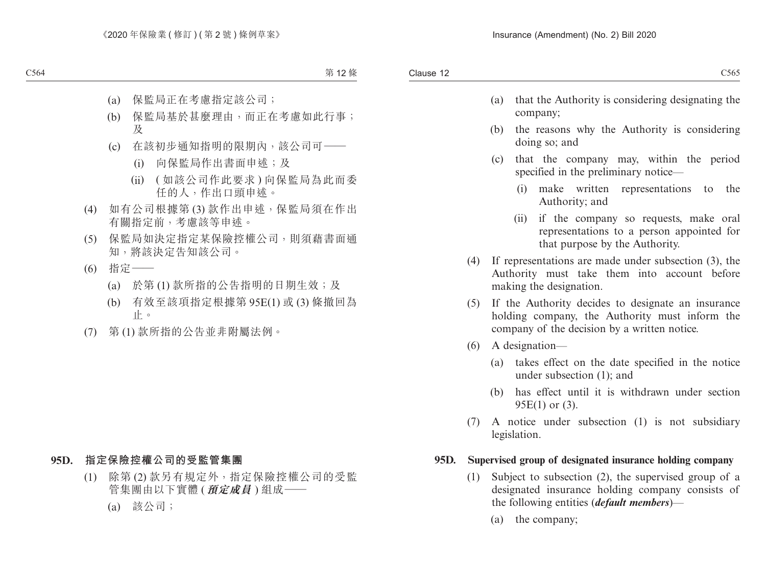(a) 保監局正在考慮指定該公司；

(b) 保監局基於甚麼理由，而正在考慮如此行事；及

(c) 在該初步通知指明的限期內，該公司可——

(i) 向保監局作出書面申述；及

(ii) (如該公司作此要求) 向保監局為此而委任的人，作出口頭申述。

(4) 如有公司根據第 (3) 款作出申述，保監局須在作出有關指定前，考慮該等申述。

(5) 保監局如決定指定某保險控權公司，則須藉書面通知，將該決定告知該公司。

(6) 指定——

(a) 於第 (1) 款所指的公告指明的日期生效；及

(b) 有效至該項指定根據第 95E(1) 或 (3) 條撤回為止。

(7) 第 (1) 款所指的公告並非附屬法例。

**95D. 指定保險控權公司的受監管集團**

(1) 除第 (2) 款另有規定外，指定保險控權公司的受監管集團由以下實體 (***預定成員***) 組成——

(a) 該公司；

(a) that the Authority is considering designating the company;

(b) the reasons why the Authority is considering doing so; and

(c) that the company may, within the period specified in the preliminary notice—

(i) make written representations to the Authority; and

(ii) if the company so requests, make oral representations to a person appointed for that purpose by the Authority.

(4) If representations are made under subsection (3), the Authority must take them into account before making the designation.

(5) If the Authority decides to designate an insurance holding company, the Authority must inform the company of the decision by a written notice.

(6) A designation—

(a) takes effect on the date specified in the notice under subsection (1); and

(b) has effect until it is withdrawn under section 95E(1) or (3).

(7) A notice under subsection (1) is not subsidiary legislation.

**95D. Supervised group of designated insurance holding company**

(1) Subject to subsection (2), the supervised group of a designated insurance holding company consists of the following entities (***default members***)—

(a) the company;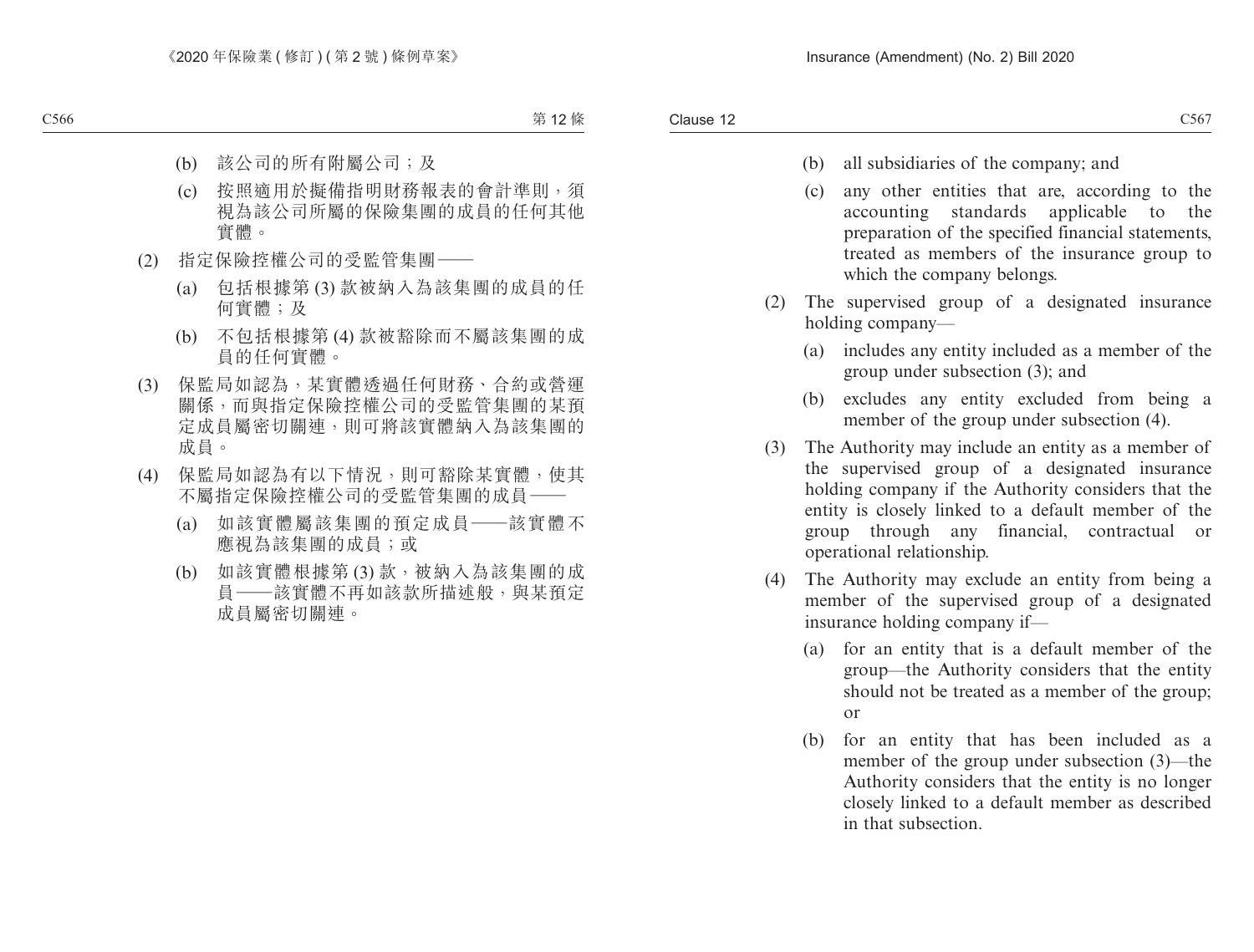(b) 該公司的所有附屬公司；及

(c) 按照適用於擬備指明財務報表的會計準則，須視為該公司所屬的保險集團的成員的任何其他實體。

(2) 指定保險控權公司的受監管集團——

(a) 包括根據第 (3) 款被納入為該集團的成員的任何實體；及

(b) 不包括根據第 (4) 款被豁除而不屬該集團的成員的任何實體。

(3) 保監局如認為，某實體透過任何財務、合約或營運關係，而與指定保險控權公司的受監管集團的某預定成員屬密切關連，則可將該實體納入為該集團的成員。

(4) 保監局如認為有以下情況，則可豁除某實體，使其不屬指定保險控權公司的受監管集團的成員——

(a) 如該實體屬該集團的預定成員——該實體不應視為該集團的成員；或

(b) 如該實體根據第 (3) 款，被納入為該集團的成員——該實體不再如該款所描述般，與某預定成員屬密切關連。

(b) all subsidiaries of the company; and

(c) any other entities that are, according to the accounting standards applicable to the preparation of the specified financial statements, treated as members of the insurance group to which the company belongs.

(2) The supervised group of a designated insurance holding company—

(a) includes any entity included as a member of the group under subsection (3); and

(b) excludes any entity excluded from being a member of the group under subsection (4).

(3) The Authority may include an entity as a member of the supervised group of a designated insurance holding company if the Authority considers that the entity is closely linked to a default member of the group through any financial, contractual or operational relationship.

(4) The Authority may exclude an entity from being a member of the supervised group of a designated insurance holding company if—

(a) for an entity that is a default member of the group—the Authority considers that the entity should not be treated as a member of the group; or

(b) for an entity that has been included as a member of the group under subsection (3)—the Authority considers that the entity is no longer closely linked to a default member as described in that subsection.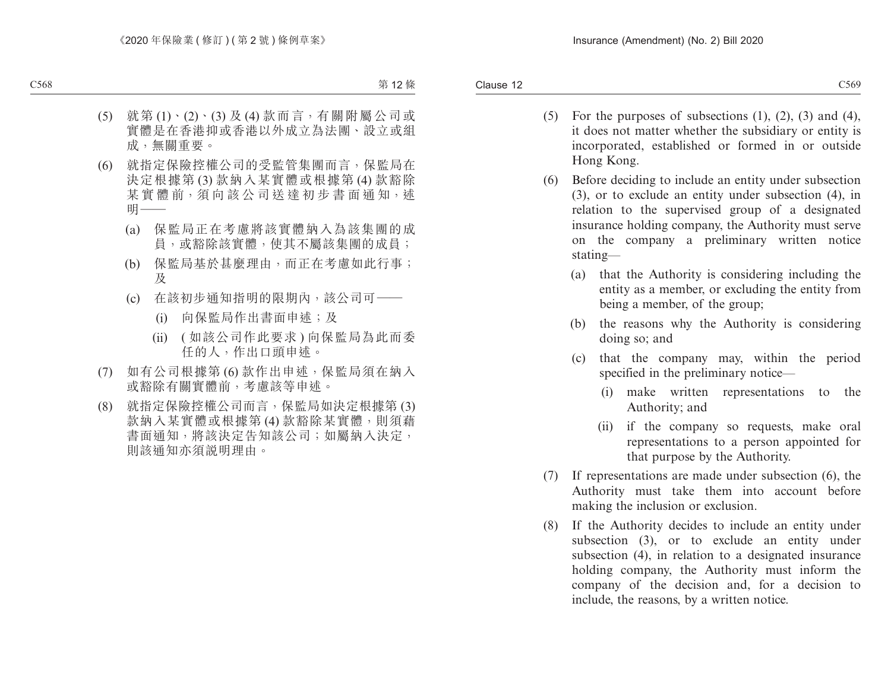(5) 就第 (1)、(2)、(3) 及 (4) 款而言，有關附屬公司或實體是在香港抑或香港以外成立為法團、設立或組成，無關重要。

(6) 就指定保險控權公司的受監管集團而言，保監局在決定根據第 (3) 款納入某實體或根據第 (4) 款豁除某實體前，須向該公司送達初步書面通知，述明——

 (a) 保監局正在考慮將該實體納入為該集團的成員，或豁除該實體，使其不屬該集團的成員；

 (b) 保監局基於甚麼理由，而正在考慮如此行事；及

 (c) 在該初步通知指明的限期內，該公司可——

  (i) 向保監局作出書面申述；及

  (ii) (如該公司作此要求) 向保監局為此而委任的人，作出口頭申述。

(7) 如有公司根據第 (6) 款作出申述，保監局須在納入或豁除有關實體前，考慮該等申述。

(8) 就指定保險控權公司而言，保監局如決定根據第 (3) 款納入某實體或根據第 (4) 款豁除某實體，則須藉書面通知，將該決定告知該公司；如屬納入決定，則該通知亦須說明理由。

(5) For the purposes of subsections (1), (2), (3) and (4), it does not matter whether the subsidiary or entity is incorporated, established or formed in or outside Hong Kong.

(6) Before deciding to include an entity under subsection (3), or to exclude an entity under subsection (4), in relation to the supervised group of a designated insurance holding company, the Authority must serve on the company a preliminary written notice stating—

 (a) that the Authority is considering including the entity as a member, or excluding the entity from being a member, of the group;

 (b) the reasons why the Authority is considering doing so; and

 (c) that the company may, within the period specified in the preliminary notice—

  (i) make written representations to the Authority; and

  (ii) if the company so requests, make oral representations to a person appointed for that purpose by the Authority.

(7) If representations are made under subsection (6), the Authority must take them into account before making the inclusion or exclusion.

(8) If the Authority decides to include an entity under subsection (3), or to exclude an entity under subsection (4), in relation to a designated insurance holding company, the Authority must inform the company of the decision and, for a decision to include, the reasons, by a written notice.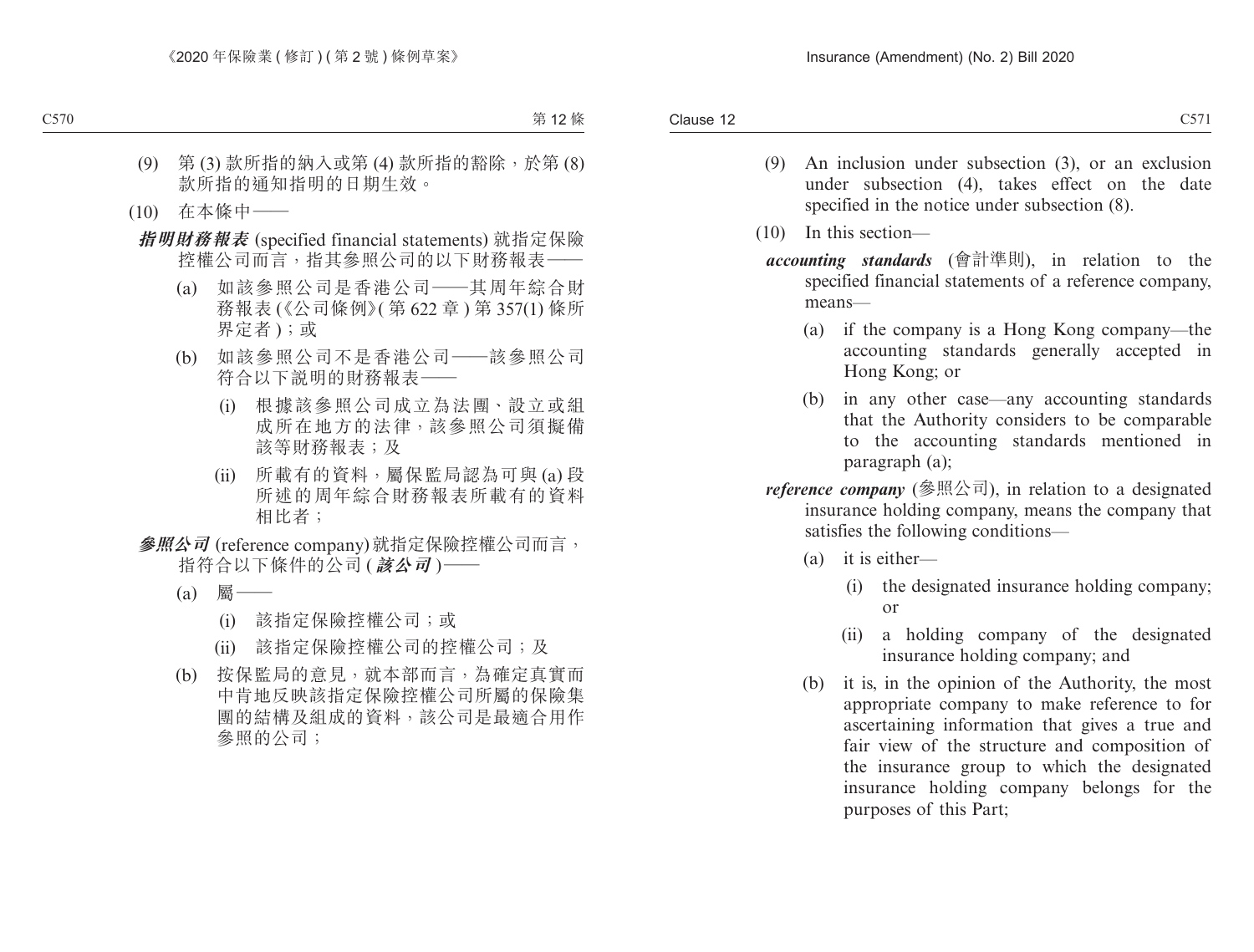(9) 第 (3) 款所指的納入或第 (4) 款所指的豁除，於第 (8) 款所指的通知指明的日期生效。

(10) 在本條中——

***指明財務報表*** (specified financial statements) 就指定保險控權公司而言，指其參照公司的以下財務報表——

(a) 如該參照公司是香港公司——其周年綜合財務報表 (《公司條例》(第 622 章) 第 357(1) 條所界定者)；或

(b) 如該參照公司不是香港公司——該參照公司符合以下說明的財務報表——

(i) 根據該參照公司成立為法團、設立或組成所在地方的法律，該參照公司須擬備該等財務報表；及

(ii) 所載有的資料，屬保監局認為可與 (a) 段所述的周年綜合財務報表所載有的資料相比者；

***參照公司*** (reference company) 就指定保險控權公司而言，指符合以下條件的公司 (***該公司***)——

(a) 屬——

(i) 該指定保險控權公司；或

(ii) 該指定保險控權公司的控權公司；及

(b) 按保監局的意見，就本部而言，為確定真實而中肯地反映該指定保險控權公司所屬的保險集團的結構及組成的資料，該公司是最適合用作參照的公司；

(9) An inclusion under subsection (3), or an exclusion under subsection (4), takes effect on the date specified in the notice under subsection (8).

(10) In this section—

***accounting standards*** (會計準則), in relation to the specified financial statements of a reference company, means—

(a) if the company is a Hong Kong company—the accounting standards generally accepted in Hong Kong; or

(b) in any other case—any accounting standards that the Authority considers to be comparable to the accounting standards mentioned in paragraph (a);

***reference company*** (參照公司), in relation to a designated insurance holding company, means the company that satisfies the following conditions—

(a) it is either—

(i) the designated insurance holding company; or

(ii) a holding company of the designated insurance holding company; and

(b) it is, in the opinion of the Authority, the most appropriate company to make reference to for ascertaining information that gives a true and fair view of the structure and composition of the insurance group to which the designated insurance holding company belongs for the purposes of this Part;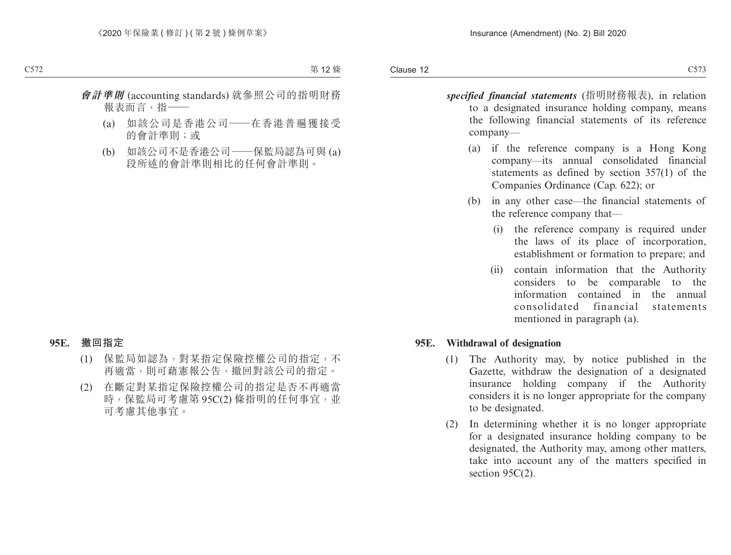***會計準則*** (accounting standards) 就參照公司的指明財務報表而言，指——

(a) 如該公司是香港公司——在香港普遍獲接受的會計準則；或

(b) 如該公司不是香港公司——保監局認為可與 (a) 段所述的會計準則相比的任何會計準則。

**95E. 撤回指定**

(1) 保監局如認為，對某指定保險控權公司的指定，不再適當，則可藉憲報公告，撤回對該公司的指定。

(2) 在斷定對某指定保險控權公司的指定是否不再適當時，保監局可考慮第 95C(2) 條指明的任何事宜，並可考慮其他事宜。

***specified financial statements*** (指明財務報表), in relation to a designated insurance holding company, means the following financial statements of its reference company—

(a) if the reference company is a Hong Kong company—its annual consolidated financial statements as defined by section 357(1) of the Companies Ordinance (Cap. 622); or

(b) in any other case—the financial statements of the reference company that—

(i) the reference company is required under the laws of its place of incorporation, establishment or formation to prepare; and

(ii) contain information that the Authority considers to be comparable to the information contained in the annual consolidated financial statements mentioned in paragraph (a).

**95E. Withdrawal of designation**

(1) The Authority may, by notice published in the Gazette, withdraw the designation of a designated insurance holding company if the Authority considers it is no longer appropriate for the company to be designated.

(2) In determining whether it is no longer appropriate for a designated insurance holding company to be designated, the Authority may, among other matters, take into account any of the matters specified in section 95C(2).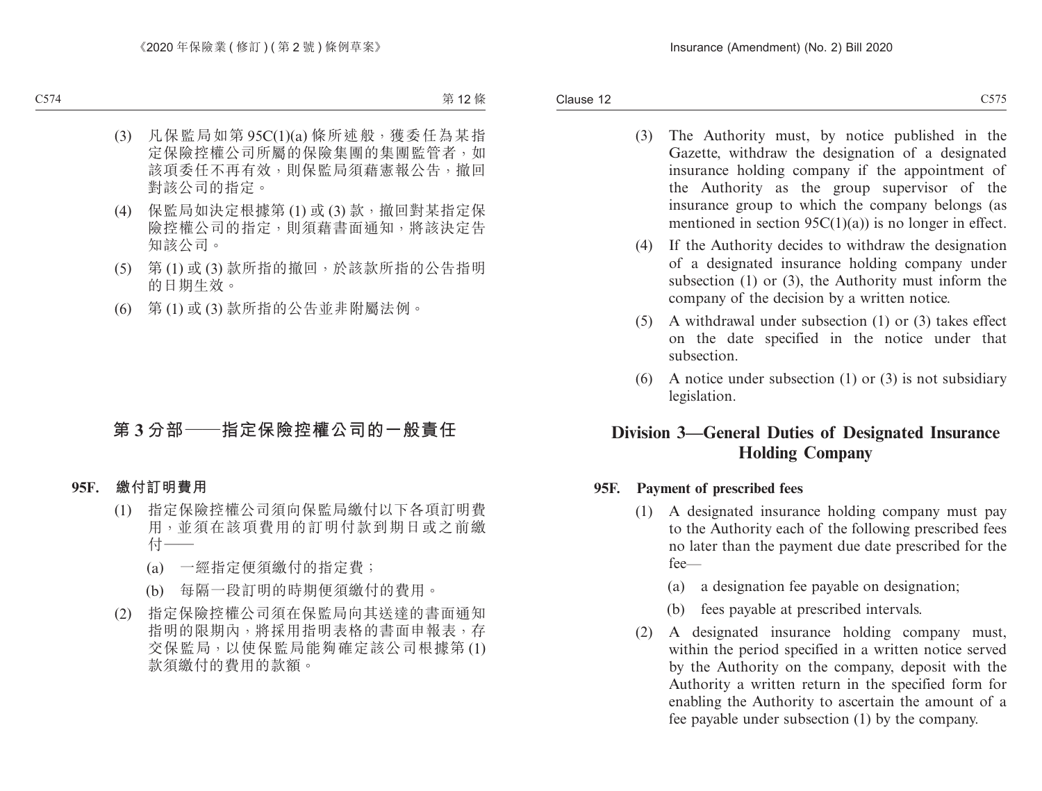(3) 凡保監局如第 95C(1)(a) 條所述般，獲委任為某指定保險控權公司所屬的保險集團的集團監管者，如該項委任不再有效，則保監局須藉憲報公告，撤回對該公司的指定。

(4) 保監局如決定根據第 (1) 或 (3) 款，撤回對某指定保險控權公司的指定，則須藉書面通知，將該決定告知該公司。

(5) 第 (1) 或 (3) 款所指的撤回，於該款所指的公告指明的日期生效。

(6) 第 (1) 或 (3) 款所指的公告並非附屬法例。

## 第 3 分部——指定保險控權公司的一般責任

### 95F. 繳付訂明費用

(1) 指定保險控權公司須向保監局繳付以下各項訂明費用，並須在該項費用的訂明付款到期日或之前繳付——

(a) 一經指定便須繳付的指定費；

(b) 每隔一段訂明的時期便須繳付的費用。

(2) 指定保險控權公司須在保監局向其送達的書面通知指明的限期內，將採用指明表格的書面申報表，存交保監局，以使保監局能夠確定該公司根據第 (1) 款須繳付的費用的款額。

(3) The Authority must, by notice published in the Gazette, withdraw the designation of a designated insurance holding company if the appointment of the Authority as the group supervisor of the insurance group to which the company belongs (as mentioned in section 95C(1)(a)) is no longer in effect.

(4) If the Authority decides to withdraw the designation of a designated insurance holding company under subsection (1) or (3), the Authority must inform the company of the decision by a written notice.

(5) A withdrawal under subsection (1) or (3) takes effect on the date specified in the notice under that subsection.

(6) A notice under subsection (1) or (3) is not subsidiary legislation.

## Division 3—General Duties of Designated Insurance Holding Company

### 95F. Payment of prescribed fees

(1) A designated insurance holding company must pay to the Authority each of the following prescribed fees no later than the payment due date prescribed for the fee—

(a) a designation fee payable on designation;

(b) fees payable at prescribed intervals.

(2) A designated insurance holding company must, within the period specified in a written notice served by the Authority on the company, deposit with the Authority a written return in the specified form for enabling the Authority to ascertain the amount of a fee payable under subsection (1) by the company.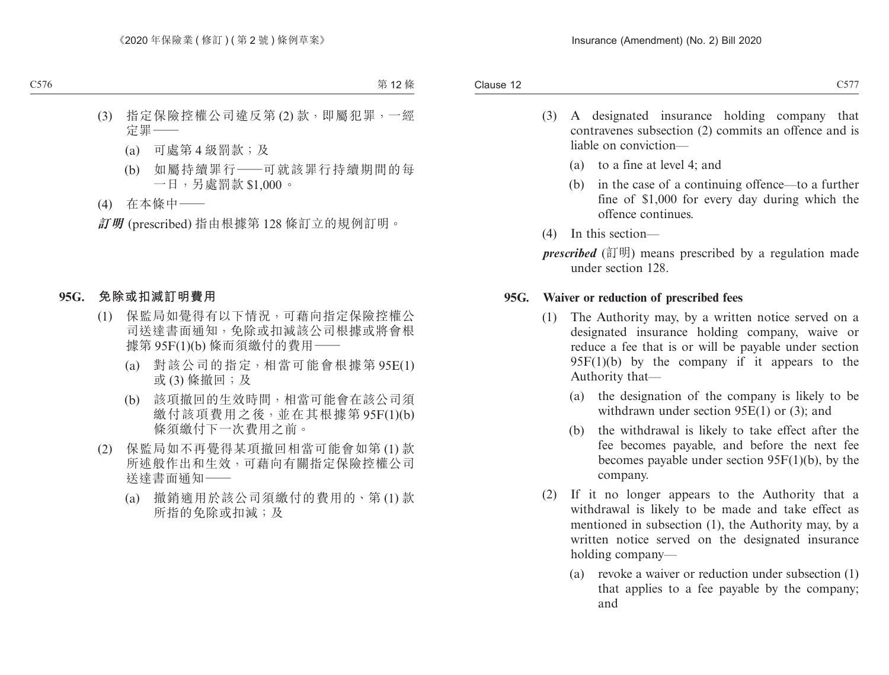(3) 指定保險控權公司違反第 (2) 款，即屬犯罪，一經定罪——

(a) 可處第 4 級罰款；及

(b) 如屬持續罪行——可就該罪行持續期間的每一日，另處罰款 $1,000。

(4) 在本條中——

***訂明*** (prescribed) 指由根據第 128 條訂立的規例訂明。

**95G. 免除或扣減訂明費用**

(1) 保監局如覺得有以下情況，可藉向指定保險控權公司送達書面通知，免除或扣減該公司根據或將會根據第 95F(1)(b) 條而須繳付的費用——

(a) 對該公司的指定，相當可能會根據第 95E(1) 或 (3) 條撤回；及

(b) 該項撤回的生效時間，相當可能會在該公司須繳付該項費用之後，並在其根據第 95F(1)(b) 條須繳付下一次費用之前。

(2) 保監局如不再覺得某項撤回相當可能會如第 (1) 款所述般作出和生效，可藉向有關指定保險控權公司送達書面通知——

(a) 撤銷適用於該公司須繳付的費用的、第 (1) 款所指的免除或扣減；及

(3) A designated insurance holding company that contravenes subsection (2) commits an offence and is liable on conviction—

(a) to a fine at level 4; and

(b) in the case of a continuing offence—to a further fine of $1,000 for every day during which the offence continues.

(4) In this section—

***prescribed*** (訂明) means prescribed by a regulation made under section 128.

**95G. Waiver or reduction of prescribed fees**

(1) The Authority may, by a written notice served on a designated insurance holding company, waive or reduce a fee that is or will be payable under section 95F(1)(b) by the company if it appears to the Authority that—

(a) the designation of the company is likely to be withdrawn under section 95E(1) or (3); and

(b) the withdrawal is likely to take effect after the fee becomes payable, and before the next fee becomes payable under section 95F(1)(b), by the company.

(2) If it no longer appears to the Authority that a withdrawal is likely to be made and take effect as mentioned in subsection (1), the Authority may, by a written notice served on the designated insurance holding company—

(a) revoke a waiver or reduction under subsection (1) that applies to a fee payable by the company; and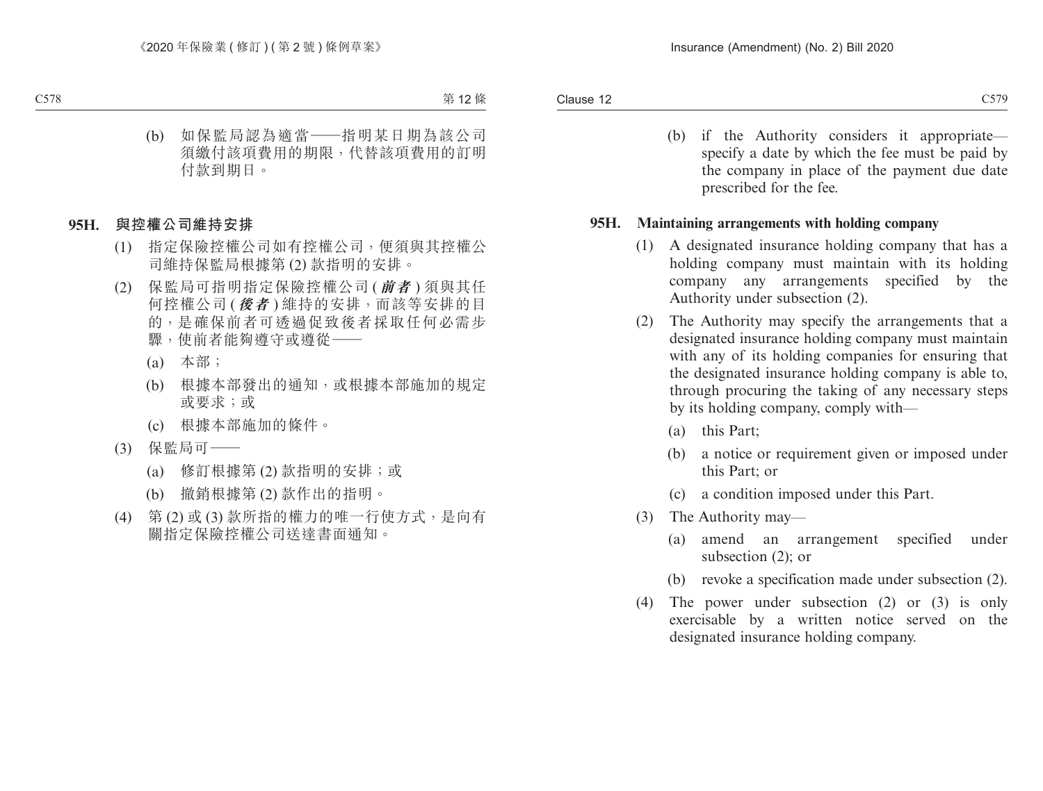(b) 如保監局認為適當——指明某日期為該公司須繳付該項費用的期限，代替該項費用的訂明付款到期日。

**95H. 與控權公司維持安排**

(1) 指定保險控權公司如有控權公司，便須與其控權公司維持保監局根據第 (2) 款指明的安排。

(2) 保監局可指明指定保險控權公司 (***前者***) 須與其任何控權公司 (***後者***) 維持的安排，而該等安排的目的，是確保前者可透過促致後者採取任何必需步驟，使前者能夠遵守或遵從——

(a) 本部；

(b) 根據本部發出的通知，或根據本部施加的規定或要求；或

(c) 根據本部施加的條件。

(3) 保監局可——

(a) 修訂根據第 (2) 款指明的安排；或

(b) 撤銷根據第 (2) 款作出的指明。

(4) 第 (2) 或 (3) 款所指的權力的唯一行使方式，是向有關指定保險控權公司送達書面通知。

(b) if the Authority considers it appropriate—specify a date by which the fee must be paid by the company in place of the payment due date prescribed for the fee.

**95H. Maintaining arrangements with holding company**

(1) A designated insurance holding company that has a holding company must maintain with its holding company any arrangements specified by the Authority under subsection (2).

(2) The Authority may specify the arrangements that a designated insurance holding company must maintain with any of its holding companies for ensuring that the designated insurance holding company is able to, through procuring the taking of any necessary steps by its holding company, comply with—

(a) this Part;

(b) a notice or requirement given or imposed under this Part; or

(c) a condition imposed under this Part.

(3) The Authority may—

(a) amend an arrangement specified under subsection (2); or

(b) revoke a specification made under subsection (2).

(4) The power under subsection (2) or (3) is only exercisable by a written notice served on the designated insurance holding company.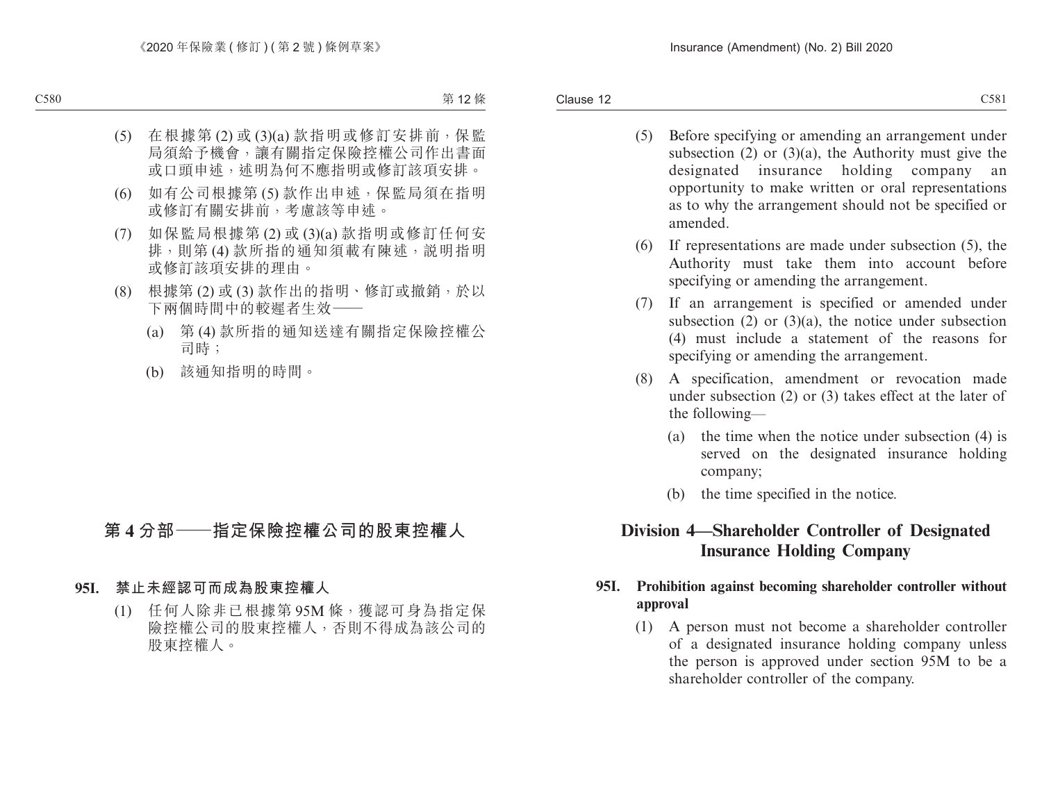(5) 在根據第 (2) 或 (3)(a) 款指明或修訂安排前，保監局須給予機會，讓有關指定保險控權公司作出書面或口頭申述，述明為何不應指明或修訂該項安排。

(6) 如有公司根據第 (5) 款作出申述，保監局須在指明或修訂有關安排前，考慮該等申述。

(7) 如保監局根據第 (2) 或 (3)(a) 款指明或修訂任何安排，則第 (4) 款所指的通知須載有陳述，説明指明或修訂該項安排的理由。

(8) 根據第 (2) 或 (3) 款作出的指明、修訂或撤銷，於以下兩個時間中的較遲者生效——

(a) 第 (4) 款所指的通知送達有關指定保險控權公司時；

(b) 該通知指明的時間。

## 第 4 分部——指定保險控權公司的股東控權人

### 95I. 禁止未經認可而成為股東控權人

(1) 任何人除非已根據第 95M 條，獲認可身為指定保險控權公司的股東控權人，否則不得成為該公司的股東控權人。

(5) Before specifying or amending an arrangement under subsection (2) or (3)(a), the Authority must give the designated insurance holding company an opportunity to make written or oral representations as to why the arrangement should not be specified or amended.

(6) If representations are made under subsection (5), the Authority must take them into account before specifying or amending the arrangement.

(7) If an arrangement is specified or amended under subsection (2) or (3)(a), the notice under subsection (4) must include a statement of the reasons for specifying or amending the arrangement.

(8) A specification, amendment or revocation made under subsection (2) or (3) takes effect at the later of the following—

(a) the time when the notice under subsection (4) is served on the designated insurance holding company;

(b) the time specified in the notice.

## Division 4—Shareholder Controller of Designated Insurance Holding Company

### 95I. Prohibition against becoming shareholder controller without approval

(1) A person must not become a shareholder controller of a designated insurance holding company unless the person is approved under section 95M to be a shareholder controller of the company.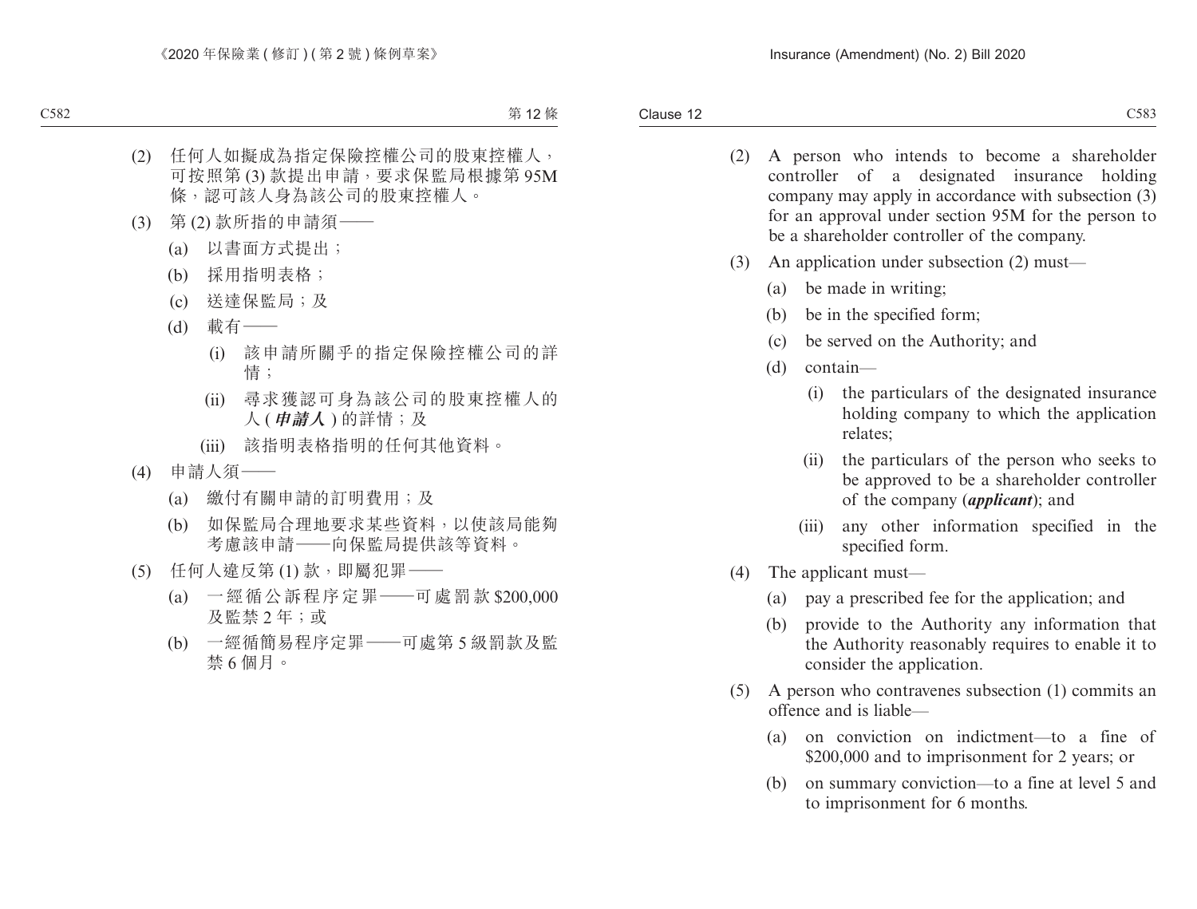(2) 任何人如擬成為指定保險控權公司的股東控權人，可按照第 (3) 款提出申請，要求保監局根據第 95M 條，認可該人身為該公司的股東控權人。

(3) 第 (2) 款所指的申請須——

(a) 以書面方式提出；

(b) 採用指明表格；

(c) 送達保監局；及

(d) 載有——

(i) 該申請所關乎的指定保險控權公司的詳情；

(ii) 尋求獲認可身為該公司的股東控權人的人 (***申請人***) 的詳情；及

(iii) 該指明表格指明的任何其他資料。

(4) 申請人須——

(a) 繳付有關申請的訂明費用；及

(b) 如保監局合理地要求某些資料，以使該局能夠考慮該申請——向保監局提供該等資料。

(5) 任何人違反第 (1) 款，即屬犯罪——

(a) 一經循公訴程序定罪——可處罰款 $200,000 及監禁 2 年；或

(b) 一經循簡易程序定罪——可處第 5 級罰款及監禁 6 個月。

(2) A person who intends to become a shareholder controller of a designated insurance holding company may apply in accordance with subsection (3) for an approval under section 95M for the person to be a shareholder controller of the company.

(3) An application under subsection (2) must—

(a) be made in writing;

(b) be in the specified form;

(c) be served on the Authority; and

(d) contain—

(i) the particulars of the designated insurance holding company to which the application relates;

(ii) the particulars of the person who seeks to be approved to be a shareholder controller of the company (***applicant***); and

(iii) any other information specified in the specified form.

(4) The applicant must—

(a) pay a prescribed fee for the application; and

(b) provide to the Authority any information that the Authority reasonably requires to enable it to consider the application.

(5) A person who contravenes subsection (1) commits an offence and is liable—

(a) on conviction on indictment—to a fine of $200,000 and to imprisonment for 2 years; or

(b) on summary conviction—to a fine at level 5 and to imprisonment for 6 months.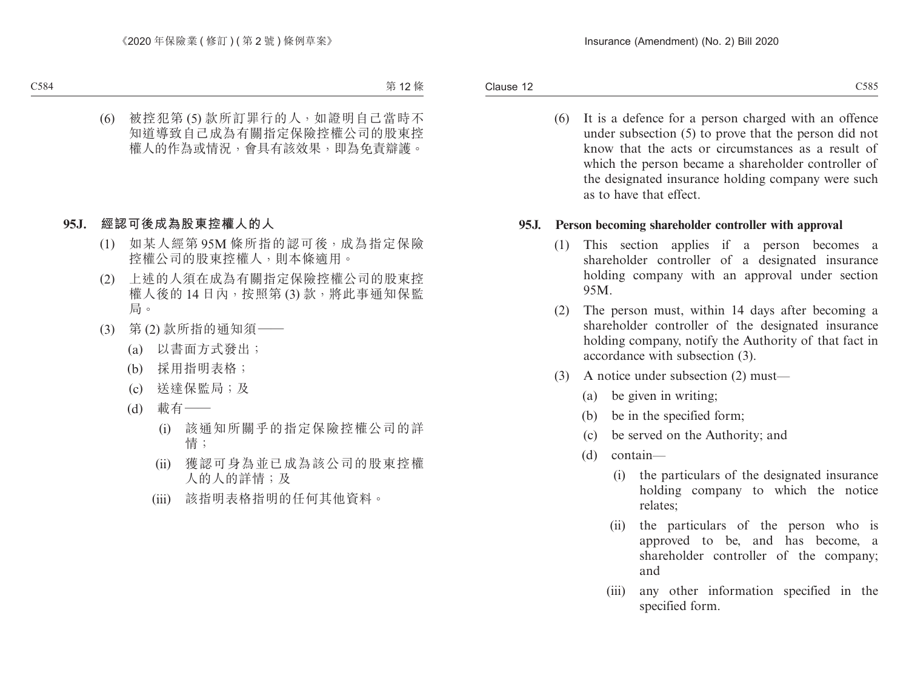(6) 被控犯第 (5) 款所訂罪行的人，如證明自己當時不知道導致自己成為有關指定保險控權公司的股東控權人的作為或情況，會具有該效果，即為免責辯護。

**95J. 經認可後成為股東控權人的人**

(1) 如某人經第 95M 條所指的認可後，成為指定保險控權公司的股東控權人，則本條適用。

(2) 上述的人須在成為有關指定保險控權公司的股東控權人後的 14 日內，按照第 (3) 款，將此事通知保監局。

(3) 第 (2) 款所指的通知須——

(a) 以書面方式發出；

(b) 採用指明表格；

(c) 送達保監局；及

(d) 載有——

(i) 該通知所關乎的指定保險控權公司的詳情；

(ii) 獲認可身為並已成為該公司的股東控權人的人的詳情；及

(iii) 該指明表格指明的任何其他資料。

(6) It is a defence for a person charged with an offence under subsection (5) to prove that the person did not know that the acts or circumstances as a result of which the person became a shareholder controller of the designated insurance holding company were such as to have that effect.

**95J. Person becoming shareholder controller with approval**

(1) This section applies if a person becomes a shareholder controller of a designated insurance holding company with an approval under section 95M.

(2) The person must, within 14 days after becoming a shareholder controller of the designated insurance holding company, notify the Authority of that fact in accordance with subsection (3).

(3) A notice under subsection (2) must—

(a) be given in writing;

(b) be in the specified form;

(c) be served on the Authority; and

(d) contain—

(i) the particulars of the designated insurance holding company to which the notice relates;

(ii) the particulars of the person who is approved to be, and has become, a shareholder controller of the company; and

(iii) any other information specified in the specified form.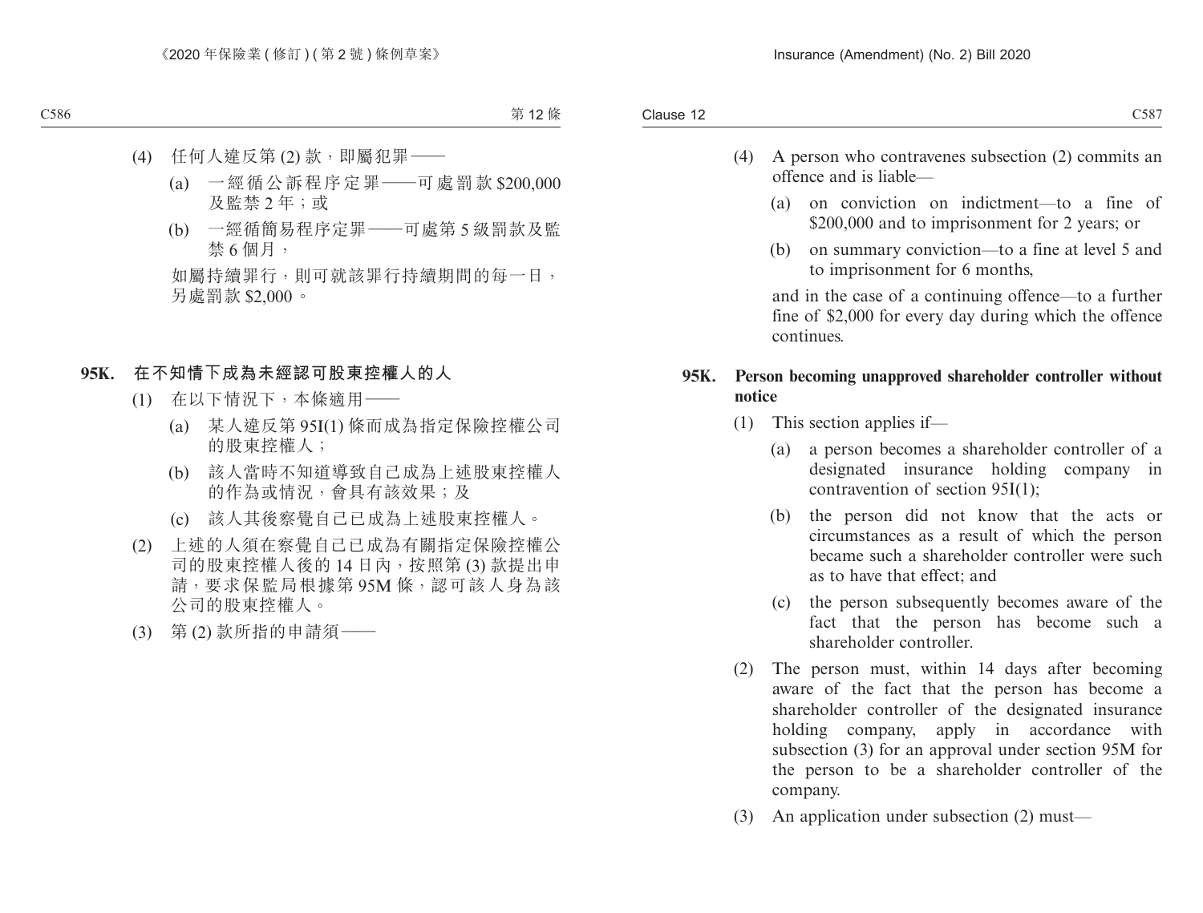(4) 任何人違反第 (2) 款，即屬犯罪——

(a) 一經循公訴程序定罪——可處罰款 $200,000 及監禁 2 年；或

(b) 一經循簡易程序定罪——可處第 5 級罰款及監禁 6 個月，

如屬持續罪行，則可就該罪行持續期間的每一日，另處罰款 $2,000。

### 95K. 在不知情下成為未經認可股東控權人的人

(1) 在以下情況下，本條適用——

(a) 某人違反第 95I(1) 條而成為指定保險控權公司的股東控權人；

(b) 該人當時不知道導致自己成為上述股東控權人的作為或情況，會具有該效果；及

(c) 該人其後察覺自己已成為上述股東控權人。

(2) 上述的人須在察覺自己已成為有關指定保險控權公司的股東控權人後的 14 日內，按照第 (3) 款提出申請，要求保監局根據第 95M 條，認可該人身為該公司的股東控權人。

(3) 第 (2) 款所指的申請須——

(4) A person who contravenes subsection (2) commits an offence and is liable—

(a) on conviction on indictment—to a fine of $200,000 and to imprisonment for 2 years; or

(b) on summary conviction—to a fine at level 5 and to imprisonment for 6 months,

and in the case of a continuing offence—to a further fine of $2,000 for every day during which the offence continues.

### 95K. Person becoming unapproved shareholder controller without notice

(1) This section applies if—

(a) a person becomes a shareholder controller of a designated insurance holding company in contravention of section 95I(1);

(b) the person did not know that the acts or circumstances as a result of which the person became such a shareholder controller were such as to have that effect; and

(c) the person subsequently becomes aware of the fact that the person has become such a shareholder controller.

(2) The person must, within 14 days after becoming aware of the fact that the person has become a shareholder controller of the designated insurance holding company, apply in accordance with subsection (3) for an approval under section 95M for the person to be a shareholder controller of the company.

(3) An application under subsection (2) must—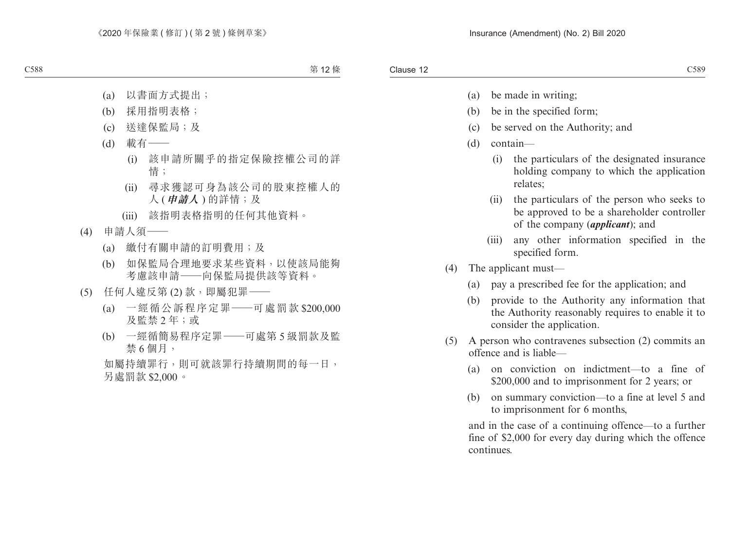(a) 以書面方式提出；

(b) 採用指明表格；

(c) 送達保監局；及

(d) 載有——

(i) 該申請所關乎的指定保險控權公司的詳情；

(ii) 尋求獲認可身為該公司的股東控權人的人 (***申請人***) 的詳情；及

(iii) 該指明表格指明的任何其他資料。

(4) 申請人須——

(a) 繳付有關申請的訂明費用；及

(b) 如保監局合理地要求某些資料，以使該局能夠考慮該申請——向保監局提供該等資料。

(5) 任何人違反第 (2) 款，即屬犯罪——

(a) 一經循公訴程序定罪——可處罰款 $200,000 及監禁 2 年；或

(b) 一經循簡易程序定罪——可處第 5 級罰款及監禁 6 個月，

如屬持續罪行，則可就該罪行持續期間的每一日，另處罰款 $2,000。

(a) be made in writing;

(b) be in the specified form;

(c) be served on the Authority; and

(d) contain—

(i) the particulars of the designated insurance holding company to which the application relates;

(ii) the particulars of the person who seeks to be approved to be a shareholder controller of the company (***applicant***); and

(iii) any other information specified in the specified form.

(4) The applicant must—

(a) pay a prescribed fee for the application; and

(b) provide to the Authority any information that the Authority reasonably requires to enable it to consider the application.

(5) A person who contravenes subsection (2) commits an offence and is liable—

(a) on conviction on indictment—to a fine of $200,000 and to imprisonment for 2 years; or

(b) on summary conviction—to a fine at level 5 and to imprisonment for 6 months,

and in the case of a continuing offence—to a further fine of $2,000 for every day during which the offence continues.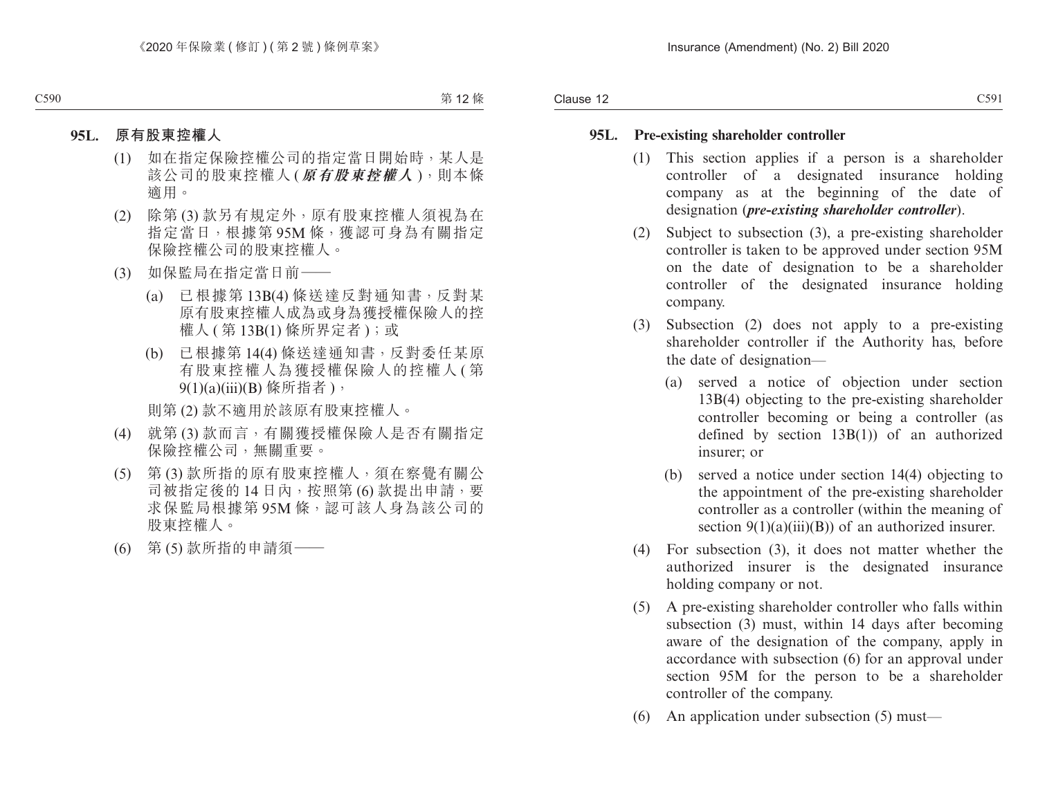**95L. 原有股東控權人**

(1) 如在指定保險控權公司的指定當日開始時，某人是該公司的股東控權人 (***原有股東控權人***)，則本條適用。

(2) 除第 (3) 款另有規定外，原有股東控權人須視為在指定當日，根據第 95M 條，獲認可身為有關指定保險控權公司的股東控權人。

(3) 如保監局在指定當日前——

(a) 已根據第 13B(4) 條送達反對通知書，反對某原有股東控權人成為或身為獲授權保險人的控權人 (第 13B(1) 條所界定者)；或

(b) 已根據第 14(4) 條送達通知書，反對委任某原有股東控權人為獲授權保險人的控權人 (第 9(1)(a)(iii)(B) 條所指者)，

則第 (2) 款不適用於該原有股東控權人。

(4) 就第 (3) 款而言，有關獲授權保險人是否有關指定保險控權公司，無關重要。

(5) 第 (3) 款所指的原有股東控權人，須在察覺有關公司被指定後的 14 日內，按照第 (6) 款提出申請，要求保監局根據第 95M 條，認可該人身為該公司的股東控權人。

(6) 第 (5) 款所指的申請須——

**95L. Pre-existing shareholder controller**

(1) This section applies if a person is a shareholder controller of a designated insurance holding company as at the beginning of the date of designation (***pre-existing shareholder controller***).

(2) Subject to subsection (3), a pre-existing shareholder controller is taken to be approved under section 95M on the date of designation to be a shareholder controller of the designated insurance holding company.

(3) Subsection (2) does not apply to a pre-existing shareholder controller if the Authority has, before the date of designation—

(a) served a notice of objection under section 13B(4) objecting to the pre-existing shareholder controller becoming or being a controller (as defined by section 13B(1)) of an authorized insurer; or

(b) served a notice under section 14(4) objecting to the appointment of the pre-existing shareholder controller as a controller (within the meaning of section 9(1)(a)(iii)(B)) of an authorized insurer.

(4) For subsection (3), it does not matter whether the authorized insurer is the designated insurance holding company or not.

(5) A pre-existing shareholder controller who falls within subsection (3) must, within 14 days after becoming aware of the designation of the company, apply in accordance with subsection (6) for an approval under section 95M for the person to be a shareholder controller of the company.

(6) An application under subsection (5) must—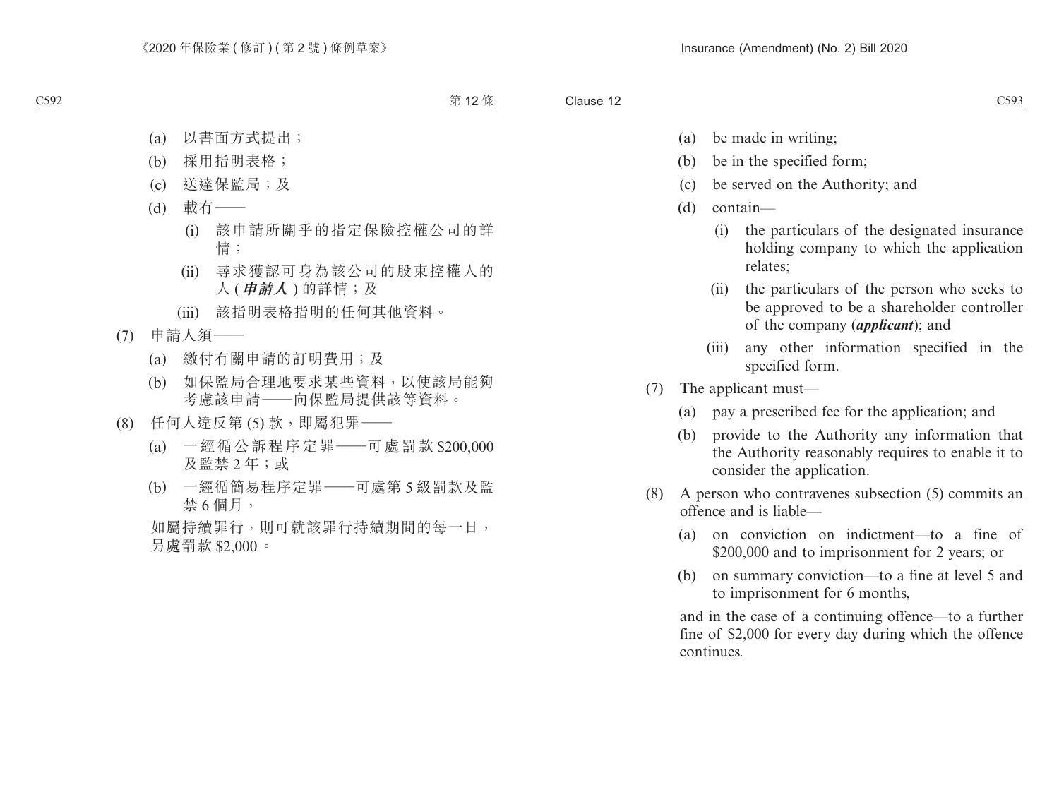(a) 以書面方式提出；

(b) 採用指明表格；

(c) 送達保監局；及

(d) 載有——

(i) 該申請所關乎的指定保險控權公司的詳情；

(ii) 尋求獲認可身為該公司的股東控權人的人 (***申請人***) 的詳情；及

(iii) 該指明表格指明的任何其他資料。

(7) 申請人須——

(a) 繳付有關申請的訂明費用；及

(b) 如保監局合理地要求某些資料，以使該局能夠考慮該申請——向保監局提供該等資料。

(8) 任何人違反第 (5) 款，即屬犯罪——

(a) 一經循公訴程序定罪——可處罰款 $200,000 及監禁 2 年；或

(b) 一經循簡易程序定罪——可處第 5 級罰款及監禁 6 個月，

如屬持續罪行，則可就該罪行持續期間的每一日，另處罰款 $2,000。

(a) be made in writing;

(b) be in the specified form;

(c) be served on the Authority; and

(d) contain—

(i) the particulars of the designated insurance holding company to which the application relates;

(ii) the particulars of the person who seeks to be approved to be a shareholder controller of the company (***applicant***); and

(iii) any other information specified in the specified form.

(7) The applicant must—

(a) pay a prescribed fee for the application; and

(b) provide to the Authority any information that the Authority reasonably requires to enable it to consider the application.

(8) A person who contravenes subsection (5) commits an offence and is liable—

(a) on conviction on indictment—to a fine of $200,000 and to imprisonment for 2 years; or

(b) on summary conviction—to a fine at level 5 and to imprisonment for 6 months,

and in the case of a continuing offence—to a further fine of $2,000 for every day during which the offence continues.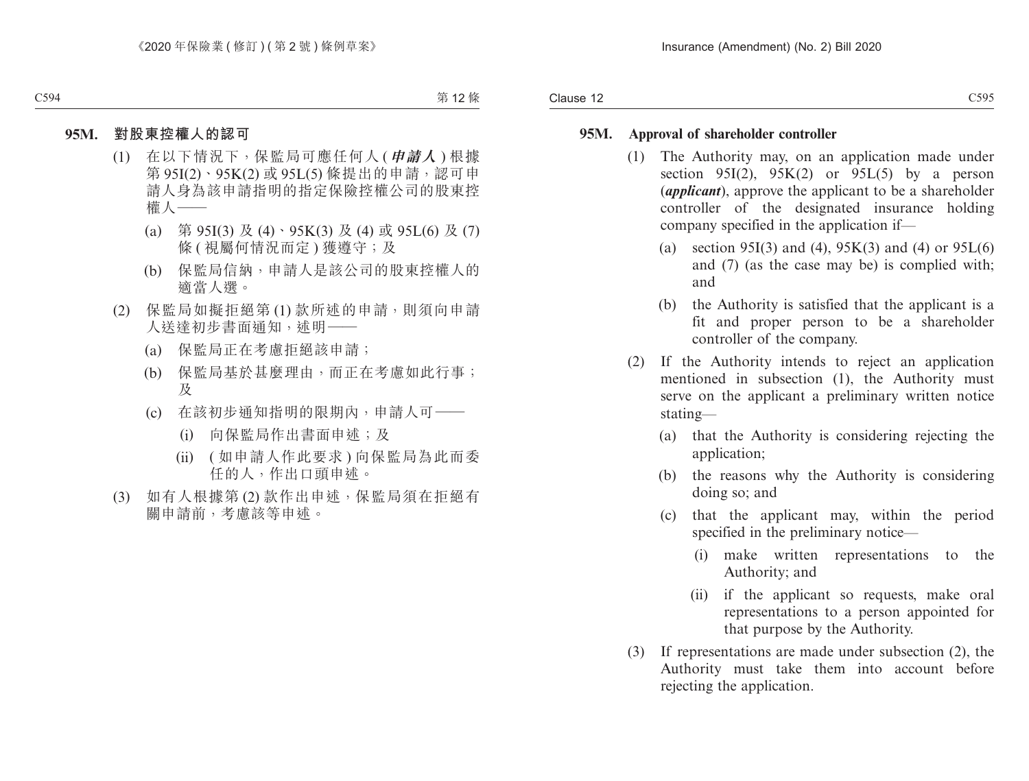**95M. 對股東控權人的認可**

(1) 在以下情況下，保監局可應任何人 (***申請人***) 根據第 95I(2)、95K(2) 或 95L(5) 條提出的申請，認可申請人身為該申請指明的指定保險控權公司的股東控權人——

(a) 第 95I(3) 及 (4)、95K(3) 及 (4) 或 95L(6) 及 (7) 條 (視屬何情況而定) 獲遵守；及

(b) 保監局信納，申請人是該公司的股東控權人的適當人選。

(2) 保監局如擬拒絕第 (1) 款所述的申請，則須向申請人送達初步書面通知，述明——

(a) 保監局正在考慮拒絕該申請；

(b) 保監局基於甚麼理由，而正在考慮如此行事；及

(c) 在該初步通知指明的限期內，申請人可——

(i) 向保監局作出書面申述；及

(ii) (如申請人作此要求) 向保監局為此而委任的人，作出口頭申述。

(3) 如有人根據第 (2) 款作出申述，保監局須在拒絕有關申請前，考慮該等申述。

**95M. Approval of shareholder controller**

(1) The Authority may, on an application made under section 95I(2), 95K(2) or 95L(5) by a person (***applicant***), approve the applicant to be a shareholder controller of the designated insurance holding company specified in the application if—

(a) section 95I(3) and (4), 95K(3) and (4) or 95L(6) and (7) (as the case may be) is complied with; and

(b) the Authority is satisfied that the applicant is a fit and proper person to be a shareholder controller of the company.

(2) If the Authority intends to reject an application mentioned in subsection (1), the Authority must serve on the applicant a preliminary written notice stating—

(a) that the Authority is considering rejecting the application;

(b) the reasons why the Authority is considering doing so; and

(c) that the applicant may, within the period specified in the preliminary notice—

(i) make written representations to the Authority; and

(ii) if the applicant so requests, make oral representations to a person appointed for that purpose by the Authority.

(3) If representations are made under subsection (2), the Authority must take them into account before rejecting the application.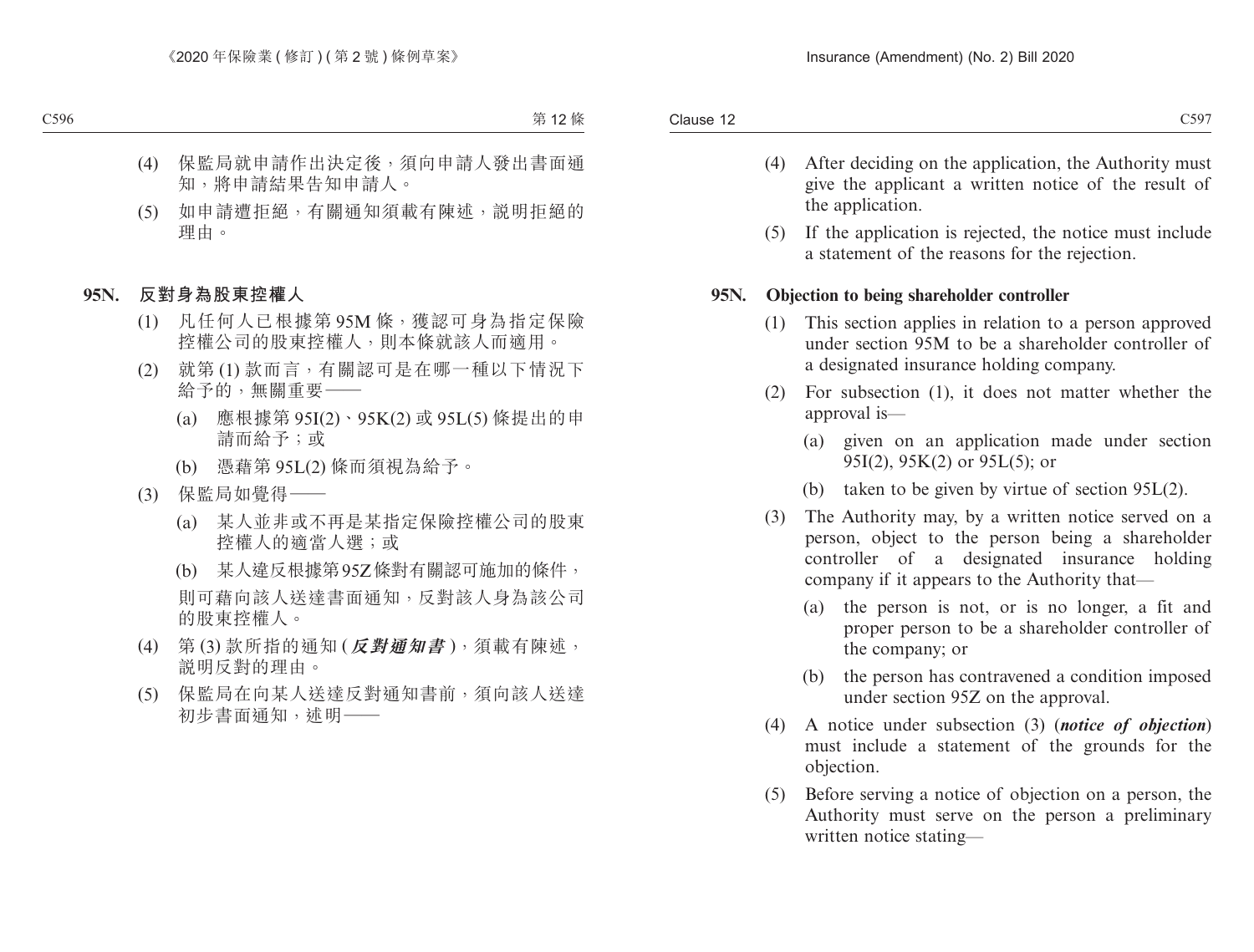(4) 保監局就申請作出決定後，須向申請人發出書面通知，將申請結果告知申請人。

(5) 如申請遭拒絕，有關通知須載有陳述，說明拒絕的理由。

**95N. 反對身為股東控權人**

(1) 凡任何人已根據第 95M 條，獲認可身為指定保險控權公司的股東控權人，則本條就該人而適用。

(2) 就第 (1) 款而言，有關認可是在哪一種以下情況下給予的，無關重要——

(a) 應根據第 95I(2)、95K(2) 或 95L(5) 條提出的申請而給予；或

(b) 憑藉第 95L(2) 條而須視為給予。

(3) 保監局如覺得——

(a) 某人並非或不再是某指定保險控權公司的股東控權人的適當人選；或

(b) 某人違反根據第 95Z 條對有關認可施加的條件，

則可藉向該人送達書面通知，反對該人身為該公司的股東控權人。

(4) 第 (3) 款所指的通知 (***反對通知書***)，須載有陳述，說明反對的理由。

(5) 保監局在向某人送達反對通知書前，須向該人送達初步書面通知，述明——

(4) After deciding on the application, the Authority must give the applicant a written notice of the result of the application.

(5) If the application is rejected, the notice must include a statement of the reasons for the rejection.

**95N. Objection to being shareholder controller**

(1) This section applies in relation to a person approved under section 95M to be a shareholder controller of a designated insurance holding company.

(2) For subsection (1), it does not matter whether the approval is—

(a) given on an application made under section 95I(2), 95K(2) or 95L(5); or

(b) taken to be given by virtue of section 95L(2).

(3) The Authority may, by a written notice served on a person, object to the person being a shareholder controller of a designated insurance holding company if it appears to the Authority that—

(a) the person is not, or is no longer, a fit and proper person to be a shareholder controller of the company; or

(b) the person has contravened a condition imposed under section 95Z on the approval.

(4) A notice under subsection (3) (***notice of objection***) must include a statement of the grounds for the objection.

(5) Before serving a notice of objection on a person, the Authority must serve on the person a preliminary written notice stating—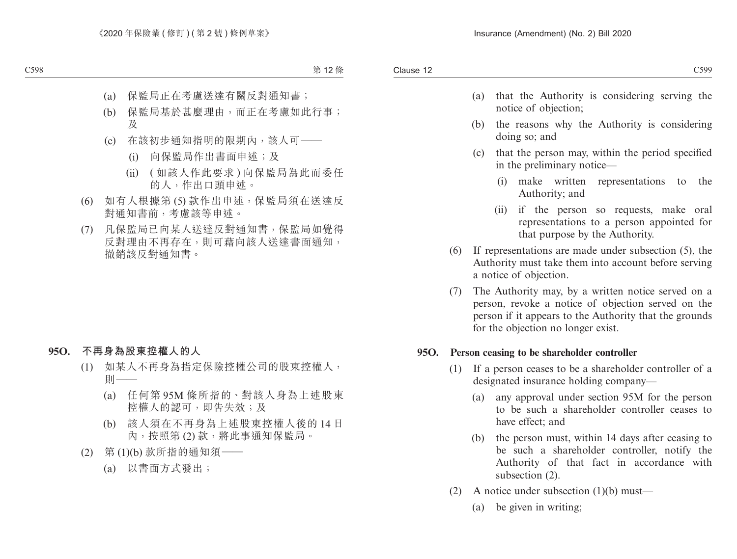(a) 保監局正在考慮送達有關反對通知書；

(b) 保監局基於甚麼理由，而正在考慮如此行事；及

(c) 在該初步通知指明的限期內，該人可——

(i) 向保監局作出書面申述；及

(ii) (如該人作此要求) 向保監局為此而委任的人，作出口頭申述。

(6) 如有人根據第 (5) 款作出申述，保監局須在送達反對通知書前，考慮該等申述。

(7) 凡保監局已向某人送達反對通知書，保監局如覺得反對理由不再存在，則可藉向該人送達書面通知，撤銷該反對通知書。

**95O. 不再身為股東控權人的人**

(1) 如某人不再身為指定保險控權公司的股東控權人，則——

(a) 任何第 95M 條所指的、對該人身為上述股東控權人的認可，即告失效；及

(b) 該人須在不再身為上述股東控權人後的 14 日內，按照第 (2) 款，將此事通知保監局。

(2) 第 (1)(b) 款所指的通知須——

(a) 以書面方式發出；

(a) that the Authority is considering serving the notice of objection;

(b) the reasons why the Authority is considering doing so; and

(c) that the person may, within the period specified in the preliminary notice—

(i) make written representations to the Authority; and

(ii) if the person so requests, make oral representations to a person appointed for that purpose by the Authority.

(6) If representations are made under subsection (5), the Authority must take them into account before serving a notice of objection.

(7) The Authority may, by a written notice served on a person, revoke a notice of objection served on the person if it appears to the Authority that the grounds for the objection no longer exist.

**95O. Person ceasing to be shareholder controller**

(1) If a person ceases to be a shareholder controller of a designated insurance holding company—

(a) any approval under section 95M for the person to be such a shareholder controller ceases to have effect; and

(b) the person must, within 14 days after ceasing to be such a shareholder controller, notify the Authority of that fact in accordance with subsection (2).

(2) A notice under subsection (1)(b) must—

(a) be given in writing;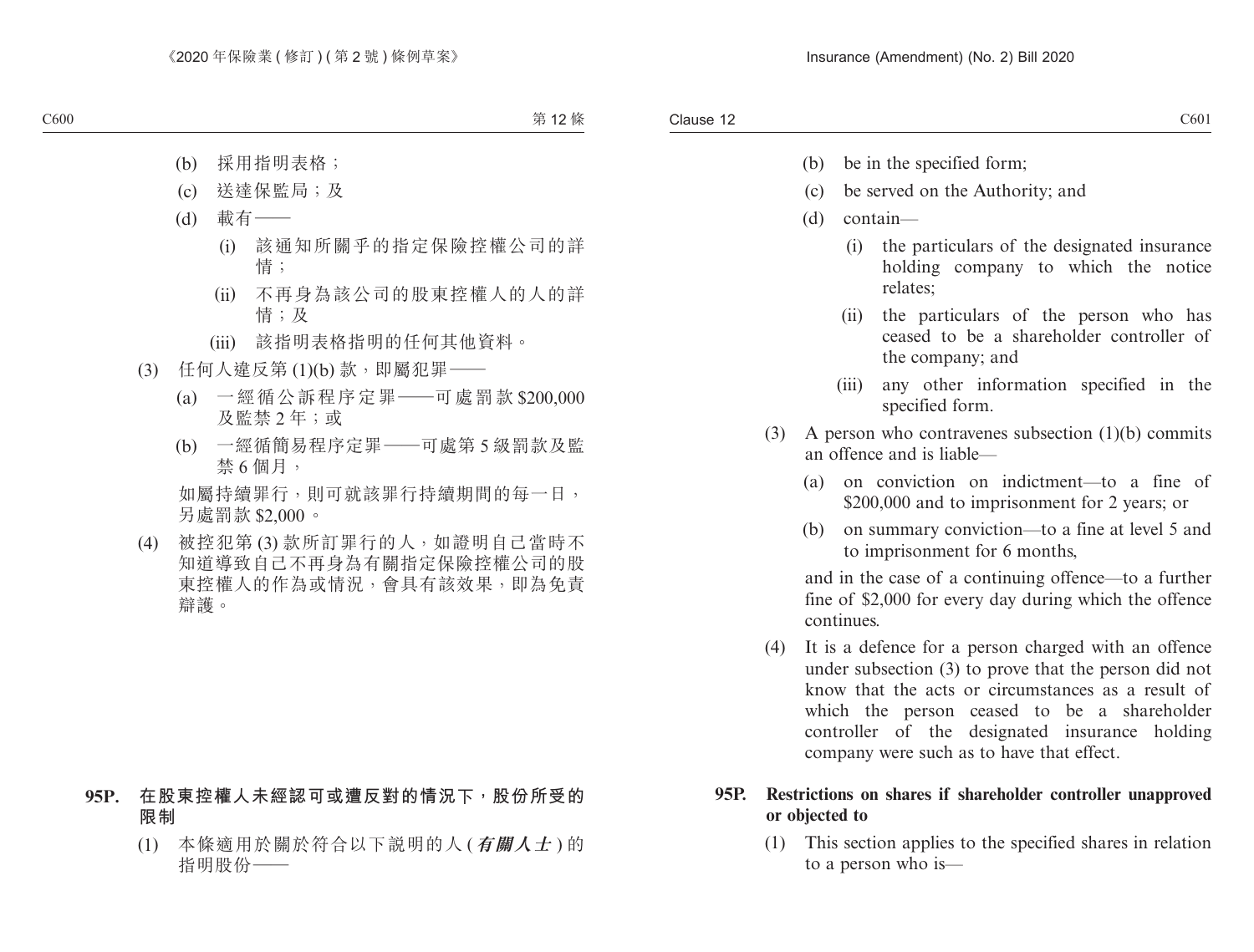(b) 採用指明表格；

(c) 送達保監局；及

(d) 載有——

(i) 該通知所關乎的指定保險控權公司的詳情；

(ii) 不再身為該公司的股東控權人的人的詳情；及

(iii) 該指明表格指明的任何其他資料。

(3) 任何人違反第 (1)(b) 款，即屬犯罪——

(a) 一經循公訴程序定罪——可處罰款 $200,000 及監禁 2 年；或

(b) 一經循簡易程序定罪——可處第 5 級罰款及監禁 6 個月，

如屬持續罪行，則可就該罪行持續期間的每一日，另處罰款 $2,000。

(4) 被控犯第 (3) 款所訂罪行的人，如證明自己當時不知道導致自己不再身為有關指定保險控權公司的股東控權人的作為或情況，會具有該效果，即為免責辯護。

**95P. 在股東控權人未經認可或遭反對的情況下，股份所受的限制**

(1) 本條適用於關於符合以下說明的人 (***有關人士***) 的指明股份——

(b) be in the specified form;

(c) be served on the Authority; and

(d) contain—

(i) the particulars of the designated insurance holding company to which the notice relates;

(ii) the particulars of the person who has ceased to be a shareholder controller of the company; and

(iii) any other information specified in the specified form.

(3) A person who contravenes subsection (1)(b) commits an offence and is liable—

(a) on conviction on indictment—to a fine of $200,000 and to imprisonment for 2 years; or

(b) on summary conviction—to a fine at level 5 and to imprisonment for 6 months,

and in the case of a continuing offence—to a further fine of $2,000 for every day during which the offence continues.

(4) It is a defence for a person charged with an offence under subsection (3) to prove that the person did not know that the acts or circumstances as a result of which the person ceased to be a shareholder controller of the designated insurance holding company were such as to have that effect.

**95P. Restrictions on shares if shareholder controller unapproved or objected to**

(1) This section applies to the specified shares in relation to a person who is—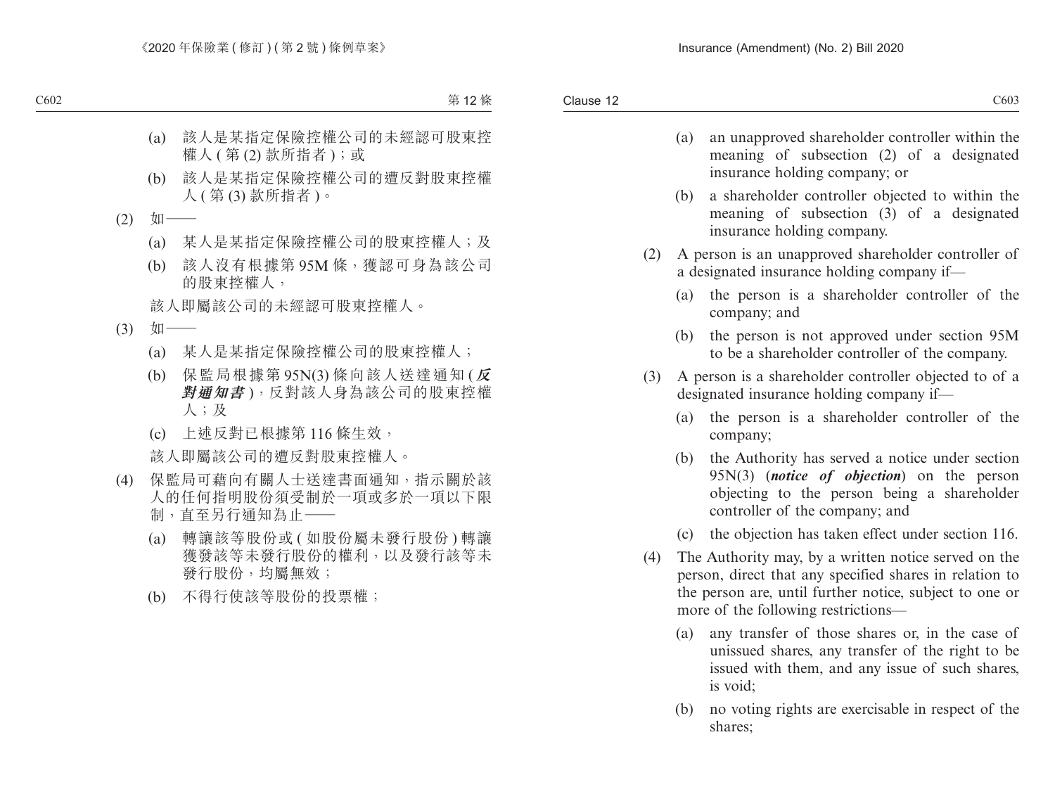(a) 該人是某指定保險控權公司的未經認可股東控權人 ( 第 (2) 款所指者 )；或

(b) 該人是某指定保險控權公司的遭反對股東控權人 ( 第 (3) 款所指者 )。

(2) 如——

(a) 某人是某指定保險控權公司的股東控權人；及

(b) 該人沒有根據第 95M 條，獲認可身為該公司的股東控權人，

該人即屬該公司的未經認可股東控權人。

(3) 如——

(a) 某人是某指定保險控權公司的股東控權人；

(b) 保監局根據第 95N(3) 條向該人送達通知 (***反對通知書***)，反對該人身為該公司的股東控權人；及

(c) 上述反對已根據第 116 條生效，

該人即屬該公司的遭反對股東控權人。

(4) 保監局可藉向有關人士送達書面通知，指示關於該人的任何指明股份須受制於一項或多於一項以下限制，直至另行通知為止——

(a) 轉讓該等股份或 ( 如股份屬未發行股份 ) 轉讓獲發該等未發行股份的權利，以及發行該等未發行股份，均屬無效；

(b) 不得行使該等股份的投票權；

(a) an unapproved shareholder controller within the meaning of subsection (2) of a designated insurance holding company; or

(b) a shareholder controller objected to within the meaning of subsection (3) of a designated insurance holding company.

(2) A person is an unapproved shareholder controller of a designated insurance holding company if—

(a) the person is a shareholder controller of the company; and

(b) the person is not approved under section 95M to be a shareholder controller of the company.

(3) A person is a shareholder controller objected to of a designated insurance holding company if—

(a) the person is a shareholder controller of the company;

(b) the Authority has served a notice under section 95N(3) (***notice of objection***) on the person objecting to the person being a shareholder controller of the company; and

(c) the objection has taken effect under section 116.

(4) The Authority may, by a written notice served on the person, direct that any specified shares in relation to the person are, until further notice, subject to one or more of the following restrictions—

(a) any transfer of those shares or, in the case of unissued shares, any transfer of the right to be issued with them, and any issue of such shares, is void;

(b) no voting rights are exercisable in respect of the shares;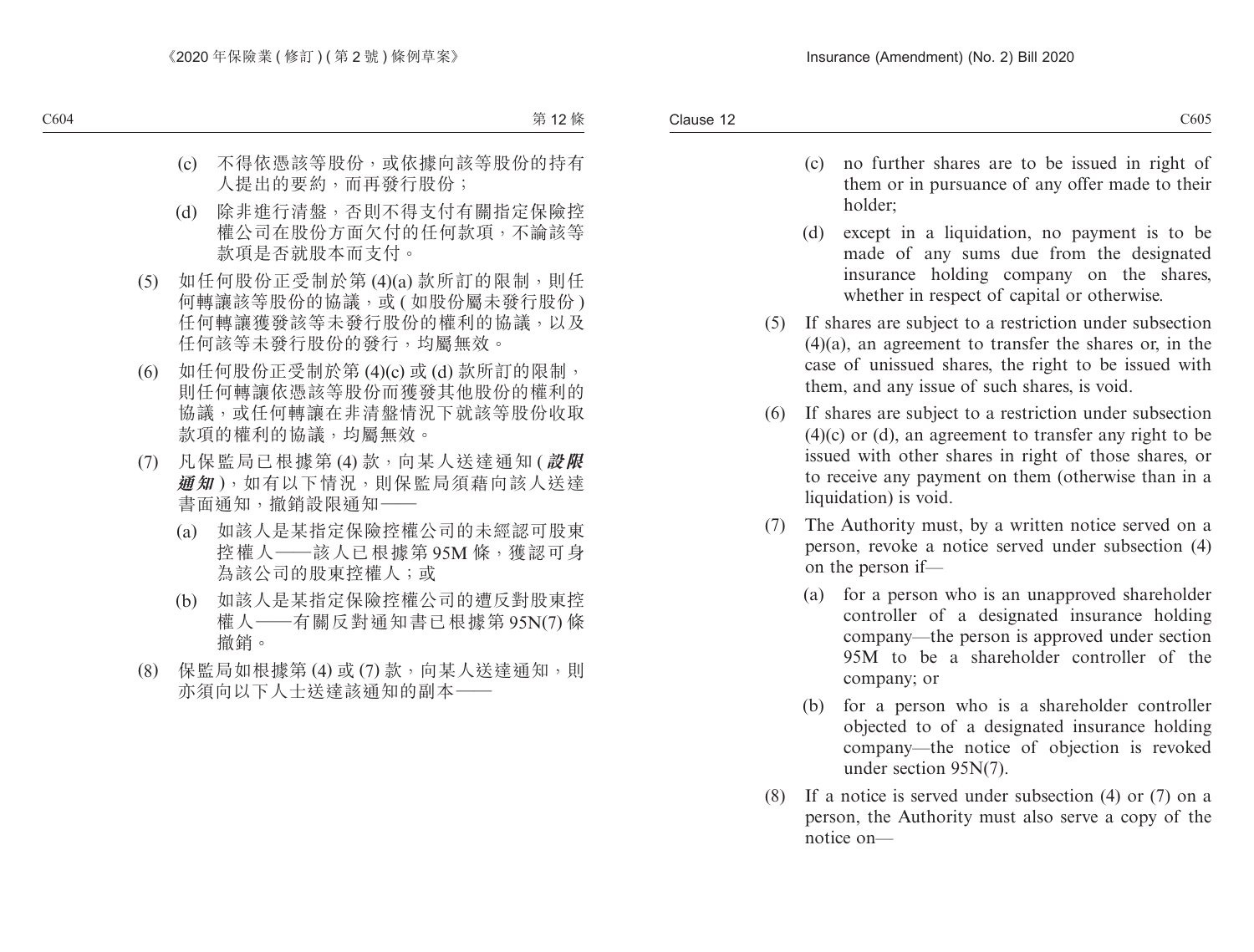(c) 不得依憑該等股份，或依據向該等股份的持有人提出的要約，而再發行股份；

(d) 除非進行清盤，否則不得支付有關指定保險控權公司在股份方面欠付的任何款項，不論該等款項是否就股本而支付。

(5) 如任何股份正受制於第 (4)(a) 款所訂的限制，則任何轉讓該等股份的協議，或 ( 如股份屬未發行股份 ) 任何轉讓獲發該等未發行股份的權利的協議，以及任何該等未發行股份的發行，均屬無效。

(6) 如任何股份正受制於第 (4)(c) 或 (d) 款所訂的限制，則任何轉讓依憑該等股份而獲發其他股份的權利的協議，或任何轉讓在非清盤情況下就該等股份收取款項的權利的協議，均屬無效。

(7) 凡保監局已根據第 (4) 款，向某人送達通知 (***設限通知***)，如有以下情況，則保監局須藉向該人送達書面通知，撤銷設限通知——

(a) 如該人是某指定保險控權公司的未經認可股東控權人——該人已根據第 95M 條，獲認可身為該公司的股東控權人；或

(b) 如該人是某指定保險控權公司的遭反對股東控權人——有關反對通知書已根據第 95N(7) 條撤銷。

(8) 保監局如根據第 (4) 或 (7) 款，向某人送達通知，則亦須向以下人士送達該通知的副本——

(c) no further shares are to be issued in right of them or in pursuance of any offer made to their holder;

(d) except in a liquidation, no payment is to be made of any sums due from the designated insurance holding company on the shares, whether in respect of capital or otherwise.

(5) If shares are subject to a restriction under subsection (4)(a), an agreement to transfer the shares or, in the case of unissued shares, the right to be issued with them, and any issue of such shares, is void.

(6) If shares are subject to a restriction under subsection (4)(c) or (d), an agreement to transfer any right to be issued with other shares in right of those shares, or to receive any payment on them (otherwise than in a liquidation) is void.

(7) The Authority must, by a written notice served on a person, revoke a notice served under subsection (4) on the person if—

(a) for a person who is an unapproved shareholder controller of a designated insurance holding company—the person is approved under section 95M to be a shareholder controller of the company; or

(b) for a person who is a shareholder controller objected to of a designated insurance holding company—the notice of objection is revoked under section 95N(7).

(8) If a notice is served under subsection (4) or (7) on a person, the Authority must also serve a copy of the notice on—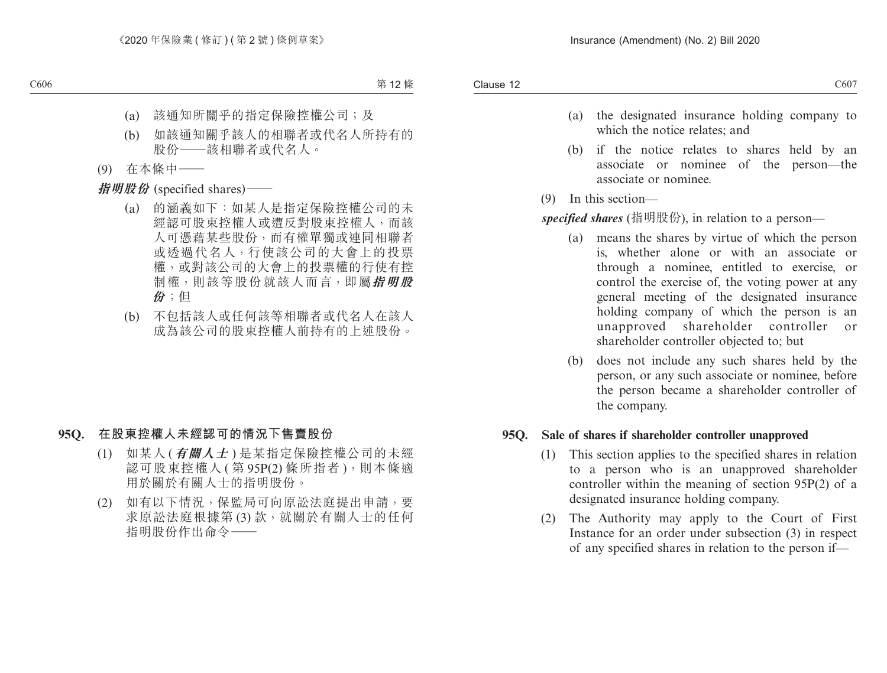(a) 該通知所關乎的指定保險控權公司；及

(b) 如該通知關乎該人的相聯者或代名人所持有的股份——該相聯者或代名人。

(9) 在本條中——

***指明股份*** (specified shares)——

(a) 的涵義如下：如某人是指定保險控權公司的未經認可股東控權人或遭反對股東控權人，而該人可憑藉某些股份，而有權單獨或連同相聯者或透過代名人，行使該公司的大會上的投票權，或對該公司的大會上的投票權的行使有控制權，則該等股份就該人而言，即屬***指明股份***；但

(b) 不包括該人或任何該等相聯者或代名人在該人成為該公司的股東控權人前持有的上述股份。

**95Q. 在股東控權人未經認可的情況下售賣股份**

(1) 如某人 (***有關人士***) 是某指定保險控權公司的未經認可股東控權人 (第 95P(2) 條所指者)，則本條適用於關於有關人士的指明股份。

(2) 如有以下情況，保監局可向原訟法庭提出申請，要求原訟法庭根據第 (3) 款，就關於有關人士的任何指明股份作出命令——

(a) the designated insurance holding company to which the notice relates; and

(b) if the notice relates to shares held by an associate or nominee of the person—the associate or nominee.

(9) In this section—

***specified shares*** (指明股份), in relation to a person—

(a) means the shares by virtue of which the person is, whether alone or with an associate or through a nominee, entitled to exercise, or control the exercise of, the voting power at any general meeting of the designated insurance holding company of which the person is an unapproved shareholder controller or shareholder controller objected to; but

(b) does not include any such shares held by the person, or any such associate or nominee, before the person became a shareholder controller of the company.

**95Q. Sale of shares if shareholder controller unapproved**

(1) This section applies to the specified shares in relation to a person who is an unapproved shareholder controller within the meaning of section 95P(2) of a designated insurance holding company.

(2) The Authority may apply to the Court of First Instance for an order under subsection (3) in respect of any specified shares in relation to the person if—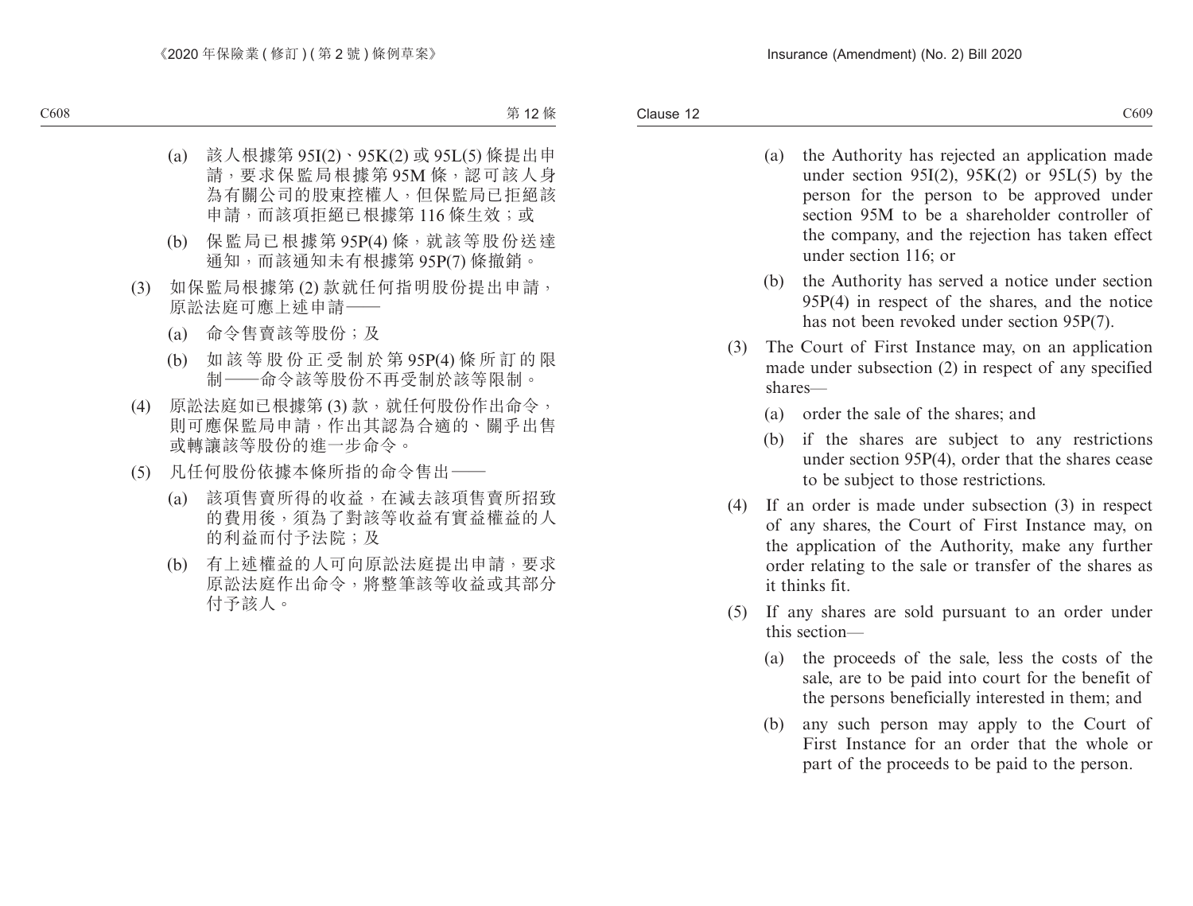(a) 該人根據第 95I(2)、95K(2) 或 95L(5) 條提出申請，要求保監局根據第 95M 條，認可該人身為有關公司的股東控權人，但保監局已拒絕該申請，而該項拒絕已根據第 116 條生效；或

(b) 保監局已根據第 95P(4) 條，就該等股份送達通知，而該通知未有根據第 95P(7) 條撤銷。

(3) 如保監局根據第 (2) 款就任何指明股份提出申請，原訟法庭可應上述申請——

(a) 命令售賣該等股份；及

(b) 如該等股份正受制於第 95P(4) 條所訂的限制——命令該等股份不再受制於該等限制。

(4) 原訟法庭如已根據第 (3) 款，就任何股份作出命令，則可應保監局申請，作出其認為合適的、關乎出售或轉讓該等股份的進一步命令。

(5) 凡任何股份依據本條所指的命令售出——

(a) 該項售賣所得的收益，在減去該項售賣所招致的費用後，須為了對該等收益有實益權益的人的利益而付予法院；及

(b) 有上述權益的人可向原訟法庭提出申請，要求原訟法庭作出命令，將整筆該等收益或其部分付予該人。

(a) the Authority has rejected an application made under section 95I(2), 95K(2) or 95L(5) by the person for the person to be approved under section 95M to be a shareholder controller of the company, and the rejection has taken effect under section 116; or

(b) the Authority has served a notice under section 95P(4) in respect of the shares, and the notice has not been revoked under section 95P(7).

(3) The Court of First Instance may, on an application made under subsection (2) in respect of any specified shares—

(a) order the sale of the shares; and

(b) if the shares are subject to any restrictions under section 95P(4), order that the shares cease to be subject to those restrictions.

(4) If an order is made under subsection (3) in respect of any shares, the Court of First Instance may, on the application of the Authority, make any further order relating to the sale or transfer of the shares as it thinks fit.

(5) If any shares are sold pursuant to an order under this section—

(a) the proceeds of the sale, less the costs of the sale, are to be paid into court for the benefit of the persons beneficially interested in them; and

(b) any such person may apply to the Court of First Instance for an order that the whole or part of the proceeds to be paid to the person.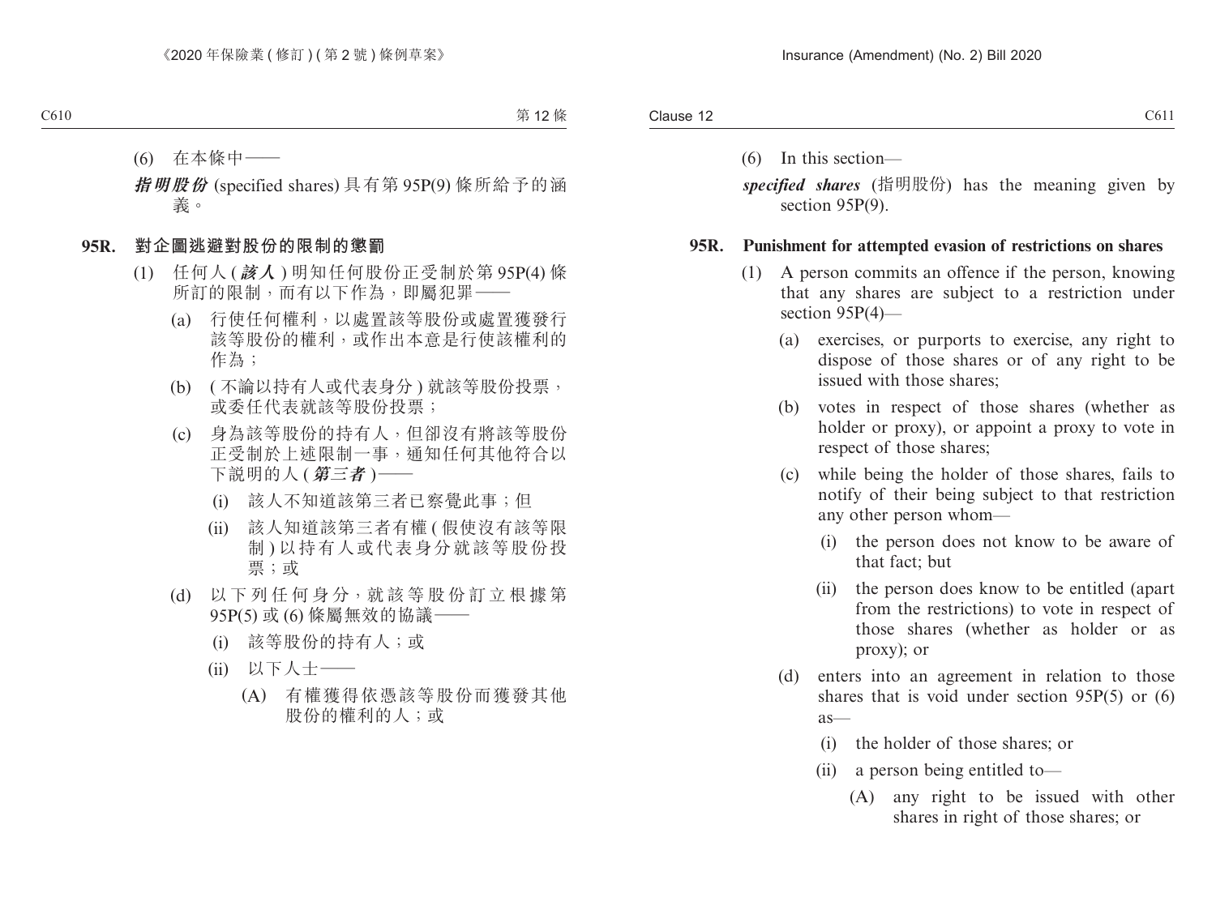(6) 在本條中——

***指明股份*** (specified shares) 具有第 95P(9) 條所給予的涵義。

### 95R. 對企圖逃避對股份的限制的懲罰

(1) 任何人 (***該人***) 明知任何股份正受制於第 95P(4) 條所訂的限制，而有以下作為，即屬犯罪——

(a) 行使任何權利，以處置該等股份或處置獲發行該等股份的權利，或作出本意是行使該權利的作為；

(b) (不論以持有人或代表身分) 就該等股份投票，或委任代表就該等股份投票；

(c) 身為該等股份的持有人，但卻沒有將該等股份正受制於上述限制一事，通知任何其他符合以下說明的人 (***第三者***)——

(i) 該人不知道該第三者已察覺此事；但

(ii) 該人知道該第三者有權 (假使沒有該等限制) 以持有人或代表身分就該等股份投票；或

(d) 以下列任何身分，就該等股份訂立根據第 95P(5) 或 (6) 條屬無效的協議——

(i) 該等股份的持有人；或

(ii) 以下人士——

(A) 有權獲得依憑該等股份而獲發其他股份的權利的人；或

(6) In this section—

***specified shares*** (指明股份) has the meaning given by section 95P(9).

### 95R. Punishment for attempted evasion of restrictions on shares

(1) A person commits an offence if the person, knowing that any shares are subject to a restriction under section 95P(4)—

(a) exercises, or purports to exercise, any right to dispose of those shares or of any right to be issued with those shares;

(b) votes in respect of those shares (whether as holder or proxy), or appoint a proxy to vote in respect of those shares;

(c) while being the holder of those shares, fails to notify of their being subject to that restriction any other person whom—

(i) the person does not know to be aware of that fact; but

(ii) the person does know to be entitled (apart from the restrictions) to vote in respect of those shares (whether as holder or as proxy); or

(d) enters into an agreement in relation to those shares that is void under section 95P(5) or (6) as—

(i) the holder of those shares; or

(ii) a person being entitled to—

(A) any right to be issued with other shares in right of those shares; or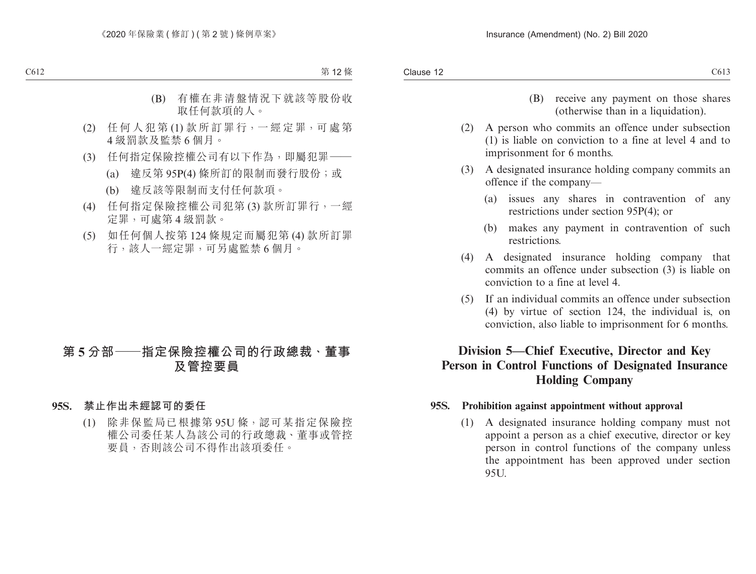(B) 有權在非清盤情況下就該等股份收取任何款項的人。

(2) 任何人犯第 (1) 款所訂罪行，一經定罪，可處第 4 級罰款及監禁 6 個月。

(3) 任何指定保險控權公司有以下作為，即屬犯罪——

(a) 違反第 95P(4) 條所訂的限制而發行股份；或

(b) 違反該等限制而支付任何款項。

(4) 任何指定保險控權公司犯第 (3) 款所訂罪行，一經定罪，可處第 4 級罰款。

(5) 如任何個人按第 124 條規定而屬犯第 (4) 款所訂罪行，該人一經定罪，可另處監禁 6 個月。

## 第 5 分部——指定保險控權公司的行政總裁、董事及管控要員

### 95S. 禁止作出未經認可的委任

(1) 除非保監局已根據第 95U 條，認可某指定保險控權公司委任某人為該公司的行政總裁、董事或管控要員，否則該公司不得作出該項委任。

(B) receive any payment on those shares (otherwise than in a liquidation).

(2) A person who commits an offence under subsection (1) is liable on conviction to a fine at level 4 and to imprisonment for 6 months.

(3) A designated insurance holding company commits an offence if the company—

(a) issues any shares in contravention of any restrictions under section 95P(4); or

(b) makes any payment in contravention of such restrictions.

(4) A designated insurance holding company that commits an offence under subsection (3) is liable on conviction to a fine at level 4.

(5) If an individual commits an offence under subsection (4) by virtue of section 124, the individual is, on conviction, also liable to imprisonment for 6 months.

## Division 5—Chief Executive, Director and Key Person in Control Functions of Designated Insurance Holding Company

### 95S. Prohibition against appointment without approval

(1) A designated insurance holding company must not appoint a person as a chief executive, director or key person in control functions of the company unless the appointment has been approved under section 95U.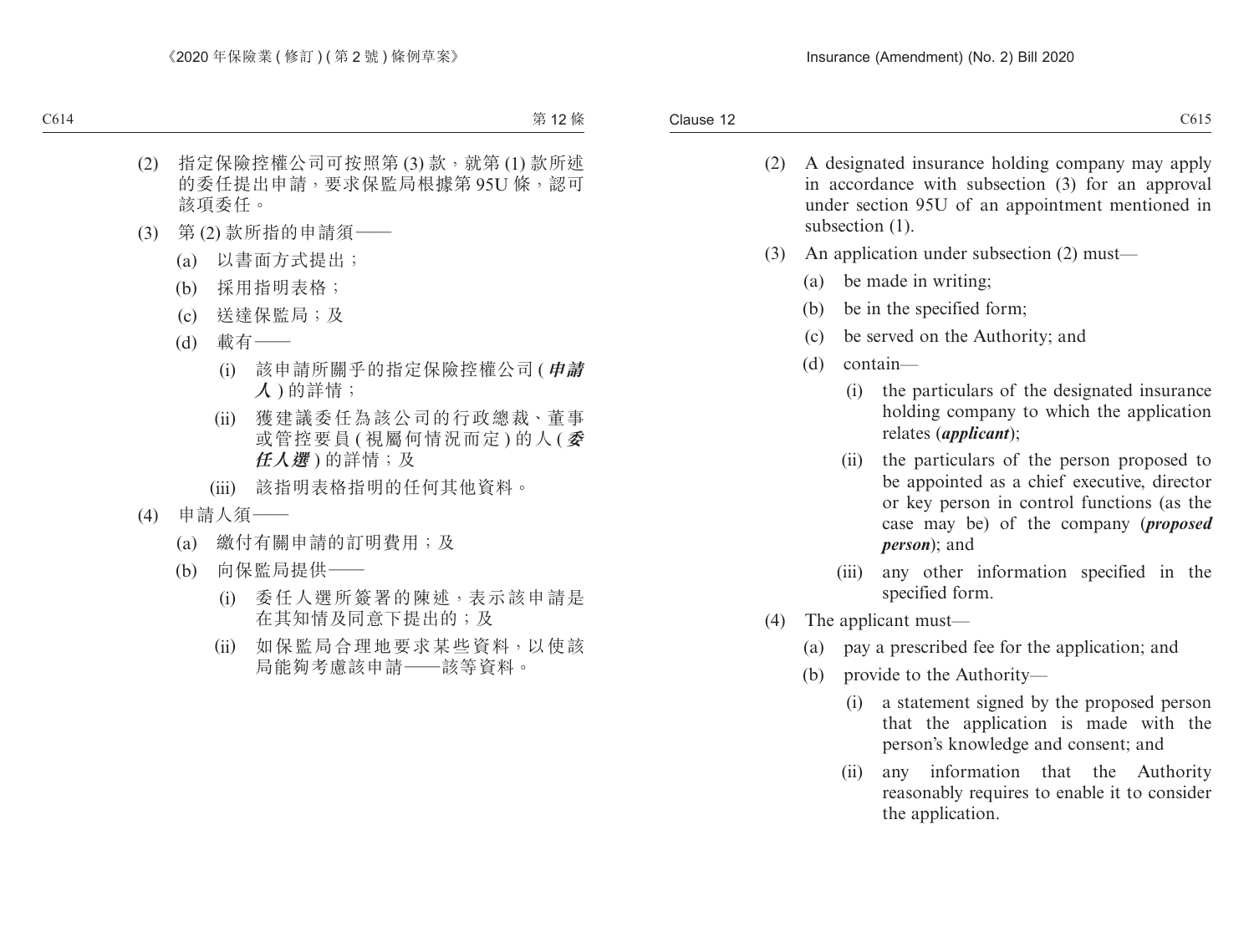(2) 指定保險控權公司可按照第 (3) 款，就第 (1) 款所述的委任提出申請，要求保監局根據第 95U 條，認可該項委任。

(3) 第 (2) 款所指的申請須——

(a) 以書面方式提出；

(b) 採用指明表格；

(c) 送達保監局；及

(d) 載有——

(i) 該申請所關乎的指定保險控權公司 (***申請人***) 的詳情；

(ii) 獲建議委任為該公司的行政總裁、董事或管控要員 (視屬何情況而定) 的人 (***委任人選***) 的詳情；及

(iii) 該指明表格指明的任何其他資料。

(4) 申請人須——

(a) 繳付有關申請的訂明費用；及

(b) 向保監局提供——

(i) 委任人選所簽署的陳述，表示該申請是在其知情及同意下提出的；及

(ii) 如保監局合理地要求某些資料，以使該局能夠考慮該申請——該等資料。

(2) A designated insurance holding company may apply in accordance with subsection (3) for an approval under section 95U of an appointment mentioned in subsection (1).

(3) An application under subsection (2) must—

(a) be made in writing;

(b) be in the specified form;

(c) be served on the Authority; and

(d) contain—

(i) the particulars of the designated insurance holding company to which the application relates (***applicant***);

(ii) the particulars of the person proposed to be appointed as a chief executive, director or key person in control functions (as the case may be) of the company (***proposed person***); and

(iii) any other information specified in the specified form.

(4) The applicant must—

(a) pay a prescribed fee for the application; and

(b) provide to the Authority—

(i) a statement signed by the proposed person that the application is made with the person's knowledge and consent; and

(ii) any information that the Authority reasonably requires to enable it to consider the application.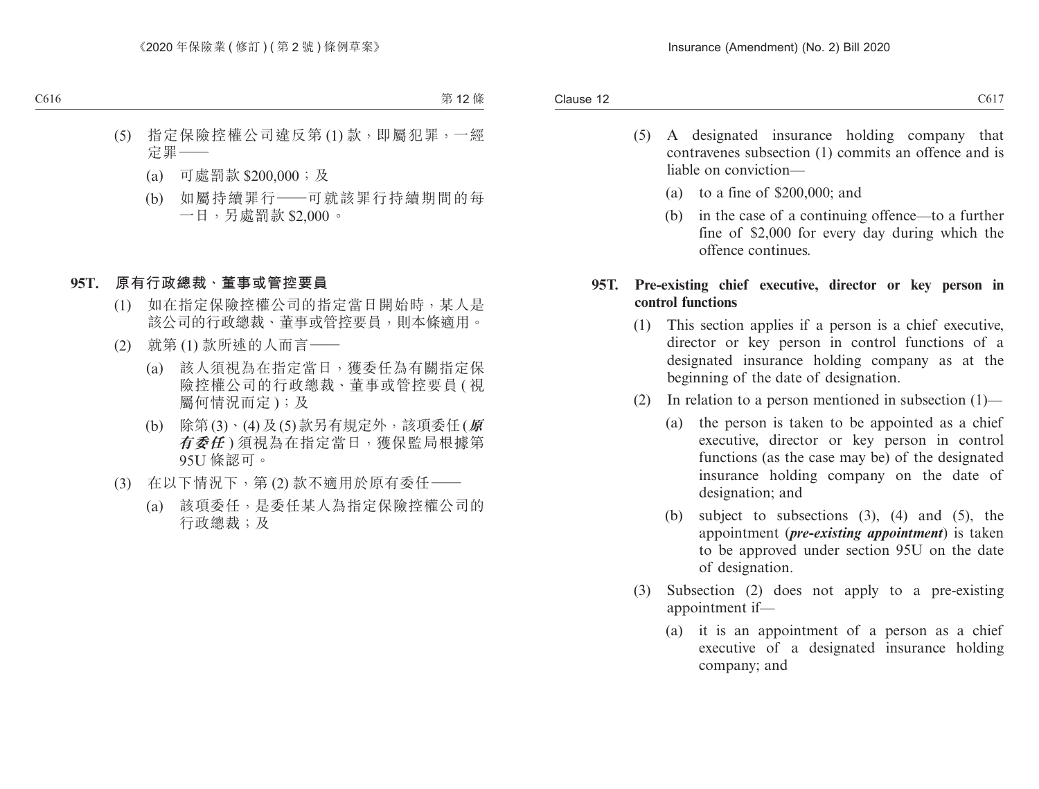(5) 指定保險控權公司違反第 (1) 款，即屬犯罪，一經定罪——

(a) 可處罰款 $200,000；及

(b) 如屬持續罪行——可就該罪行持續期間的每一日，另處罰款 $2,000。

**95T. 原有行政總裁、董事或管控要員**

(1) 如在指定保險控權公司的指定當日開始時，某人是該公司的行政總裁、董事或管控要員，則本條適用。

(2) 就第 (1) 款所述的人而言——

(a) 該人須視為在指定當日，獲委任為有關指定保險控權公司的行政總裁、董事或管控要員 (視屬何情況而定)；及

(b) 除第 (3)、(4) 及 (5) 款另有規定外，該項委任 (***原有委任***) 須視為在指定當日，獲保監局根據第 95U 條認可。

(3) 在以下情況下，第 (2) 款不適用於原有委任——

(a) 該項委任，是委任某人為指定保險控權公司的行政總裁；及

(5) A designated insurance holding company that contravenes subsection (1) commits an offence and is liable on conviction—

(a) to a fine of $200,000; and

(b) in the case of a continuing offence—to a further fine of $2,000 for every day during which the offence continues.

**95T. Pre-existing chief executive, director or key person in control functions**

(1) This section applies if a person is a chief executive, director or key person in control functions of a designated insurance holding company as at the beginning of the date of designation.

(2) In relation to a person mentioned in subsection (1)—

(a) the person is taken to be appointed as a chief executive, director or key person in control functions (as the case may be) of the designated insurance holding company on the date of designation; and

(b) subject to subsections (3), (4) and (5), the appointment (***pre-existing appointment***) is taken to be approved under section 95U on the date of designation.

(3) Subsection (2) does not apply to a pre-existing appointment if—

(a) it is an appointment of a person as a chief executive of a designated insurance holding company; and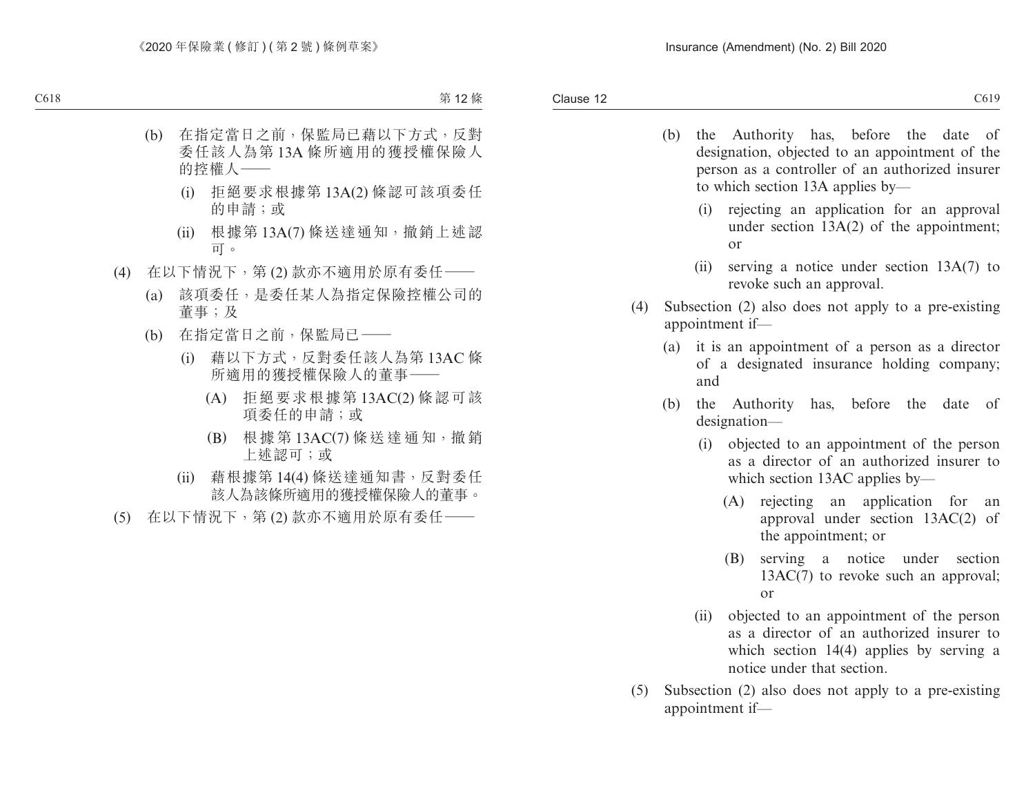(b) 在指定當日之前，保監局已藉以下方式，反對委任該人為第 13A 條所適用的獲授權保險人的控權人——

(i) 拒絕要求根據第 13A(2) 條認可該項委任的申請；或

(ii) 根據第 13A(7) 條送達通知，撤銷上述認可。

(4) 在以下情況下，第 (2) 款亦不適用於原有委任——

(a) 該項委任，是委任某人為指定保險控權公司的董事；及

(b) 在指定當日之前，保監局已——

(i) 藉以下方式，反對委任該人為第 13AC 條所適用的獲授權保險人的董事——

(A) 拒絕要求根據第 13AC(2) 條認可該項委任的申請；或

(B) 根據第 13AC(7) 條送達通知，撤銷上述認可；或

(ii) 藉根據第 14(4) 條送達通知書，反對委任該人為該條所適用的獲授權保險人的董事。

(5) 在以下情況下，第 (2) 款亦不適用於原有委任——

(b) the Authority has, before the date of designation, objected to an appointment of the person as a controller of an authorized insurer to which section 13A applies by—

(i) rejecting an application for an approval under section 13A(2) of the appointment; or

(ii) serving a notice under section 13A(7) to revoke such an approval.

(4) Subsection (2) also does not apply to a pre-existing appointment if—

(a) it is an appointment of a person as a director of a designated insurance holding company; and

(b) the Authority has, before the date of designation—

(i) objected to an appointment of the person as a director of an authorized insurer to which section 13AC applies by—

(A) rejecting an application for an approval under section 13AC(2) of the appointment; or

(B) serving a notice under section 13AC(7) to revoke such an approval; or

(ii) objected to an appointment of the person as a director of an authorized insurer to which section 14(4) applies by serving a notice under that section.

(5) Subsection (2) also does not apply to a pre-existing appointment if—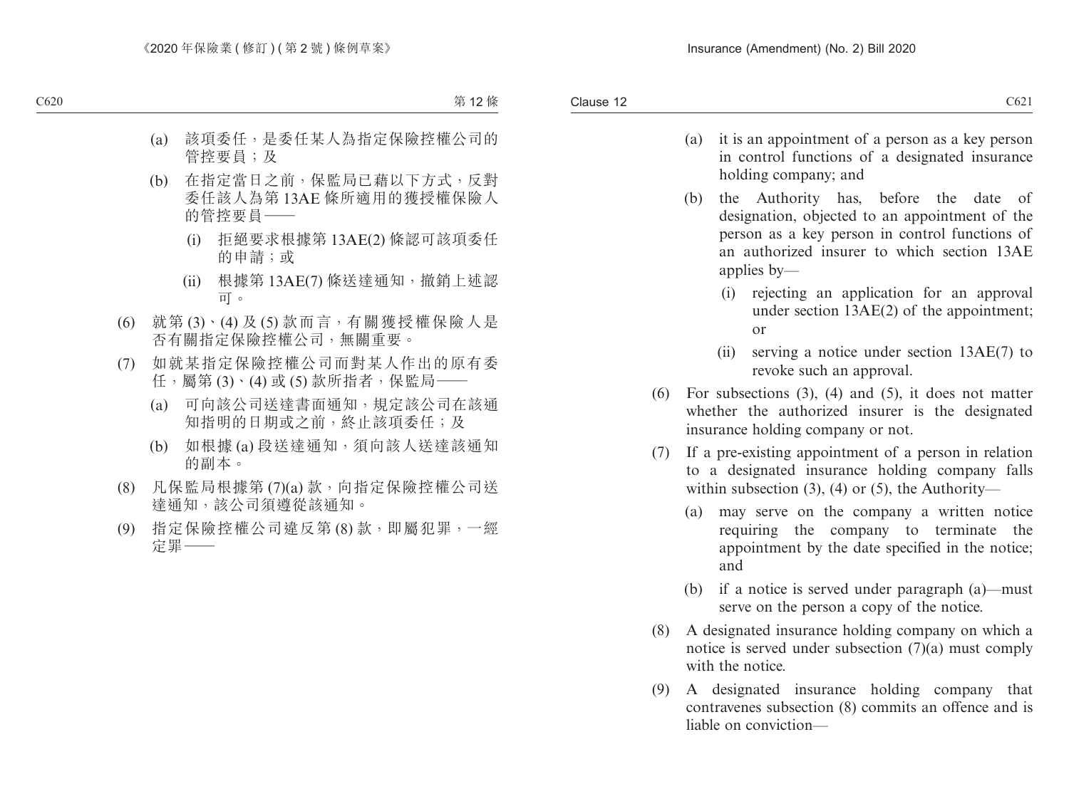(a) 該項委任，是委任某人為指定保險控權公司的管控要員；及

(b) 在指定當日之前，保監局已藉以下方式，反對委任該人為第 13AE 條所適用的獲授權保險人的管控要員——

(i) 拒絕要求根據第 13AE(2) 條認可該項委任的申請；或

(ii) 根據第 13AE(7) 條送達通知，撤銷上述認可。

(6) 就第 (3)、(4) 及 (5) 款而言，有關獲授權保險人是否有關指定保險控權公司，無關重要。

(7) 如就某指定保險控權公司而對某人作出的原有委任，屬第 (3)、(4) 或 (5) 款所指者，保監局——

(a) 可向該公司送達書面通知，規定該公司在該通知指明的日期或之前，終止該項委任；及

(b) 如根據 (a) 段送達通知，須向該人送達該通知的副本。

(8) 凡保監局根據第 (7)(a) 款，向指定保險控權公司送達通知，該公司須遵從該通知。

(9) 指定保險控權公司違反第 (8) 款，即屬犯罪，一經定罪——

(a) it is an appointment of a person as a key person in control functions of a designated insurance holding company; and

(b) the Authority has, before the date of designation, objected to an appointment of the person as a key person in control functions of an authorized insurer to which section 13AE applies by—

(i) rejecting an application for an approval under section 13AE(2) of the appointment; or

(ii) serving a notice under section 13AE(7) to revoke such an approval.

(6) For subsections (3), (4) and (5), it does not matter whether the authorized insurer is the designated insurance holding company or not.

(7) If a pre-existing appointment of a person in relation to a designated insurance holding company falls within subsection (3), (4) or (5), the Authority—

(a) may serve on the company a written notice requiring the company to terminate the appointment by the date specified in the notice; and

(b) if a notice is served under paragraph (a)—must serve on the person a copy of the notice.

(8) A designated insurance holding company on which a notice is served under subsection (7)(a) must comply with the notice.

(9) A designated insurance holding company that contravenes subsection (8) commits an offence and is liable on conviction—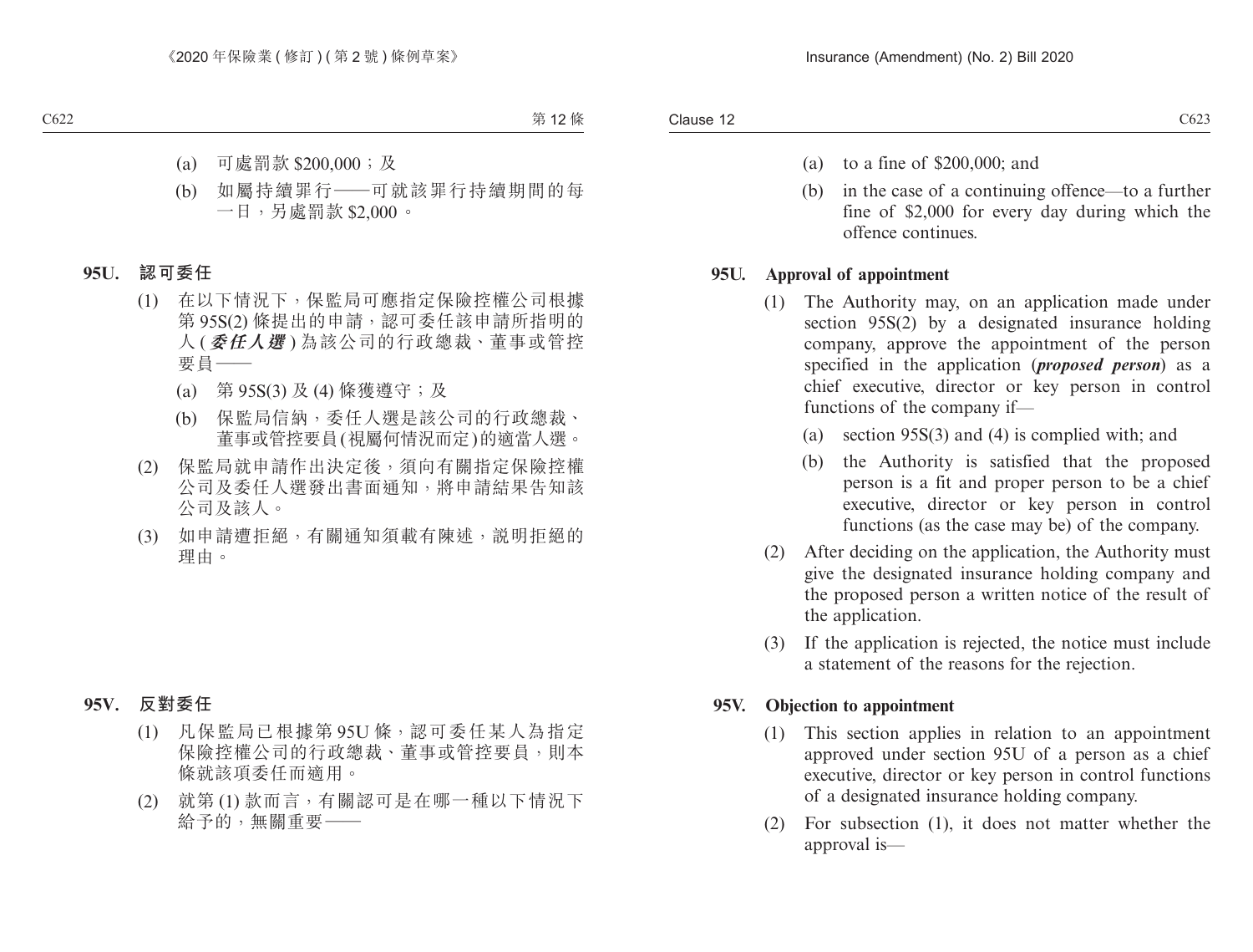(a) 可處罰款 $200,000；及

(b) 如屬持續罪行——可就該罪行持續期間的每一日，另處罰款 $2,000。

### 95U. 認可委任

(1) 在以下情況下，保監局可應指定保險控權公司根據第 95S(2) 條提出的申請，認可委任該申請所指明的人 (***委任人選***) 為該公司的行政總裁、董事或管控要員——

(a) 第 95S(3) 及 (4) 條獲遵守；及

(b) 保監局信納，委任人選是該公司的行政總裁、董事或管控要員 (視屬何情況而定) 的適當人選。

(2) 保監局就申請作出決定後，須向有關指定保險控權公司及委任人選發出書面通知，將申請結果告知該公司及該人。

(3) 如申請遭拒絕，有關通知須載有陳述，說明拒絕的理由。

### 95V. 反對委任

(1) 凡保監局已根據第 95U 條，認可委任某人為指定保險控權公司的行政總裁、董事或管控要員，則本條就該項委任而適用。

(2) 就第 (1) 款而言，有關認可是在哪一種以下情況下給予的，無關重要——

(a) to a fine of $200,000; and

(b) in the case of a continuing offence—to a further fine of $2,000 for every day during which the offence continues.

### 95U. Approval of appointment

(1) The Authority may, on an application made under section 95S(2) by a designated insurance holding company, approve the appointment of the person specified in the application (***proposed person***) as a chief executive, director or key person in control functions of the company if—

(a) section 95S(3) and (4) is complied with; and

(b) the Authority is satisfied that the proposed person is a fit and proper person to be a chief executive, director or key person in control functions (as the case may be) of the company.

(2) After deciding on the application, the Authority must give the designated insurance holding company and the proposed person a written notice of the result of the application.

(3) If the application is rejected, the notice must include a statement of the reasons for the rejection.

### 95V. Objection to appointment

(1) This section applies in relation to an appointment approved under section 95U of a person as a chief executive, director or key person in control functions of a designated insurance holding company.

(2) For subsection (1), it does not matter whether the approval is—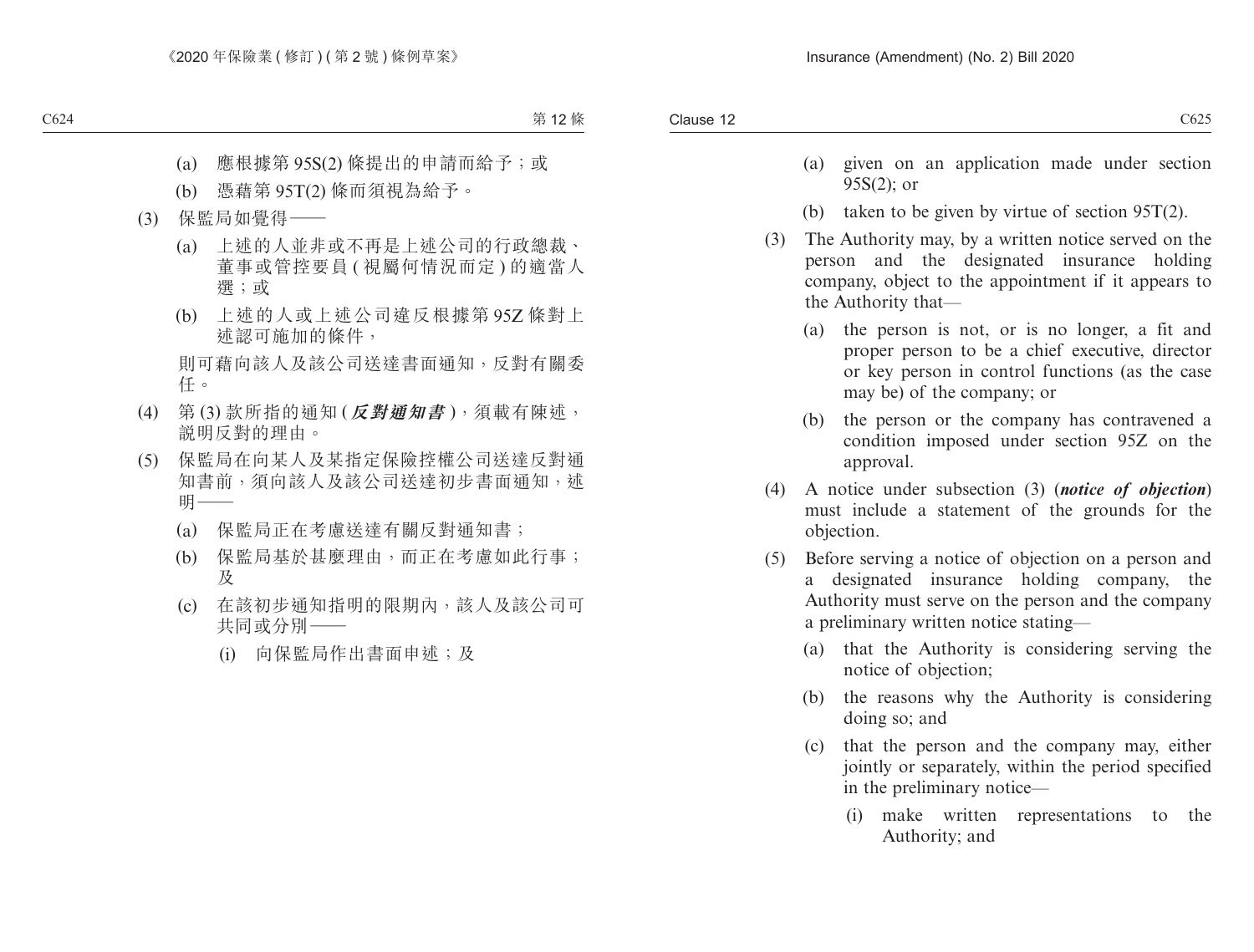(a) 應根據第 95S(2) 條提出的申請而給予；或

(b) 憑藉第 95T(2) 條而須視為給予。

(3) 保監局如覺得——

(a) 上述的人並非或不再是上述公司的行政總裁、董事或管控要員 ( 視屬何情況而定 ) 的適當人選；或

(b) 上述的人或上述公司違反根據第 95Z 條對上述認可施加的條件，

則可藉向該人及該公司送達書面通知，反對有關委任。

(4) 第 (3) 款所指的通知 (***反對通知書***)，須載有陳述，說明反對的理由。

(5) 保監局在向某人及某指定保險控權公司送達反對通知書前，須向該人及該公司送達初步書面通知，述明——

(a) 保監局正在考慮送達有關反對通知書；

(b) 保監局基於甚麼理由，而正在考慮如此行事；及

(c) 在該初步通知指明的限期內，該人及該公司可共同或分別——

(i) 向保監局作出書面申述；及

(a) given on an application made under section 95S(2); or

(b) taken to be given by virtue of section 95T(2).

(3) The Authority may, by a written notice served on the person and the designated insurance holding company, object to the appointment if it appears to the Authority that—

(a) the person is not, or is no longer, a fit and proper person to be a chief executive, director or key person in control functions (as the case may be) of the company; or

(b) the person or the company has contravened a condition imposed under section 95Z on the approval.

(4) A notice under subsection (3) (***notice of objection***) must include a statement of the grounds for the objection.

(5) Before serving a notice of objection on a person and a designated insurance holding company, the Authority must serve on the person and the company a preliminary written notice stating—

(a) that the Authority is considering serving the notice of objection;

(b) the reasons why the Authority is considering doing so; and

(c) that the person and the company may, either jointly or separately, within the period specified in the preliminary notice—

(i) make written representations to the Authority; and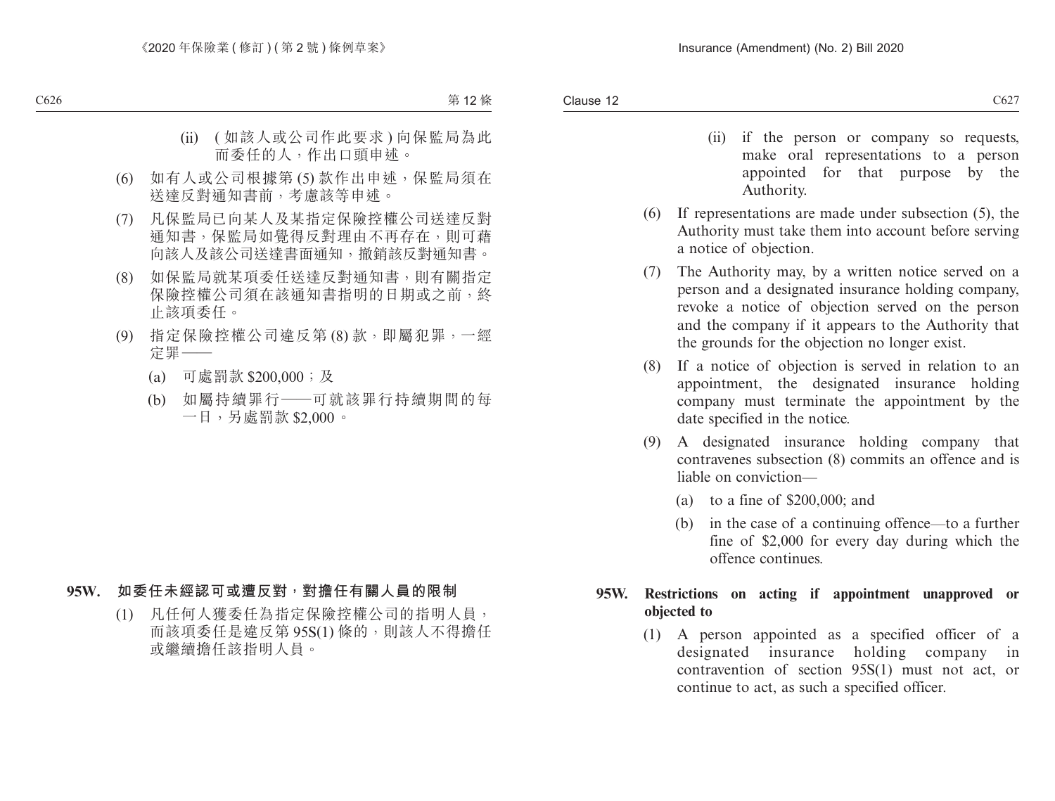(ii) ( 如該人或公司作此要求 ) 向保監局為此而委任的人，作出口頭申述。

(6) 如有人或公司根據第 (5) 款作出申述，保監局須在送達反對通知書前，考慮該等申述。

(7) 凡保監局已向某人及某指定保險控權公司送達反對通知書，保監局如覺得反對理由不再存在，則可藉向該人及該公司送達書面通知，撤銷該反對通知書。

(8) 如保監局就某項委任送達反對通知書，則有關指定保險控權公司須在該通知書指明的日期或之前，終止該項委任。

(9) 指定保險控權公司違反第 (8) 款，即屬犯罪，一經定罪——

(a) 可處罰款 $200,000；及

(b) 如屬持續罪行——可就該罪行持續期間的每一日，另處罰款 $2,000。

**95W. 如委任未經認可或遭反對，對擔任有關人員的限制**

(1) 凡任何人獲委任為指定保險控權公司的指明人員，而該項委任是違反第 95S(1) 條的，則該人不得擔任或繼續擔任該指明人員。

(ii) if the person or company so requests, make oral representations to a person appointed for that purpose by the Authority.

(6) If representations are made under subsection (5), the Authority must take them into account before serving a notice of objection.

(7) The Authority may, by a written notice served on a person and a designated insurance holding company, revoke a notice of objection served on the person and the company if it appears to the Authority that the grounds for the objection no longer exist.

(8) If a notice of objection is served in relation to an appointment, the designated insurance holding company must terminate the appointment by the date specified in the notice.

(9) A designated insurance holding company that contravenes subsection (8) commits an offence and is liable on conviction—

(a) to a fine of $200,000; and

(b) in the case of a continuing offence—to a further fine of $2,000 for every day during which the offence continues.

**95W. Restrictions on acting if appointment unapproved or objected to**

(1) A person appointed as a specified officer of a designated insurance holding company in contravention of section 95S(1) must not act, or continue to act, as such a specified officer.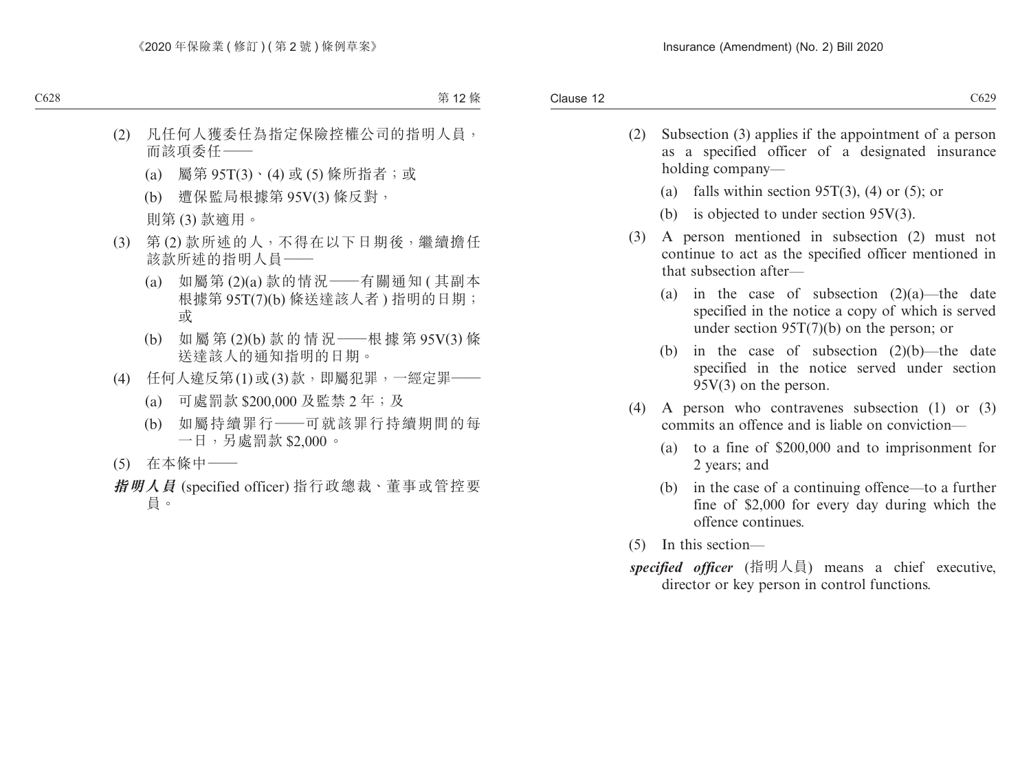(2) 凡任何人獲委任為指定保險控權公司的指明人員，而該項委任——

(a) 屬第 95T(3)、(4) 或 (5) 條所指者；或

(b) 遭保監局根據第 95V(3) 條反對，

則第 (3) 款適用。

(3) 第 (2) 款所述的人，不得在以下日期後，繼續擔任該款所述的指明人員——

(a) 如屬第 (2)(a) 款的情況——有關通知 (其副本根據第 95T(7)(b) 條送達該人者) 指明的日期；或

(b) 如屬第 (2)(b) 款的情況——根據第 95V(3) 條送達該人的通知指明的日期。

(4) 任何人違反第 (1) 或 (3) 款，即屬犯罪，一經定罪——

(a) 可處罰款 $200,000 及監禁 2 年；及

(b) 如屬持續罪行——可就該罪行持續期間的每一日，另處罰款 $2,000。

(5) 在本條中——

***指明人員*** (specified officer) 指行政總裁、董事或管控要員。

(2) Subsection (3) applies if the appointment of a person as a specified officer of a designated insurance holding company—

(a) falls within section 95T(3), (4) or (5); or

(b) is objected to under section 95V(3).

(3) A person mentioned in subsection (2) must not continue to act as the specified officer mentioned in that subsection after—

(a) in the case of subsection (2)(a)—the date specified in the notice a copy of which is served under section 95T(7)(b) on the person; or

(b) in the case of subsection (2)(b)—the date specified in the notice served under section 95V(3) on the person.

(4) A person who contravenes subsection (1) or (3) commits an offence and is liable on conviction—

(a) to a fine of $200,000 and to imprisonment for 2 years; and

(b) in the case of a continuing offence—to a further fine of $2,000 for every day during which the offence continues.

(5) In this section—

***specified officer*** (指明人員) means a chief executive, director or key person in control functions.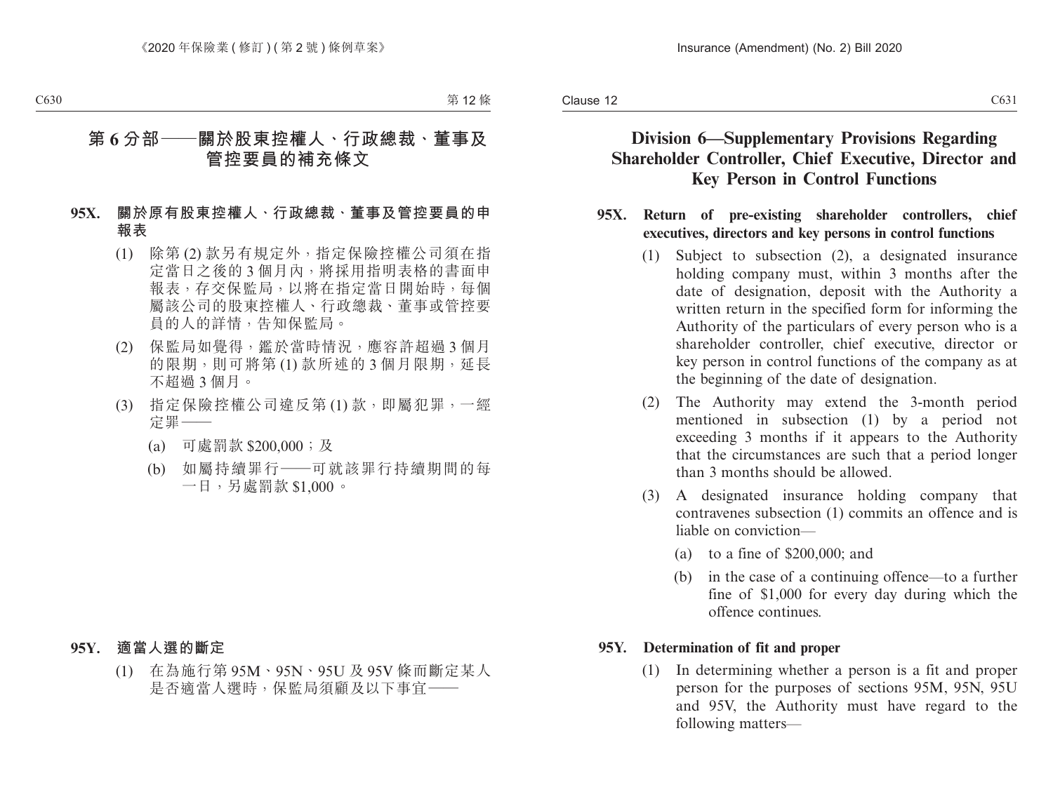# 第 6 分部——關於股東控權人、行政總裁、董事及管控要員的補充條文

## 95X. 關於原有股東控權人、行政總裁、董事及管控要員的申報表

(1) 除第 (2) 款另有規定外，指定保險控權公司須在指定當日之後的 3 個月內，將採用指明表格的書面申報表，存交保監局，以將在指定當日開始時，每個屬該公司的股東控權人、行政總裁、董事或管控要員的人的詳情，告知保監局。

(2) 保監局如覺得，鑑於當時情況，應容許超過 3 個月的限期，則可將第 (1) 款所述的 3 個月限期，延長不超過 3 個月。

(3) 指定保險控權公司違反第 (1) 款，即屬犯罪，一經定罪——

(a) 可處罰款 $200,000；及

(b) 如屬持續罪行——可就該罪行持續期間的每一日，另處罰款 $1,000。

## 95Y. 適當人選的斷定

(1) 在為施行第 95M、95N、95U 及 95V 條而斷定某人是否適當人選時，保監局須顧及以下事宜——

# Division 6—Supplementary Provisions Regarding Shareholder Controller, Chief Executive, Director and Key Person in Control Functions

## 95X. Return of pre-existing shareholder controllers, chief executives, directors and key persons in control functions

(1) Subject to subsection (2), a designated insurance holding company must, within 3 months after the date of designation, deposit with the Authority a written return in the specified form for informing the Authority of the particulars of every person who is a shareholder controller, chief executive, director or key person in control functions of the company as at the beginning of the date of designation.

(2) The Authority may extend the 3-month period mentioned in subsection (1) by a period not exceeding 3 months if it appears to the Authority that the circumstances are such that a period longer than 3 months should be allowed.

(3) A designated insurance holding company that contravenes subsection (1) commits an offence and is liable on conviction—

(a) to a fine of $200,000; and

(b) in the case of a continuing offence—to a further fine of $1,000 for every day during which the offence continues.

## 95Y. Determination of fit and proper

(1) In determining whether a person is a fit and proper person for the purposes of sections 95M, 95N, 95U and 95V, the Authority must have regard to the following matters—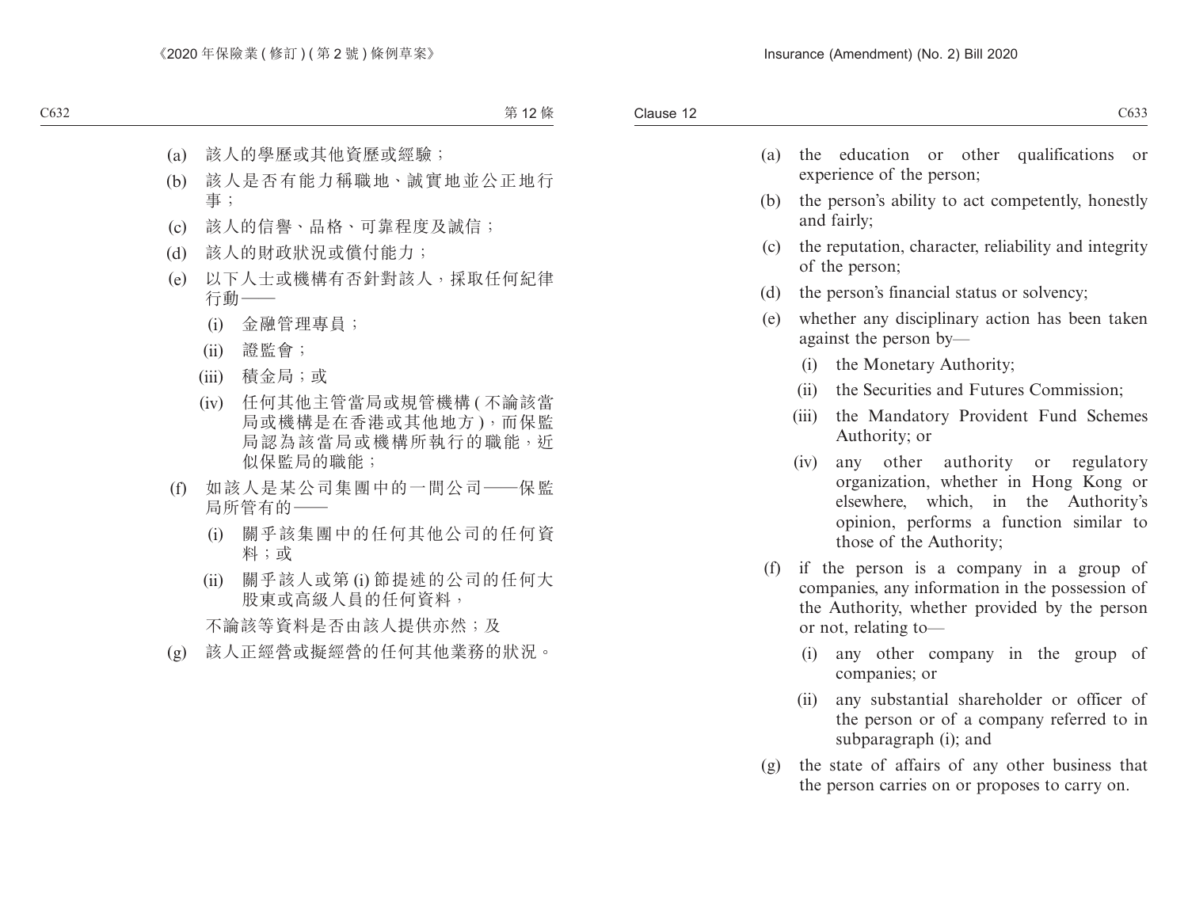(a) 該人的學歷或其他資歷或經驗；

(b) 該人是否有能力稱職地、誠實地並公正地行事；

(c) 該人的信譽、品格、可靠程度及誠信；

(d) 該人的財政狀況或償付能力；

(e) 以下人士或機構有否針對該人，採取任何紀律行動——

  (i) 金融管理專員；

  (ii) 證監會；

  (iii) 積金局；或

  (iv) 任何其他主管當局或規管機構 (不論該當局或機構是在香港或其他地方)，而保監局認為該當局或機構所執行的職能，近似保監局的職能；

(f) 如該人是某公司集團中的一間公司——保監局所管有的——

  (i) 關乎該集團中的任何其他公司的任何資料；或

  (ii) 關乎該人或第 (i) 節提述的公司的任何大股東或高級人員的任何資料，

  不論該等資料是否由該人提供亦然；及

(g) 該人正經營或擬經營的任何其他業務的狀況。

(a) the education or other qualifications or experience of the person;

(b) the person's ability to act competently, honestly and fairly;

(c) the reputation, character, reliability and integrity of the person;

(d) the person's financial status or solvency;

(e) whether any disciplinary action has been taken against the person by—

  (i) the Monetary Authority;

  (ii) the Securities and Futures Commission;

  (iii) the Mandatory Provident Fund Schemes Authority; or

  (iv) any other authority or regulatory organization, whether in Hong Kong or elsewhere, which, in the Authority's opinion, performs a function similar to those of the Authority;

(f) if the person is a company in a group of companies, any information in the possession of the Authority, whether provided by the person or not, relating to—

  (i) any other company in the group of companies; or

  (ii) any substantial shareholder or officer of the person or of a company referred to in subparagraph (i); and

(g) the state of affairs of any other business that the person carries on or proposes to carry on.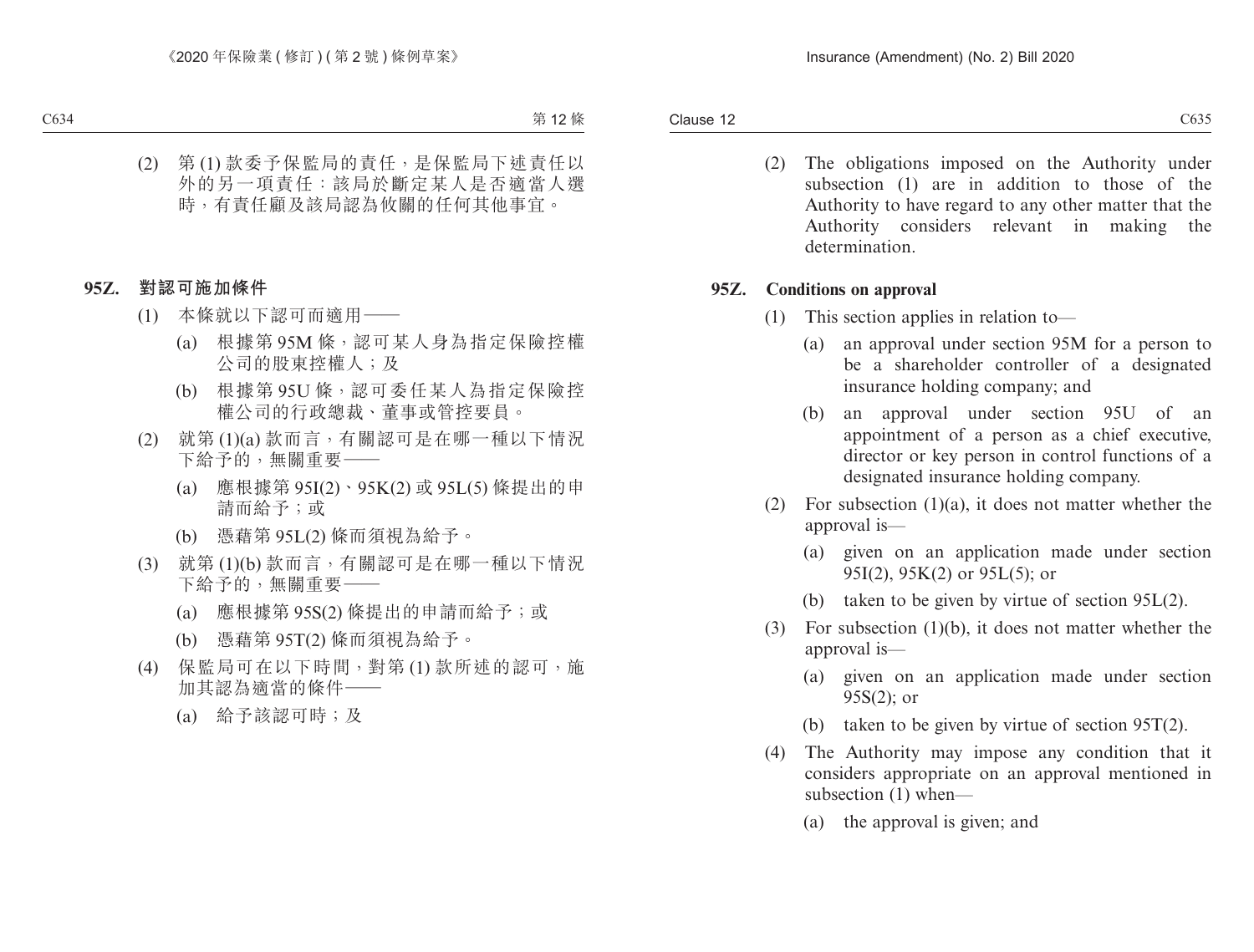(2) 第 (1) 款委予保監局的責任，是保監局下述責任以外的另一項責任：該局於斷定某人是否適當人選時，有責任顧及該局認為攸關的任何其他事宜。

**95Z. 對認可施加條件**

(1) 本條就以下認可而適用——

(a) 根據第 95M 條，認可某人身為指定保險控權公司的股東控權人；及

(b) 根據第 95U 條，認可委任某人為指定保險控權公司的行政總裁、董事或管控要員。

(2) 就第 (1)(a) 款而言，有關認可是在哪一種以下情況下給予的，無關重要——

(a) 應根據第 95I(2)、95K(2) 或 95L(5) 條提出的申請而給予；或

(b) 憑藉第 95L(2) 條而須視為給予。

(3) 就第 (1)(b) 款而言，有關認可是在哪一種以下情況下給予的，無關重要——

(a) 應根據第 95S(2) 條提出的申請而給予；或

(b) 憑藉第 95T(2) 條而須視為給予。

(4) 保監局可在以下時間，對第 (1) 款所述的認可，施加其認為適當的條件——

(a) 給予該認可時；及

(2) The obligations imposed on the Authority under subsection (1) are in addition to those of the Authority to have regard to any other matter that the Authority considers relevant in making the determination.

**95Z. Conditions on approval**

(1) This section applies in relation to—

(a) an approval under section 95M for a person to be a shareholder controller of a designated insurance holding company; and

(b) an approval under section 95U of an appointment of a person as a chief executive, director or key person in control functions of a designated insurance holding company.

(2) For subsection (1)(a), it does not matter whether the approval is—

(a) given on an application made under section 95I(2), 95K(2) or 95L(5); or

(b) taken to be given by virtue of section 95L(2).

(3) For subsection (1)(b), it does not matter whether the approval is—

(a) given on an application made under section 95S(2); or

(b) taken to be given by virtue of section 95T(2).

(4) The Authority may impose any condition that it considers appropriate on an approval mentioned in subsection (1) when—

(a) the approval is given; and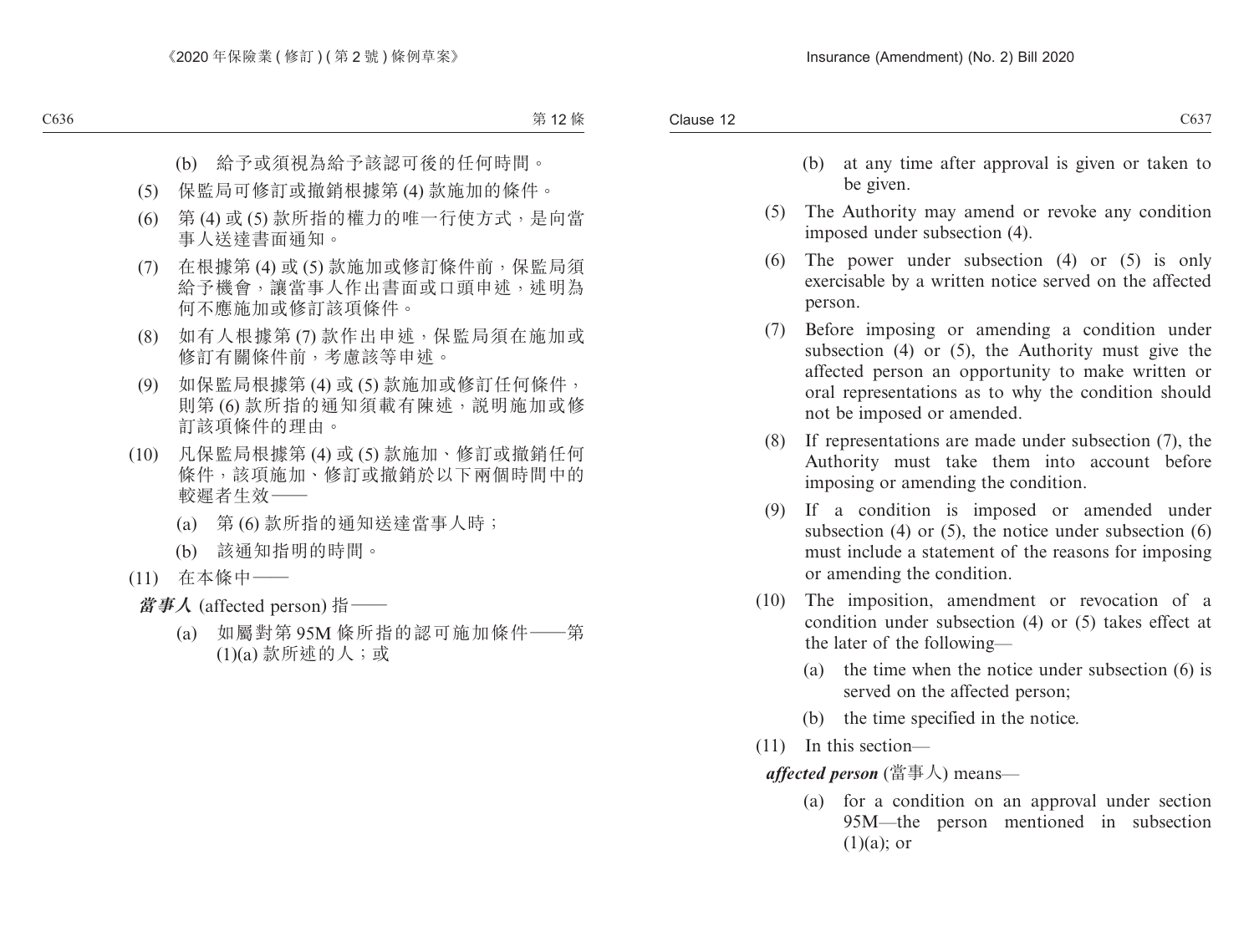(b) 給予或須視為給予該認可後的任何時間。

(5) 保監局可修訂或撤銷根據第 (4) 款施加的條件。

(6) 第 (4) 或 (5) 款所指的權力的唯一行使方式，是向當事人送達書面通知。

(7) 在根據第 (4) 或 (5) 款施加或修訂條件前，保監局須給予機會，讓當事人作出書面或口頭申述，述明為何不應施加或修訂該項條件。

(8) 如有人根據第 (7) 款作出申述，保監局須在施加或修訂有關條件前，考慮該等申述。

(9) 如保監局根據第 (4) 或 (5) 款施加或修訂任何條件，則第 (6) 款所指的通知須載有陳述，說明施加或修訂該項條件的理由。

(10) 凡保監局根據第 (4) 或 (5) 款施加、修訂或撤銷任何條件，該項施加、修訂或撤銷於以下兩個時間中的較遲者生效——

(a) 第 (6) 款所指的通知送達當事人時；

(b) 該通知指明的時間。

(11) 在本條中——

***當事人*** (affected person) 指——

(a) 如屬對第 95M 條所指的認可施加條件——第 (1)(a) 款所述的人；或

---

(b) at any time after approval is given or taken to be given.

(5) The Authority may amend or revoke any condition imposed under subsection (4).

(6) The power under subsection (4) or (5) is only exercisable by a written notice served on the affected person.

(7) Before imposing or amending a condition under subsection (4) or (5), the Authority must give the affected person an opportunity to make written or oral representations as to why the condition should not be imposed or amended.

(8) If representations are made under subsection (7), the Authority must take them into account before imposing or amending the condition.

(9) If a condition is imposed or amended under subsection (4) or (5), the notice under subsection (6) must include a statement of the reasons for imposing or amending the condition.

(10) The imposition, amendment or revocation of a condition under subsection (4) or (5) takes effect at the later of the following—

(a) the time when the notice under subsection (6) is served on the affected person;

(b) the time specified in the notice.

(11) In this section—

***affected person*** (當事人) means—

(a) for a condition on an approval under section 95M—the person mentioned in subsection (1)(a); or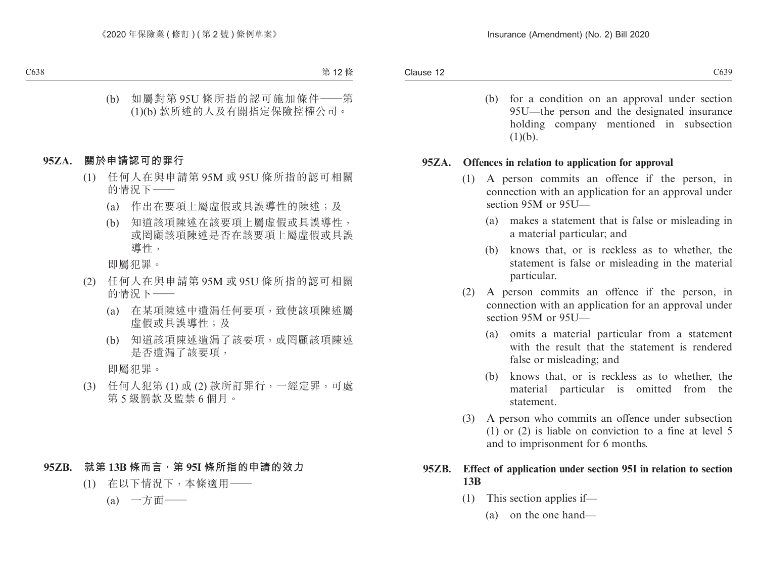(b) 如屬對第 95U 條所指的認可施加條件——第 (1)(b) 款所述的人及有關指定保險控權公司。

**95ZA. 關於申請認可的罪行**

(1) 任何人在與申請第 95M 或 95U 條所指的認可相關的情況下——

(a) 作出在要項上屬虛假或具誤導性的陳述；及

(b) 知道該項陳述在該要項上屬虛假或具誤導性，或罔顧該項陳述是否在該要項上屬虛假或具誤導性，

即屬犯罪。

(2) 任何人在與申請第 95M 或 95U 條所指的認可相關的情況下——

(a) 在某項陳述中遺漏任何要項，致使該項陳述屬虛假或具誤導性；及

(b) 知道該項陳述遺漏了該要項，或罔顧該項陳述是否遺漏了該要項，

即屬犯罪。

(3) 任何人犯第 (1) 或 (2) 款所訂罪行，一經定罪，可處第 5 級罰款及監禁 6 個月。

**95ZB. 就第 13B 條而言，第 95I 條所指的申請的效力**

(1) 在以下情況下，本條適用——

(a) 一方面——

(b) for a condition on an approval under section 95U—the person and the designated insurance holding company mentioned in subsection (1)(b).

**95ZA. Offences in relation to application for approval**

(1) A person commits an offence if the person, in connection with an application for an approval under section 95M or 95U—

(a) makes a statement that is false or misleading in a material particular; and

(b) knows that, or is reckless as to whether, the statement is false or misleading in the material particular.

(2) A person commits an offence if the person, in connection with an application for an approval under section 95M or 95U—

(a) omits a material particular from a statement with the result that the statement is rendered false or misleading; and

(b) knows that, or is reckless as to whether, the material particular is omitted from the statement.

(3) A person who commits an offence under subsection (1) or (2) is liable on conviction to a fine at level 5 and to imprisonment for 6 months.

**95ZB. Effect of application under section 95I in relation to section 13B**

(1) This section applies if—

(a) on the one hand—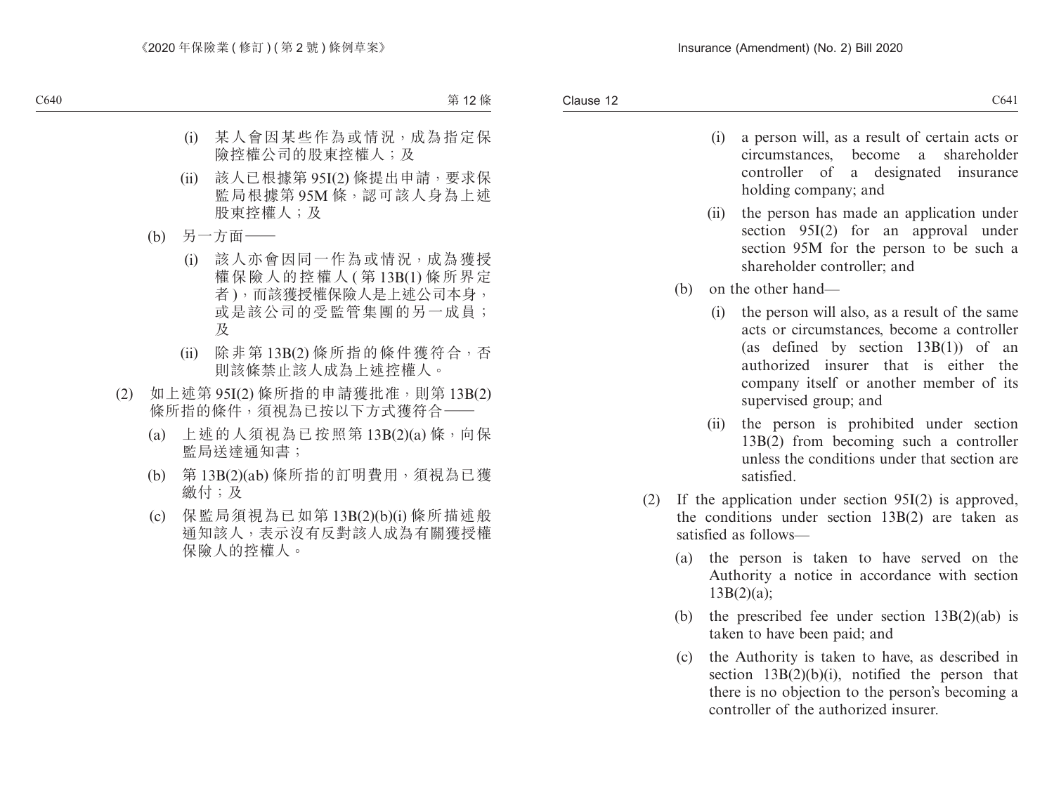(i) 某人會因某些作為或情況，成為指定保險控權公司的股東控權人；及

(ii) 該人已根據第 95I(2) 條提出申請，要求保監局根據第 95M 條，認可該人身為上述股東控權人；及

(b) 另一方面——

(i) 該人亦會因同一作為或情況，成為獲授權保險人的控權人 (第 13B(1) 條所界定者)，而該獲授權保險人是上述公司本身，或是該公司的受監管集團的另一成員；及

(ii) 除非第 13B(2) 條所指的條件獲符合，否則該條禁止該人成為上述控權人。

(2) 如上述第 95I(2) 條所指的申請獲批准，則第 13B(2) 條所指的條件，須視為已按以下方式獲符合——

(a) 上述的人須視為已按照第 13B(2)(a) 條，向保監局送達通知書；

(b) 第 13B(2)(ab) 條所指的訂明費用，須視為已獲繳付；及

(c) 保監局須視為已如第 13B(2)(b)(i) 條所描述般通知該人，表示沒有反對該人成為有關獲授權保險人的控權人。

(i) a person will, as a result of certain acts or circumstances, become a shareholder controller of a designated insurance holding company; and

(ii) the person has made an application under section 95I(2) for an approval under section 95M for the person to be such a shareholder controller; and

(b) on the other hand—

(i) the person will also, as a result of the same acts or circumstances, become a controller (as defined by section 13B(1)) of an authorized insurer that is either the company itself or another member of its supervised group; and

(ii) the person is prohibited under section 13B(2) from becoming such a controller unless the conditions under that section are satisfied.

(2) If the application under section 95I(2) is approved, the conditions under section 13B(2) are taken as satisfied as follows—

(a) the person is taken to have served on the Authority a notice in accordance with section 13B(2)(a);

(b) the prescribed fee under section 13B(2)(ab) is taken to have been paid; and

(c) the Authority is taken to have, as described in section 13B(2)(b)(i), notified the person that there is no objection to the person's becoming a controller of the authorized insurer.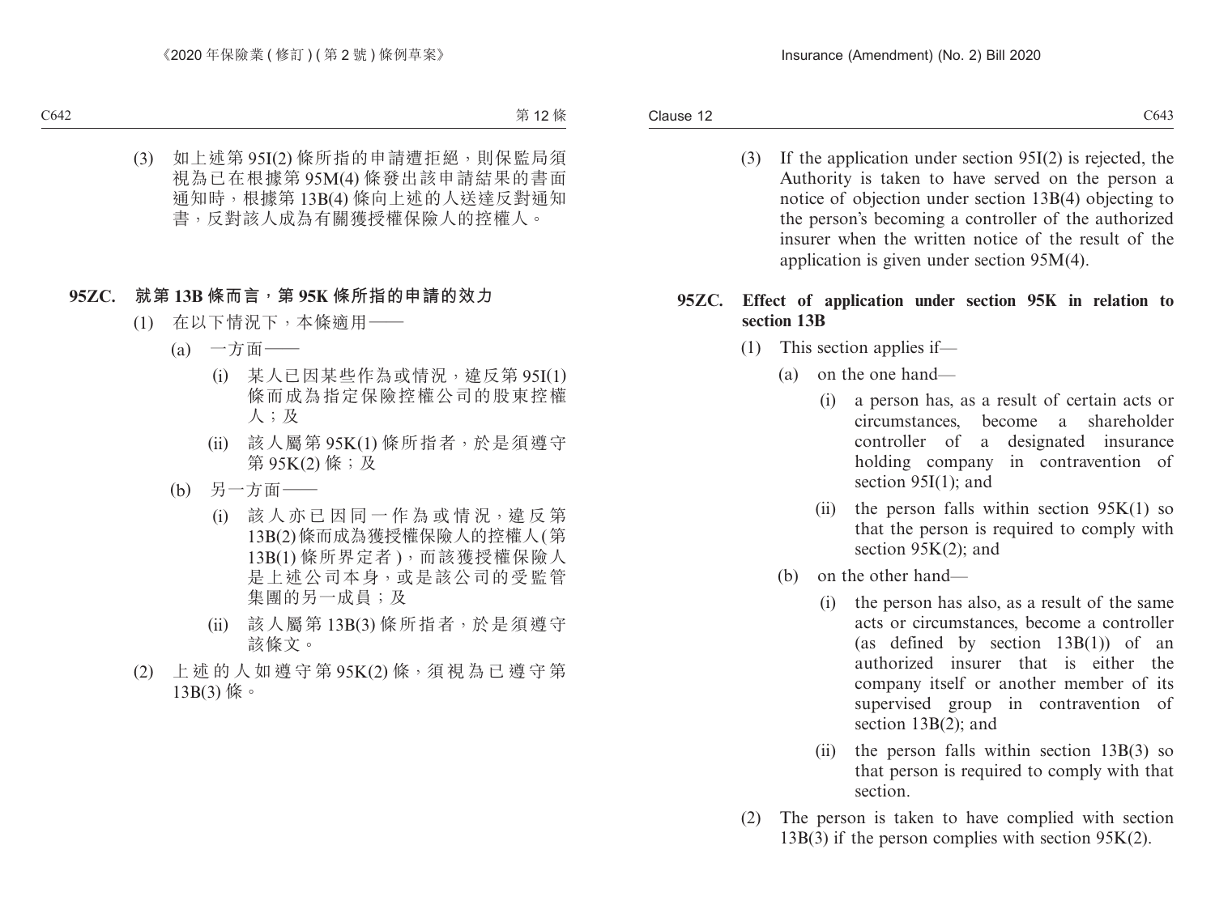(3) 如上述第 95I(2) 條所指的申請遭拒絕，則保監局須視為已在根據第 95M(4) 條發出該申請結果的書面通知時，根據第 13B(4) 條向上述的人送達反對通知書，反對該人成為有關獲授權保險人的控權人。

**95ZC. 就第 13B 條而言，第 95K 條所指的申請的效力**

(1) 在以下情況下，本條適用——

(a) 一方面——

(i) 某人已因某些作為或情況，違反第 95I(1) 條而成為指定保險控權公司的股東控權人；及

(ii) 該人屬第 95K(1) 條所指者，於是須遵守第 95K(2) 條；及

(b) 另一方面——

(i) 該人亦已因同一作為或情況，違反第 13B(2) 條而成為獲授權保險人的控權人 (第 13B(1) 條所界定者)，而該獲授權保險人是上述公司本身，或是該公司的受監管集團的另一成員；及

(ii) 該人屬第 13B(3) 條所指者，於是須遵守該條文。

(2) 上述的人如遵守第 95K(2) 條，須視為已遵守第 13B(3) 條。

(3) If the application under section 95I(2) is rejected, the Authority is taken to have served on the person a notice of objection under section 13B(4) objecting to the person's becoming a controller of the authorized insurer when the written notice of the result of the application is given under section 95M(4).

**95ZC. Effect of application under section 95K in relation to section 13B**

(1) This section applies if—

(a) on the one hand—

(i) a person has, as a result of certain acts or circumstances, become a shareholder controller of a designated insurance holding company in contravention of section 95I(1); and

(ii) the person falls within section 95K(1) so that the person is required to comply with section 95K(2); and

(b) on the other hand—

(i) the person has also, as a result of the same acts or circumstances, become a controller (as defined by section 13B(1)) of an authorized insurer that is either the company itself or another member of its supervised group in contravention of section 13B(2); and

(ii) the person falls within section 13B(3) so that person is required to comply with that section.

(2) The person is taken to have complied with section 13B(3) if the person complies with section 95K(2).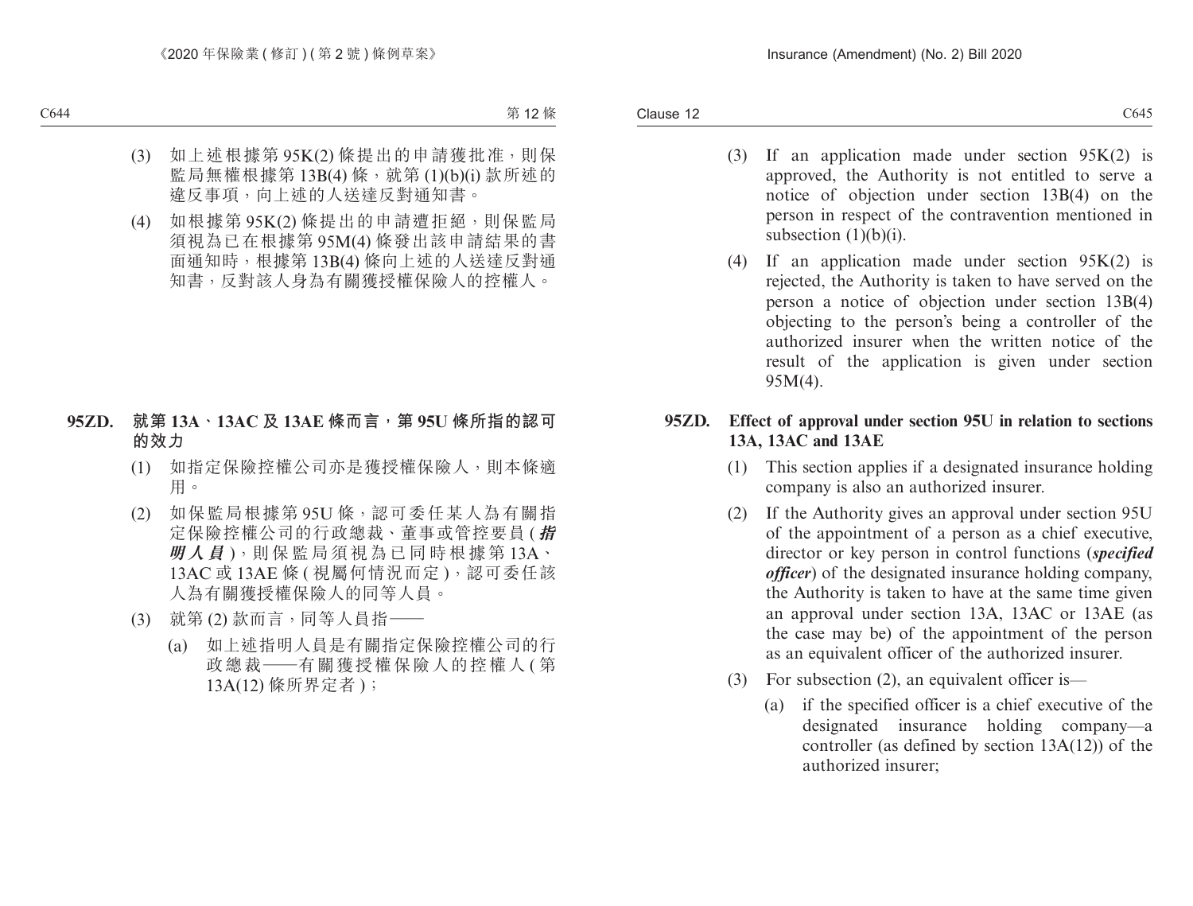(3) 如上述根據第 95K(2) 條提出的申請獲批准，則保監局無權根據第 13B(4) 條，就第 (1)(b)(i) 款所述的違反事項，向上述的人送達反對通知書。

(4) 如根據第 95K(2) 條提出的申請遭拒絕，則保監局須視為已在根據第 95M(4) 條發出該申請結果的書面通知時，根據第 13B(4) 條向上述的人送達反對通知書，反對該人身為有關獲授權保險人的控權人。

**95ZD. 就第 13A、13AC 及 13AE 條而言，第 95U 條所指的認可的效力**

(1) 如指定保險控權公司亦是獲授權保險人，則本條適用。

(2) 如保監局根據第 95U 條，認可委任某人為有關指定保險控權公司的行政總裁、董事或管控要員 (***指明人員***)，則保監局須視為已同時根據第 13A、13AC 或 13AE 條 (視屬何情況而定)，認可委任該人為有關獲授權保險人的同等人員。

(3) 就第 (2) 款而言，同等人員指——

(a) 如上述指明人員是有關指定保險控權公司的行政總裁——有關獲授權保險人的控權人 (第 13A(12) 條所界定者)；

(3) If an application made under section 95K(2) is approved, the Authority is not entitled to serve a notice of objection under section 13B(4) on the person in respect of the contravention mentioned in subsection (1)(b)(i).

(4) If an application made under section 95K(2) is rejected, the Authority is taken to have served on the person a notice of objection under section 13B(4) objecting to the person's being a controller of the authorized insurer when the written notice of the result of the application is given under section 95M(4).

**95ZD. Effect of approval under section 95U in relation to sections 13A, 13AC and 13AE**

(1) This section applies if a designated insurance holding company is also an authorized insurer.

(2) If the Authority gives an approval under section 95U of the appointment of a person as a chief executive, director or key person in control functions (***specified officer***) of the designated insurance holding company, the Authority is taken to have at the same time given an approval under section 13A, 13AC or 13AE (as the case may be) of the appointment of the person as an equivalent officer of the authorized insurer.

(3) For subsection (2), an equivalent officer is—

(a) if the specified officer is a chief executive of the designated insurance holding company—a controller (as defined by section 13A(12)) of the authorized insurer;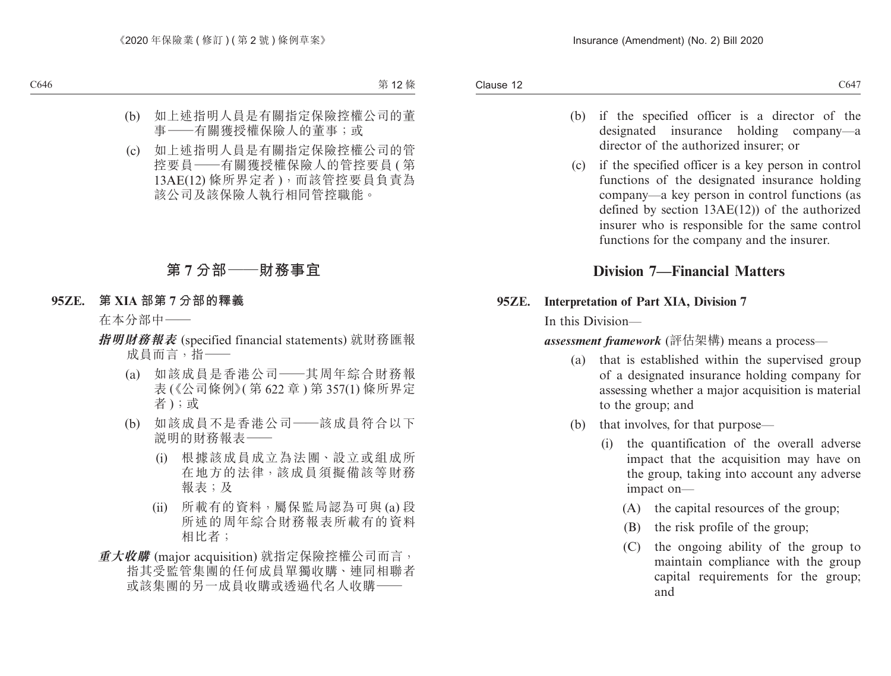(b) 如上述指明人員是有關指定保險控權公司的董事——有關獲授權保險人的董事；或

(c) 如上述指明人員是有關指定保險控權公司的管控要員——有關獲授權保險人的管控要員 (第13AE(12) 條所界定者)，而該管控要員負責為該公司及該保險人執行相同管控職能。

## 第 7 分部——財務事宜

**95ZE. 第 XIA 部第 7 分部的釋義**

在本分部中——

***指明財務報表*** (specified financial statements) 就財務匯報成員而言，指——

(a) 如該成員是香港公司——其周年綜合財務報表 (《公司條例》(第 622 章) 第 357(1) 條所界定者)；或

(b) 如該成員不是香港公司——該成員符合以下說明的財務報表——

(i) 根據該成員成立為法團、設立或組成所在地方的法律，該成員須擬備該等財務報表；及

(ii) 所載有的資料，屬保監局認為可與 (a) 段所述的周年綜合財務報表所載有的資料相比者；

***重大收購*** (major acquisition) 就指定保險控權公司而言，指其受監管集團的任何成員單獨收購、連同相聯者或該集團的另一成員收購或透過代名人收購——

---

(b) if the specified officer is a director of the designated insurance holding company—a director of the authorized insurer; or

(c) if the specified officer is a key person in control functions of the designated insurance holding company—a key person in control functions (as defined by section 13AE(12)) of the authorized insurer who is responsible for the same control functions for the company and the insurer.

## Division 7—Financial Matters

**95ZE. Interpretation of Part XIA, Division 7**

In this Division—

***assessment framework*** (評估架構) means a process—

(a) that is established within the supervised group of a designated insurance holding company for assessing whether a major acquisition is material to the group; and

(b) that involves, for that purpose—

(i) the quantification of the overall adverse impact that the acquisition may have on the group, taking into account any adverse impact on—

(A) the capital resources of the group;

(B) the risk profile of the group;

(C) the ongoing ability of the group to maintain compliance with the group capital requirements for the group; and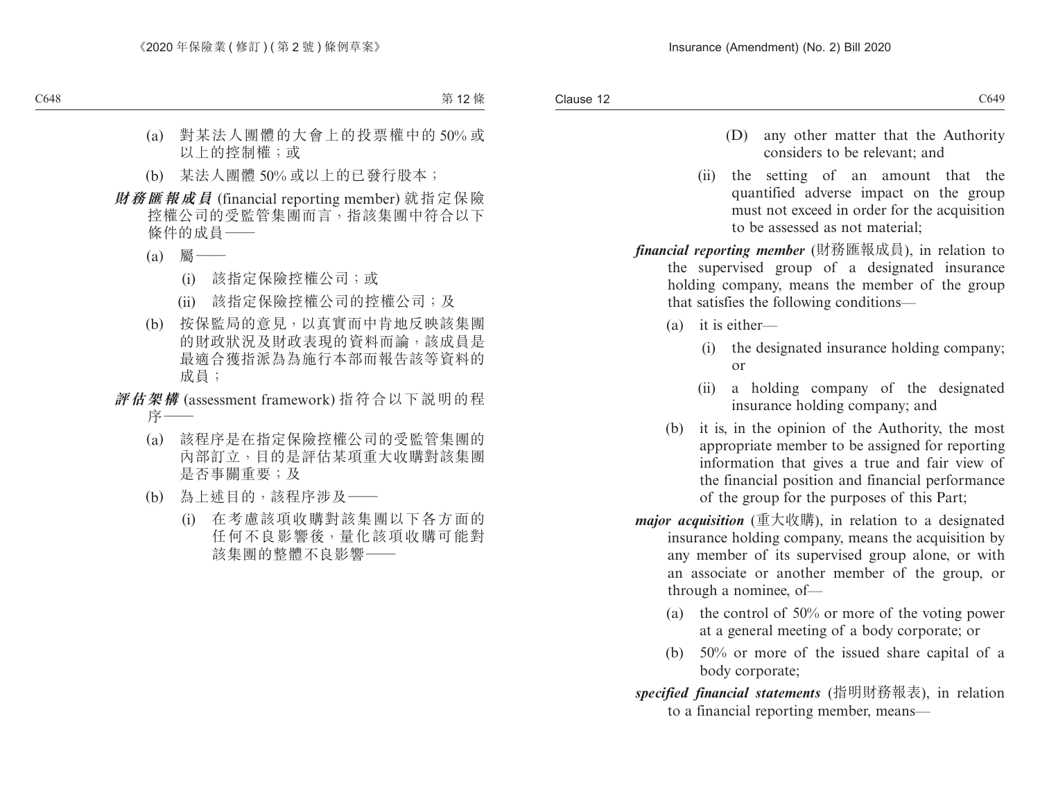(a) 對某法人團體的大會上的投票權中的 50% 或以上的控制權；或

(b) 某法人團體 50% 或以上的已發行股本；

***財務匯報成員*** (financial reporting member) 就指定保險控權公司的受監管集團而言，指該集團中符合以下條件的成員——

(a) 屬——

(i) 該指定保險控權公司；或

(ii) 該指定保險控權公司的控權公司；及

(b) 按保監局的意見，以真實而中肯地反映該集團的財政狀況及財政表現的資料而論，該成員是最適合獲指派為為施行本部而報告該等資料的成員；

***評估架構*** (assessment framework) 指符合以下說明的程序——

(a) 該程序是在指定保險控權公司的受監管集團的內部訂立，目的是評估某項重大收購對該集團是否事關重要；及

(b) 為上述目的，該程序涉及——

(i) 在考慮該項收購對該集團以下各方面的任何不良影響後，量化該項收購可能對該集團的整體不良影響——

(D) any other matter that the Authority considers to be relevant; and

(ii) the setting of an amount that the quantified adverse impact on the group must not exceed in order for the acquisition to be assessed as not material;

***financial reporting member*** (財務匯報成員), in relation to the supervised group of a designated insurance holding company, means the member of the group that satisfies the following conditions—

(a) it is either—

(i) the designated insurance holding company; or

(ii) a holding company of the designated insurance holding company; and

(b) it is, in the opinion of the Authority, the most appropriate member to be assigned for reporting information that gives a true and fair view of the financial position and financial performance of the group for the purposes of this Part;

***major acquisition*** (重大收購), in relation to a designated insurance holding company, means the acquisition by any member of its supervised group alone, or with an associate or another member of the group, or through a nominee, of—

(a) the control of 50% or more of the voting power at a general meeting of a body corporate; or

(b) 50% or more of the issued share capital of a body corporate;

***specified financial statements*** (指明財務報表), in relation to a financial reporting member, means—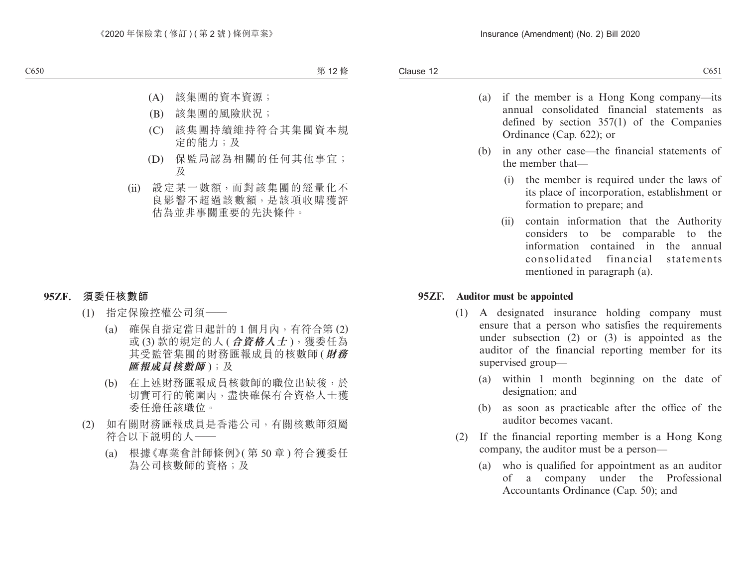(A) 該集團的資本資源；

(B) 該集團的風險狀況；

(C) 該集團持續維持符合其集團資本規定的能力；及

(D) 保監局認為相關的任何其他事宜；及

(ii) 設定某一數額，而對該集團的經量化不良影響不超過該數額，是該項收購獲評估為並非事關重要的先決條件。

**95ZF. 須委任核數師**

(1) 指定保險控權公司須——

(a) 確保自指定當日起計的 1 個月內，有符合第 (2) 或 (3) 款的規定的人 (***合資格人士***)，獲委任為其受監管集團的財務匯報成員的核數師 (***財務匯報成員核數師***)；及

(b) 在上述財務匯報成員核數師的職位出缺後，於切實可行的範圍內，盡快確保有合資格人士獲委任擔任該職位。

(2) 如有關財務匯報成員是香港公司，有關核數師須屬符合以下說明的人——

(a) 根據《專業會計師條例》(第 50 章) 符合獲委任為公司核數師的資格；及

(a) if the member is a Hong Kong company—its annual consolidated financial statements as defined by section 357(1) of the Companies Ordinance (Cap. 622); or

(b) in any other case—the financial statements of the member that—

(i) the member is required under the laws of its place of incorporation, establishment or formation to prepare; and

(ii) contain information that the Authority considers to be comparable to the information contained in the annual consolidated financial statements mentioned in paragraph (a).

**95ZF. Auditor must be appointed**

(1) A designated insurance holding company must ensure that a person who satisfies the requirements under subsection (2) or (3) is appointed as the auditor of the financial reporting member for its supervised group—

(a) within 1 month beginning on the date of designation; and

(b) as soon as practicable after the office of the auditor becomes vacant.

(2) If the financial reporting member is a Hong Kong company, the auditor must be a person—

(a) who is qualified for appointment as an auditor of a company under the Professional Accountants Ordinance (Cap. 50); and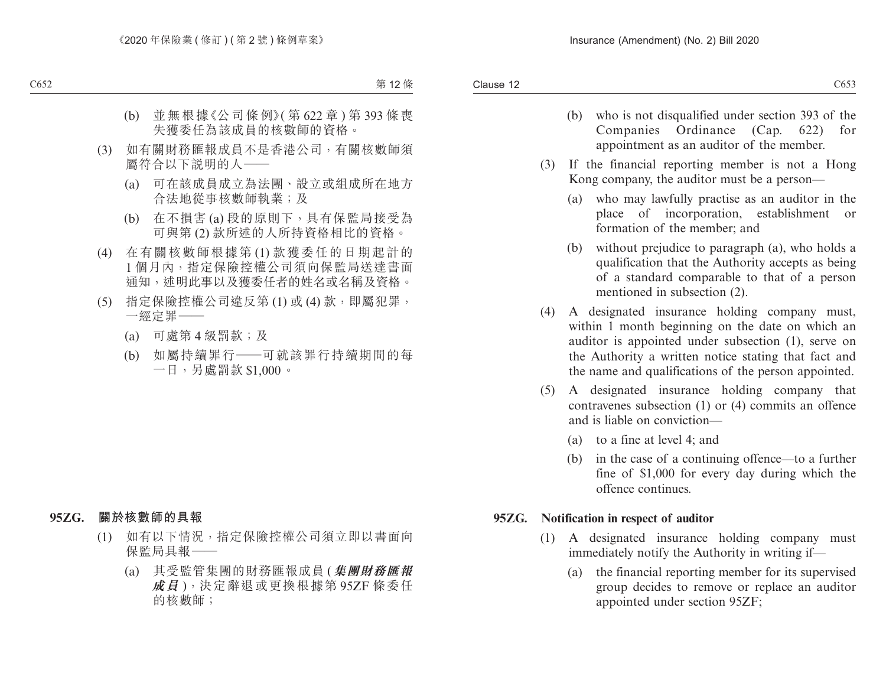(b) 並無根據《公司條例》(第 622 章) 第 393 條喪失獲委任為該成員的核數師的資格。

(3) 如有關財務匯報成員不是香港公司，有關核數師須屬符合以下說明的人——

(a) 可在該成員成立為法團、設立或組成所在地方合法地從事核數師執業；及

(b) 在不損害 (a) 段的原則下，具有保監局接受為可與第 (2) 款所述的人所持資格相比的資格。

(4) 在有關核數師根據第 (1) 款獲委任的日期起計的 1 個月內，指定保險控權公司須向保監局送達書面通知，述明此事以及獲委任者的姓名或名稱及資格。

(5) 指定保險控權公司違反第 (1) 或 (4) 款，即屬犯罪，一經定罪——

(a) 可處第 4 級罰款；及

(b) 如屬持續罪行——可就該罪行持續期間的每一日，另處罰款 $1,000。

**95ZG. 關於核數師的具報**

(1) 如有以下情況，指定保險控權公司須立即以書面向保監局具報——

(a) 其受監管集團的財務匯報成員 (***集團財務匯報成員***)，決定辭退或更換根據第 95ZF 條委任的核數師；

(b) who is not disqualified under section 393 of the Companies Ordinance (Cap. 622) for appointment as an auditor of the member.

(3) If the financial reporting member is not a Hong Kong company, the auditor must be a person—

(a) who may lawfully practise as an auditor in the place of incorporation, establishment or formation of the member; and

(b) without prejudice to paragraph (a), who holds a qualification that the Authority accepts as being of a standard comparable to that of a person mentioned in subsection (2).

(4) A designated insurance holding company must, within 1 month beginning on the date on which an auditor is appointed under subsection (1), serve on the Authority a written notice stating that fact and the name and qualifications of the person appointed.

(5) A designated insurance holding company that contravenes subsection (1) or (4) commits an offence and is liable on conviction—

(a) to a fine at level 4; and

(b) in the case of a continuing offence—to a further fine of $1,000 for every day during which the offence continues.

**95ZG. Notification in respect of auditor**

(1) A designated insurance holding company must immediately notify the Authority in writing if—

(a) the financial reporting member for its supervised group decides to remove or replace an auditor appointed under section 95ZF;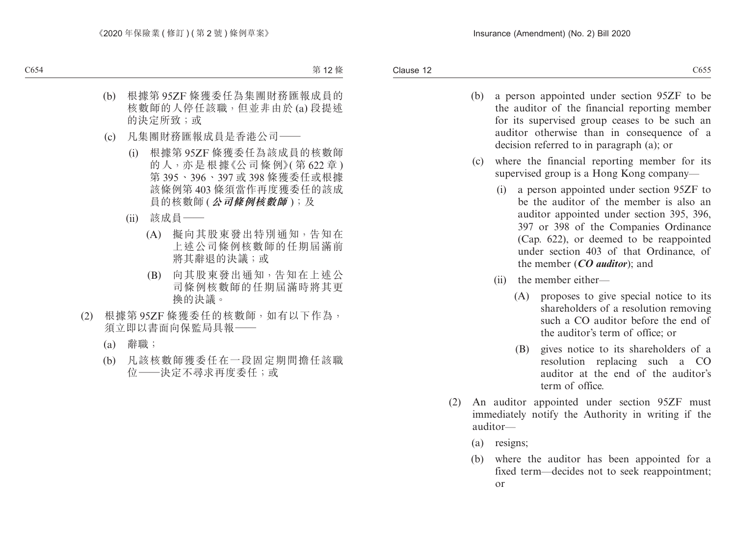(b) 根據第 95ZF 條獲委任為集團財務匯報成員的核數師的人停任該職，但並非由於 (a) 段提述的決定所致；或

(c) 凡集團財務匯報成員是香港公司——

(i) 根據第 95ZF 條獲委任為該成員的核數師的人，亦是根據《公司條例》(第 622 章) 第 395、396、397 或 398 條獲委任或根據該條例第 403 條須當作再度獲委任的該成員的核數師 (***公司條例核數師***)；及

(ii) 該成員——

(A) 擬向其股東發出特別通知，告知在上述公司條例核數師的任期屆滿前將其辭退的決議；或

(B) 向其股東發出通知，告知在上述公司條例核數師的任期屆滿時將其更換的決議。

(2) 根據第 95ZF 條獲委任的核數師，如有以下作為，須立即以書面向保監局具報——

(a) 辭職；

(b) 凡該核數師獲委任在一段固定期間擔任該職位——決定不尋求再度委任；或

(b) a person appointed under section 95ZF to be the auditor of the financial reporting member for its supervised group ceases to be such an auditor otherwise than in consequence of a decision referred to in paragraph (a); or

(c) where the financial reporting member for its supervised group is a Hong Kong company—

(i) a person appointed under section 95ZF to be the auditor of the member is also an auditor appointed under section 395, 396, 397 or 398 of the Companies Ordinance (Cap. 622), or deemed to be reappointed under section 403 of that Ordinance, of the member (***CO auditor***); and

(ii) the member either—

(A) proposes to give special notice to its shareholders of a resolution removing such a CO auditor before the end of the auditor's term of office; or

(B) gives notice to its shareholders of a resolution replacing such a CO auditor at the end of the auditor's term of office.

(2) An auditor appointed under section 95ZF must immediately notify the Authority in writing if the auditor—

(a) resigns;

(b) where the auditor has been appointed for a fixed term—decides not to seek reappointment; or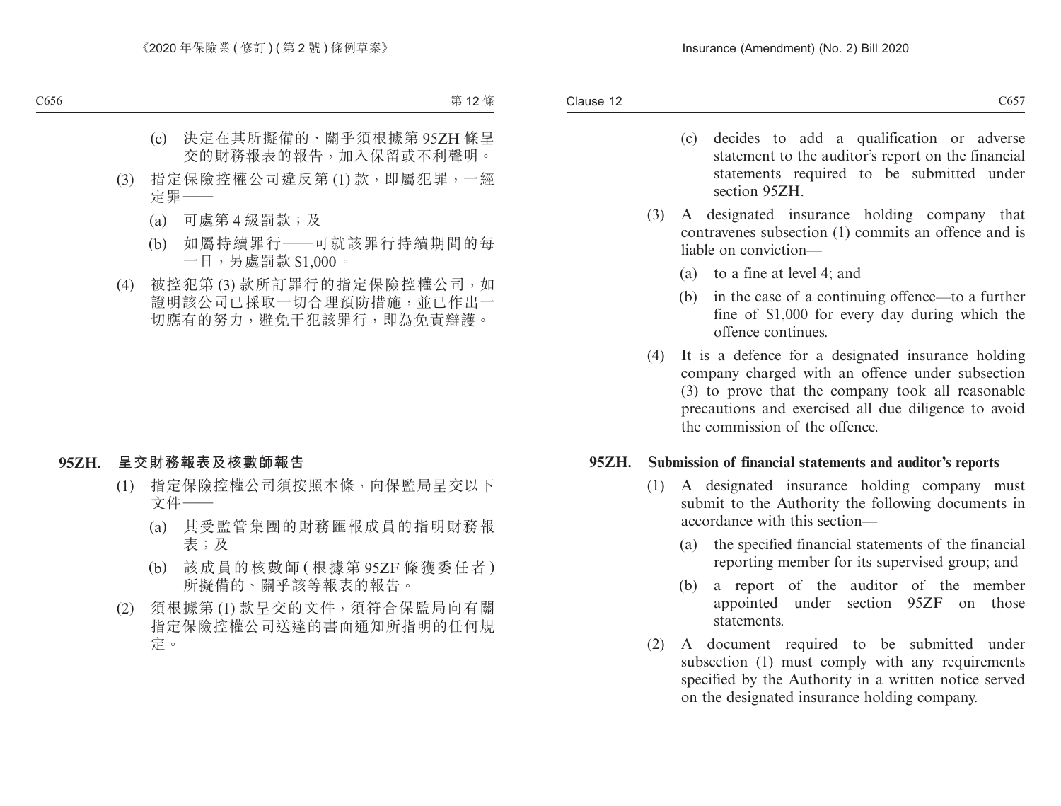(c) 決定在其所擬備的、關乎須根據第 95ZH 條呈交的財務報表的報告，加入保留或不利聲明。

(3) 指定保險控權公司違反第 (1) 款，即屬犯罪，一經定罪——

(a) 可處第 4 級罰款；及

(b) 如屬持續罪行——可就該罪行持續期間的每一日，另處罰款 $1,000。

(4) 被控犯第 (3) 款所訂罪行的指定保險控權公司，如證明該公司已採取一切合理預防措施，並已作出一切應有的努力，避免干犯該罪行，即為免責辯護。

**95ZH. 呈交財務報表及核數師報告**

(1) 指定保險控權公司須按照本條，向保監局呈交以下文件——

(a) 其受監管集團的財務匯報成員的指明財務報表；及

(b) 該成員的核數師 (根據第 95ZF 條獲委任者) 所擬備的、關乎該等報表的報告。

(2) 須根據第 (1) 款呈交的文件，須符合保監局向有關指定保險控權公司送達的書面通知所指明的任何規定。

(c) decides to add a qualification or adverse statement to the auditor's report on the financial statements required to be submitted under section 95ZH.

(3) A designated insurance holding company that contravenes subsection (1) commits an offence and is liable on conviction—

(a) to a fine at level 4; and

(b) in the case of a continuing offence—to a further fine of $1,000 for every day during which the offence continues.

(4) It is a defence for a designated insurance holding company charged with an offence under subsection (3) to prove that the company took all reasonable precautions and exercised all due diligence to avoid the commission of the offence.

**95ZH. Submission of financial statements and auditor's reports**

(1) A designated insurance holding company must submit to the Authority the following documents in accordance with this section—

(a) the specified financial statements of the financial reporting member for its supervised group; and

(b) a report of the auditor of the member appointed under section 95ZF on those statements.

(2) A document required to be submitted under subsection (1) must comply with any requirements specified by the Authority in a written notice served on the designated insurance holding company.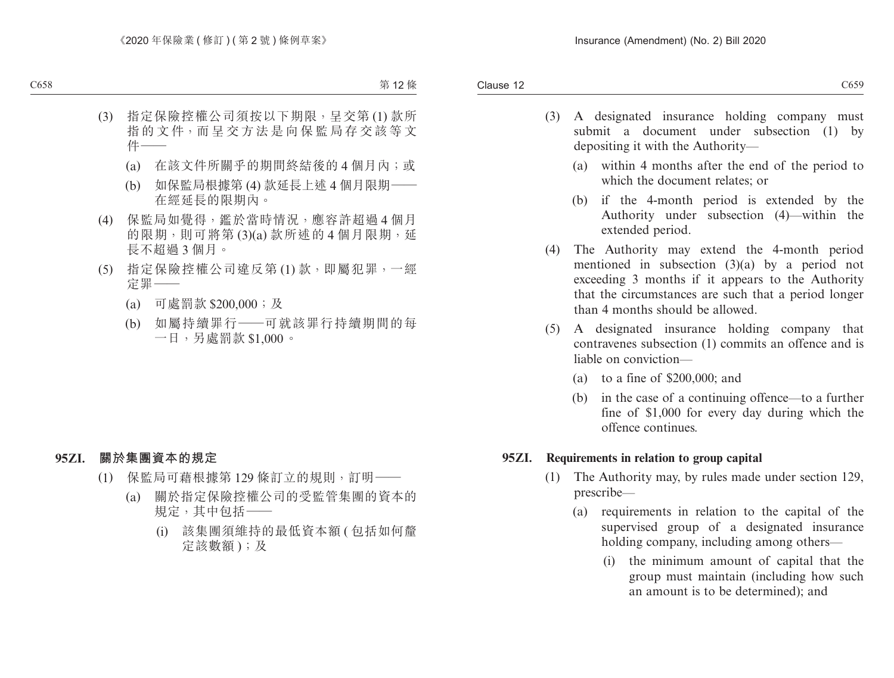(3) 指定保險控權公司須按以下期限，呈交第 (1) 款所指的文件，而呈交方法是向保監局存交該等文件——

(a) 在該文件所關乎的期間終結後的 4 個月內；或

(b) 如保監局根據第 (4) 款延長上述 4 個月限期——在經延長的限期內。

(4) 保監局如覺得，鑑於當時情況，應容許超過 4 個月的限期，則可將第 (3)(a) 款所述的 4 個月限期，延長不超過 3 個月。

(5) 指定保險控權公司違反第 (1) 款，即屬犯罪，一經定罪——

(a) 可處罰款 $200,000；及

(b) 如屬持續罪行——可就該罪行持續期間的每一日，另處罰款 $1,000。

**95ZI. 關於集團資本的規定**

(1) 保監局可藉根據第 129 條訂立的規則，訂明——

(a) 關於指定保險控權公司的受監管集團的資本的規定，其中包括——

(i) 該集團須維持的最低資本額 (包括如何釐定該數額)；及

(3) A designated insurance holding company must submit a document under subsection (1) by depositing it with the Authority—

(a) within 4 months after the end of the period to which the document relates; or

(b) if the 4-month period is extended by the Authority under subsection (4)—within the extended period.

(4) The Authority may extend the 4-month period mentioned in subsection (3)(a) by a period not exceeding 3 months if it appears to the Authority that the circumstances are such that a period longer than 4 months should be allowed.

(5) A designated insurance holding company that contravenes subsection (1) commits an offence and is liable on conviction—

(a) to a fine of $200,000; and

(b) in the case of a continuing offence—to a further fine of $1,000 for every day during which the offence continues.

**95ZI. Requirements in relation to group capital**

(1) The Authority may, by rules made under section 129, prescribe—

(a) requirements in relation to the capital of the supervised group of a designated insurance holding company, including among others—

(i) the minimum amount of capital that the group must maintain (including how such an amount is to be determined); and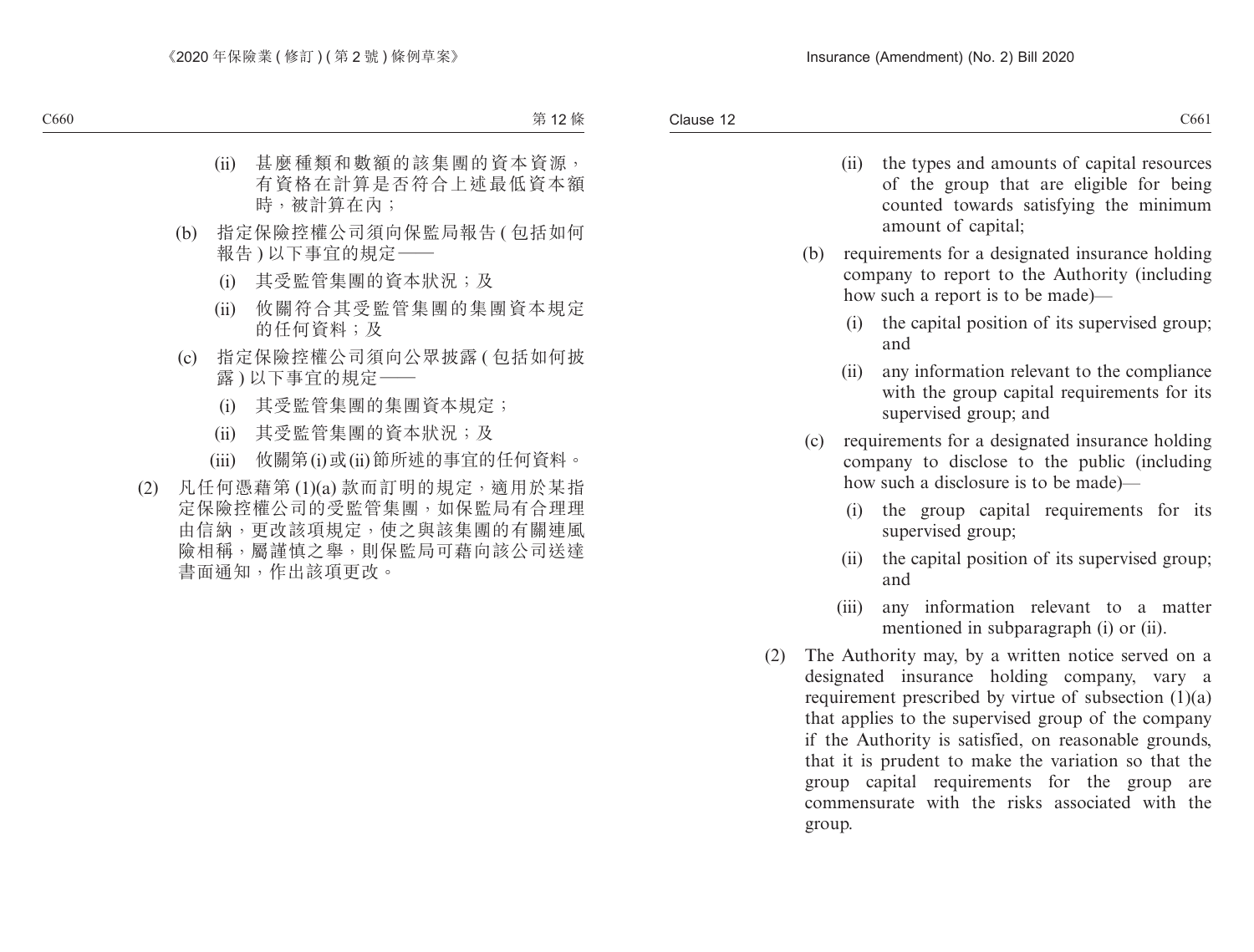(ii) 甚麼種類和數額的該集團的資本資源，有資格在計算是否符合上述最低資本額時，被計算在內；

(b) 指定保險控權公司須向保監局報告(包括如何報告)以下事宜的規定——

(i) 其受監管集團的資本狀況；及

(ii) 攸關符合其受監管集團的集團資本規定的任何資料；及

(c) 指定保險控權公司須向公眾披露(包括如何披露)以下事宜的規定——

(i) 其受監管集團的集團資本規定；

(ii) 其受監管集團的資本狀況；及

(iii) 攸關第(i)或(ii)節所述的事宜的任何資料。

(2) 凡任何憑藉第(1)(a)款而訂明的規定，適用於某指定保險控權公司的受監管集團，如保監局有合理理由信納，更改該項規定，使之與該集團的有關連風險相稱，屬謹慎之舉，則保監局可藉向該公司送達書面通知，作出該項更改。

(ii) the types and amounts of capital resources of the group that are eligible for being counted towards satisfying the minimum amount of capital;

(b) requirements for a designated insurance holding company to report to the Authority (including how such a report is to be made)—

(i) the capital position of its supervised group; and

(ii) any information relevant to the compliance with the group capital requirements for its supervised group; and

(c) requirements for a designated insurance holding company to disclose to the public (including how such a disclosure is to be made)—

(i) the group capital requirements for its supervised group;

(ii) the capital position of its supervised group; and

(iii) any information relevant to a matter mentioned in subparagraph (i) or (ii).

(2) The Authority may, by a written notice served on a designated insurance holding company, vary a requirement prescribed by virtue of subsection (1)(a) that applies to the supervised group of the company if the Authority is satisfied, on reasonable grounds, that it is prudent to make the variation so that the group capital requirements for the group are commensurate with the risks associated with the group.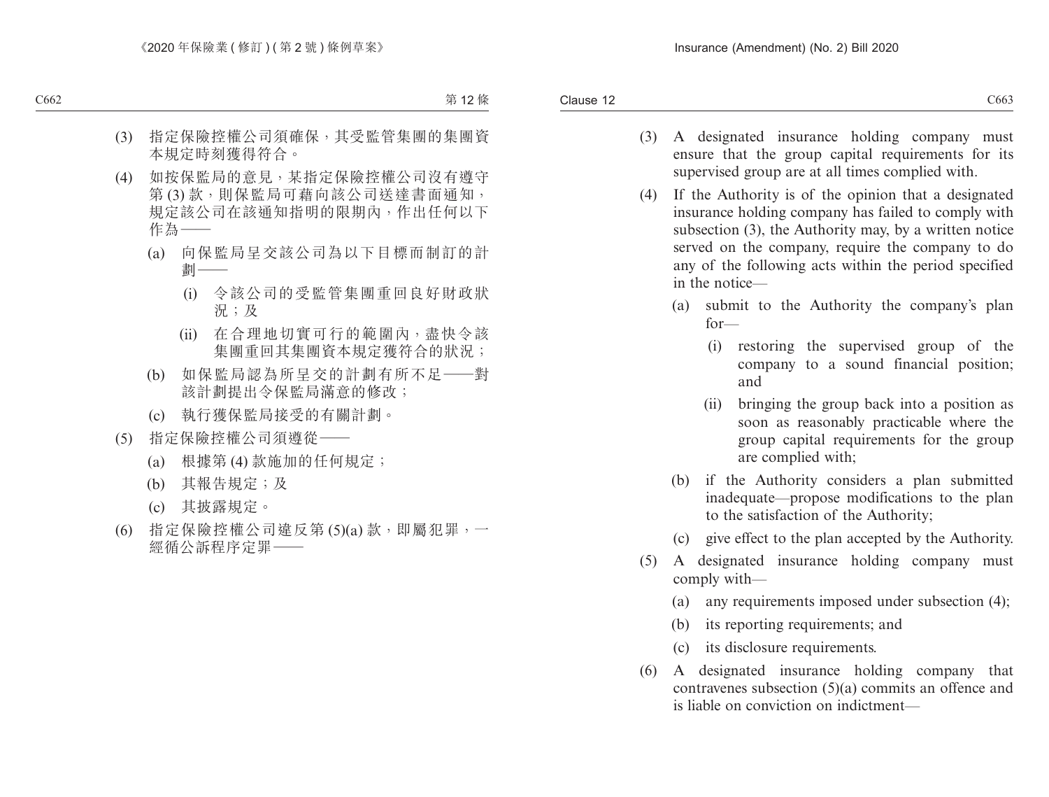(3) 指定保險控權公司須確保，其受監管集團的集團資本規定時刻獲得符合。

(4) 如按保監局的意見，某指定保險控權公司沒有遵守第 (3) 款，則保監局可藉向該公司送達書面通知，規定該公司在該通知指明的限期內，作出任何以下作為——

(a) 向保監局呈交該公司為以下目標而制訂的計劃——

(i) 令該公司的受監管集團重回良好財政狀況；及

(ii) 在合理地切實可行的範圍內，盡快令該集團重回其集團資本規定獲符合的狀況；

(b) 如保監局認為所呈交的計劃有所不足——對該計劃提出令保監局滿意的修改；

(c) 執行獲保監局接受的有關計劃。

(5) 指定保險控權公司須遵從——

(a) 根據第 (4) 款施加的任何規定；

(b) 其報告規定；及

(c) 其披露規定。

(6) 指定保險控權公司違反第 (5)(a) 款，即屬犯罪，一經循公訴程序定罪——

(3) A designated insurance holding company must ensure that the group capital requirements for its supervised group are at all times complied with.

(4) If the Authority is of the opinion that a designated insurance holding company has failed to comply with subsection (3), the Authority may, by a written notice served on the company, require the company to do any of the following acts within the period specified in the notice—

(a) submit to the Authority the company's plan for—

(i) restoring the supervised group of the company to a sound financial position; and

(ii) bringing the group back into a position as soon as reasonably practicable where the group capital requirements for the group are complied with;

(b) if the Authority considers a plan submitted inadequate—propose modifications to the plan to the satisfaction of the Authority;

(c) give effect to the plan accepted by the Authority.

(5) A designated insurance holding company must comply with—

(a) any requirements imposed under subsection (4);

(b) its reporting requirements; and

(c) its disclosure requirements.

(6) A designated insurance holding company that contravenes subsection (5)(a) commits an offence and is liable on conviction on indictment—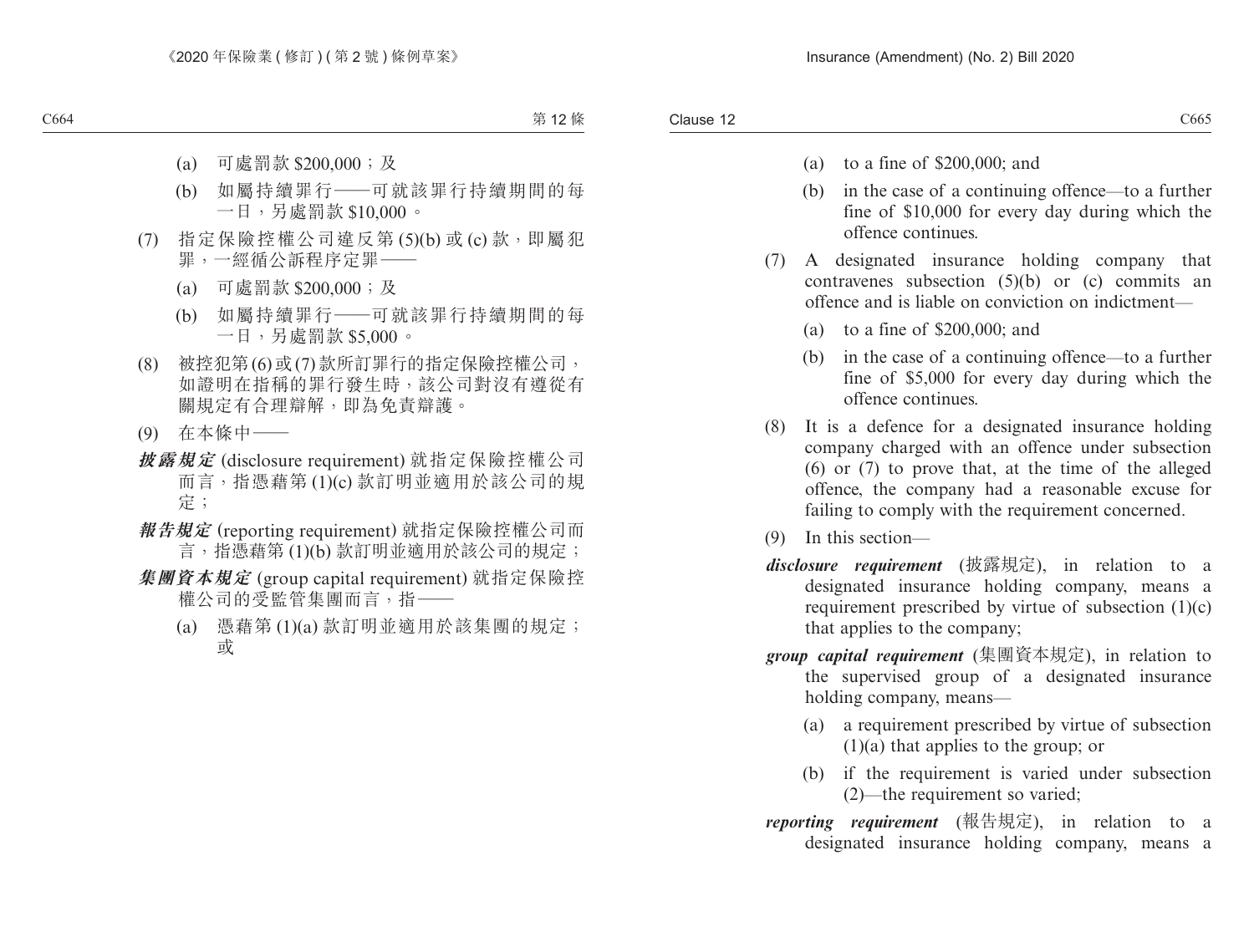(a) 可處罰款 $200,000；及

(b) 如屬持續罪行——可就該罪行持續期間的每一日，另處罰款 $10,000。

(7) 指定保險控權公司違反第 (5)(b) 或 (c) 款，即屬犯罪，一經循公訴程序定罪——

(a) 可處罰款 $200,000；及

(b) 如屬持續罪行——可就該罪行持續期間的每一日，另處罰款 $5,000。

(8) 被控犯第 (6) 或 (7) 款所訂罪行的指定保險控權公司，如證明在指稱的罪行發生時，該公司對沒有遵從有關規定有合理辯解，即為免責辯護。

(9) 在本條中——

***披露規定*** (disclosure requirement) 就指定保險控權公司而言，指憑藉第 (1)(c) 款訂明並適用於該公司的規定；

***報告規定*** (reporting requirement) 就指定保險控權公司而言，指憑藉第 (1)(b) 款訂明並適用於該公司的規定；

***集團資本規定*** (group capital requirement) 就指定保險控權公司的受監管集團而言，指——

(a) 憑藉第 (1)(a) 款訂明並適用於該集團的規定；或

(a) to a fine of $200,000; and

(b) in the case of a continuing offence—to a further fine of $10,000 for every day during which the offence continues.

(7) A designated insurance holding company that contravenes subsection (5)(b) or (c) commits an offence and is liable on conviction on indictment—

(a) to a fine of $200,000; and

(b) in the case of a continuing offence—to a further fine of $5,000 for every day during which the offence continues.

(8) It is a defence for a designated insurance holding company charged with an offence under subsection (6) or (7) to prove that, at the time of the alleged offence, the company had a reasonable excuse for failing to comply with the requirement concerned.

(9) In this section—

***disclosure requirement*** (披露規定), in relation to a designated insurance holding company, means a requirement prescribed by virtue of subsection (1)(c) that applies to the company;

***group capital requirement*** (集團資本規定), in relation to the supervised group of a designated insurance holding company, means—

(a) a requirement prescribed by virtue of subsection (1)(a) that applies to the group; or

(b) if the requirement is varied under subsection (2)—the requirement so varied;

***reporting requirement*** (報告規定), in relation to a designated insurance holding company, means a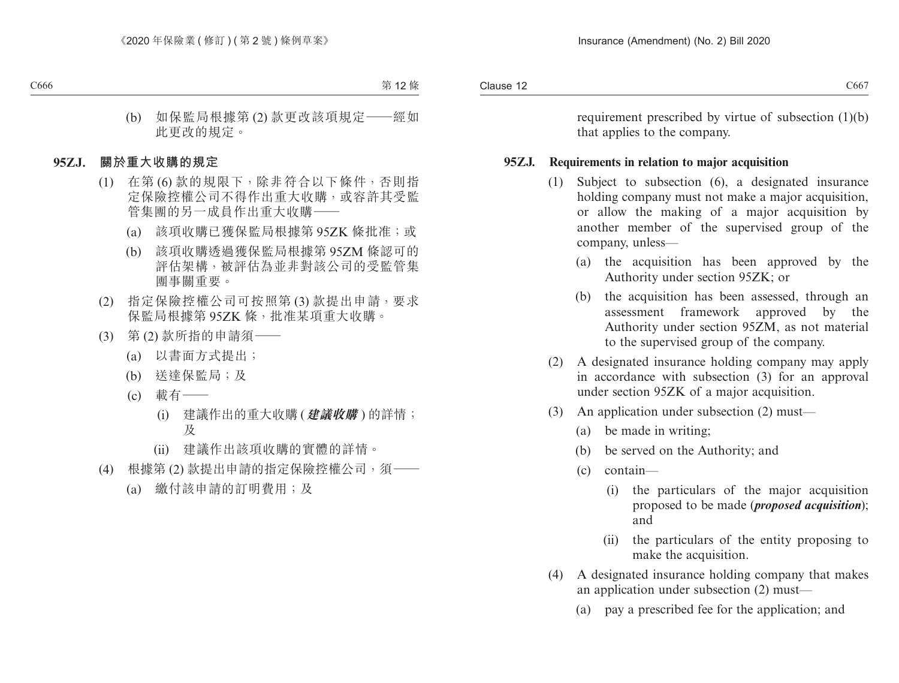(b) 如保監局根據第 (2) 款更改該項規定——經如此更改的規定。

**95ZJ. 關於重大收購的規定**

(1) 在第 (6) 款的規限下，除非符合以下條件，否則指定保險控權公司不得作出重大收購，或容許其受監管集團的另一成員作出重大收購——

(a) 該項收購已獲保監局根據第 95ZK 條批准；或

(b) 該項收購透過獲保監局根據第 95ZM 條認可的評估架構，被評估為並非對該公司的受監管集團事關重要。

(2) 指定保險控權公司可按照第 (3) 款提出申請，要求保監局根據第 95ZK 條，批准某項重大收購。

(3) 第 (2) 款所指的申請須——

(a) 以書面方式提出；

(b) 送達保監局；及

(c) 載有——

(i) 建議作出的重大收購 (***建議收購***) 的詳情；及

(ii) 建議作出該項收購的實體的詳情。

(4) 根據第 (2) 款提出申請的指定保險控權公司，須——

(a) 繳付該申請的訂明費用；及

requirement prescribed by virtue of subsection (1)(b) that applies to the company.

**95ZJ. Requirements in relation to major acquisition**

(1) Subject to subsection (6), a designated insurance holding company must not make a major acquisition, or allow the making of a major acquisition by another member of the supervised group of the company, unless—

(a) the acquisition has been approved by the Authority under section 95ZK; or

(b) the acquisition has been assessed, through an assessment framework approved by the Authority under section 95ZM, as not material to the supervised group of the company.

(2) A designated insurance holding company may apply in accordance with subsection (3) for an approval under section 95ZK of a major acquisition.

(3) An application under subsection (2) must—

(a) be made in writing;

(b) be served on the Authority; and

(c) contain—

(i) the particulars of the major acquisition proposed to be made (***proposed acquisition***); and

(ii) the particulars of the entity proposing to make the acquisition.

(4) A designated insurance holding company that makes an application under subsection (2) must—

(a) pay a prescribed fee for the application; and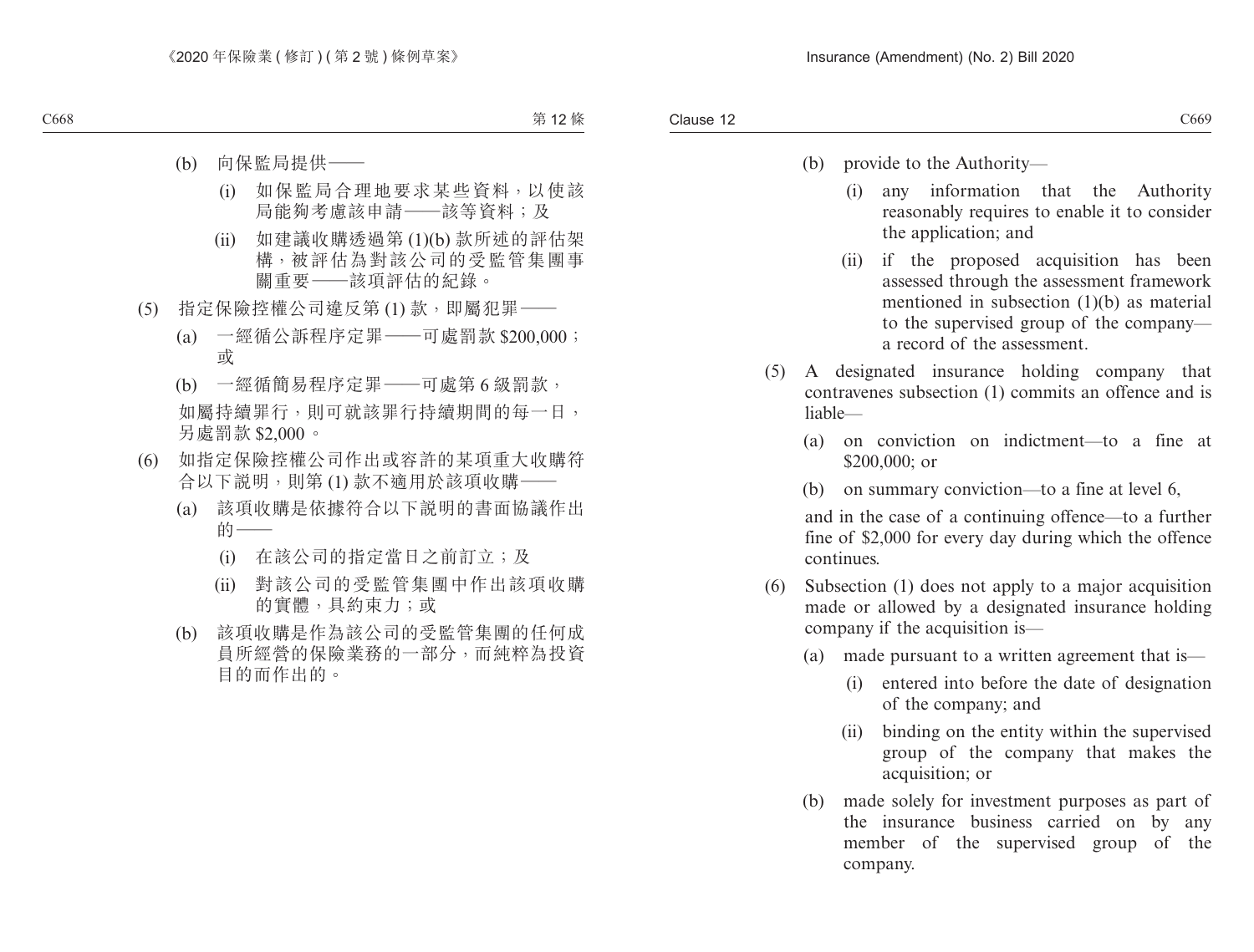(b) 向保監局提供——

(i) 如保監局合理地要求某些資料，以使該局能夠考慮該申請——該等資料；及

(ii) 如建議收購透過第 (1)(b) 款所述的評估架構，被評估為對該公司的受監管集團事關重要——該項評估的紀錄。

(5) 指定保險控權公司違反第 (1) 款，即屬犯罪——

(a) 一經循公訴程序定罪——可處罰款 $200,000；或

(b) 一經循簡易程序定罪——可處第 6 級罰款，

如屬持續罪行，則可就該罪行持續期間的每一日，另處罰款 $2,000。

(6) 如指定保險控權公司作出或容許的某項重大收購符合以下說明，則第 (1) 款不適用於該項收購——

(a) 該項收購是依據符合以下說明的書面協議作出的——

(i) 在該公司的指定當日之前訂立；及

(ii) 對該公司的受監管集團中作出該項收購的實體，具約束力；或

(b) 該項收購是作為該公司的受監管集團的任何成員所經營的保險業務的一部分，而純粹為投資目的而作出的。

(b) provide to the Authority—

(i) any information that the Authority reasonably requires to enable it to consider the application; and

(ii) if the proposed acquisition has been assessed through the assessment framework mentioned in subsection (1)(b) as material to the supervised group of the company—a record of the assessment.

(5) A designated insurance holding company that contravenes subsection (1) commits an offence and is liable—

(a) on conviction on indictment—to a fine at $200,000; or

(b) on summary conviction—to a fine at level 6,

and in the case of a continuing offence—to a further fine of $2,000 for every day during which the offence continues.

(6) Subsection (1) does not apply to a major acquisition made or allowed by a designated insurance holding company if the acquisition is—

(a) made pursuant to a written agreement that is—

(i) entered into before the date of designation of the company; and

(ii) binding on the entity within the supervised group of the company that makes the acquisition; or

(b) made solely for investment purposes as part of the insurance business carried on by any member of the supervised group of the company.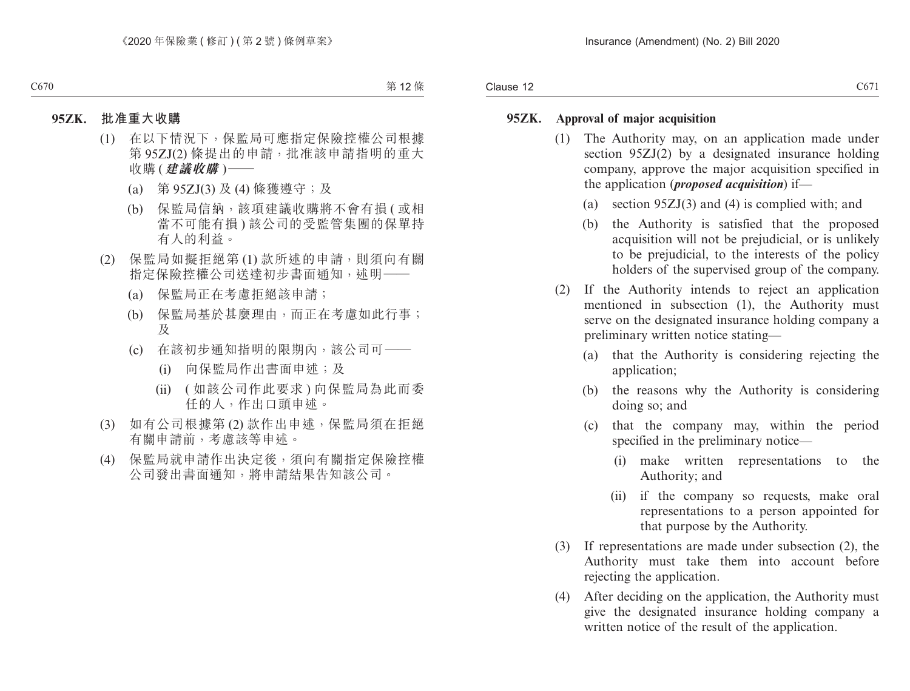**95ZK. 批准重大收購**

(1) 在以下情況下，保監局可應指定保險控權公司根據第 95ZJ(2) 條提出的申請，批准該申請指明的重大收購 (***建議收購***)——

(a) 第 95ZJ(3) 及 (4) 條獲遵守；及

(b) 保監局信納，該項建議收購將不會有損 (或相當不可能有損) 該公司的受監管集團的保單持有人的利益。

(2) 保監局如擬拒絕第 (1) 款所述的申請，則須向有關指定保險控權公司送達初步書面通知，述明——

(a) 保監局正在考慮拒絕該申請；

(b) 保監局基於甚麼理由，而正在考慮如此行事；及

(c) 在該初步通知指明的限期內，該公司可——

(i) 向保監局作出書面申述；及

(ii) (如該公司作此要求) 向保監局為此而委任的人，作出口頭申述。

(3) 如有公司根據第 (2) 款作出申述，保監局須在拒絕有關申請前，考慮該等申述。

(4) 保監局就申請作出決定後，須向有關指定保險控權公司發出書面通知，將申請結果告知該公司。

**95ZK. Approval of major acquisition**

(1) The Authority may, on an application made under section 95ZJ(2) by a designated insurance holding company, approve the major acquisition specified in the application (***proposed acquisition***) if—

(a) section 95ZJ(3) and (4) is complied with; and

(b) the Authority is satisfied that the proposed acquisition will not be prejudicial, or is unlikely to be prejudicial, to the interests of the policy holders of the supervised group of the company.

(2) If the Authority intends to reject an application mentioned in subsection (1), the Authority must serve on the designated insurance holding company a preliminary written notice stating—

(a) that the Authority is considering rejecting the application;

(b) the reasons why the Authority is considering doing so; and

(c) that the company may, within the period specified in the preliminary notice—

(i) make written representations to the Authority; and

(ii) if the company so requests, make oral representations to a person appointed for that purpose by the Authority.

(3) If representations are made under subsection (2), the Authority must take them into account before rejecting the application.

(4) After deciding on the application, the Authority must give the designated insurance holding company a written notice of the result of the application.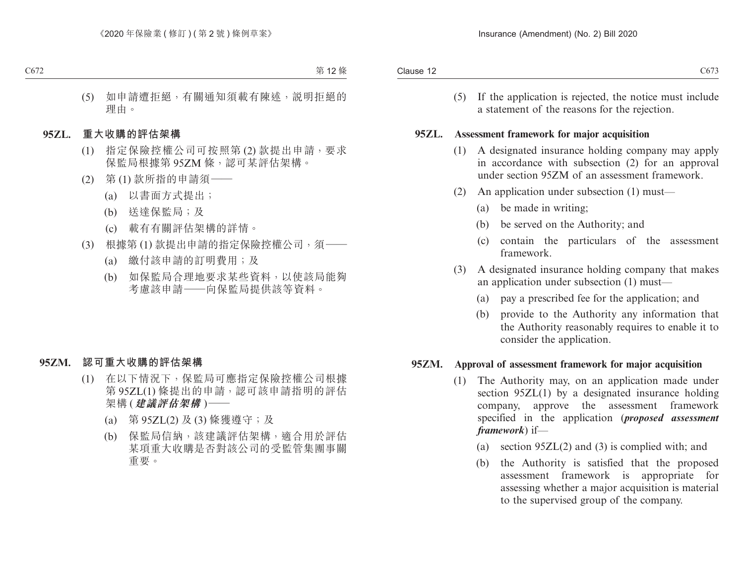(5) 如申請遭拒絕，有關通知須載有陳述，說明拒絕的理由。

**95ZL. 重大收購的評估架構**

(1) 指定保險控權公司可按照第 (2) 款提出申請，要求保監局根據第 95ZM 條，認可某評估架構。

(2) 第 (1) 款所指的申請須——

(a) 以書面方式提出；

(b) 送達保監局；及

(c) 載有有關評估架構的詳情。

(3) 根據第 (1) 款提出申請的指定保險控權公司，須——

(a) 繳付該申請的訂明費用；及

(b) 如保監局合理地要求某些資料，以使該局能夠考慮該申請——向保監局提供該等資料。

**95ZM. 認可重大收購的評估架構**

(1) 在以下情況下，保監局可應指定保險控權公司根據第 95ZL(1) 條提出的申請，認可該申請指明的評估架構 (***建議評估架構***)——

(a) 第 95ZL(2) 及 (3) 條獲遵守；及

(b) 保監局信納，該建議評估架構，適合用於評估某項重大收購是否對該公司的受監管集團事關重要。

(5) If the application is rejected, the notice must include a statement of the reasons for the rejection.

**95ZL. Assessment framework for major acquisition**

(1) A designated insurance holding company may apply in accordance with subsection (2) for an approval under section 95ZM of an assessment framework.

(2) An application under subsection (1) must—

(a) be made in writing;

(b) be served on the Authority; and

(c) contain the particulars of the assessment framework.

(3) A designated insurance holding company that makes an application under subsection (1) must—

(a) pay a prescribed fee for the application; and

(b) provide to the Authority any information that the Authority reasonably requires to enable it to consider the application.

**95ZM. Approval of assessment framework for major acquisition**

(1) The Authority may, on an application made under section 95ZL(1) by a designated insurance holding company, approve the assessment framework specified in the application (***proposed assessment framework***) if—

(a) section 95ZL(2) and (3) is complied with; and

(b) the Authority is satisfied that the proposed assessment framework is appropriate for assessing whether a major acquisition is material to the supervised group of the company.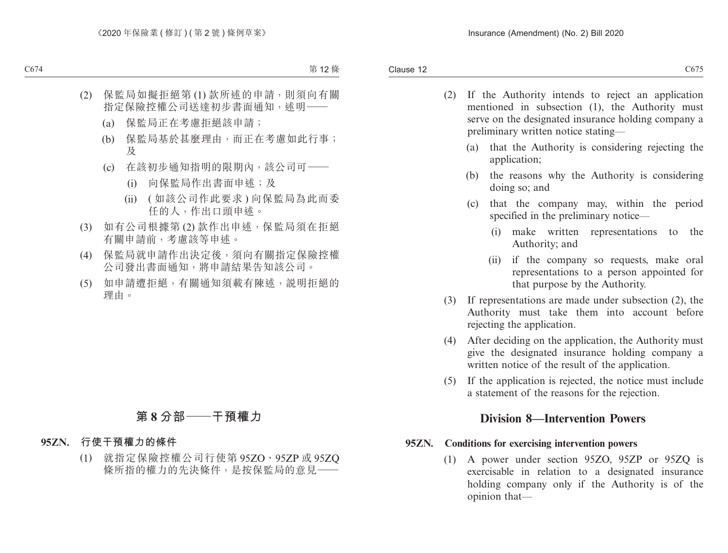(2) 保監局如擬拒絕第 (1) 款所述的申請，則須向有關指定保險控權公司送達初步書面通知，述明——

(a) 保監局正在考慮拒絕該申請；

(b) 保監局基於甚麼理由，而正在考慮如此行事；及

(c) 在該初步通知指明的限期內，該公司可——

(i) 向保監局作出書面申述；及

(ii) ( 如該公司作此要求 ) 向保監局為此而委任的人，作出口頭申述。

(3) 如有公司根據第 (2) 款作出申述，保監局須在拒絕有關申請前，考慮該等申述。

(4) 保監局就申請作出決定後，須向有關指定保險控權公司發出書面通知，將申請結果告知該公司。

(5) 如申請遭拒絕，有關通知須載有陳述，說明拒絕的理由。

## 第 8 分部——干預權力

**95ZN. 行使干預權力的條件**

(1) 就指定保險控權公司行使第 95ZO、95ZP 或 95ZQ 條所指的權力的先決條件，是按保監局的意見——

(2) If the Authority intends to reject an application mentioned in subsection (1), the Authority must serve on the designated insurance holding company a preliminary written notice stating—

(a) that the Authority is considering rejecting the application;

(b) the reasons why the Authority is considering doing so; and

(c) that the company may, within the period specified in the preliminary notice—

(i) make written representations to the Authority; and

(ii) if the company so requests, make oral representations to a person appointed for that purpose by the Authority.

(3) If representations are made under subsection (2), the Authority must take them into account before rejecting the application.

(4) After deciding on the application, the Authority must give the designated insurance holding company a written notice of the result of the application.

(5) If the application is rejected, the notice must include a statement of the reasons for the rejection.

## Division 8—Intervention Powers

**95ZN. Conditions for exercising intervention powers**

(1) A power under section 95ZO, 95ZP or 95ZQ is exercisable in relation to a designated insurance holding company only if the Authority is of the opinion that—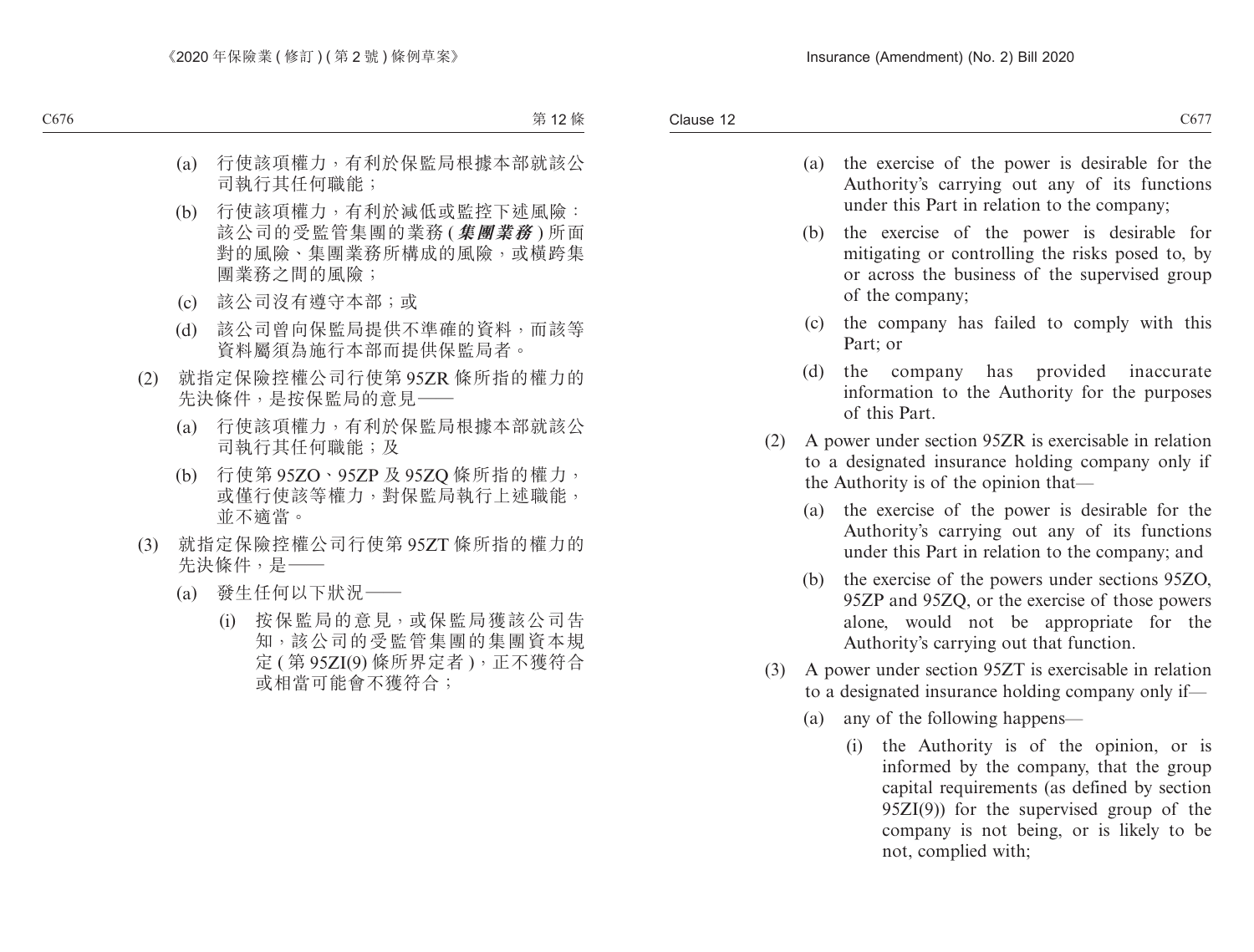(a) 行使該項權力，有利於保監局根據本部就該公司執行其任何職能；

(b) 行使該項權力，有利於減低或監控下述風險：該公司的受監管集團的業務 (***集團業務***) 所面對的風險、集團業務所構成的風險，或橫跨集團業務之間的風險；

(c) 該公司沒有遵守本部；或

(d) 該公司曾向保監局提供不準確的資料，而該等資料屬須為施行本部而提供保監局者。

(2) 就指定保險控權公司行使第 95ZR 條所指的權力的先決條件，是按保監局的意見——

(a) 行使該項權力，有利於保監局根據本部就該公司執行其任何職能；及

(b) 行使第 95ZO、95ZP 及 95ZQ 條所指的權力，或僅行使該等權力，對保監局執行上述職能，並不適當。

(3) 就指定保險控權公司行使第 95ZT 條所指的權力的先決條件，是——

(a) 發生任何以下狀況——

(i) 按保監局的意見，或保監局獲該公司告知，該公司的受監管集團的集團資本規定 (第 95ZI(9) 條所界定者)，正不獲符合或相當可能會不獲符合；

(a) the exercise of the power is desirable for the Authority's carrying out any of its functions under this Part in relation to the company;

(b) the exercise of the power is desirable for mitigating or controlling the risks posed to, by or across the business of the supervised group of the company;

(c) the company has failed to comply with this Part; or

(d) the company has provided inaccurate information to the Authority for the purposes of this Part.

(2) A power under section 95ZR is exercisable in relation to a designated insurance holding company only if the Authority is of the opinion that—

(a) the exercise of the power is desirable for the Authority's carrying out any of its functions under this Part in relation to the company; and

(b) the exercise of the powers under sections 95ZO, 95ZP and 95ZQ, or the exercise of those powers alone, would not be appropriate for the Authority's carrying out that function.

(3) A power under section 95ZT is exercisable in relation to a designated insurance holding company only if—

(a) any of the following happens—

(i) the Authority is of the opinion, or is informed by the company, that the group capital requirements (as defined by section 95ZI(9)) for the supervised group of the company is not being, or is likely to be not, complied with;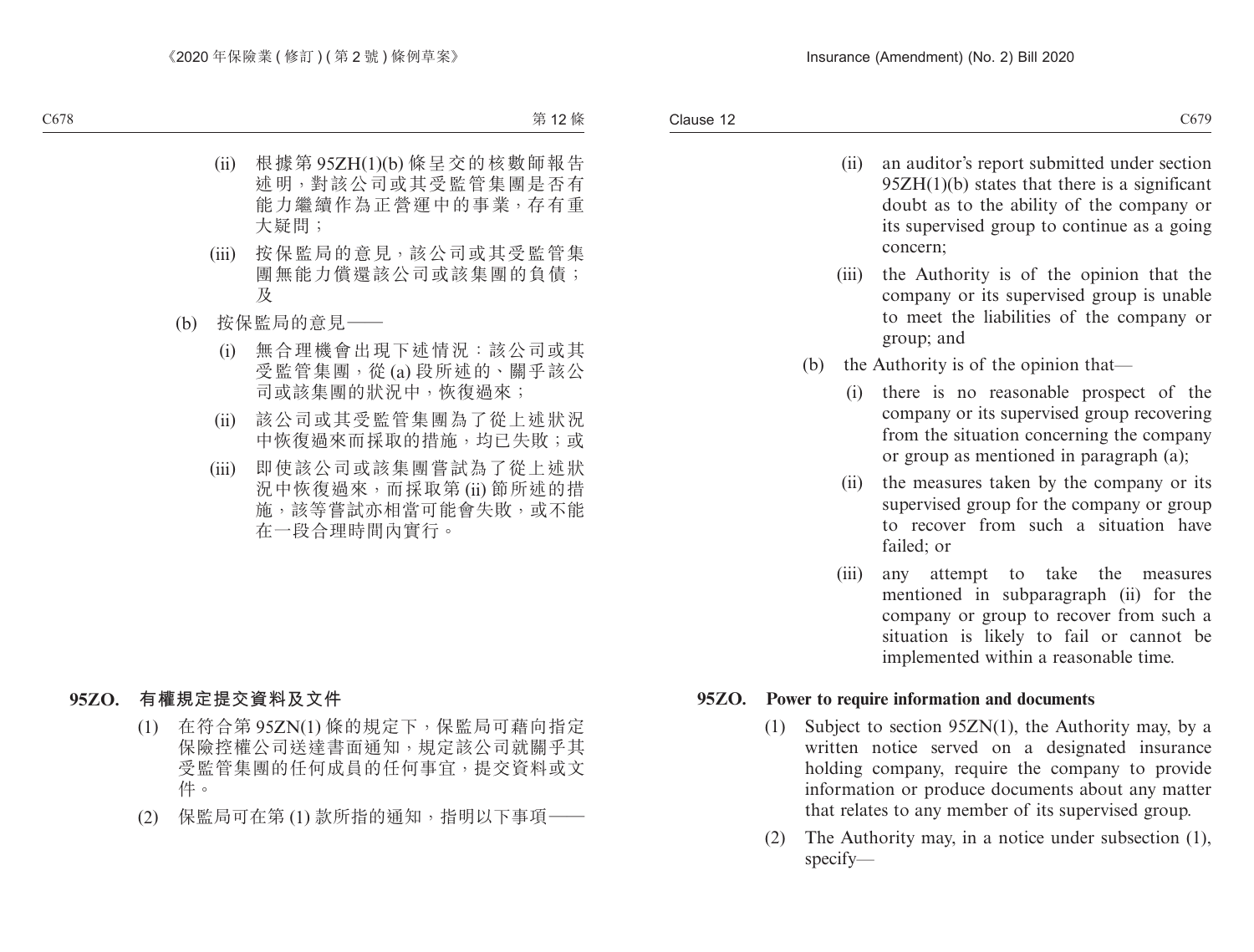(ii) 根據第 95ZH(1)(b) 條呈交的核數師報告述明，對該公司或其受監管集團是否有能力繼續作為正營運中的事業，存有重大疑問；

(iii) 按保監局的意見，該公司或其受監管集團無能力償還該公司或該集團的負債；及

(b) 按保監局的意見——

(i) 無合理機會出現下述情況：該公司或其受監管集團，從 (a) 段所述的、關乎該公司或該集團的狀況中，恢復過來；

(ii) 該公司或其受監管集團為了從上述狀況中恢復過來而採取的措施，均已失敗；或

(iii) 即使該公司或該集團嘗試為了從上述狀況中恢復過來，而採取第 (ii) 節所述的措施，該等嘗試亦相當可能會失敗，或不能在一段合理時間內實行。

**95ZO. 有權規定提交資料及文件**

(1) 在符合第 95ZN(1) 條的規定下，保監局可藉向指定保險控權公司送達書面通知，規定該公司就關乎其受監管集團的任何成員的任何事宜，提交資料或文件。

(2) 保監局可在第 (1) 款所指的通知，指明以下事項——

(ii) an auditor's report submitted under section 95ZH(1)(b) states that there is a significant doubt as to the ability of the company or its supervised group to continue as a going concern;

(iii) the Authority is of the opinion that the company or its supervised group is unable to meet the liabilities of the company or group; and

(b) the Authority is of the opinion that—

(i) there is no reasonable prospect of the company or its supervised group recovering from the situation concerning the company or group as mentioned in paragraph (a);

(ii) the measures taken by the company or its supervised group for the company or group to recover from such a situation have failed; or

(iii) any attempt to take the measures mentioned in subparagraph (ii) for the company or group to recover from such a situation is likely to fail or cannot be implemented within a reasonable time.

**95ZO. Power to require information and documents**

(1) Subject to section 95ZN(1), the Authority may, by a written notice served on a designated insurance holding company, require the company to provide information or produce documents about any matter that relates to any member of its supervised group.

(2) The Authority may, in a notice under subsection (1), specify—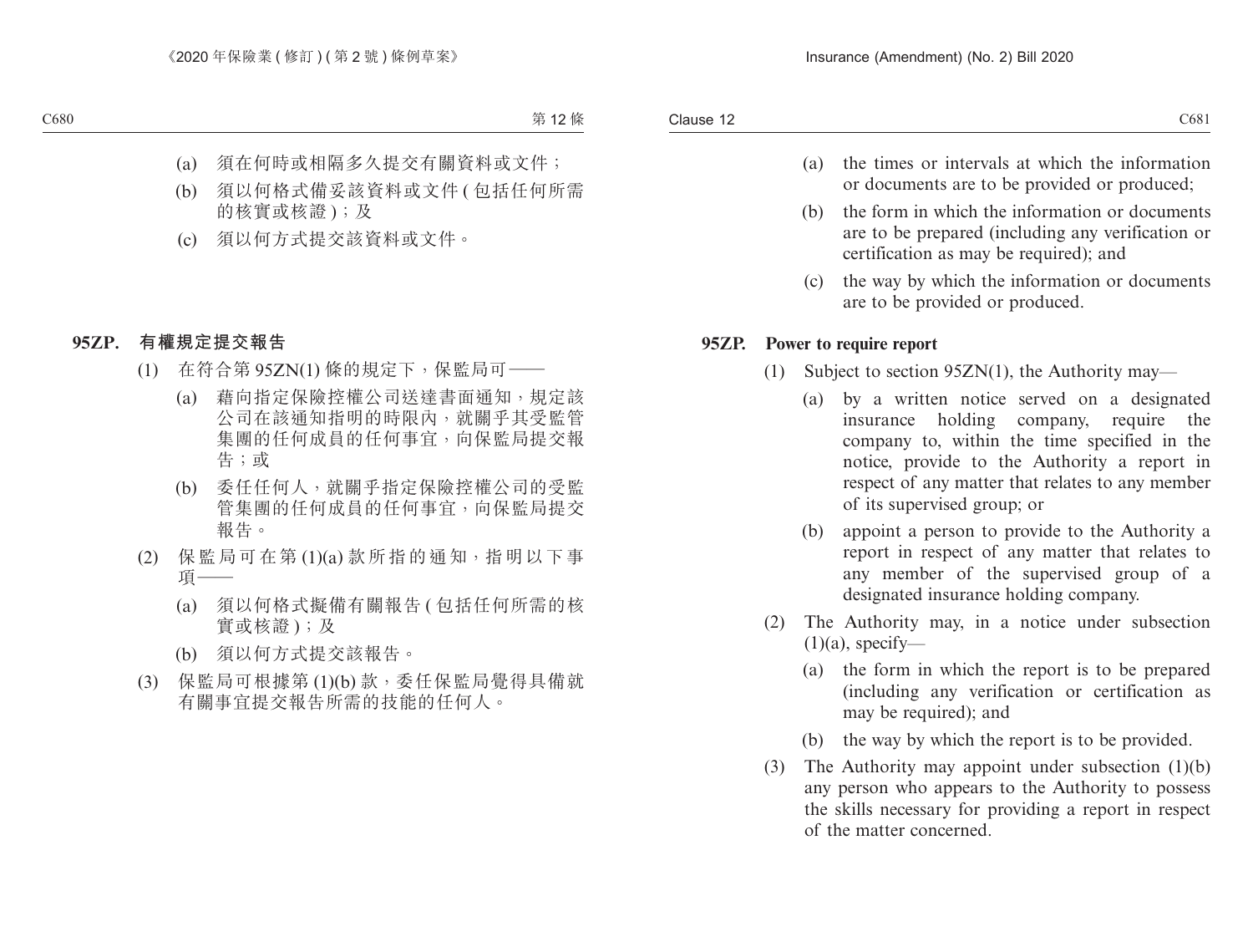(a) 須在何時或相隔多久提交有關資料或文件；

(b) 須以何格式備妥該資料或文件 (包括任何所需的核實或核證)；及

(c) 須以何方式提交該資料或文件。

**95ZP. 有權規定提交報告**

(1) 在符合第 95ZN(1) 條的規定下，保監局可——

(a) 藉向指定保險控權公司送達書面通知，規定該公司在該通知指明的時限內，就關乎其受監管集團的任何成員的任何事宜，向保監局提交報告；或

(b) 委任任何人，就關乎指定保險控權公司的受監管集團的任何成員的任何事宜，向保監局提交報告。

(2) 保監局可在第 (1)(a) 款所指的通知，指明以下事項——

(a) 須以何格式擬備有關報告 (包括任何所需的核實或核證)；及

(b) 須以何方式提交該報告。

(3) 保監局可根據第 (1)(b) 款，委任保監局覺得具備就有關事宜提交報告所需的技能的任何人。

(a) the times or intervals at which the information or documents are to be provided or produced;

(b) the form in which the information or documents are to be prepared (including any verification or certification as may be required); and

(c) the way by which the information or documents are to be provided or produced.

**95ZP. Power to require report**

(1) Subject to section 95ZN(1), the Authority may—

(a) by a written notice served on a designated insurance holding company, require the company to, within the time specified in the notice, provide to the Authority a report in respect of any matter that relates to any member of its supervised group; or

(b) appoint a person to provide to the Authority a report in respect of any matter that relates to any member of the supervised group of a designated insurance holding company.

(2) The Authority may, in a notice under subsection (1)(a), specify—

(a) the form in which the report is to be prepared (including any verification or certification as may be required); and

(b) the way by which the report is to be provided.

(3) The Authority may appoint under subsection (1)(b) any person who appears to the Authority to possess the skills necessary for providing a report in respect of the matter concerned.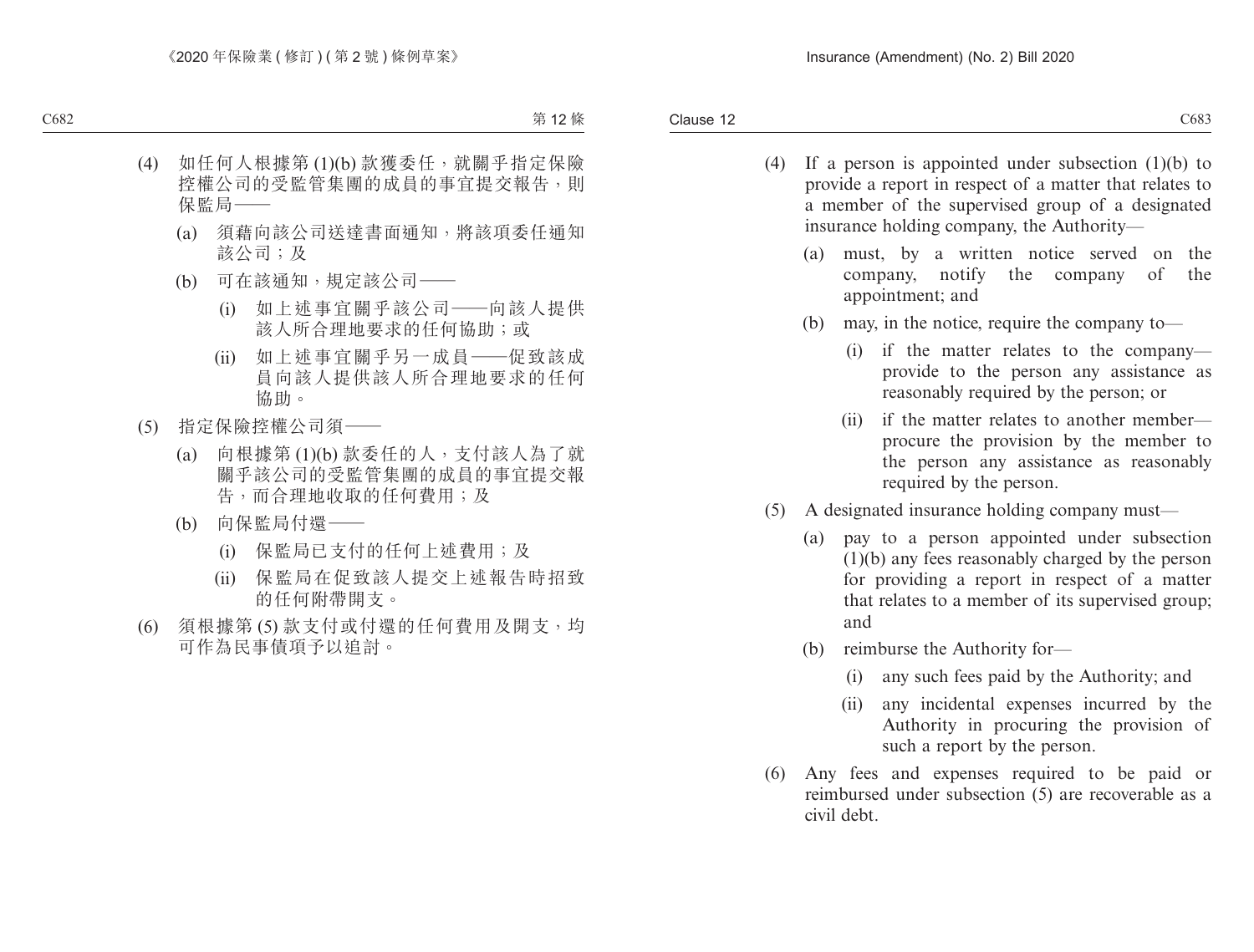(4) 如任何人根據第 (1)(b) 款獲委任，就關乎指定保險控權公司的受監管集團的成員的事宜提交報告，則保監局——

(a) 須藉向該公司送達書面通知，將該項委任通知該公司；及

(b) 可在該通知，規定該公司——

(i) 如上述事宜關乎該公司——向該人提供該人所合理地要求的任何協助；或

(ii) 如上述事宜關乎另一成員——促致該成員向該人提供該人所合理地要求的任何協助。

(5) 指定保險控權公司須——

(a) 向根據第 (1)(b) 款委任的人，支付該人為了就關乎該公司的受監管集團的成員的事宜提交報告，而合理地收取的任何費用；及

(b) 向保監局付還——

(i) 保監局已支付的任何上述費用；及

(ii) 保監局在促致該人提交上述報告時招致的任何附帶開支。

(6) 須根據第 (5) 款支付或付還的任何費用及開支，均可作為民事債項予以追討。

(4) If a person is appointed under subsection (1)(b) to provide a report in respect of a matter that relates to a member of the supervised group of a designated insurance holding company, the Authority—

(a) must, by a written notice served on the company, notify the company of the appointment; and

(b) may, in the notice, require the company to—

(i) if the matter relates to the company—provide to the person any assistance as reasonably required by the person; or

(ii) if the matter relates to another member—procure the provision by the member to the person any assistance as reasonably required by the person.

(5) A designated insurance holding company must—

(a) pay to a person appointed under subsection (1)(b) any fees reasonably charged by the person for providing a report in respect of a matter that relates to a member of its supervised group; and

(b) reimburse the Authority for—

(i) any such fees paid by the Authority; and

(ii) any incidental expenses incurred by the Authority in procuring the provision of such a report by the person.

(6) Any fees and expenses required to be paid or reimbursed under subsection (5) are recoverable as a civil debt.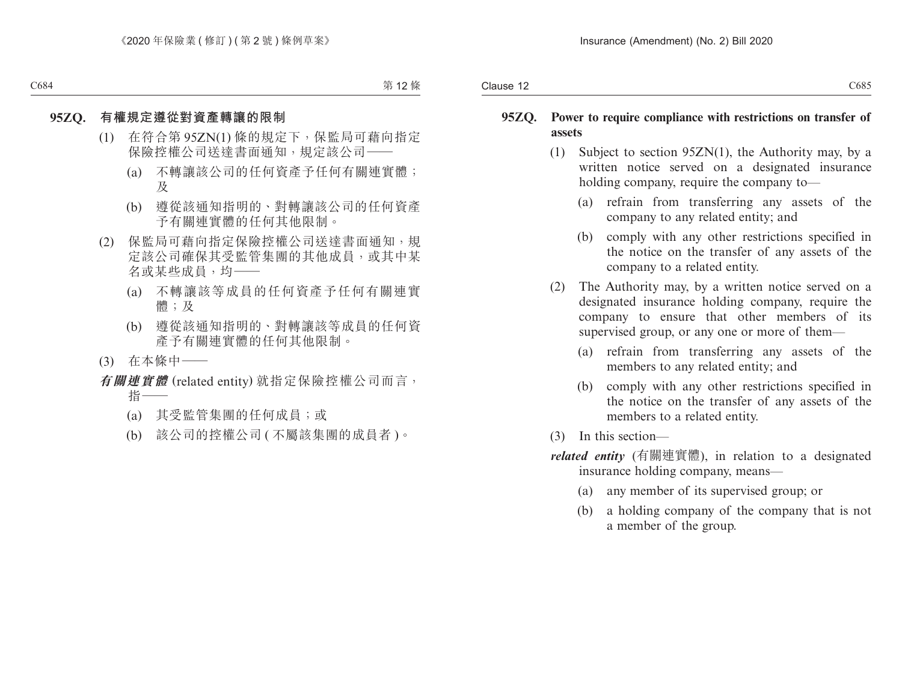**95ZQ.** **有權規定遵從對資產轉讓的限制**

(1) 在符合第 95ZN(1) 條的規定下，保監局可藉向指定保險控權公司送達書面通知，規定該公司——

(a) 不轉讓該公司的任何資產予任何有關連實體；及

(b) 遵從該通知指明的、對轉讓該公司的任何資產予有關連實體的任何其他限制。

(2) 保監局可藉向指定保險控權公司送達書面通知，規定該公司確保其受監管集團的其他成員，或其中某名或某些成員，均——

(a) 不轉讓該等成員的任何資產予任何有關連實體；及

(b) 遵從該通知指明的、對轉讓該等成員的任何資產予有關連實體的任何其他限制。

(3) 在本條中——

***有關連實體*** (related entity) 就指定保險控權公司而言，指——

(a) 其受監管集團的任何成員；或

(b) 該公司的控權公司 (不屬該集團的成員者)。

**95ZQ.** **Power to require compliance with restrictions on transfer of assets**

(1) Subject to section 95ZN(1), the Authority may, by a written notice served on a designated insurance holding company, require the company to—

(a) refrain from transferring any assets of the company to any related entity; and

(b) comply with any other restrictions specified in the notice on the transfer of any assets of the company to a related entity.

(2) The Authority may, by a written notice served on a designated insurance holding company, require the company to ensure that other members of its supervised group, or any one or more of them—

(a) refrain from transferring any assets of the members to any related entity; and

(b) comply with any other restrictions specified in the notice on the transfer of any assets of the members to a related entity.

(3) In this section—

***related entity*** (有關連實體), in relation to a designated insurance holding company, means—

(a) any member of its supervised group; or

(b) a holding company of the company that is not a member of the group.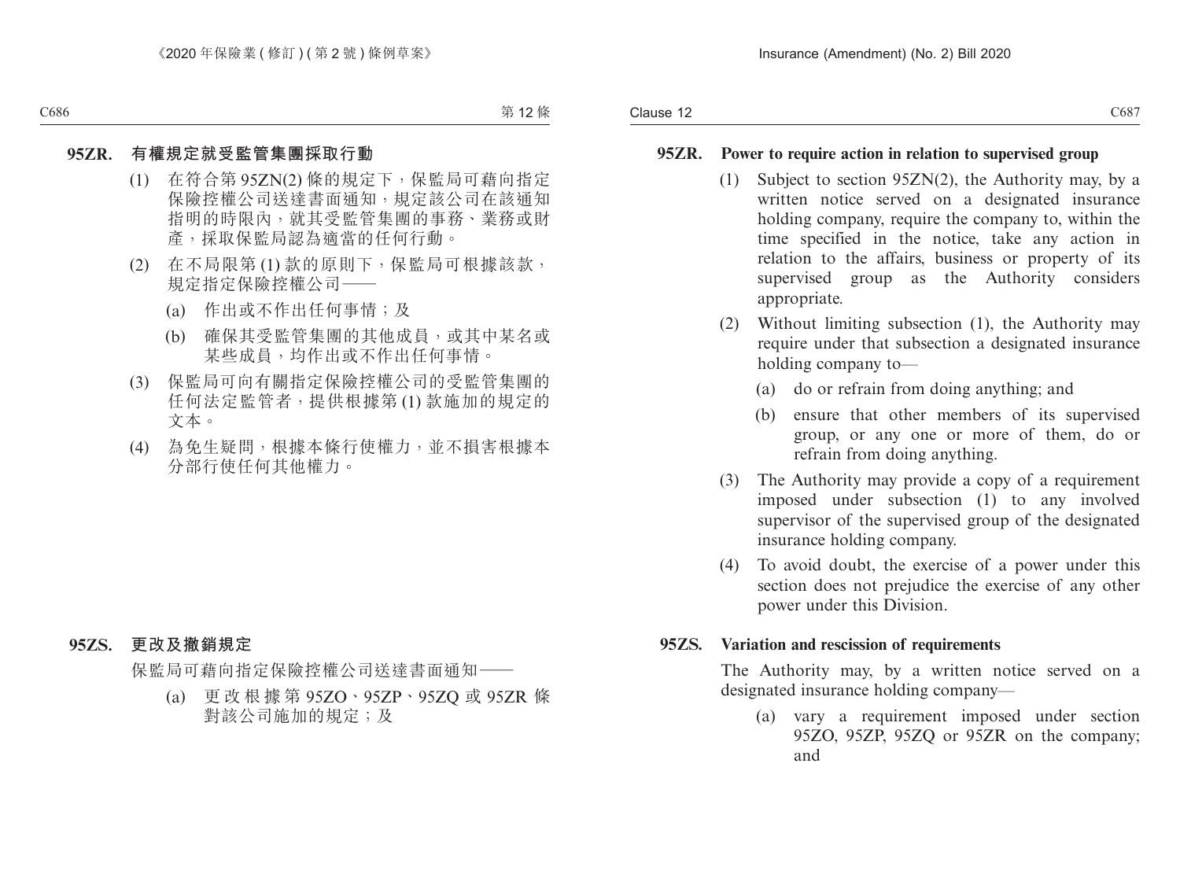**95ZR. 有權規定就受監管集團採取行動**

(1) 在符合第 95ZN(2) 條的規定下，保監局可藉向指定保險控權公司送達書面通知，規定該公司在該通知指明的時限內，就其受監管集團的事務、業務或財產，採取保監局認為適當的任何行動。

(2) 在不局限第 (1) 款的原則下，保監局可根據該款，規定指定保險控權公司——

(a) 作出或不作出任何事情；及

(b) 確保其受監管集團的其他成員，或其中某名或某些成員，均作出或不作出任何事情。

(3) 保監局可向有關指定保險控權公司的受監管集團的任何法定監管者，提供根據第 (1) 款施加的規定的文本。

(4) 為免生疑問，根據本條行使權力，並不損害根據本分部行使任何其他權力。

**95ZS. 更改及撤銷規定**

保監局可藉向指定保險控權公司送達書面通知——

(a) 更改根據第 95ZO、95ZP、95ZQ 或 95ZR 條對該公司施加的規定；及

**95ZR. Power to require action in relation to supervised group**

(1) Subject to section 95ZN(2), the Authority may, by a written notice served on a designated insurance holding company, require the company to, within the time specified in the notice, take any action in relation to the affairs, business or property of its supervised group as the Authority considers appropriate.

(2) Without limiting subsection (1), the Authority may require under that subsection a designated insurance holding company to—

(a) do or refrain from doing anything; and

(b) ensure that other members of its supervised group, or any one or more of them, do or refrain from doing anything.

(3) The Authority may provide a copy of a requirement imposed under subsection (1) to any involved supervisor of the supervised group of the designated insurance holding company.

(4) To avoid doubt, the exercise of a power under this section does not prejudice the exercise of any other power under this Division.

**95ZS. Variation and rescission of requirements**

The Authority may, by a written notice served on a designated insurance holding company—

(a) vary a requirement imposed under section 95ZO, 95ZP, 95ZQ or 95ZR on the company; and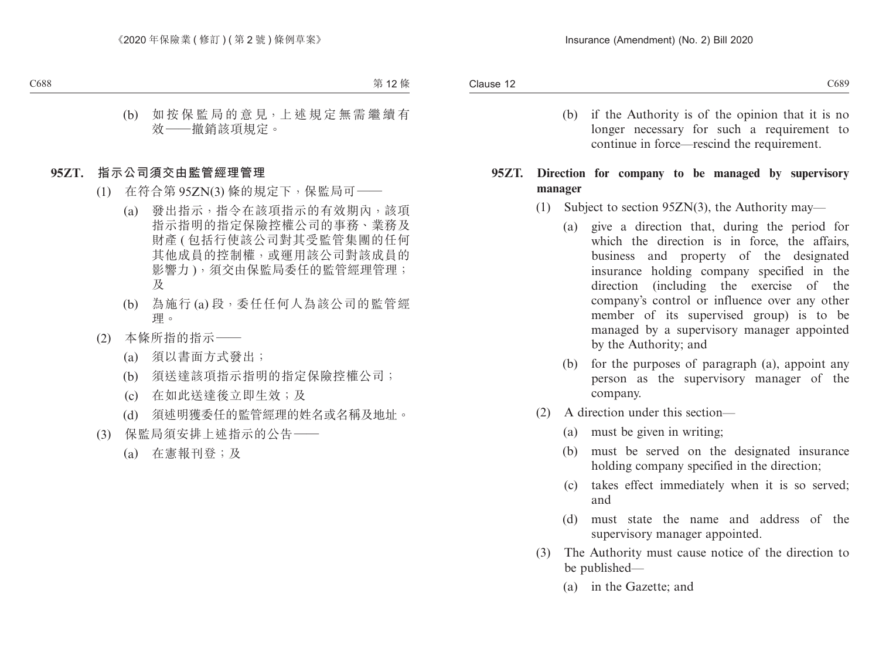(b) 如按保監局的意見，上述規定無需繼續有效——撤銷該項規定。

**95ZT. 指示公司須交由監管經理管理**

(1) 在符合第 95ZN(3) 條的規定下，保監局可——

(a) 發出指示，指令在該項指示的有效期內，該項指示指明的指定保險控權公司的事務、業務及財產 (包括行使該公司對其受監管集團的任何其他成員的控制權，或運用該公司對該成員的影響力)，須交由保監局委任的監管經理管理；及

(b) 為施行 (a) 段，委任任何人為該公司的監管經理。

(2) 本條所指的指示——

(a) 須以書面方式發出；

(b) 須送達該項指示指明的指定保險控權公司；

(c) 在如此送達後立即生效；及

(d) 須述明獲委任的監管經理的姓名或名稱及地址。

(3) 保監局須安排上述指示的公告——

(a) 在憲報刊登；及

(b) if the Authority is of the opinion that it is no longer necessary for such a requirement to continue in force—rescind the requirement.

**95ZT. Direction for company to be managed by supervisory manager**

(1) Subject to section 95ZN(3), the Authority may—

(a) give a direction that, during the period for which the direction is in force, the affairs, business and property of the designated insurance holding company specified in the direction (including the exercise of the company's control or influence over any other member of its supervised group) is to be managed by a supervisory manager appointed by the Authority; and

(b) for the purposes of paragraph (a), appoint any person as the supervisory manager of the company.

(2) A direction under this section—

(a) must be given in writing;

(b) must be served on the designated insurance holding company specified in the direction;

(c) takes effect immediately when it is so served; and

(d) must state the name and address of the supervisory manager appointed.

(3) The Authority must cause notice of the direction to be published—

(a) in the Gazette; and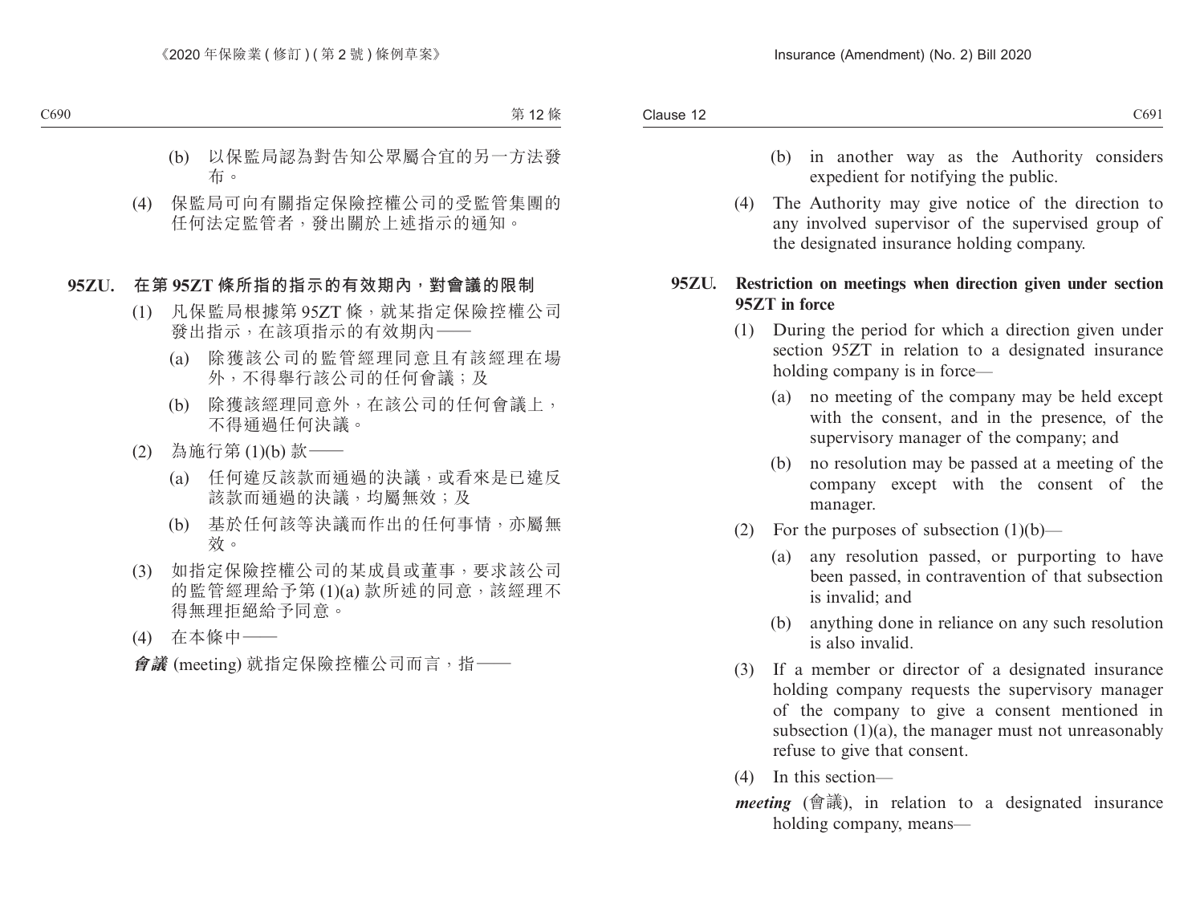(b) 以保監局認為對告知公眾屬合宜的另一方法發布。

(4) 保監局可向有關指定保險控權公司的受監管集團的任何法定監管者，發出關於上述指示的通知。

**95ZU. 在第 95ZT 條所指的指示的有效期內，對會議的限制**

(1) 凡保監局根據第 95ZT 條，就某指定保險控權公司發出指示，在該項指示的有效期內——

(a) 除獲該公司的監管經理同意且有該經理在場外，不得舉行該公司的任何會議；及

(b) 除獲該經理同意外，在該公司的任何會議上，不得通過任何決議。

(2) 為施行第 (1)(b) 款——

(a) 任何違反該款而通過的決議，或看來是已違反該款而通過的決議，均屬無效；及

(b) 基於任何該等決議而作出的任何事情，亦屬無效。

(3) 如指定保險控權公司的某成員或董事，要求該公司的監管經理給予第 (1)(a) 款所述的同意，該經理不得無理拒絕給予同意。

(4) 在本條中——

***會議*** (meeting) 就指定保險控權公司而言，指——

(b) in another way as the Authority considers expedient for notifying the public.

(4) The Authority may give notice of the direction to any involved supervisor of the supervised group of the designated insurance holding company.

**95ZU. Restriction on meetings when direction given under section 95ZT in force**

(1) During the period for which a direction given under section 95ZT in relation to a designated insurance holding company is in force—

(a) no meeting of the company may be held except with the consent, and in the presence, of the supervisory manager of the company; and

(b) no resolution may be passed at a meeting of the company except with the consent of the manager.

(2) For the purposes of subsection (1)(b)—

(a) any resolution passed, or purporting to have been passed, in contravention of that subsection is invalid; and

(b) anything done in reliance on any such resolution is also invalid.

(3) If a member or director of a designated insurance holding company requests the supervisory manager of the company to give a consent mentioned in subsection (1)(a), the manager must not unreasonably refuse to give that consent.

(4) In this section—

***meeting*** (會議), in relation to a designated insurance holding company, means—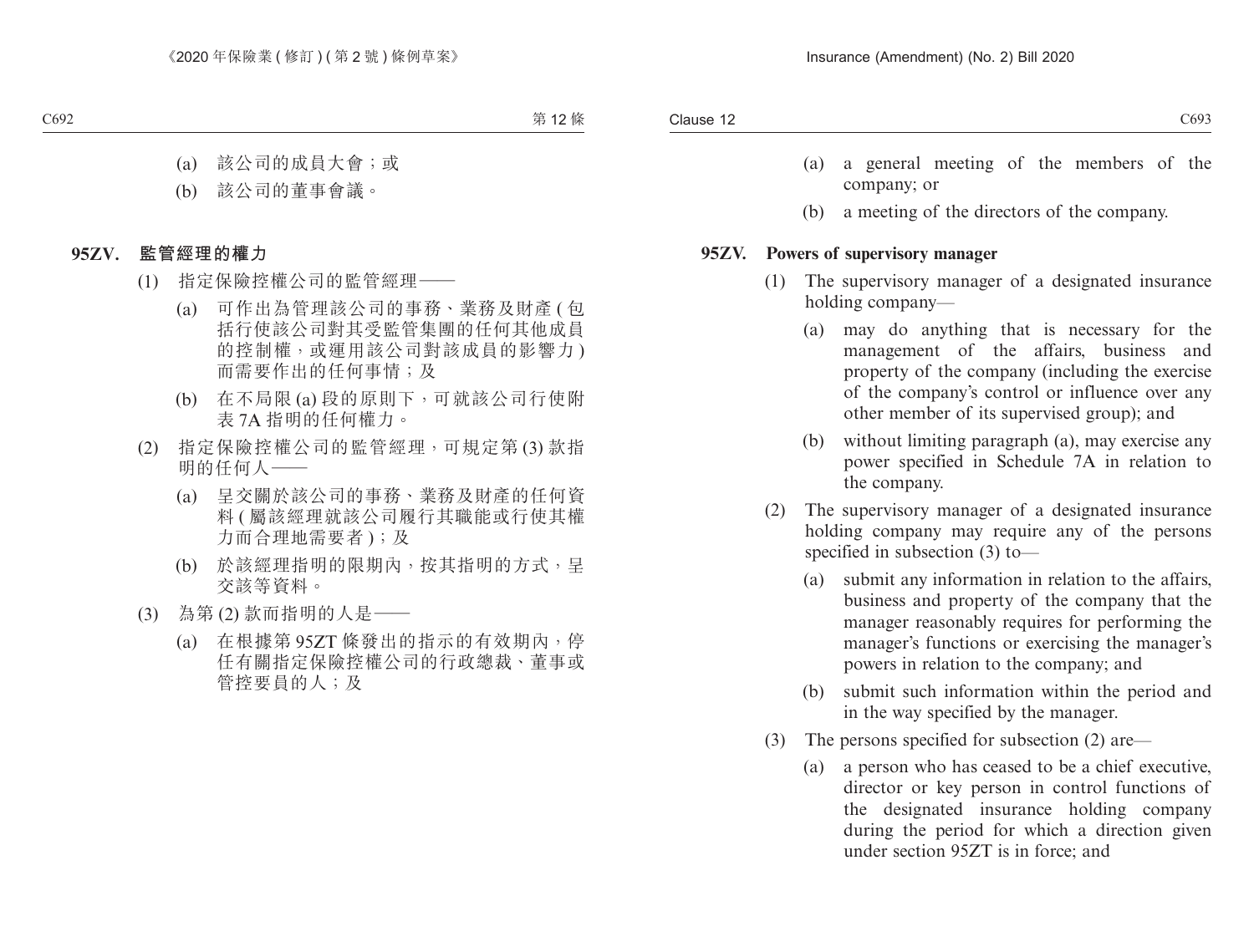(a) 該公司的成員大會；或

(b) 該公司的董事會議。

**95ZV. 監管經理的權力**

(1) 指定保險控權公司的監管經理——

(a) 可作出為管理該公司的事務、業務及財產 (包括行使該公司對其受監管集團的任何其他成員的控制權，或運用該公司對該成員的影響力) 而需要作出的任何事情；及

(b) 在不局限 (a) 段的原則下，可就該公司行使附表 7A 指明的任何權力。

(2) 指定保險控權公司的監管經理，可規定第 (3) 款指明的任何人——

(a) 呈交關於該公司的事務、業務及財產的任何資料 (屬該經理就該公司履行其職能或行使其權力而合理地需要者)；及

(b) 於該經理指明的限期內，按其指明的方式，呈交該等資料。

(3) 為第 (2) 款而指明的人是——

(a) 在根據第 95ZT 條發出的指示的有效期內，停任有關指定保險控權公司的行政總裁、董事或管控要員的人；及

(a) a general meeting of the members of the company; or

(b) a meeting of the directors of the company.

**95ZV. Powers of supervisory manager**

(1) The supervisory manager of a designated insurance holding company—

(a) may do anything that is necessary for the management of the affairs, business and property of the company (including the exercise of the company's control or influence over any other member of its supervised group); and

(b) without limiting paragraph (a), may exercise any power specified in Schedule 7A in relation to the company.

(2) The supervisory manager of a designated insurance holding company may require any of the persons specified in subsection (3) to—

(a) submit any information in relation to the affairs, business and property of the company that the manager reasonably requires for performing the manager's functions or exercising the manager's powers in relation to the company; and

(b) submit such information within the period and in the way specified by the manager.

(3) The persons specified for subsection (2) are—

(a) a person who has ceased to be a chief executive, director or key person in control functions of the designated insurance holding company during the period for which a direction given under section 95ZT is in force; and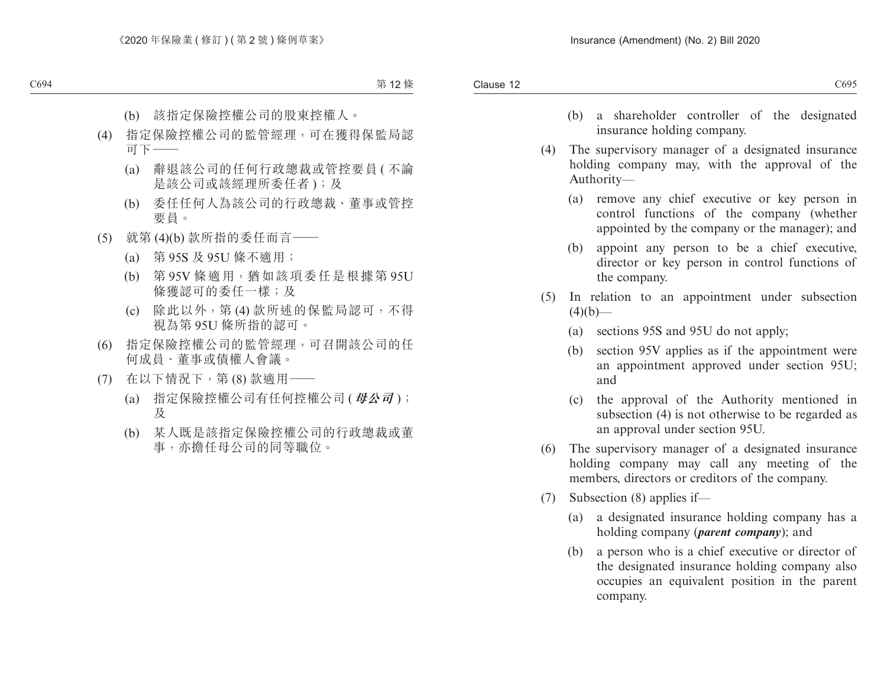(b) 該指定保險控權公司的股東控權人。

(4) 指定保險控權公司的監管經理，可在獲得保監局認可下——

(a) 辭退該公司的任何行政總裁或管控要員 ( 不論是該公司或該經理所委任者 )；及

(b) 委任任何人為該公司的行政總裁、董事或管控要員。

(5) 就第 (4)(b) 款所指的委任而言——

(a) 第 95S 及 95U 條不適用；

(b) 第 95V 條適用，猶如該項委任是根據第 95U 條獲認可的委任一樣；及

(c) 除此以外，第 (4) 款所述的保監局認可，不得視為第 95U 條所指的認可。

(6) 指定保險控權公司的監管經理，可召開該公司的任何成員、董事或債權人會議。

(7) 在以下情況下，第 (8) 款適用——

(a) 指定保險控權公司有任何控權公司 ( ***母公司*** )；及

(b) 某人既是該指定保險控權公司的行政總裁或董事，亦擔任母公司的同等職位。

(b) a shareholder controller of the designated insurance holding company.

(4) The supervisory manager of a designated insurance holding company may, with the approval of the Authority—

(a) remove any chief executive or key person in control functions of the company (whether appointed by the company or the manager); and

(b) appoint any person to be a chief executive, director or key person in control functions of the company.

(5) In relation to an appointment under subsection (4)(b)—

(a) sections 95S and 95U do not apply;

(b) section 95V applies as if the appointment were an appointment approved under section 95U; and

(c) the approval of the Authority mentioned in subsection (4) is not otherwise to be regarded as an approval under section 95U.

(6) The supervisory manager of a designated insurance holding company may call any meeting of the members, directors or creditors of the company.

(7) Subsection (8) applies if—

(a) a designated insurance holding company has a holding company (***parent company***); and

(b) a person who is a chief executive or director of the designated insurance holding company also occupies an equivalent position in the parent company.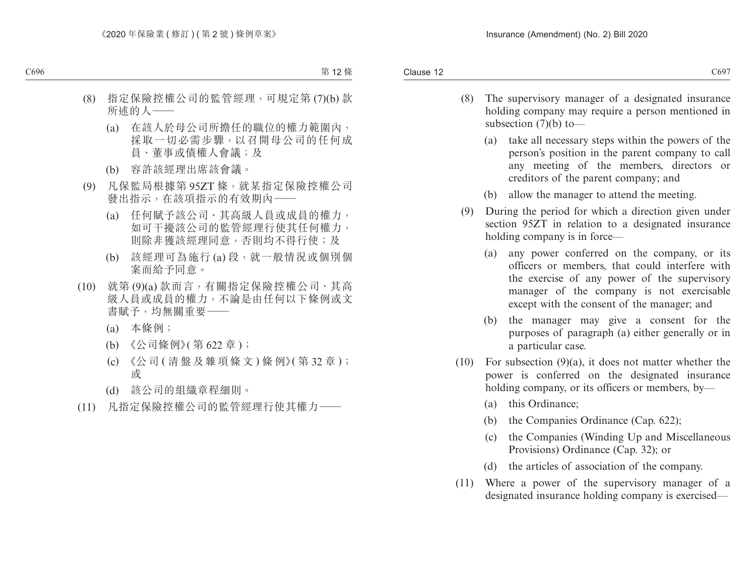(8) 指定保險控權公司的監管經理，可規定第 (7)(b) 款所述的人——

(a) 在該人於母公司所擔任的職位的權力範圍內，採取一切必需步驟，以召開母公司的任何成員、董事或債權人會議；及

(b) 容許該經理出席該會議。

(9) 凡保監局根據第 95ZT 條，就某指定保險控權公司發出指示，在該項指示的有效期內——

(a) 任何賦予該公司、其高級人員或成員的權力，如可干擾該公司的監管經理行使其任何權力，則除非獲該經理同意，否則均不得行使；及

(b) 該經理可為施行 (a) 段，就一般情況或個別個案而給予同意。

(10) 就第 (9)(a) 款而言，有關指定保險控權公司、其高級人員或成員的權力，不論是由任何以下條例或文書賦予，均無關重要——

(a) 本條例；

(b) 《公司條例》( 第 622 章 )；

(c) 《公司 ( 清盤及雜項條文 ) 條例》( 第 32 章 )；或

(d) 該公司的組織章程細則。

(11) 凡指定保險控權公司的監管經理行使其權力——

(8) The supervisory manager of a designated insurance holding company may require a person mentioned in subsection (7)(b) to—

(a) take all necessary steps within the powers of the person's position in the parent company to call any meeting of the members, directors or creditors of the parent company; and

(b) allow the manager to attend the meeting.

(9) During the period for which a direction given under section 95ZT in relation to a designated insurance holding company is in force—

(a) any power conferred on the company, or its officers or members, that could interfere with the exercise of any power of the supervisory manager of the company is not exercisable except with the consent of the manager; and

(b) the manager may give a consent for the purposes of paragraph (a) either generally or in a particular case.

(10) For subsection (9)(a), it does not matter whether the power is conferred on the designated insurance holding company, or its officers or members, by—

(a) this Ordinance;

(b) the Companies Ordinance (Cap. 622);

(c) the Companies (Winding Up and Miscellaneous Provisions) Ordinance (Cap. 32); or

(d) the articles of association of the company.

(11) Where a power of the supervisory manager of a designated insurance holding company is exercised—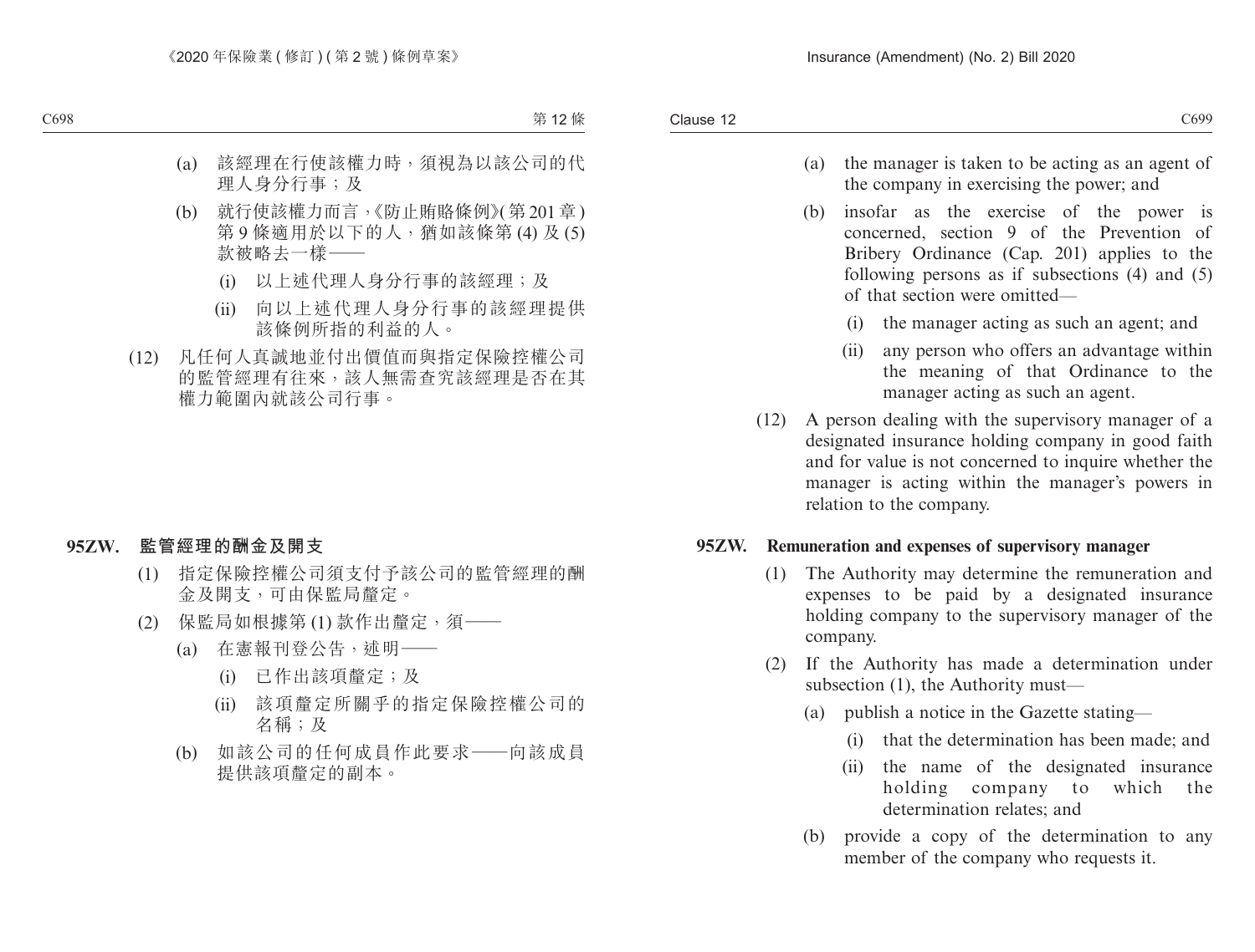(a) 該經理在行使該權力時，須視為以該公司的代理人身分行事；及

(b) 就行使該權力而言，《防止賄賂條例》(第 201 章) 第 9 條適用於以下的人，猶如該條第 (4) 及 (5) 款被略去一樣——

(i) 以上述代理人身分行事的該經理；及

(ii) 向以上述代理人身分行事的該經理提供該條例所指的利益的人。

(12) 凡任何人真誠地並付出價值而與指定保險控權公司的監管經理有往來，該人無需查究該經理是否在其權力範圍內就該公司行事。

**95ZW. 監管經理的酬金及開支**

(1) 指定保險控權公司須支付予該公司的監管經理的酬金及開支，可由保監局釐定。

(2) 保監局如根據第 (1) 款作出釐定，須——

(a) 在憲報刊登公告，述明——

(i) 已作出該項釐定；及

(ii) 該項釐定所關乎的指定保險控權公司的名稱；及

(b) 如該公司的任何成員作此要求——向該成員提供該項釐定的副本。

(a) the manager is taken to be acting as an agent of the company in exercising the power; and

(b) insofar as the exercise of the power is concerned, section 9 of the Prevention of Bribery Ordinance (Cap. 201) applies to the following persons as if subsections (4) and (5) of that section were omitted—

(i) the manager acting as such an agent; and

(ii) any person who offers an advantage within the meaning of that Ordinance to the manager acting as such an agent.

(12) A person dealing with the supervisory manager of a designated insurance holding company in good faith and for value is not concerned to inquire whether the manager is acting within the manager's powers in relation to the company.

**95ZW. Remuneration and expenses of supervisory manager**

(1) The Authority may determine the remuneration and expenses to be paid by a designated insurance holding company to the supervisory manager of the company.

(2) If the Authority has made a determination under subsection (1), the Authority must—

(a) publish a notice in the Gazette stating—

(i) that the determination has been made; and

(ii) the name of the designated insurance holding company to which the determination relates; and

(b) provide a copy of the determination to any member of the company who requests it.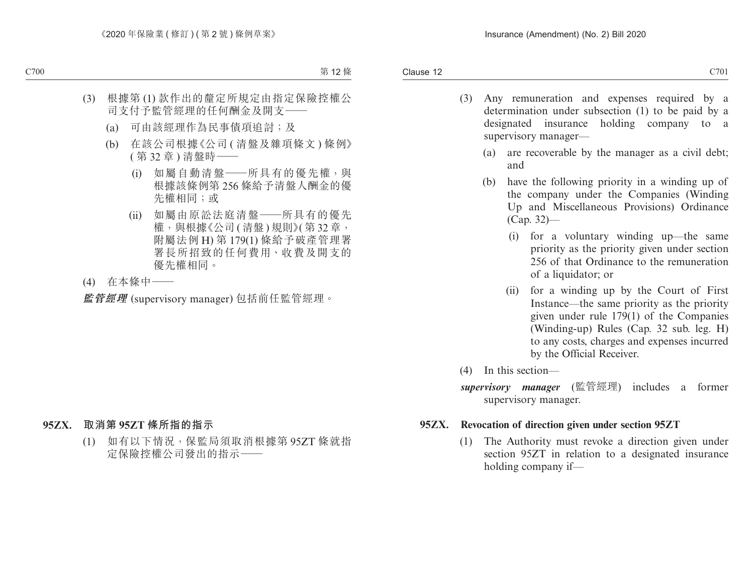(3) 根據第 (1) 款作出的釐定所規定由指定保險控權公司支付予監管經理的任何酬金及開支——

(a) 可由該經理作為民事債項追討；及

(b) 在該公司根據《公司 (清盤及雜項條文) 條例》(第 32 章) 清盤時——

(i) 如屬自動清盤——所具有的優先權，與根據該條例第 256 條給予清盤人酬金的優先權相同；或

(ii) 如屬由原訟法庭清盤——所具有的優先權，與根據《公司 (清盤) 規則》(第 32 章，附屬法例 H) 第 179(1) 條給予破產管理署署長所招致的任何費用、收費及開支的優先權相同。

(4) 在本條中——

***監管經理*** (supervisory manager) 包括前任監管經理。

**95ZX. 取消第 95ZT 條所指的指示**

(1) 如有以下情況，保監局須取消根據第 95ZT 條就指定保險控權公司發出的指示——

(3) Any remuneration and expenses required by a determination under subsection (1) to be paid by a designated insurance holding company to a supervisory manager—

(a) are recoverable by the manager as a civil debt; and

(b) have the following priority in a winding up of the company under the Companies (Winding Up and Miscellaneous Provisions) Ordinance (Cap. 32)—

(i) for a voluntary winding up—the same priority as the priority given under section 256 of that Ordinance to the remuneration of a liquidator; or

(ii) for a winding up by the Court of First Instance—the same priority as the priority given under rule 179(1) of the Companies (Winding-up) Rules (Cap. 32 sub. leg. H) to any costs, charges and expenses incurred by the Official Receiver.

(4) In this section—

***supervisory manager*** (監管經理) includes a former supervisory manager.

**95ZX. Revocation of direction given under section 95ZT**

(1) The Authority must revoke a direction given under section 95ZT in relation to a designated insurance holding company if—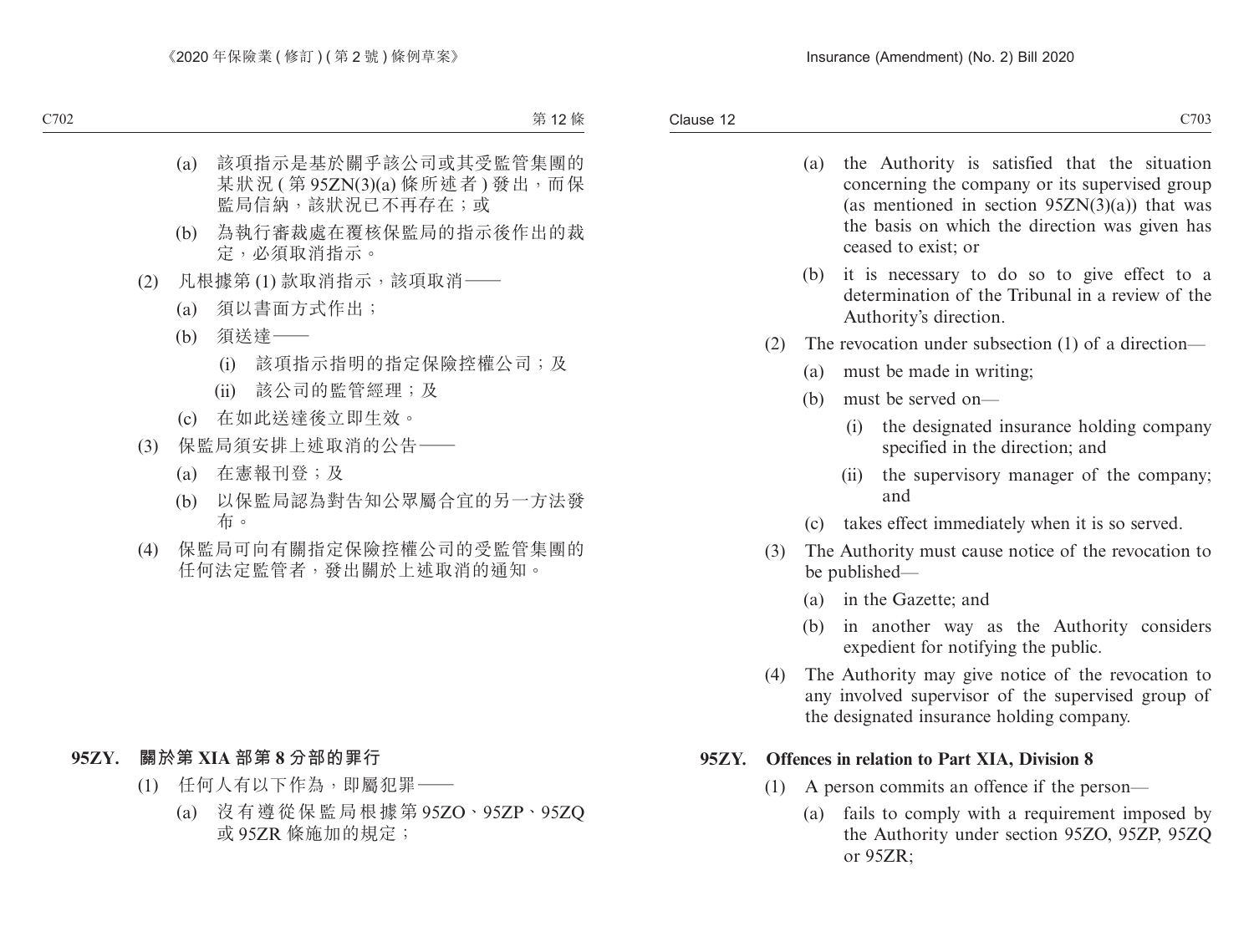(a) 該項指示是基於關乎該公司或其受監管集團的某狀況 ( 第 95ZN(3)(a) 條所述者 ) 發出，而保監局信納，該狀況已不再存在；或

(b) 為執行審裁處在覆核保監局的指示後作出的裁定，必須取消指示。

(2) 凡根據第 (1) 款取消指示，該項取消——

(a) 須以書面方式作出；

(b) 須送達——

(i) 該項指示指明的指定保險控權公司；及

(ii) 該公司的監管經理；及

(c) 在如此送達後立即生效。

(3) 保監局須安排上述取消的公告——

(a) 在憲報刊登；及

(b) 以保監局認為對告知公眾屬合宜的另一方法發布。

(4) 保監局可向有關指定保險控權公司的受監管集團的任何法定監管者，發出關於上述取消的通知。

**95ZY. 關於第 XIA 部第 8 分部的罪行**

(1) 任何人有以下作為，即屬犯罪——

(a) 沒有遵從保監局根據第 95ZO、95ZP、95ZQ 或 95ZR 條施加的規定；

(a) the Authority is satisfied that the situation concerning the company or its supervised group (as mentioned in section 95ZN(3)(a)) that was the basis on which the direction was given has ceased to exist; or

(b) it is necessary to do so to give effect to a determination of the Tribunal in a review of the Authority's direction.

(2) The revocation under subsection (1) of a direction—

(a) must be made in writing;

(b) must be served on—

(i) the designated insurance holding company specified in the direction; and

(ii) the supervisory manager of the company; and

(c) takes effect immediately when it is so served.

(3) The Authority must cause notice of the revocation to be published—

(a) in the Gazette; and

(b) in another way as the Authority considers expedient for notifying the public.

(4) The Authority may give notice of the revocation to any involved supervisor of the supervised group of the designated insurance holding company.

**95ZY. Offences in relation to Part XIA, Division 8**

(1) A person commits an offence if the person—

(a) fails to comply with a requirement imposed by the Authority under section 95ZO, 95ZP, 95ZQ or 95ZR;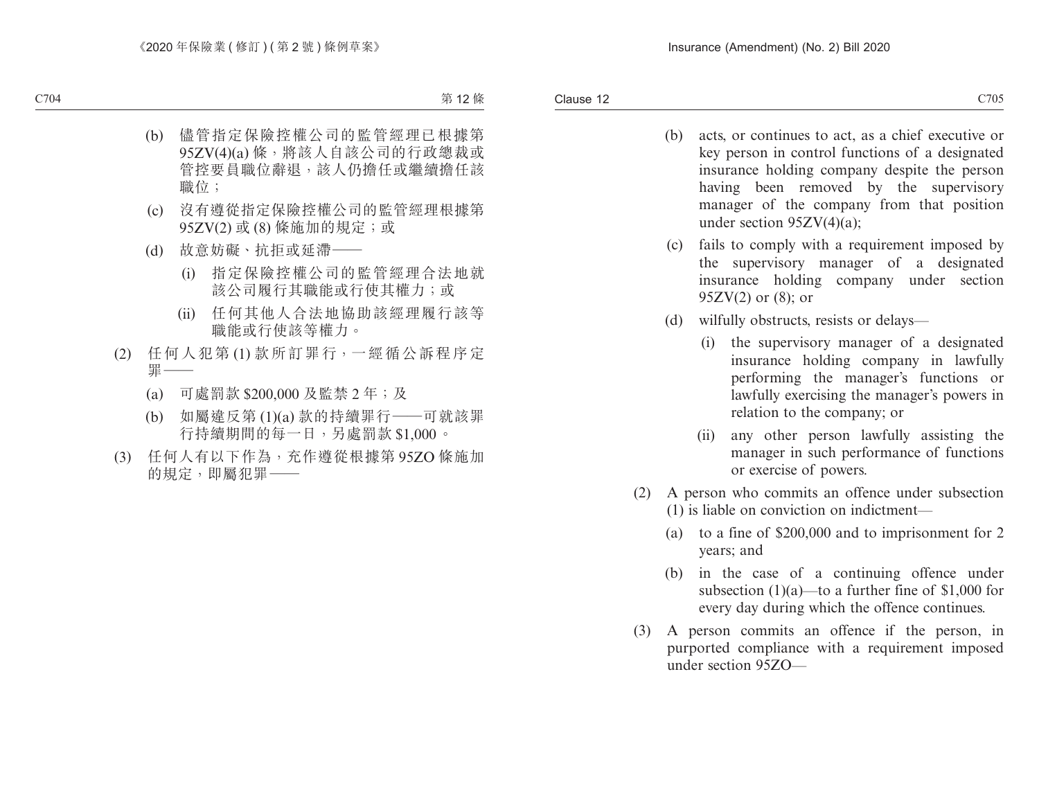(b) 儘管指定保險控權公司的監管經理已根據第95ZV(4)(a) 條，將該人自該公司的行政總裁或管控要員職位辭退，該人仍擔任或繼續擔任該職位；

(c) 沒有遵從指定保險控權公司的監管經理根據第95ZV(2) 或 (8) 條施加的規定；或

(d) 故意妨礙、抗拒或延滯——

(i) 指定保險控權公司的監管經理合法地就該公司履行其職能或行使其權力；或

(ii) 任何其他人合法地協助該經理履行該等職能或行使該等權力。

(2) 任何人犯第 (1) 款所訂罪行，一經循公訴程序定罪——

(a) 可處罰款 $200,000 及監禁 2 年；及

(b) 如屬違反第 (1)(a) 款的持續罪行——可就該罪行持續期間的每一日，另處罰款 $1,000。

(3) 任何人有以下作為，充作遵從根據第 95ZO 條施加的規定，即屬犯罪——

(b) acts, or continues to act, as a chief executive or key person in control functions of a designated insurance holding company despite the person having been removed by the supervisory manager of the company from that position under section 95ZV(4)(a);

(c) fails to comply with a requirement imposed by the supervisory manager of a designated insurance holding company under section 95ZV(2) or (8); or

(d) wilfully obstructs, resists or delays—

(i) the supervisory manager of a designated insurance holding company in lawfully performing the manager's functions or lawfully exercising the manager's powers in relation to the company; or

(ii) any other person lawfully assisting the manager in such performance of functions or exercise of powers.

(2) A person who commits an offence under subsection (1) is liable on conviction on indictment—

(a) to a fine of $200,000 and to imprisonment for 2 years; and

(b) in the case of a continuing offence under subsection (1)(a)—to a further fine of $1,000 for every day during which the offence continues.

(3) A person commits an offence if the person, in purported compliance with a requirement imposed under section 95ZO—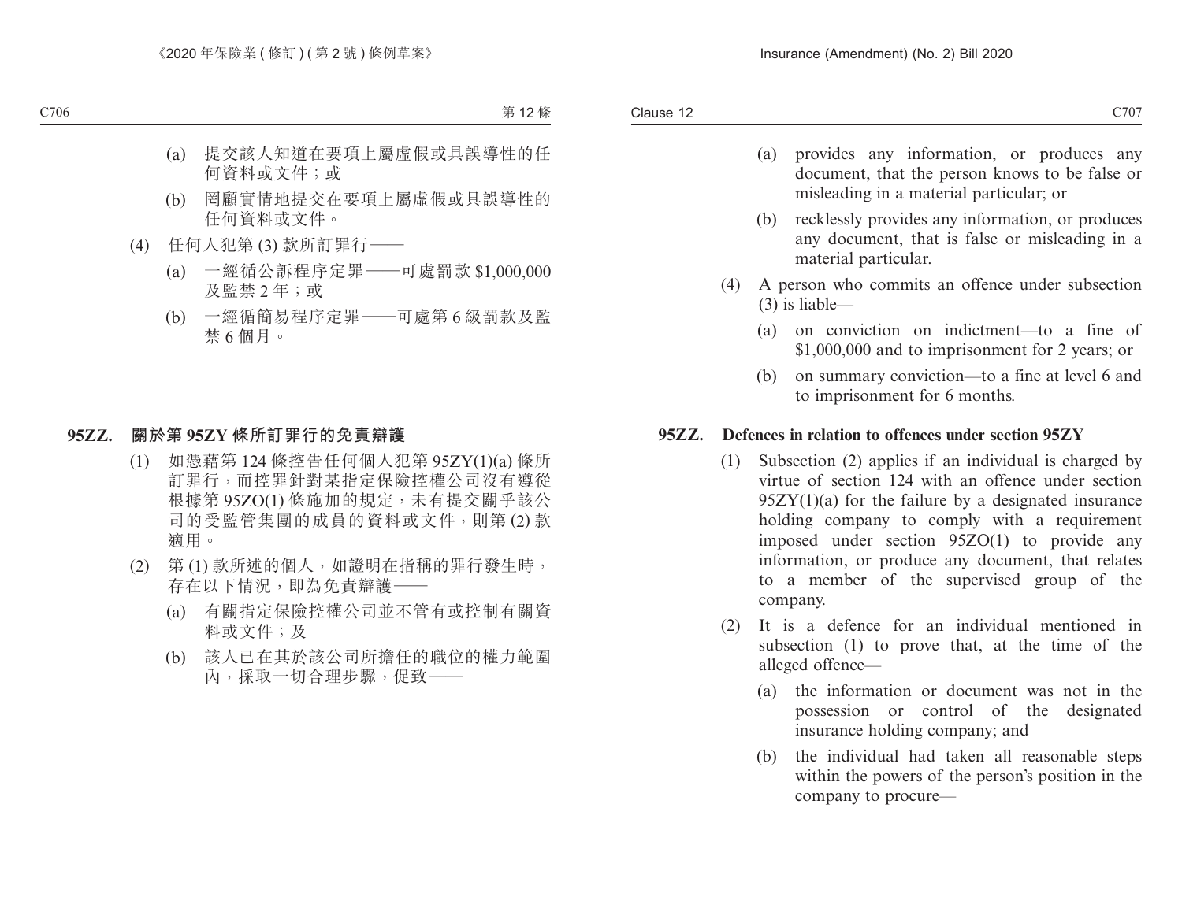(a) 提交該人知道在要項上屬虛假或具誤導性的任何資料或文件；或

(b) 罔顧實情地提交在要項上屬虛假或具誤導性的任何資料或文件。

(4) 任何人犯第 (3) 款所訂罪行——

(a) 一經循公訴程序定罪——可處罰款 $1,000,000 及監禁 2 年；或

(b) 一經循簡易程序定罪——可處第 6 級罰款及監禁 6 個月。

**95ZZ. 關於第 95ZY 條所訂罪行的免責辯護**

(1) 如憑藉第 124 條控告任何個人犯第 95ZY(1)(a) 條所訂罪行，而控罪針對某指定保險控權公司沒有遵從根據第 95ZO(1) 條施加的規定，未有提交關乎該公司的受監管集團的成員的資料或文件，則第 (2) 款適用。

(2) 第 (1) 款所述的個人，如證明在指稱的罪行發生時，存在以下情況，即為免責辯護——

(a) 有關指定保險控權公司並不管有或控制有關資料或文件；及

(b) 該人已在其於該公司所擔任的職位的權力範圍內，採取一切合理步驟，促致——

(a) provides any information, or produces any document, that the person knows to be false or misleading in a material particular; or

(b) recklessly provides any information, or produces any document, that is false or misleading in a material particular.

(4) A person who commits an offence under subsection (3) is liable—

(a) on conviction on indictment—to a fine of $1,000,000 and to imprisonment for 2 years; or

(b) on summary conviction—to a fine at level 6 and to imprisonment for 6 months.

**95ZZ. Defences in relation to offences under section 95ZY**

(1) Subsection (2) applies if an individual is charged by virtue of section 124 with an offence under section 95ZY(1)(a) for the failure by a designated insurance holding company to comply with a requirement imposed under section 95ZO(1) to provide any information, or produce any document, that relates to a member of the supervised group of the company.

(2) It is a defence for an individual mentioned in subsection (1) to prove that, at the time of the alleged offence—

(a) the information or document was not in the possession or control of the designated insurance holding company; and

(b) the individual had taken all reasonable steps within the powers of the person's position in the company to procure—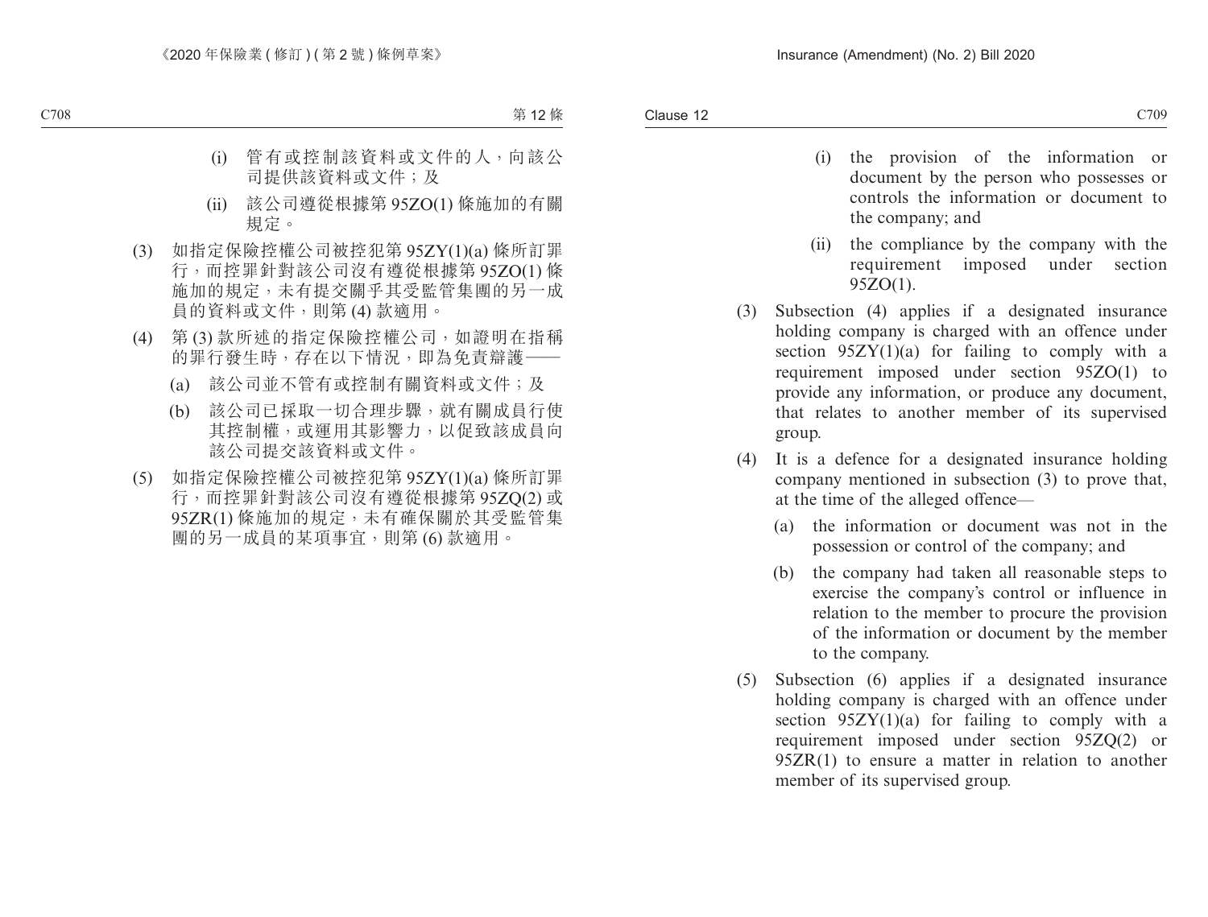(i) 管有或控制該資料或文件的人，向該公司提供該資料或文件；及

(ii) 該公司遵從根據第 95ZO(1) 條施加的有關規定。

(3) 如指定保險控權公司被控犯第 95ZY(1)(a) 條所訂罪行，而控罪針對該公司沒有遵從根據第 95ZO(1) 條施加的規定，未有提交關乎其受監管集團的另一成員的資料或文件，則第 (4) 款適用。

(4) 第 (3) 款所述的指定保險控權公司，如證明在指稱的罪行發生時，存在以下情況，即為免責辯護——

(a) 該公司並不管有或控制有關資料或文件；及

(b) 該公司已採取一切合理步驟，就有關成員行使其控制權，或運用其影響力，以促致該成員向該公司提交該資料或文件。

(5) 如指定保險控權公司被控犯第 95ZY(1)(a) 條所訂罪行，而控罪針對該公司沒有遵從根據第 95ZQ(2) 或 95ZR(1) 條施加的規定，未有確保關於其受監管集團的另一成員的某項事宜，則第 (6) 款適用。

(i) the provision of the information or document by the person who possesses or controls the information or document to the company; and

(ii) the compliance by the company with the requirement imposed under section 95ZO(1).

(3) Subsection (4) applies if a designated insurance holding company is charged with an offence under section 95ZY(1)(a) for failing to comply with a requirement imposed under section 95ZO(1) to provide any information, or produce any document, that relates to another member of its supervised group.

(4) It is a defence for a designated insurance holding company mentioned in subsection (3) to prove that, at the time of the alleged offence—

(a) the information or document was not in the possession or control of the company; and

(b) the company had taken all reasonable steps to exercise the company's control or influence in relation to the member to procure the provision of the information or document by the member to the company.

(5) Subsection (6) applies if a designated insurance holding company is charged with an offence under section 95ZY(1)(a) for failing to comply with a requirement imposed under section 95ZQ(2) or 95ZR(1) to ensure a matter in relation to another member of its supervised group.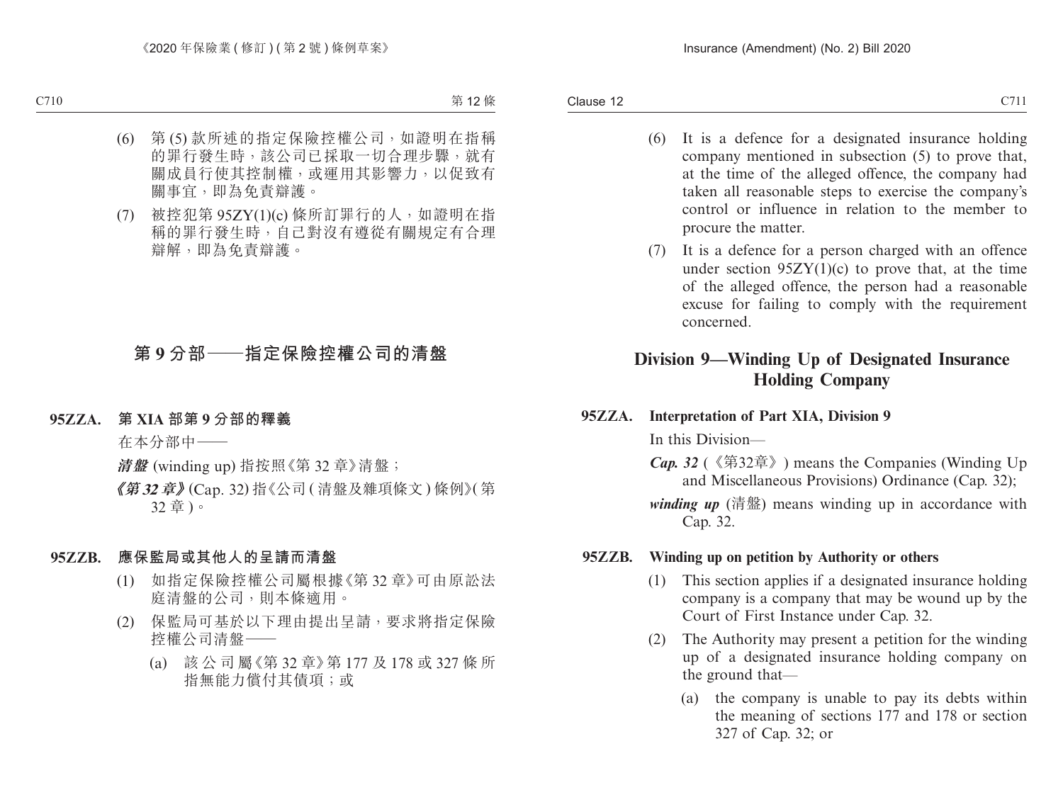(6) 第 (5) 款所述的指定保險控權公司，如證明在指稱的罪行發生時，該公司已採取一切合理步驟，就有關成員行使其控制權，或運用其影響力，以促致有關事宜，即為免責辯護。

(7) 被控犯第 95ZY(1)(c) 條所訂罪行的人，如證明在指稱的罪行發生時，自己對沒有遵從有關規定有合理辯解，即為免責辯護。

## 第 9 分部——指定保險控權公司的清盤

### 95ZZA. 第 XIA 部第 9 分部的釋義

在本分部中——

***清盤*** (winding up) 指按照《第 32 章》清盤；

***《第 32 章》*** (Cap. 32) 指《公司 (清盤及雜項條文) 條例》(第 32 章)。

### 95ZZB. 應保監局或其他人的呈請而清盤

(1) 如指定保險控權公司屬根據《第 32 章》可由原訟法庭清盤的公司，則本條適用。

(2) 保監局可基於以下理由提出呈請，要求將指定保險控權公司清盤——

(a) 該公司屬《第 32 章》第 177 及 178 或 327 條所指無能力償付其債項；或

(6) It is a defence for a designated insurance holding company mentioned in subsection (5) to prove that, at the time of the alleged offence, the company had taken all reasonable steps to exercise the company's control or influence in relation to the member to procure the matter.

(7) It is a defence for a person charged with an offence under section 95ZY(1)(c) to prove that, at the time of the alleged offence, the person had a reasonable excuse for failing to comply with the requirement concerned.

## Division 9—Winding Up of Designated Insurance Holding Company

### 95ZZA. Interpretation of Part XIA, Division 9

In this Division—

***Cap. 32*** (《第32章》) means the Companies (Winding Up and Miscellaneous Provisions) Ordinance (Cap. 32);

***winding up*** (清盤) means winding up in accordance with Cap. 32.

### 95ZZB. Winding up on petition by Authority or others

(1) This section applies if a designated insurance holding company is a company that may be wound up by the Court of First Instance under Cap. 32.

(2) The Authority may present a petition for the winding up of a designated insurance holding company on the ground that—

(a) the company is unable to pay its debts within the meaning of sections 177 and 178 or section 327 of Cap. 32; or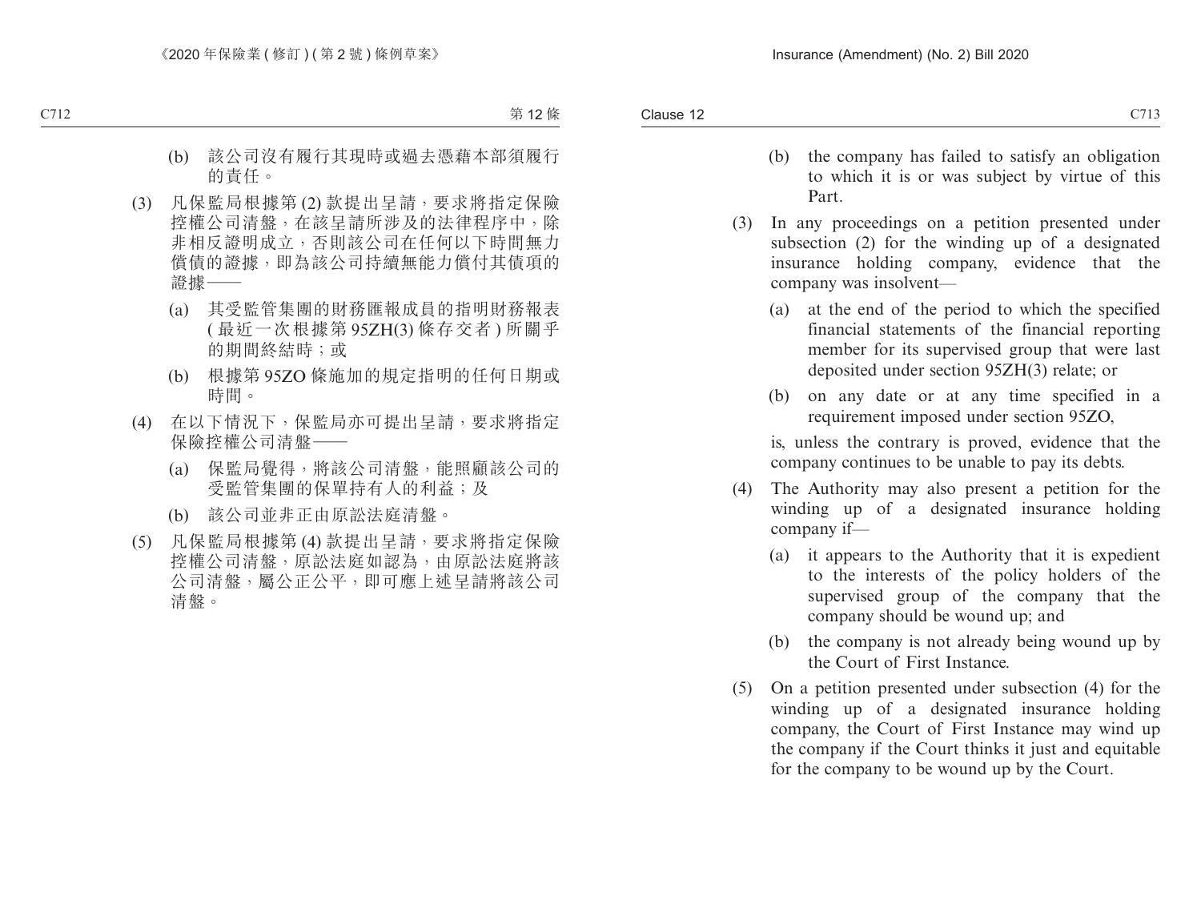(b) 該公司沒有履行其現時或過去憑藉本部須履行的責任。

(3) 凡保監局根據第 (2) 款提出呈請，要求將指定保險控權公司清盤，在該呈請所涉及的法律程序中，除非相反證明成立，否則該公司在任何以下時間無力償債的證據，即為該公司持續無能力償付其債項的證據——

(a) 其受監管集團的財務匯報成員的指明財務報表 ( 最近一次根據第 95ZH(3) 條存交者 ) 所關乎的期間終結時；或

(b) 根據第 95ZO 條施加的規定指明的任何日期或時間。

(4) 在以下情況下，保監局亦可提出呈請，要求將指定保險控權公司清盤——

(a) 保監局覺得，將該公司清盤，能照顧該公司的受監管集團的保單持有人的利益；及

(b) 該公司並非正由原訟法庭清盤。

(5) 凡保監局根據第 (4) 款提出呈請，要求將指定保險控權公司清盤，原訟法庭如認為，由原訟法庭將該公司清盤，屬公正公平，即可應上述呈請將該公司清盤。

(b) the company has failed to satisfy an obligation to which it is or was subject by virtue of this Part.

(3) In any proceedings on a petition presented under subsection (2) for the winding up of a designated insurance holding company, evidence that the company was insolvent—

(a) at the end of the period to which the specified financial statements of the financial reporting member for its supervised group that were last deposited under section 95ZH(3) relate; or

(b) on any date or at any time specified in a requirement imposed under section 95ZO,

is, unless the contrary is proved, evidence that the company continues to be unable to pay its debts.

(4) The Authority may also present a petition for the winding up of a designated insurance holding company if—

(a) it appears to the Authority that it is expedient to the interests of the policy holders of the supervised group of the company that the company should be wound up; and

(b) the company is not already being wound up by the Court of First Instance.

(5) On a petition presented under subsection (4) for the winding up of a designated insurance holding company, the Court of First Instance may wind up the company if the Court thinks it just and equitable for the company to be wound up by the Court.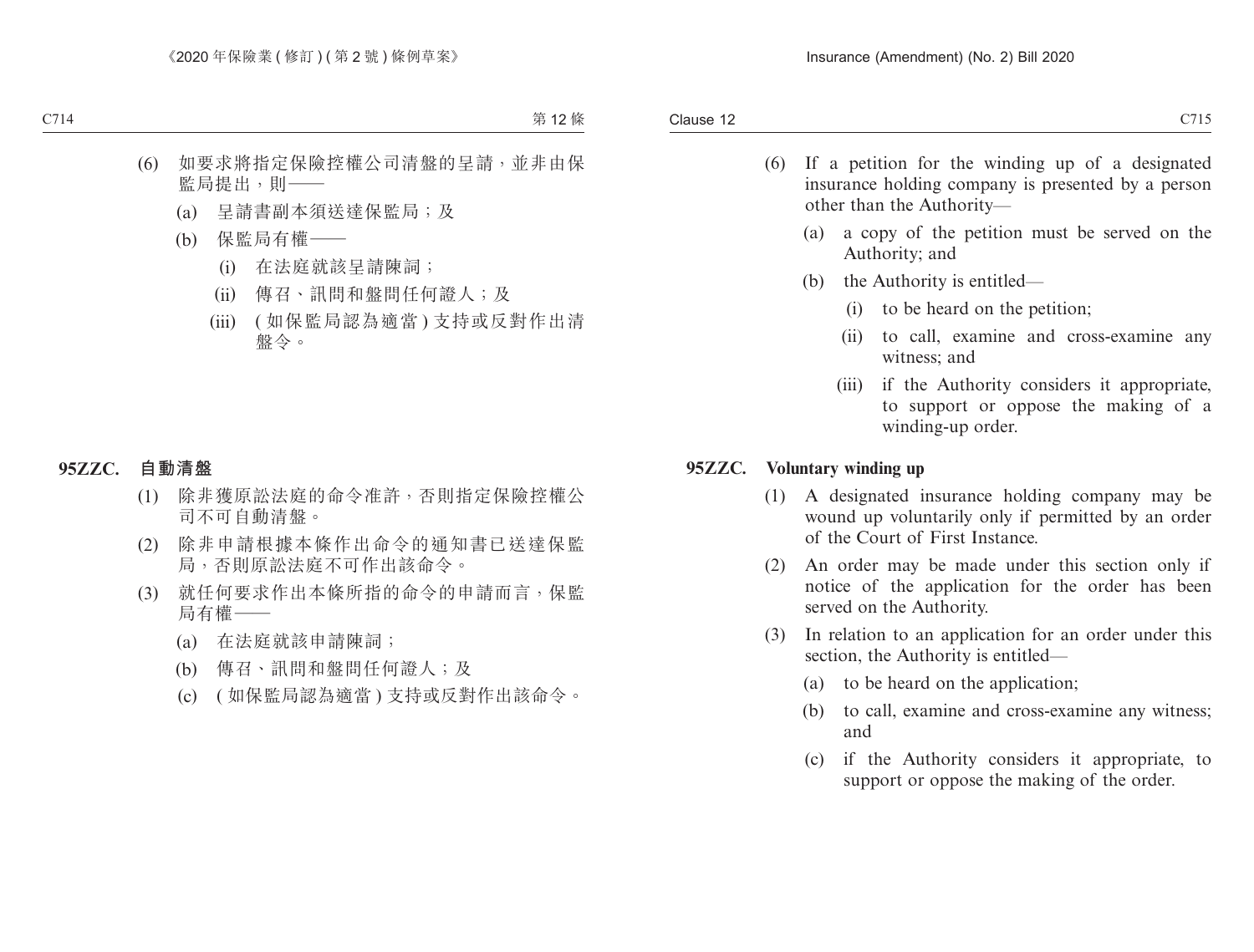(6) 如要求將指定保險控權公司清盤的呈請，並非由保監局提出，則——

(a) 呈請書副本須送達保監局；及

(b) 保監局有權——

(i) 在法庭就該呈請陳詞；

(ii) 傳召、訊問和盤問任何證人；及

(iii) (如保監局認為適當) 支持或反對作出清盤令。

### 95ZZC. 自動清盤

(1) 除非獲原訟法庭的命令准許，否則指定保險控權公司不可自動清盤。

(2) 除非申請根據本條作出命令的通知書已送達保監局，否則原訟法庭不可作出該命令。

(3) 就任何要求作出本條所指的命令的申請而言，保監局有權——

(a) 在法庭就該申請陳詞；

(b) 傳召、訊問和盤問任何證人；及

(c) (如保監局認為適當) 支持或反對作出該命令。

(6) If a petition for the winding up of a designated insurance holding company is presented by a person other than the Authority—

(a) a copy of the petition must be served on the Authority; and

(b) the Authority is entitled—

(i) to be heard on the petition;

(ii) to call, examine and cross-examine any witness; and

(iii) if the Authority considers it appropriate, to support or oppose the making of a winding-up order.

### 95ZZC. Voluntary winding up

(1) A designated insurance holding company may be wound up voluntarily only if permitted by an order of the Court of First Instance.

(2) An order may be made under this section only if notice of the application for the order has been served on the Authority.

(3) In relation to an application for an order under this section, the Authority is entitled—

(a) to be heard on the application;

(b) to call, examine and cross-examine any witness; and

(c) if the Authority considers it appropriate, to support or oppose the making of the order.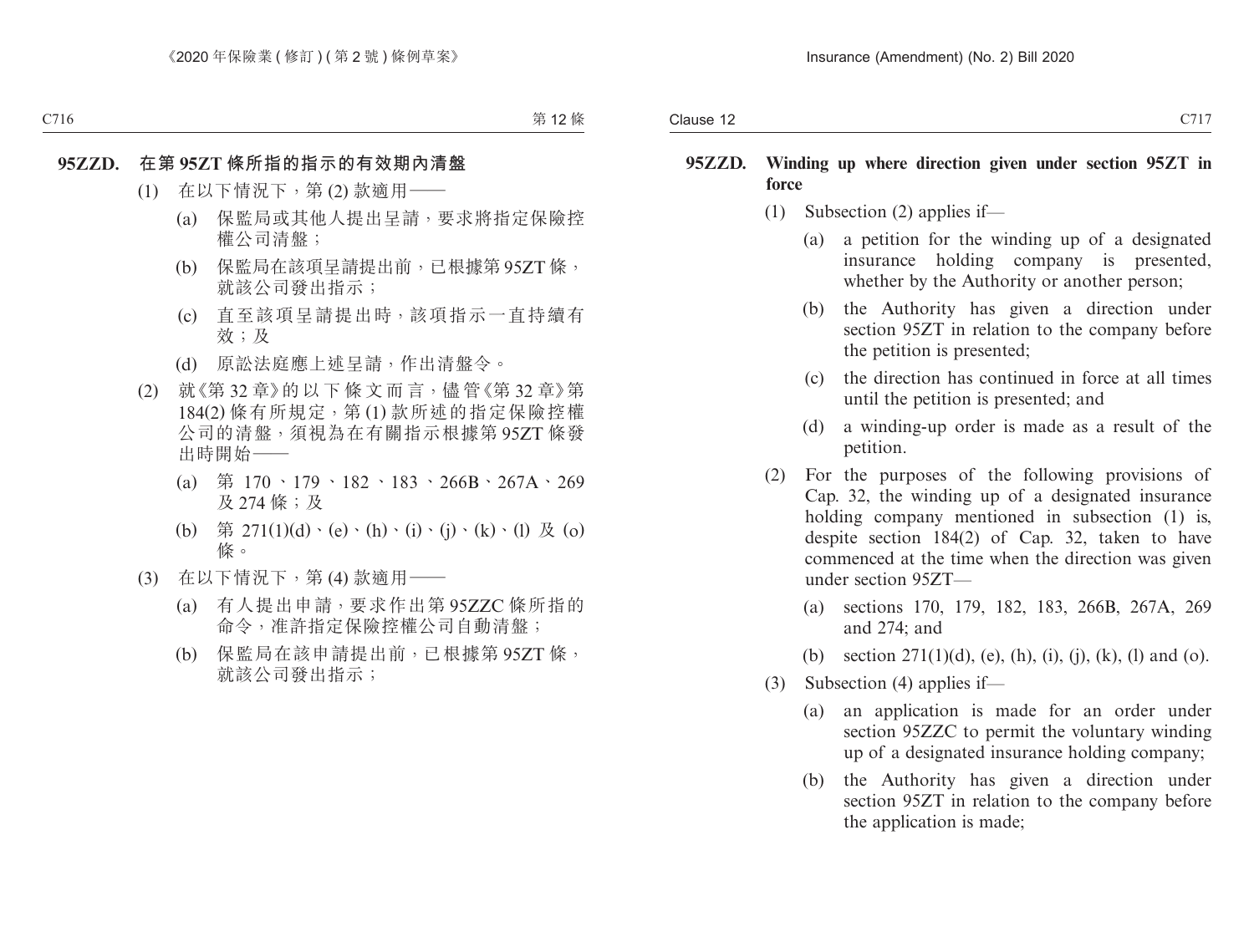**95ZZD. 在第 95ZT 條所指的指示的有效期內清盤**

(1) 在以下情況下，第 (2) 款適用——

(a) 保監局或其他人提出呈請，要求將指定保險控權公司清盤；

(b) 保監局在該項呈請提出前，已根據第 95ZT 條，就該公司發出指示；

(c) 直至該項呈請提出時，該項指示一直持續有效；及

(d) 原訟法庭應上述呈請，作出清盤令。

(2) 就《第 32 章》的以下條文而言，儘管《第 32 章》第 184(2) 條有所規定，第 (1) 款所述的指定保險控權公司的清盤，須視為在有關指示根據第 95ZT 條發出時開始——

(a) 第 170、179、182、183、266B、267A、269 及 274 條；及

(b) 第 271(1)(d)、(e)、(h)、(i)、(j)、(k)、(l) 及 (o) 條。

(3) 在以下情況下，第 (4) 款適用——

(a) 有人提出申請，要求作出第 95ZZC 條所指的命令，准許指定保險控權公司自動清盤；

(b) 保監局在該申請提出前，已根據第 95ZT 條，就該公司發出指示；

**95ZZD. Winding up where direction given under section 95ZT in force**

(1) Subsection (2) applies if—

(a) a petition for the winding up of a designated insurance holding company is presented, whether by the Authority or another person;

(b) the Authority has given a direction under section 95ZT in relation to the company before the petition is presented;

(c) the direction has continued in force at all times until the petition is presented; and

(d) a winding-up order is made as a result of the petition.

(2) For the purposes of the following provisions of Cap. 32, the winding up of a designated insurance holding company mentioned in subsection (1) is, despite section 184(2) of Cap. 32, taken to have commenced at the time when the direction was given under section 95ZT—

(a) sections 170, 179, 182, 183, 266B, 267A, 269 and 274; and

(b) section 271(1)(d), (e), (h), (i), (j), (k), (l) and (o).

(3) Subsection (4) applies if—

(a) an application is made for an order under section 95ZZC to permit the voluntary winding up of a designated insurance holding company;

(b) the Authority has given a direction under section 95ZT in relation to the company before the application is made;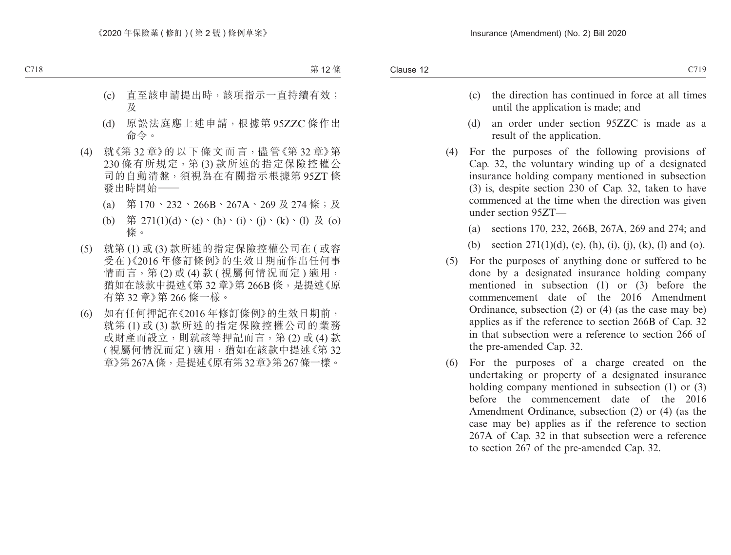(c) 直至該申請提出時，該項指示一直持續有效；及

(d) 原訟法庭應上述申請，根據第 95ZZC 條作出命令。

(4) 就《第 32 章》的以下條文而言，儘管《第 32 章》第 230 條有所規定，第 (3) 款所述的指定保險控權公司的自動清盤，須視為在有關指示根據第 95ZT 條發出時開始——

(a) 第 170、232、266B、267A、269 及 274 條；及

(b) 第 271(1)(d)、(e)、(h)、(i)、(j)、(k)、(l) 及 (o) 條。

(5) 就第 (1) 或 (3) 款所述的指定保險控權公司在 ( 或容受在 )《2016 年修訂條例》的生效日期前作出任何事情而言，第 (2) 或 (4) 款 ( 視屬何情況而定 ) 適用，猶如在該款中提述《第 32 章》第 266B 條，是提述《原有第 32 章》第 266 條一樣。

(6) 如有任何押記在《2016 年修訂條例》的生效日期前，就第 (1) 或 (3) 款所述的指定保險控權公司的業務或財產而設立，則就該等押記而言，第 (2) 或 (4) 款 ( 視屬何情況而定 ) 適用，猶如在該款中提述《第 32 章》第 267A 條，是提述《原有第 32 章》第 267 條一樣。

(c) the direction has continued in force at all times until the application is made; and

(d) an order under section 95ZZC is made as a result of the application.

(4) For the purposes of the following provisions of Cap. 32, the voluntary winding up of a designated insurance holding company mentioned in subsection (3) is, despite section 230 of Cap. 32, taken to have commenced at the time when the direction was given under section 95ZT—

(a) sections 170, 232, 266B, 267A, 269 and 274; and

(b) section 271(1)(d), (e), (h), (i), (j), (k), (l) and (o).

(5) For the purposes of anything done or suffered to be done by a designated insurance holding company mentioned in subsection (1) or (3) before the commencement date of the 2016 Amendment Ordinance, subsection (2) or (4) (as the case may be) applies as if the reference to section 266B of Cap. 32 in that subsection were a reference to section 266 of the pre-amended Cap. 32.

(6) For the purposes of a charge created on the undertaking or property of a designated insurance holding company mentioned in subsection (1) or (3) before the commencement date of the 2016 Amendment Ordinance, subsection (2) or (4) (as the case may be) applies as if the reference to section 267A of Cap. 32 in that subsection were a reference to section 267 of the pre-amended Cap. 32.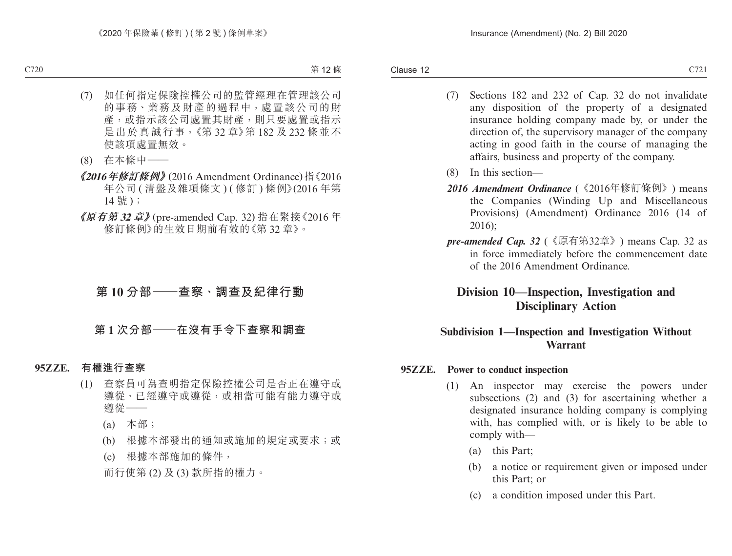(7) 如任何指定保險控權公司的監管經理在管理該公司的事務、業務及財產的過程中，處置該公司的財產，或指示該公司處置其財產，則只要處置或指示是出於真誠行事，《第 32 章》第 182 及 232 條並不使該項處置無效。

(8) 在本條中——

***《2016 年修訂條例》***(2016 Amendment Ordinance) 指《2016 年公司 ( 清盤及雜項條文 ) ( 修訂 ) 條例》(2016 年第 14 號 )；

***《原有第 32 章》***(pre-amended Cap. 32) 指在緊接《2016 年修訂條例》的生效日期前有效的《第 32 章》。

## 第 10 分部——查察、調查及紀律行動

### 第 1 次分部——在沒有手令下查察和調查

**95ZZE. 有權進行查察**

(1) 查察員可為查明指定保險控權公司是否正在遵守或遵從、已經遵守或遵從，或相當可能有能力遵守或遵從——

(a) 本部；

(b) 根據本部發出的通知或施加的規定或要求；或

(c) 根據本部施加的條件，

而行使第 (2) 及 (3) 款所指的權力。

(7) Sections 182 and 232 of Cap. 32 do not invalidate any disposition of the property of a designated insurance holding company made by, or under the direction of, the supervisory manager of the company acting in good faith in the course of managing the affairs, business and property of the company.

(8) In this section—

***2016 Amendment Ordinance*** (《2016年修訂條例》) means the Companies (Winding Up and Miscellaneous Provisions) (Amendment) Ordinance 2016 (14 of 2016);

***pre-amended Cap. 32*** (《原有第32章》) means Cap. 32 as in force immediately before the commencement date of the 2016 Amendment Ordinance.

## Division 10—Inspection, Investigation and Disciplinary Action

### Subdivision 1—Inspection and Investigation Without Warrant

**95ZZE. Power to conduct inspection**

(1) An inspector may exercise the powers under subsections (2) and (3) for ascertaining whether a designated insurance holding company is complying with, has complied with, or is likely to be able to comply with—

(a) this Part;

(b) a notice or requirement given or imposed under this Part; or

(c) a condition imposed under this Part.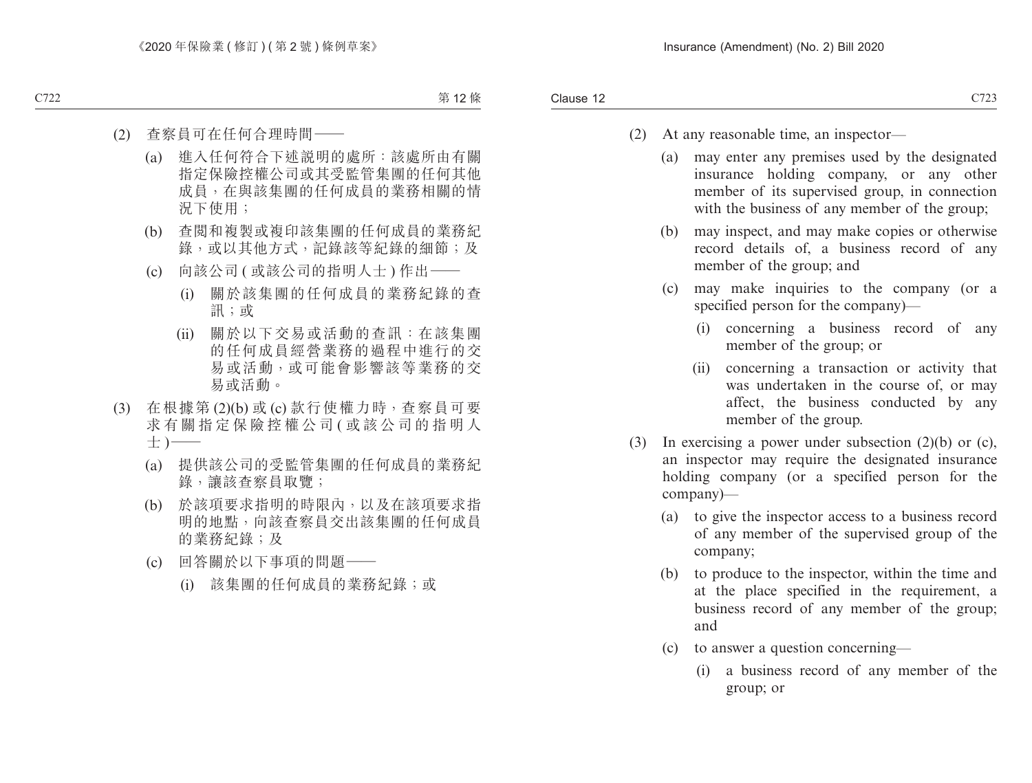(2) 查察員可在任何合理時間——

(a) 進入任何符合下述說明的處所：該處所由有關指定保險控權公司或其受監管集團的任何其他成員，在與該集團的任何成員的業務相關的情況下使用；

(b) 查閱和複製或複印該集團的任何成員的業務紀錄，或以其他方式，記錄該等紀錄的細節；及

(c) 向該公司 (或該公司的指明人士) 作出——

(i) 關於該集團的任何成員的業務紀錄的查訊；或

(ii) 關於以下交易或活動的查訊：在該集團的任何成員經營業務的過程中進行的交易或活動，或可能會影響該等業務的交易或活動。

(3) 在根據第 (2)(b) 或 (c) 款行使權力時，查察員可要求有關指定保險控權公司 (或該公司的指明人士)——

(a) 提供該公司的受監管集團的任何成員的業務紀錄，讓該查察員取覽；

(b) 於該項要求指明的時限內，以及在該項要求指明的地點，向該查察員交出該集團的任何成員的業務紀錄；及

(c) 回答關於以下事項的問題——

(i) 該集團的任何成員的業務紀錄；或

(2) At any reasonable time, an inspector—

(a) may enter any premises used by the designated insurance holding company, or any other member of its supervised group, in connection with the business of any member of the group;

(b) may inspect, and may make copies or otherwise record details of, a business record of any member of the group; and

(c) may make inquiries to the company (or a specified person for the company)—

(i) concerning a business record of any member of the group; or

(ii) concerning a transaction or activity that was undertaken in the course of, or may affect, the business conducted by any member of the group.

(3) In exercising a power under subsection (2)(b) or (c), an inspector may require the designated insurance holding company (or a specified person for the company)—

(a) to give the inspector access to a business record of any member of the supervised group of the company;

(b) to produce to the inspector, within the time and at the place specified in the requirement, a business record of any member of the group; and

(c) to answer a question concerning—

(i) a business record of any member of the group; or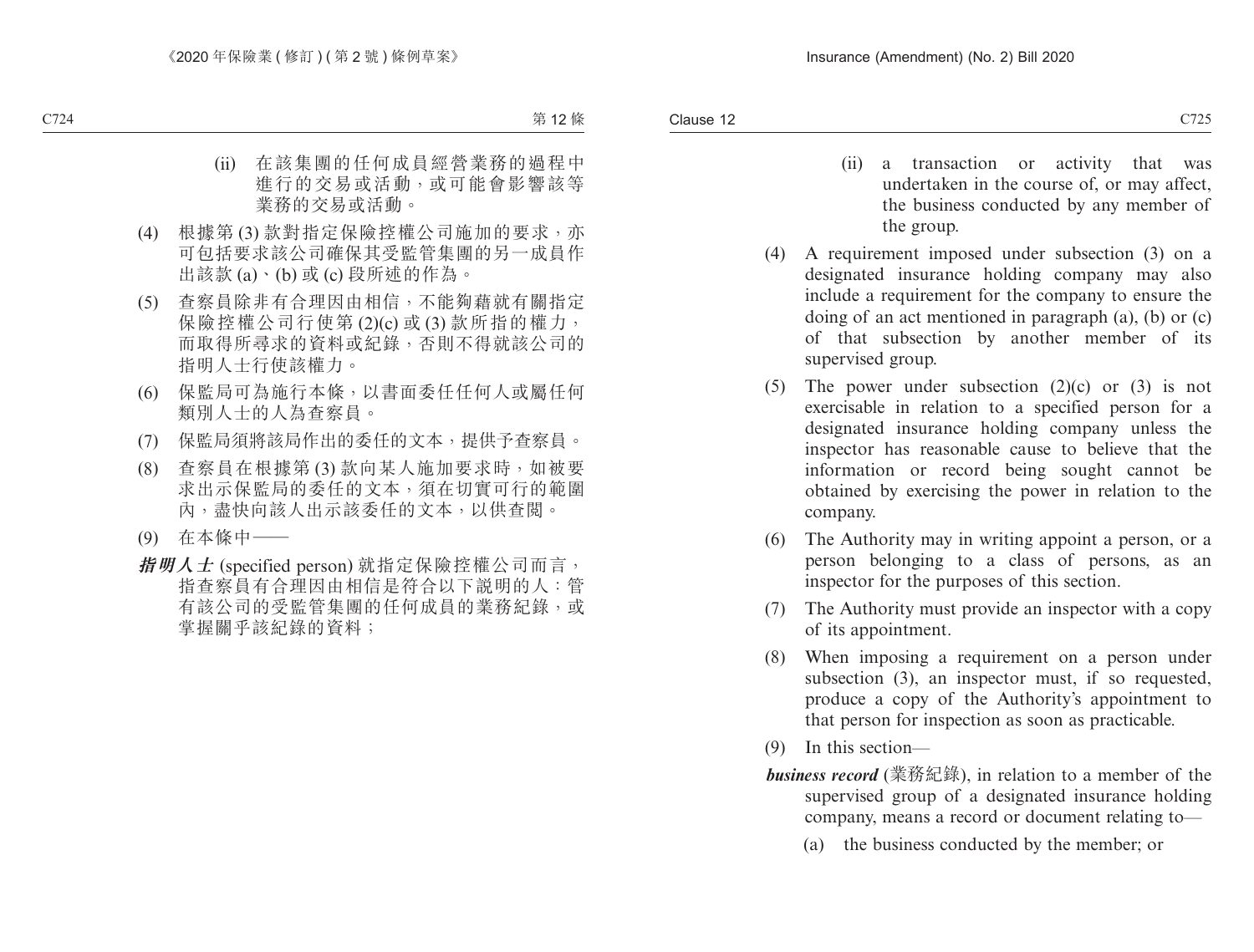(ii) 在該集團的任何成員經營業務的過程中進行的交易或活動，或可能會影響該等業務的交易或活動。

(4) 根據第 (3) 款對指定保險控權公司施加的要求，亦可包括要求該公司確保其受監管集團的另一成員作出該款 (a)、(b) 或 (c) 段所述的作為。

(5) 查察員除非有合理因由相信，不能夠藉就有關指定保險控權公司行使第 (2)(c) 或 (3) 款所指的權力，而取得所尋求的資料或紀錄，否則不得就該公司的指明人士行使該權力。

(6) 保監局可為施行本條，以書面委任任何人或屬任何類別人士的人為查察員。

(7) 保監局須將該局作出的委任的文本，提供予查察員。

(8) 查察員在根據第 (3) 款向某人施加要求時，如被要求出示保監局的委任的文本，須在切實可行的範圍內，盡快向該人出示該委任的文本，以供查閱。

(9) 在本條中——

***指明人士*** (specified person) 就指定保險控權公司而言，指查察員有合理因由相信是符合以下說明的人：管有該公司的受監管集團的任何成員的業務紀錄，或掌握關乎該紀錄的資料；

(ii) a transaction or activity that was undertaken in the course of, or may affect, the business conducted by any member of the group.

(4) A requirement imposed under subsection (3) on a designated insurance holding company may also include a requirement for the company to ensure the doing of an act mentioned in paragraph (a), (b) or (c) of that subsection by another member of its supervised group.

(5) The power under subsection (2)(c) or (3) is not exercisable in relation to a specified person for a designated insurance holding company unless the inspector has reasonable cause to believe that the information or record being sought cannot be obtained by exercising the power in relation to the company.

(6) The Authority may in writing appoint a person, or a person belonging to a class of persons, as an inspector for the purposes of this section.

(7) The Authority must provide an inspector with a copy of its appointment.

(8) When imposing a requirement on a person under subsection (3), an inspector must, if so requested, produce a copy of the Authority's appointment to that person for inspection as soon as practicable.

(9) In this section—

***business record*** (業務紀錄), in relation to a member of the supervised group of a designated insurance holding company, means a record or document relating to—

(a) the business conducted by the member; or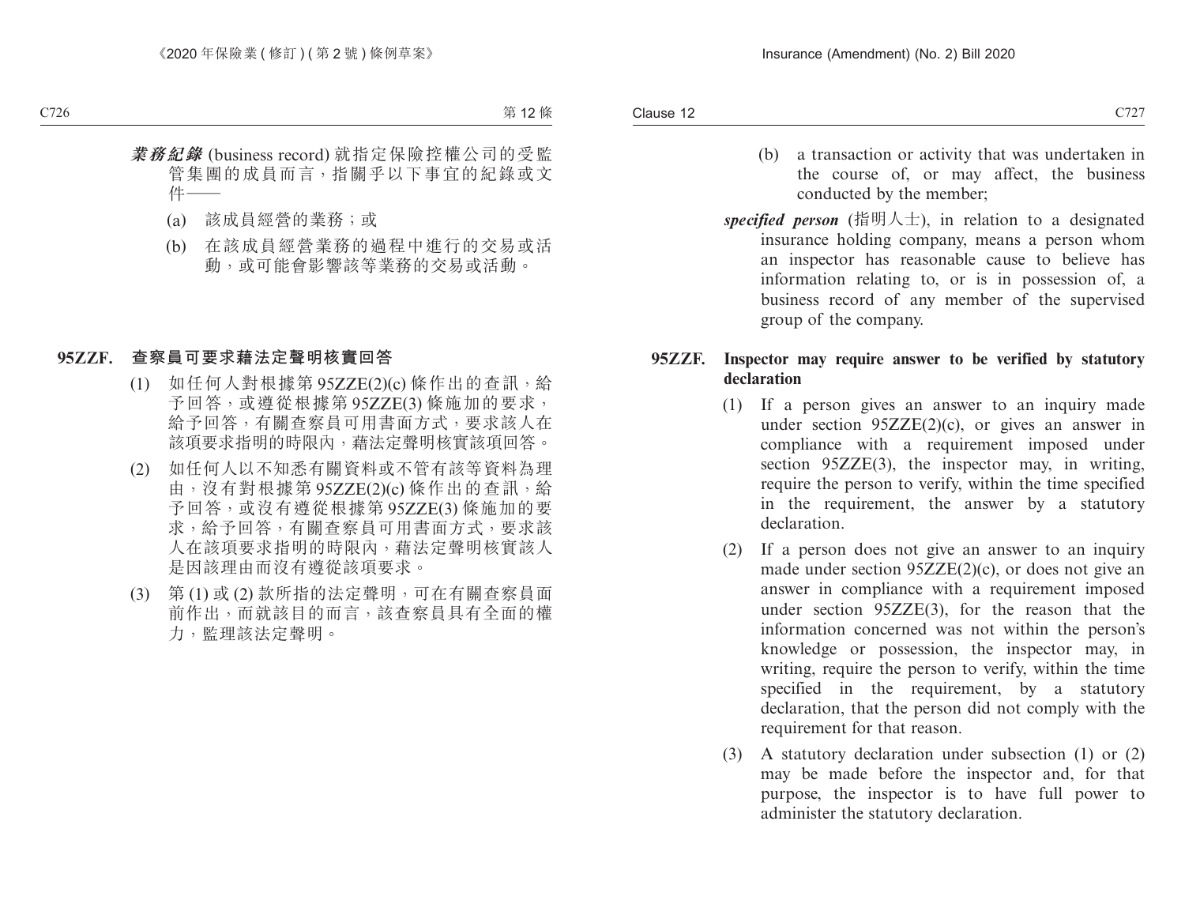***業務紀錄*** (business record) 就指定保險控權公司的受監管集團的成員而言，指關乎以下事宜的紀錄或文件——

(a) 該成員經營的業務；或

(b) 在該成員經營業務的過程中進行的交易或活動，或可能會影響該等業務的交易或活動。

**95ZZF. 查察員可要求藉法定聲明核實回答**

(1) 如任何人對根據第 95ZZE(2)(c) 條作出的查訊，給予回答，或遵從根據第 95ZZE(3) 條施加的要求，給予回答，有關查察員可用書面方式，要求該人在該項要求指明的時限內，藉法定聲明核實該項回答。

(2) 如任何人以不知悉有關資料或不管有該等資料為理由，沒有對根據第 95ZZE(2)(c) 條作出的查訊，給予回答，或沒有遵從根據第 95ZZE(3) 條施加的要求，給予回答，有關查察員可用書面方式，要求該人在該項要求指明的時限內，藉法定聲明核實該人是因該理由而沒有遵從該項要求。

(3) 第 (1) 或 (2) 款所指的法定聲明，可在有關查察員面前作出，而就該目的而言，該查察員具有全面的權力，監理該法定聲明。

(b) a transaction or activity that was undertaken in the course of, or may affect, the business conducted by the member;

***specified person*** (指明人士), in relation to a designated insurance holding company, means a person whom an inspector has reasonable cause to believe has information relating to, or is in possession of, a business record of any member of the supervised group of the company.

**95ZZF. Inspector may require answer to be verified by statutory declaration**

(1) If a person gives an answer to an inquiry made under section 95ZZE(2)(c), or gives an answer in compliance with a requirement imposed under section 95ZZE(3), the inspector may, in writing, require the person to verify, within the time specified in the requirement, the answer by a statutory declaration.

(2) If a person does not give an answer to an inquiry made under section 95ZZE(2)(c), or does not give an answer in compliance with a requirement imposed under section 95ZZE(3), for the reason that the information concerned was not within the person's knowledge or possession, the inspector may, in writing, require the person to verify, within the time specified in the requirement, by a statutory declaration, that the person did not comply with the requirement for that reason.

(3) A statutory declaration under subsection (1) or (2) may be made before the inspector and, for that purpose, the inspector is to have full power to administer the statutory declaration.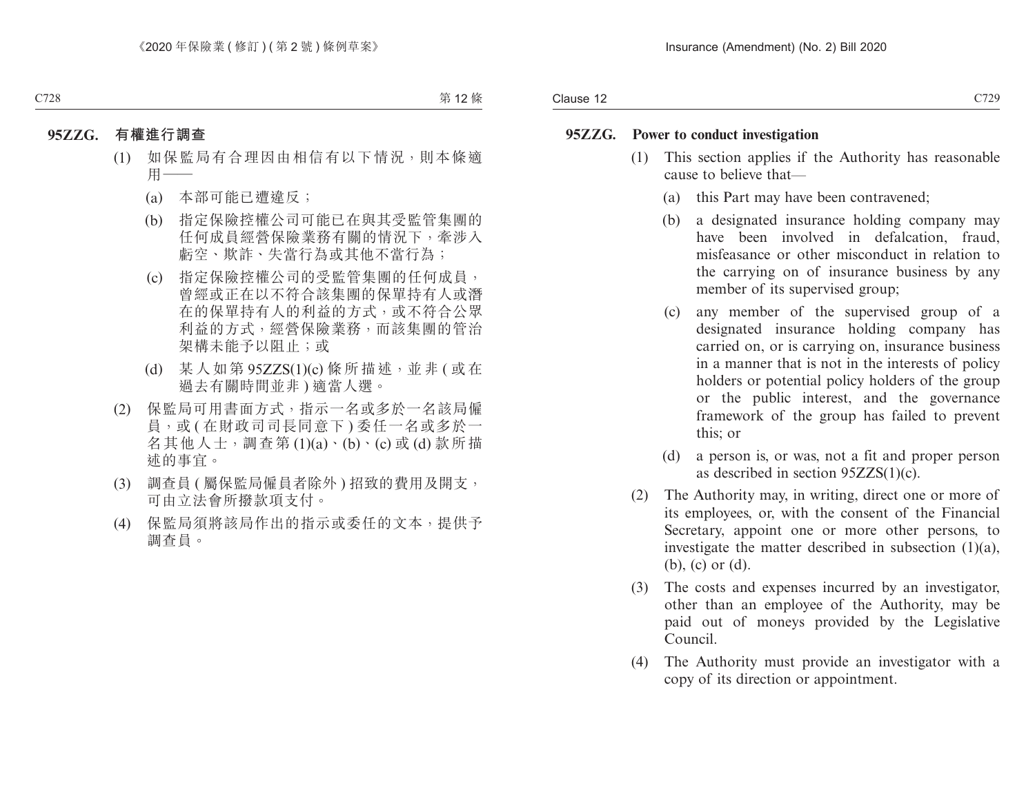**95ZZG. 有權進行調查**

(1) 如保監局有合理因由相信有以下情況，則本條適用——

(a) 本部可能已遭違反；

(b) 指定保險控權公司可能已在與其受監管集團的任何成員經營保險業務有關的情況下，牽涉入虧空、欺詐、失當行為或其他不當行為；

(c) 指定保險控權公司的受監管集團的任何成員，曾經或正在以不符合該集團的保單持有人或潛在的保單持有人的利益的方式，或不符合公眾利益的方式，經營保險業務，而該集團的管治架構未能予以阻止；或

(d) 某人如第 95ZZS(1)(c) 條所描述，並非 (或在過去有關時間並非) 適當人選。

(2) 保監局可用書面方式，指示一名或多於一名該局僱員，或 (在財政司司長同意下) 委任一名或多於一名其他人士，調查第 (1)(a)、(b)、(c) 或 (d) 款所描述的事宜。

(3) 調查員 (屬保監局僱員者除外) 招致的費用及開支，可由立法會所撥款項支付。

(4) 保監局須將該局作出的指示或委任的文本，提供予調查員。

**95ZZG. Power to conduct investigation**

(1) This section applies if the Authority has reasonable cause to believe that—

(a) this Part may have been contravened;

(b) a designated insurance holding company may have been involved in defalcation, fraud, misfeasance or other misconduct in relation to the carrying on of insurance business by any member of its supervised group;

(c) any member of the supervised group of a designated insurance holding company has carried on, or is carrying on, insurance business in a manner that is not in the interests of policy holders or potential policy holders of the group or the public interest, and the governance framework of the group has failed to prevent this; or

(d) a person is, or was, not a fit and proper person as described in section 95ZZS(1)(c).

(2) The Authority may, in writing, direct one or more of its employees, or, with the consent of the Financial Secretary, appoint one or more other persons, to investigate the matter described in subsection (1)(a), (b), (c) or (d).

(3) The costs and expenses incurred by an investigator, other than an employee of the Authority, may be paid out of moneys provided by the Legislative Council.

(4) The Authority must provide an investigator with a copy of its direction or appointment.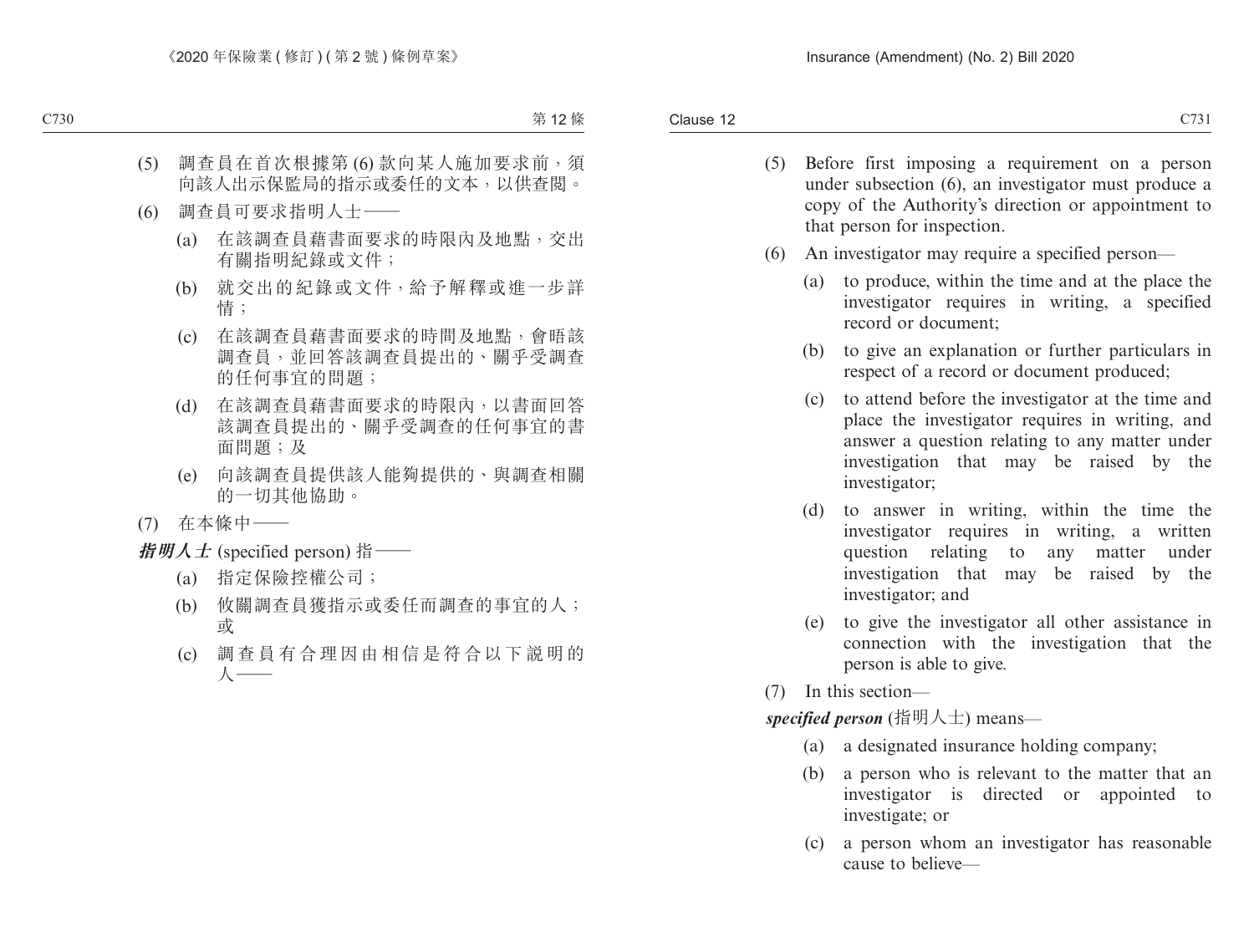(5) 調查員在首次根據第(6)款向某人施加要求前，須向該人出示保監局的指示或委任的文本，以供查閱。

(6) 調查員可要求指明人士——

(a) 在該調查員藉書面要求的時限內及地點，交出有關指明紀錄或文件；

(b) 就交出的紀錄或文件，給予解釋或進一步詳情；

(c) 在該調查員藉書面要求的時間及地點，會晤該調查員，並回答該調查員提出的、關乎受調查的任何事宜的問題；

(d) 在該調查員藉書面要求的時限內，以書面回答該調查員提出的、關乎受調查的任何事宜的書面問題；及

(e) 向該調查員提供該人能夠提供的、與調查相關的一切其他協助。

(7) 在本條中——

***指明人士*** (specified person) 指——

(a) 指定保險控權公司；

(b) 攸關調查員獲指示或委任而調查的事宜的人；或

(c) 調查員有合理因由相信是符合以下說明的人——

(5) Before first imposing a requirement on a person under subsection (6), an investigator must produce a copy of the Authority's direction or appointment to that person for inspection.

(6) An investigator may require a specified person—

(a) to produce, within the time and at the place the investigator requires in writing, a specified record or document;

(b) to give an explanation or further particulars in respect of a record or document produced;

(c) to attend before the investigator at the time and place the investigator requires in writing, and answer a question relating to any matter under investigation that may be raised by the investigator;

(d) to answer in writing, within the time the investigator requires in writing, a written question relating to any matter under investigation that may be raised by the investigator; and

(e) to give the investigator all other assistance in connection with the investigation that the person is able to give.

(7) In this section—

***specified person*** (指明人士) means—

(a) a designated insurance holding company;

(b) a person who is relevant to the matter that an investigator is directed or appointed to investigate; or

(c) a person whom an investigator has reasonable cause to believe—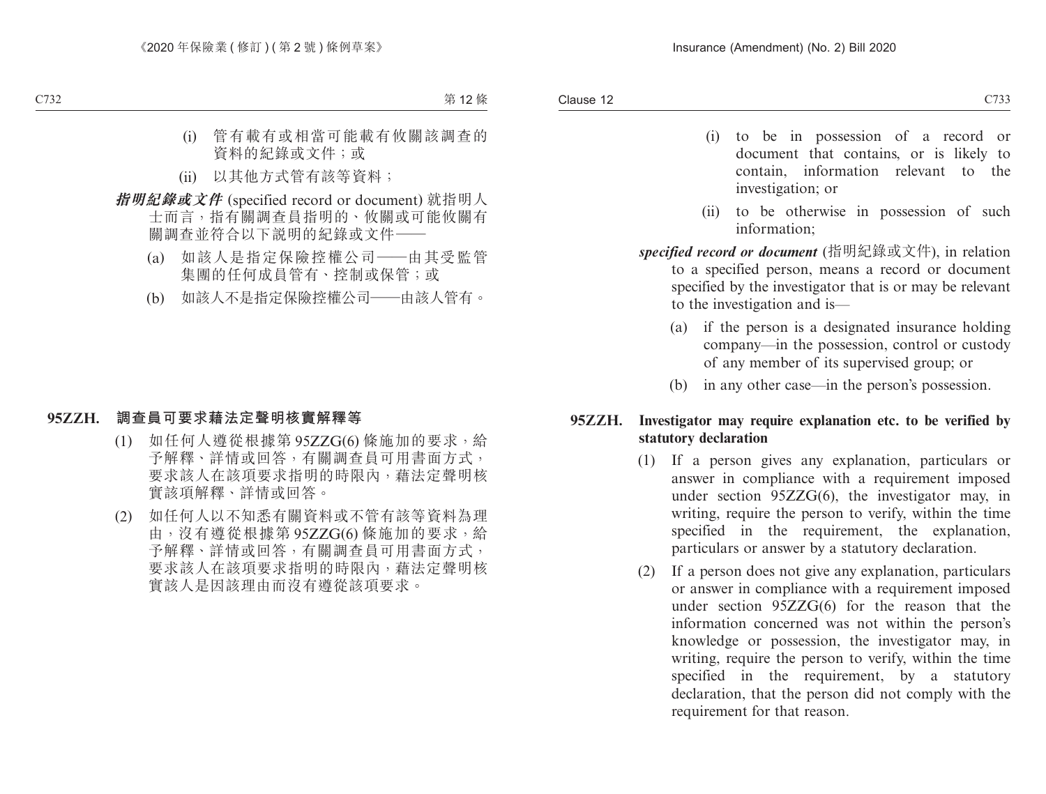(i) 管有載有或相當可能載有攸關該調查的資料的紀錄或文件;或

(ii) 以其他方式管有該等資料;

***指明紀錄或文件*** (specified record or document) 就指明人士而言,指有關調查員指明的、攸關或可能攸關有關調查並符合以下說明的紀錄或文件——

(a) 如該人是指定保險控權公司——由其受監管集團的任何成員管有、控制或保管;或

(b) 如該人不是指定保險控權公司——由該人管有。

**95ZZH. 調查員可要求藉法定聲明核實解釋等**

(1) 如任何人遵從根據第 95ZZG(6) 條施加的要求,給予解釋、詳情或回答,有關調查員可用書面方式,要求該人在該項要求指明的時限內,藉法定聲明核實該項解釋、詳情或回答。

(2) 如任何人以不知悉有關資料或不管有該等資料為理由,沒有遵從根據第 95ZZG(6) 條施加的要求,給予解釋、詳情或回答,有關調查員可用書面方式,要求該人在該項要求指明的時限內,藉法定聲明核實該人是因該理由而沒有遵從該項要求。

(i) to be in possession of a record or document that contains, or is likely to contain, information relevant to the investigation; or

(ii) to be otherwise in possession of such information;

***specified record or document*** (指明紀錄或文件), in relation to a specified person, means a record or document specified by the investigator that is or may be relevant to the investigation and is—

(a) if the person is a designated insurance holding company—in the possession, control or custody of any member of its supervised group; or

(b) in any other case—in the person's possession.

**95ZZH. Investigator may require explanation etc. to be verified by statutory declaration**

(1) If a person gives any explanation, particulars or answer in compliance with a requirement imposed under section 95ZZG(6), the investigator may, in writing, require the person to verify, within the time specified in the requirement, the explanation, particulars or answer by a statutory declaration.

(2) If a person does not give any explanation, particulars or answer in compliance with a requirement imposed under section 95ZZG(6) for the reason that the information concerned was not within the person's knowledge or possession, the investigator may, in writing, require the person to verify, within the time specified in the requirement, by a statutory declaration, that the person did not comply with the requirement for that reason.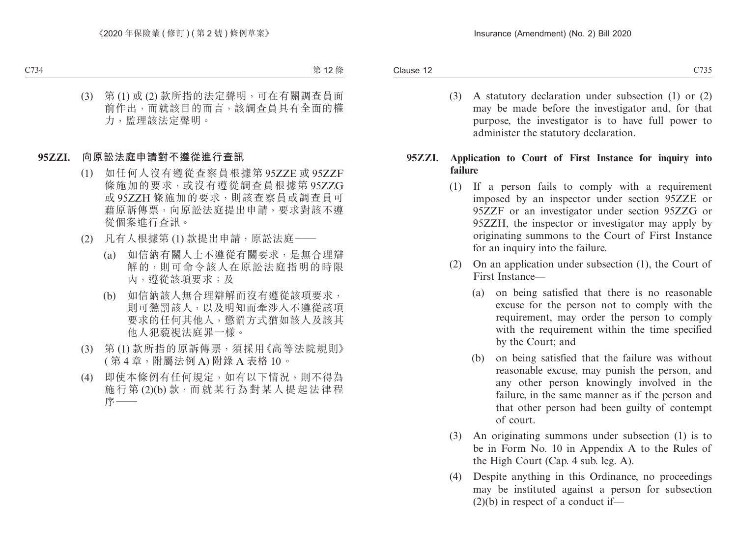(3) 第 (1) 或 (2) 款所指的法定聲明，可在有關調查員面前作出，而就該目的而言，該調查員具有全面的權力，監理該法定聲明。

**95ZZI. 向原訟法庭申請對不遵從進行查訊**

(1) 如任何人沒有遵從查察員根據第 95ZZE 或 95ZZF 條施加的要求，或沒有遵從調查員根據第 95ZZG 或 95ZZH 條施加的要求，則該查察員或調查員可藉原訴傳票，向原訟法庭提出申請，要求對該不遵從個案進行查訊。

(2) 凡有人根據第 (1) 款提出申請，原訟法庭——

(a) 如信納有關人士不遵從有關要求，是無合理辯解的，則可命令該人在原訟法庭指明的時限內，遵從該項要求；及

(b) 如信納該人無合理辯解而沒有遵從該項要求，則可懲罰該人，以及明知而牽涉入不遵從該項要求的任何其他人，懲罰方式猶如該人及該其他人犯藐視法庭罪一樣。

(3) 第 (1) 款所指的原訴傳票，須採用《高等法院規則》(第 4 章，附屬法例 A) 附錄 A 表格 10。

(4) 即使本條例有任何規定，如有以下情況，則不得為施行第 (2)(b) 款，而就某行為對某人提起法律程序——

(3) A statutory declaration under subsection (1) or (2) may be made before the investigator and, for that purpose, the investigator is to have full power to administer the statutory declaration.

**95ZZI. Application to Court of First Instance for inquiry into failure**

(1) If a person fails to comply with a requirement imposed by an inspector under section 95ZZE or 95ZZF or an investigator under section 95ZZG or 95ZZH, the inspector or investigator may apply by originating summons to the Court of First Instance for an inquiry into the failure.

(2) On an application under subsection (1), the Court of First Instance—

(a) on being satisfied that there is no reasonable excuse for the person not to comply with the requirement, may order the person to comply with the requirement within the time specified by the Court; and

(b) on being satisfied that the failure was without reasonable excuse, may punish the person, and any other person knowingly involved in the failure, in the same manner as if the person and that other person had been guilty of contempt of court.

(3) An originating summons under subsection (1) is to be in Form No. 10 in Appendix A to the Rules of the High Court (Cap. 4 sub. leg. A).

(4) Despite anything in this Ordinance, no proceedings may be instituted against a person for subsection (2)(b) in respect of a conduct if—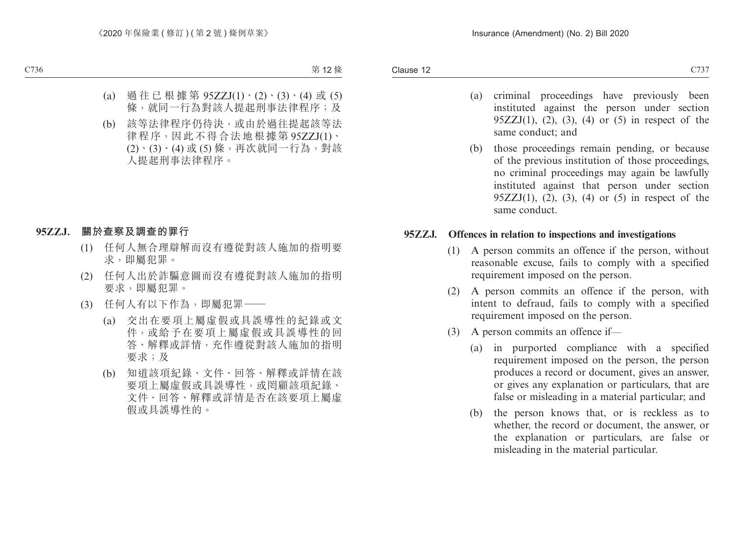(a) 過往已根據第 95ZZJ(1)、(2)、(3)、(4) 或 (5) 條，就同一行為對該人提起刑事法律程序；及

(b) 該等法律程序仍待決，或由於過往提起該等法律程序，因此不得合法地根據第 95ZZJ(1)、(2)、(3)、(4) 或 (5) 條，再次就同一行為，對該人提起刑事法律程序。

**95ZZJ. 關於查察及調查的罪行**

(1) 任何人無合理辯解而沒有遵從對該人施加的指明要求，即屬犯罪。

(2) 任何人出於詐騙意圖而沒有遵從對該人施加的指明要求，即屬犯罪。

(3) 任何人有以下作為，即屬犯罪——

(a) 交出在要項上屬虛假或具誤導性的紀錄或文件，或給予在要項上屬虛假或具誤導性的回答、解釋或詳情，充作遵從對該人施加的指明要求；及

(b) 知道該項紀錄、文件、回答、解釋或詳情在該要項上屬虛假或具誤導性，或罔顧該項紀錄、文件、回答、解釋或詳情是否在該要項上屬虛假或具誤導性的。

(a) criminal proceedings have previously been instituted against the person under section 95ZZJ(1), (2), (3), (4) or (5) in respect of the same conduct; and

(b) those proceedings remain pending, or because of the previous institution of those proceedings, no criminal proceedings may again be lawfully instituted against that person under section 95ZZJ(1), (2), (3), (4) or (5) in respect of the same conduct.

**95ZZJ. Offences in relation to inspections and investigations**

(1) A person commits an offence if the person, without reasonable excuse, fails to comply with a specified requirement imposed on the person.

(2) A person commits an offence if the person, with intent to defraud, fails to comply with a specified requirement imposed on the person.

(3) A person commits an offence if—

(a) in purported compliance with a specified requirement imposed on the person, the person produces a record or document, gives an answer, or gives any explanation or particulars, that are false or misleading in a material particular; and

(b) the person knows that, or is reckless as to whether, the record or document, the answer, or the explanation or particulars, are false or misleading in the material particular.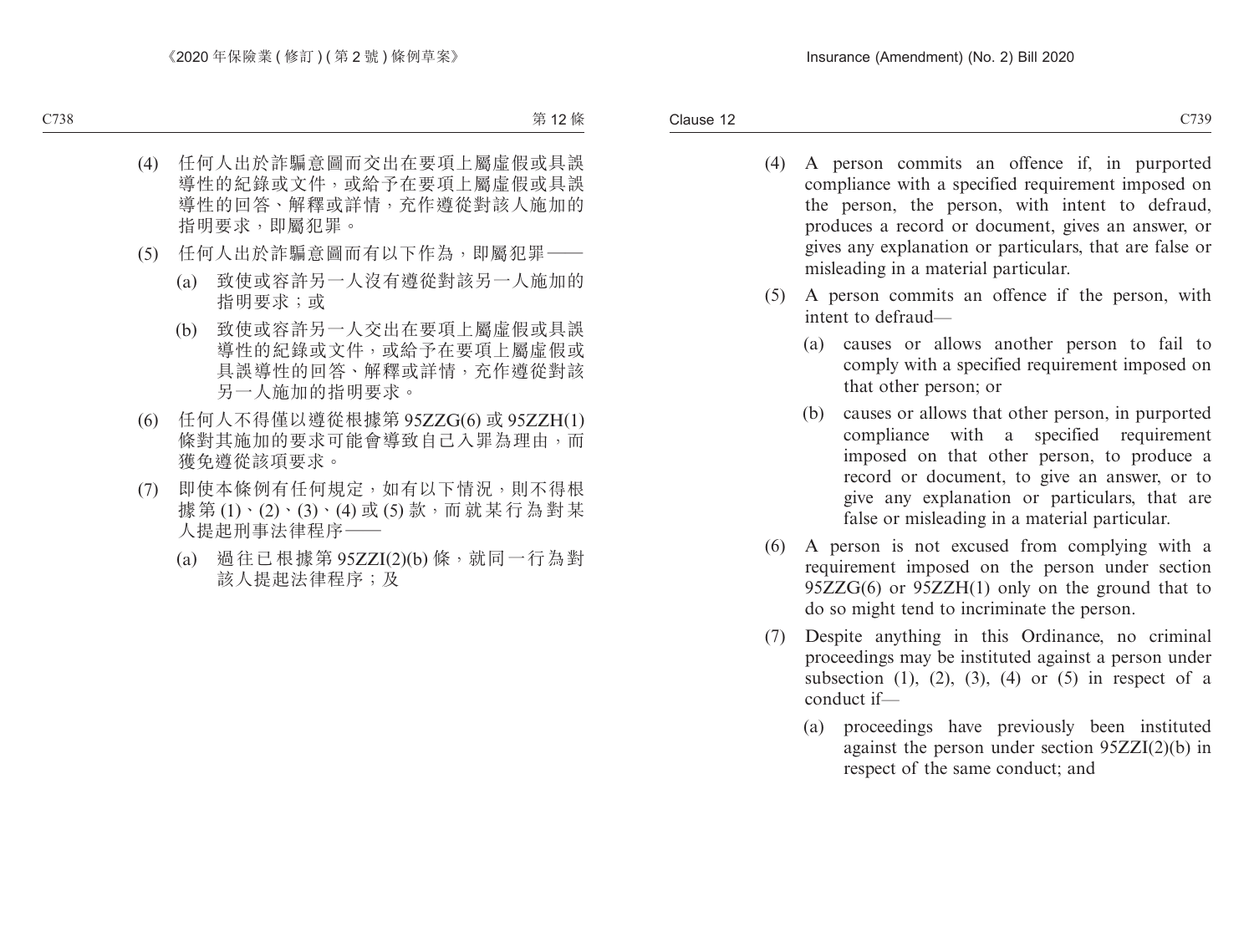(4) 任何人出於詐騙意圖而交出在要項上屬虛假或具誤導性的紀錄或文件，或給予在要項上屬虛假或具誤導性的回答、解釋或詳情，充作遵從對該人施加的指明要求，即屬犯罪。

(5) 任何人出於詐騙意圖而有以下作為，即屬犯罪——

(a) 致使或容許另一人沒有遵從對該另一人施加的指明要求；或

(b) 致使或容許另一人交出在要項上屬虛假或具誤導性的紀錄或文件，或給予在要項上屬虛假或具誤導性的回答、解釋或詳情，充作遵從對該另一人施加的指明要求。

(6) 任何人不得僅以遵從根據第 95ZZG(6) 或 95ZZH(1) 條對其施加的要求可能會導致自己入罪為理由，而獲免遵從該項要求。

(7) 即使本條例有任何規定，如有以下情況，則不得根據第 (1)、(2)、(3)、(4) 或 (5) 款，而就某行為對某人提起刑事法律程序——

(a) 過往已根據第 95ZZI(2)(b) 條，就同一行為對該人提起法律程序；及

(4) A person commits an offence if, in purported compliance with a specified requirement imposed on the person, the person, with intent to defraud, produces a record or document, gives an answer, or gives any explanation or particulars, that are false or misleading in a material particular.

(5) A person commits an offence if the person, with intent to defraud—

(a) causes or allows another person to fail to comply with a specified requirement imposed on that other person; or

(b) causes or allows that other person, in purported compliance with a specified requirement imposed on that other person, to produce a record or document, to give an answer, or to give any explanation or particulars, that are false or misleading in a material particular.

(6) A person is not excused from complying with a requirement imposed on the person under section 95ZZG(6) or 95ZZH(1) only on the ground that to do so might tend to incriminate the person.

(7) Despite anything in this Ordinance, no criminal proceedings may be instituted against a person under subsection (1), (2), (3), (4) or (5) in respect of a conduct if—

(a) proceedings have previously been instituted against the person under section 95ZZI(2)(b) in respect of the same conduct; and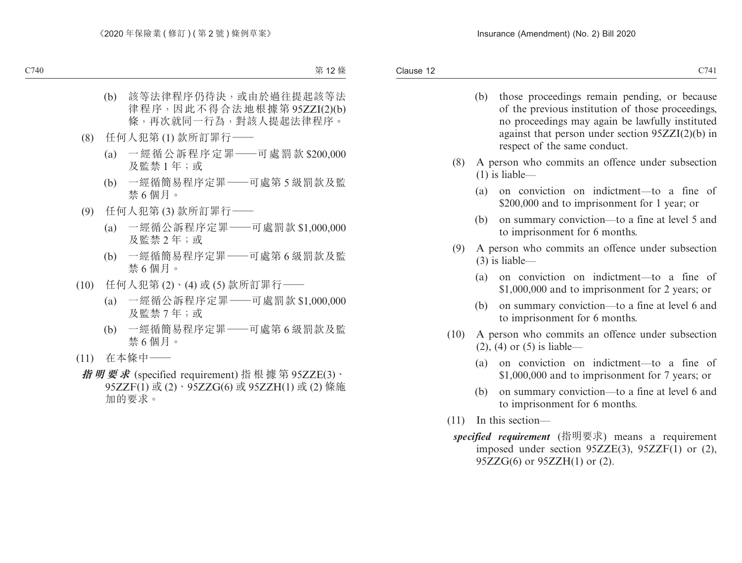(b) 該等法律程序仍待決，或由於過往提起該等法律程序，因此不得合法地根據第 95ZZI(2)(b) 條，再次就同一行為，對該人提起法律程序。

(8) 任何人犯第 (1) 款所訂罪行——

(a) 一經循公訴程序定罪——可處罰款 $200,000 及監禁 1 年；或

(b) 一經循簡易程序定罪——可處第 5 級罰款及監禁 6 個月。

(9) 任何人犯第 (3) 款所訂罪行——

(a) 一經循公訴程序定罪——可處罰款 $1,000,000 及監禁 2 年；或

(b) 一經循簡易程序定罪——可處第 6 級罰款及監禁 6 個月。

(10) 任何人犯第 (2)、(4) 或 (5) 款所訂罪行——

(a) 一經循公訴程序定罪——可處罰款 $1,000,000 及監禁 7 年；或

(b) 一經循簡易程序定罪——可處第 6 級罰款及監禁 6 個月。

(11) 在本條中——

***指明要求*** (specified requirement) 指根據第 95ZZE(3)、95ZZF(1) 或 (2)、95ZZG(6) 或 95ZZH(1) 或 (2) 條施加的要求。

(b) those proceedings remain pending, or because of the previous institution of those proceedings, no proceedings may again be lawfully instituted against that person under section 95ZZI(2)(b) in respect of the same conduct.

(8) A person who commits an offence under subsection (1) is liable—

(a) on conviction on indictment—to a fine of $200,000 and to imprisonment for 1 year; or

(b) on summary conviction—to a fine at level 5 and to imprisonment for 6 months.

(9) A person who commits an offence under subsection (3) is liable—

(a) on conviction on indictment—to a fine of $1,000,000 and to imprisonment for 2 years; or

(b) on summary conviction—to a fine at level 6 and to imprisonment for 6 months.

(10) A person who commits an offence under subsection (2), (4) or (5) is liable—

(a) on conviction on indictment—to a fine of $1,000,000 and to imprisonment for 7 years; or

(b) on summary conviction—to a fine at level 6 and to imprisonment for 6 months.

(11) In this section—

***specified requirement*** (指明要求) means a requirement imposed under section 95ZZE(3), 95ZZF(1) or (2), 95ZZG(6) or 95ZZH(1) or (2).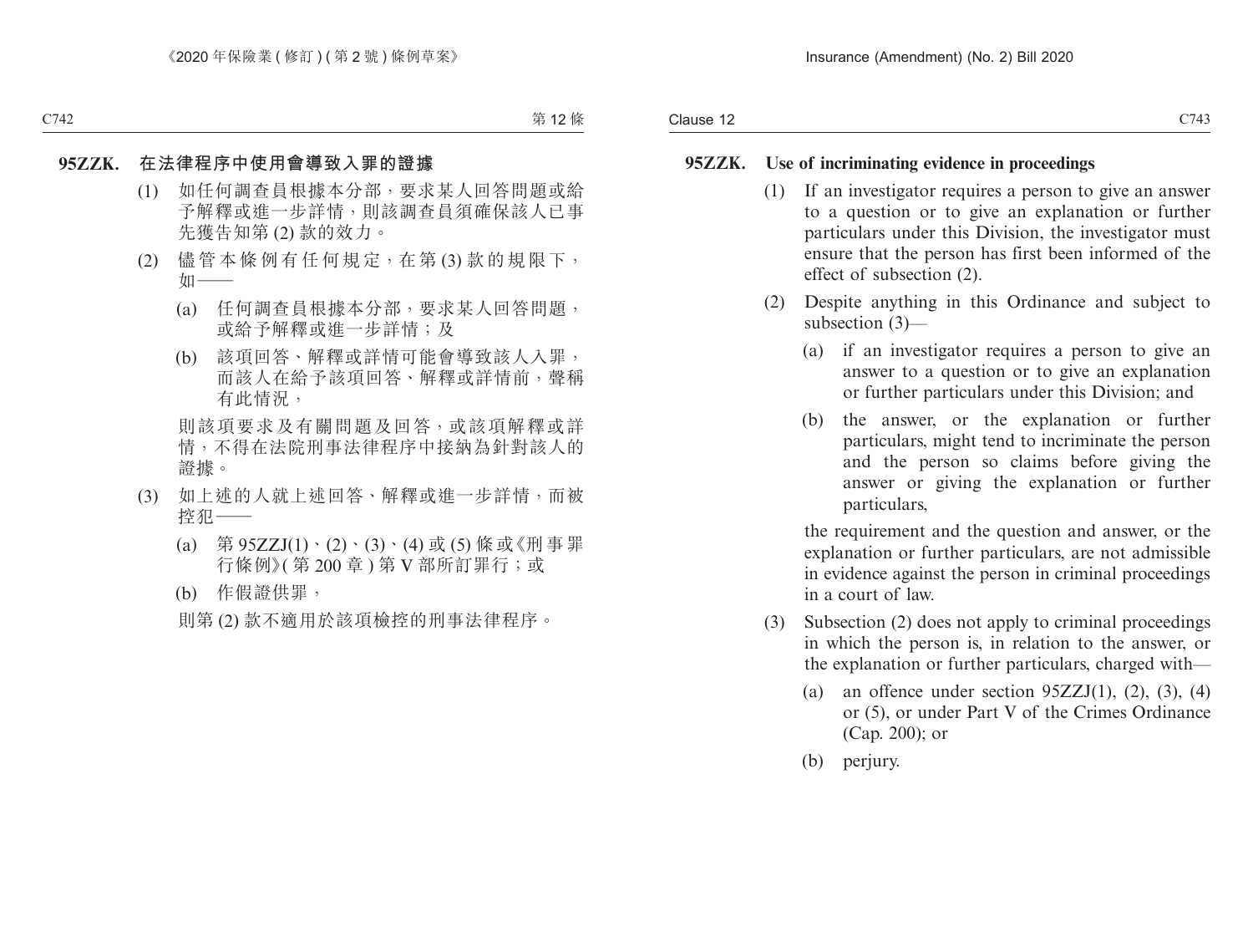## 95ZZK. 在法律程序中使用會導致入罪的證據

(1) 如任何調查員根據本分部，要求某人回答問題或給予解釋或進一步詳情，則該調查員須確保該人已事先獲告知第 (2) 款的效力。

(2) 儘管本條例有任何規定，在第 (3) 款的規限下，如——

(a) 任何調查員根據本分部，要求某人回答問題，或給予解釋或進一步詳情；及

(b) 該項回答、解釋或詳情可能會導致該人入罪，而該人在給予該項回答、解釋或詳情前，聲稱有此情況，

則該項要求及有關問題及回答，或該項解釋或詳情，不得在法院刑事法律程序中接納為針對該人的證據。

(3) 如上述的人就上述回答、解釋或進一步詳情，而被控犯——

(a) 第 95ZZJ(1)、(2)、(3)、(4) 或 (5) 條或《刑事罪行條例》(第 200 章) 第 V 部所訂罪行；或

(b) 作假證供罪，

則第 (2) 款不適用於該項檢控的刑事法律程序。

## 95ZZK. Use of incriminating evidence in proceedings

(1) If an investigator requires a person to give an answer to a question or to give an explanation or further particulars under this Division, the investigator must ensure that the person has first been informed of the effect of subsection (2).

(2) Despite anything in this Ordinance and subject to subsection (3)—

(a) if an investigator requires a person to give an answer to a question or to give an explanation or further particulars under this Division; and

(b) the answer, or the explanation or further particulars, might tend to incriminate the person and the person so claims before giving the answer or giving the explanation or further particulars,

the requirement and the question and answer, or the explanation or further particulars, are not admissible in evidence against the person in criminal proceedings in a court of law.

(3) Subsection (2) does not apply to criminal proceedings in which the person is, in relation to the answer, or the explanation or further particulars, charged with—

(a) an offence under section 95ZZJ(1), (2), (3), (4) or (5), or under Part V of the Crimes Ordinance (Cap. 200); or

(b) perjury.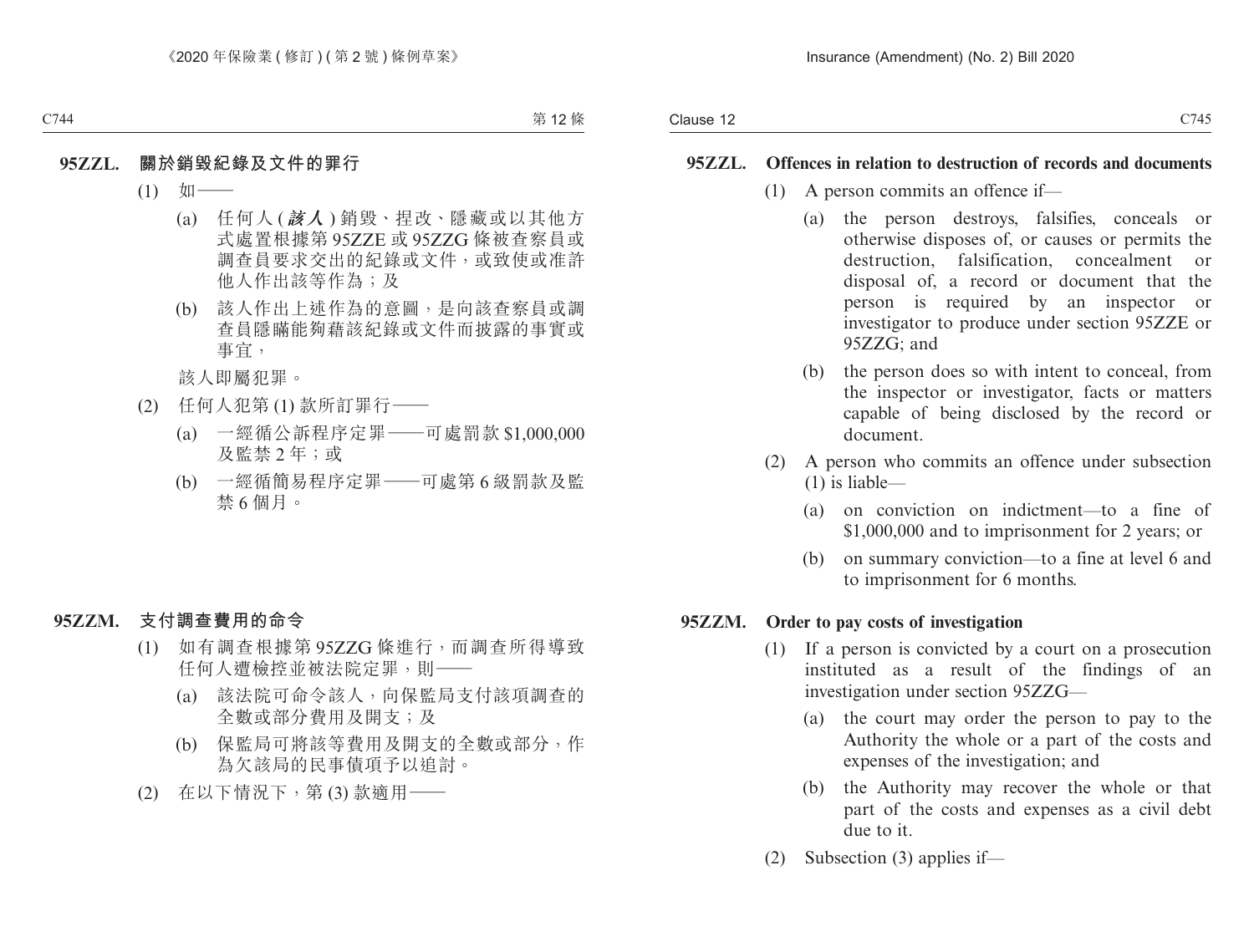### 95ZZL. 關於銷毀紀錄及文件的罪行

(1) 如——

(a) 任何人 (***該人***) 銷毀、揑改、隱藏或以其他方式處置根據第 95ZZE 或 95ZZG 條被查察員或調查員要求交出的紀錄或文件，或致使或准許他人作出該等作為；及

(b) 該人作出上述作為的意圖，是向該查察員或調查員隱瞞能夠藉該紀錄或文件而披露的事實或事宜，

該人即屬犯罪。

(2) 任何人犯第 (1) 款所訂罪行——

(a) 一經循公訴程序定罪——可處罰款 $1,000,000 及監禁 2 年；或

(b) 一經循簡易程序定罪——可處第 6 級罰款及監禁 6 個月。

### 95ZZM. 支付調查費用的命令

(1) 如有調查根據第 95ZZG 條進行，而調查所得導致任何人遭檢控並被法院定罪，則——

(a) 該法院可命令該人，向保監局支付該項調查的全數或部分費用及開支；及

(b) 保監局可將該等費用及開支的全數或部分，作為欠該局的民事債項予以追討。

(2) 在以下情況下，第 (3) 款適用——

### 95ZZL. Offences in relation to destruction of records and documents

(1) A person commits an offence if—

(a) the person destroys, falsifies, conceals or otherwise disposes of, or causes or permits the destruction, falsification, concealment or disposal of, a record or document that the person is required by an inspector or investigator to produce under section 95ZZE or 95ZZG; and

(b) the person does so with intent to conceal, from the inspector or investigator, facts or matters capable of being disclosed by the record or document.

(2) A person who commits an offence under subsection (1) is liable—

(a) on conviction on indictment—to a fine of $1,000,000 and to imprisonment for 2 years; or

(b) on summary conviction—to a fine at level 6 and to imprisonment for 6 months.

### 95ZZM. Order to pay costs of investigation

(1) If a person is convicted by a court on a prosecution instituted as a result of the findings of an investigation under section 95ZZG—

(a) the court may order the person to pay to the Authority the whole or a part of the costs and expenses of the investigation; and

(b) the Authority may recover the whole or that part of the costs and expenses as a civil debt due to it.

(2) Subsection (3) applies if—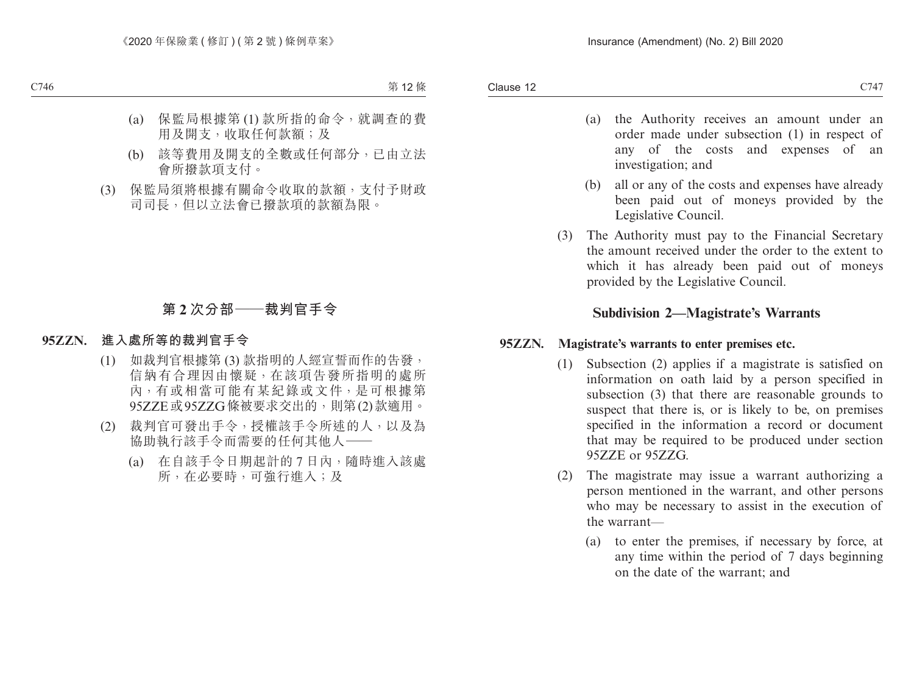(a) 保監局根據第 (1) 款所指的命令，就調查的費用及開支，收取任何款額；及

(b) 該等費用及開支的全數或任何部分，已由立法會所撥款項支付。

(3) 保監局須將根據有關命令收取的款額，支付予財政司司長，但以立法會已撥款項的款額為限。

## 第 2 次分部——裁判官手令

**95ZZN. 進入處所等的裁判官手令**

(1) 如裁判官根據第 (3) 款指明的人經宣誓而作的告發，信納有合理因由懷疑，在該項告發所指明的處所內，有或相當可能有某紀錄或文件，是可根據第 95ZZE 或 95ZZG 條被要求交出的，則第 (2) 款適用。

(2) 裁判官可發出手令，授權該手令所述的人，以及為協助執行該手令而需要的任何其他人——

(a) 在自該手令日期起計的 7 日內，隨時進入該處所，在必要時，可強行進入；及

(a) the Authority receives an amount under an order made under subsection (1) in respect of any of the costs and expenses of an investigation; and

(b) all or any of the costs and expenses have already been paid out of moneys provided by the Legislative Council.

(3) The Authority must pay to the Financial Secretary the amount received under the order to the extent to which it has already been paid out of moneys provided by the Legislative Council.

## Subdivision 2—Magistrate's Warrants

**95ZZN. Magistrate's warrants to enter premises etc.**

(1) Subsection (2) applies if a magistrate is satisfied on information on oath laid by a person specified in subsection (3) that there are reasonable grounds to suspect that there is, or is likely to be, on premises specified in the information a record or document that may be required to be produced under section 95ZZE or 95ZZG.

(2) The magistrate may issue a warrant authorizing a person mentioned in the warrant, and other persons who may be necessary to assist in the execution of the warrant—

(a) to enter the premises, if necessary by force, at any time within the period of 7 days beginning on the date of the warrant; and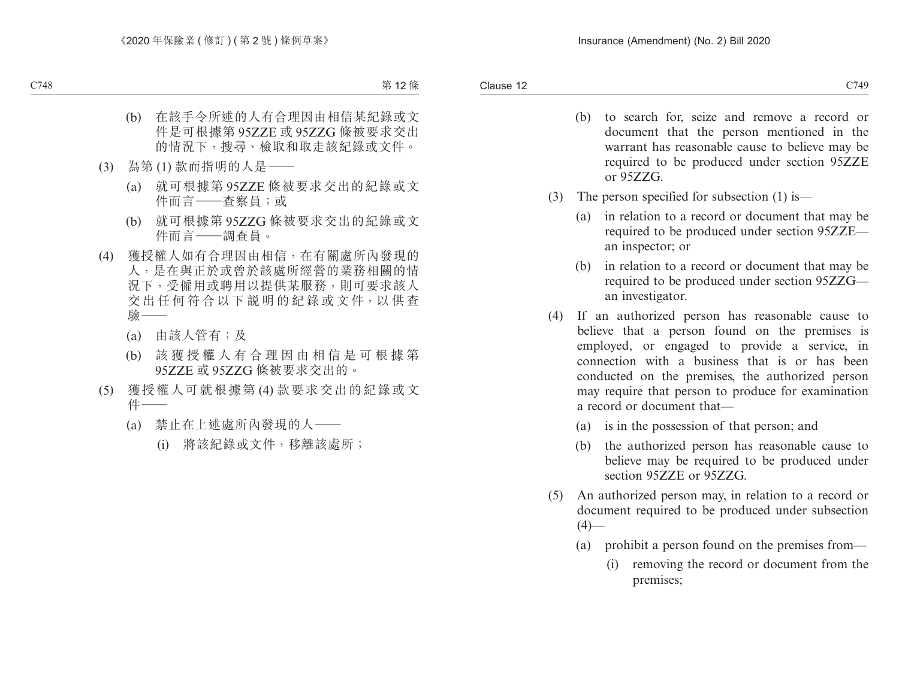(b) 在該手令所述的人有合理因由相信某紀錄或文件是可根據第 95ZZE 或 95ZZG 條被要求交出的情況下，搜尋、檢取和取走該紀錄或文件。

(3) 為第 (1) 款而指明的人是——

(a) 就可根據第 95ZZE 條被要求交出的紀錄或文件而言——查察員；或

(b) 就可根據第 95ZZG 條被要求交出的紀錄或文件而言——調查員。

(4) 獲授權人如有合理因由相信，在有關處所內發現的人，是在與正於或曾於該處所經營的業務相關的情況下，受僱用或聘用以提供某服務，則可要求該人交出任何符合以下說明的紀錄或文件，以供查驗——

(a) 由該人管有；及

(b) 該獲授權人有合理因由相信是可根據第 95ZZE 或 95ZZG 條被要求交出的。

(5) 獲授權人可就根據第 (4) 款要求交出的紀錄或文件——

(a) 禁止在上述處所內發現的人——

(i) 將該紀錄或文件，移離該處所；

(b) to search for, seize and remove a record or document that the person mentioned in the warrant has reasonable cause to believe may be required to be produced under section 95ZZE or 95ZZG.

(3) The person specified for subsection (1) is—

(a) in relation to a record or document that may be required to be produced under section 95ZZE—an inspector; or

(b) in relation to a record or document that may be required to be produced under section 95ZZG—an investigator.

(4) If an authorized person has reasonable cause to believe that a person found on the premises is employed, or engaged to provide a service, in connection with a business that is or has been conducted on the premises, the authorized person may require that person to produce for examination a record or document that—

(a) is in the possession of that person; and

(b) the authorized person has reasonable cause to believe may be required to be produced under section 95ZZE or 95ZZG.

(5) An authorized person may, in relation to a record or document required to be produced under subsection (4)—

(a) prohibit a person found on the premises from—

(i) removing the record or document from the premises;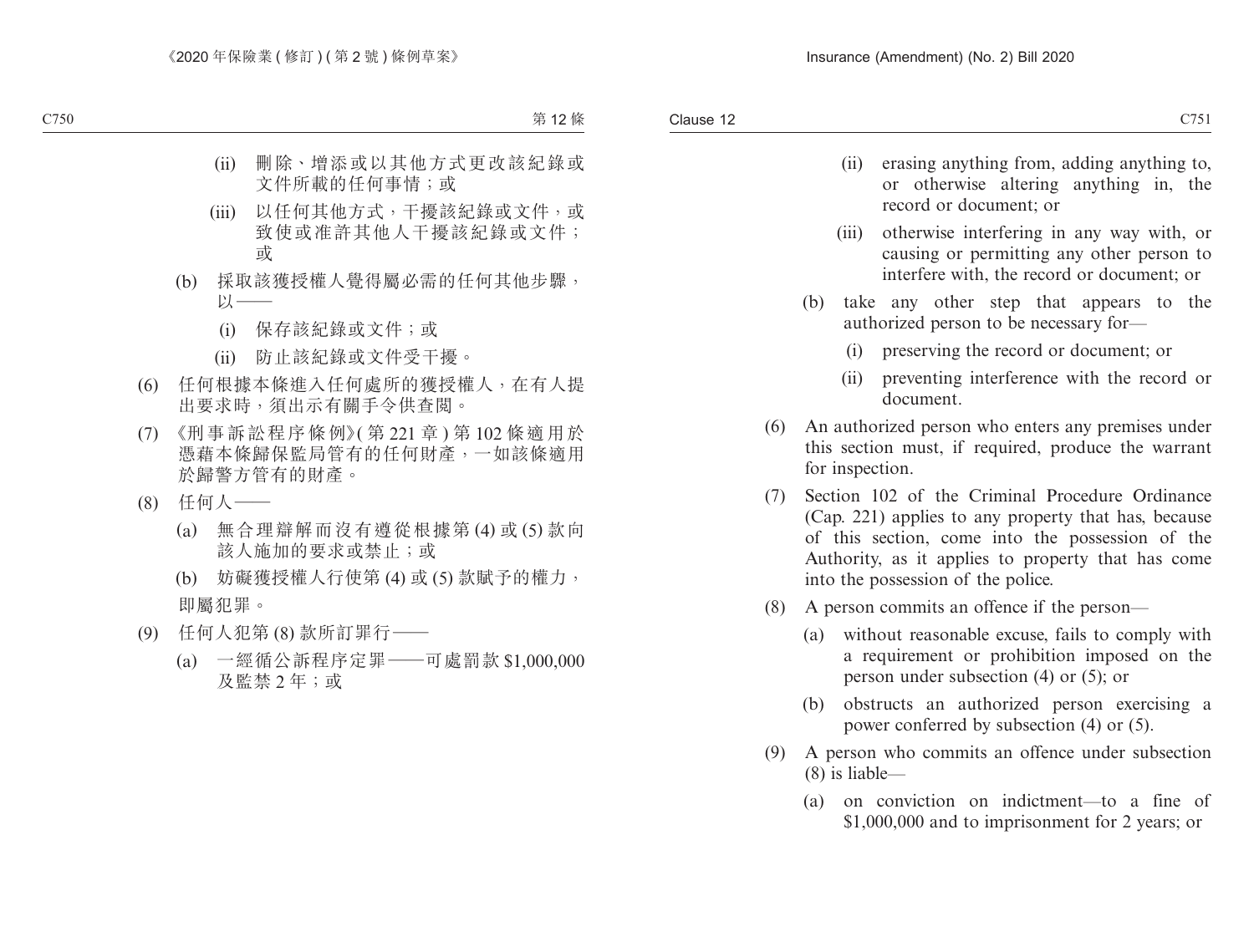(ii) 刪除、增添或以其他方式更改該紀錄或文件所載的任何事情；或

(iii) 以任何其他方式，干擾該紀錄或文件，或致使或准許其他人干擾該紀錄或文件；或

(b) 採取該獲授權人覺得屬必需的任何其他步驟，以——

(i) 保存該紀錄或文件；或

(ii) 防止該紀錄或文件受干擾。

(6) 任何根據本條進入任何處所的獲授權人，在有人提出要求時，須出示有關手令供查閱。

(7) 《刑事訴訟程序條例》(第 221 章 ) 第 102 條適用於憑藉本條歸保監局管有的任何財產，一如該條適用於歸警方管有的財產。

(8) 任何人——

(a) 無合理辯解而沒有遵從根據第 (4) 或 (5) 款向該人施加的要求或禁止；或

(b) 妨礙獲授權人行使第 (4) 或 (5) 款賦予的權力，

即屬犯罪。

(9) 任何人犯第 (8) 款所訂罪行——

(a) 一經循公訴程序定罪——可處罰款 $1,000,000 及監禁 2 年；或

(ii) erasing anything from, adding anything to, or otherwise altering anything in, the record or document; or

(iii) otherwise interfering in any way with, or causing or permitting any other person to interfere with, the record or document; or

(b) take any other step that appears to the authorized person to be necessary for—

(i) preserving the record or document; or

(ii) preventing interference with the record or document.

(6) An authorized person who enters any premises under this section must, if required, produce the warrant for inspection.

(7) Section 102 of the Criminal Procedure Ordinance (Cap. 221) applies to any property that has, because of this section, come into the possession of the Authority, as it applies to property that has come into the possession of the police.

(8) A person commits an offence if the person—

(a) without reasonable excuse, fails to comply with a requirement or prohibition imposed on the person under subsection (4) or (5); or

(b) obstructs an authorized person exercising a power conferred by subsection (4) or (5).

(9) A person who commits an offence under subsection (8) is liable—

(a) on conviction on indictment—to a fine of $1,000,000 and to imprisonment for 2 years; or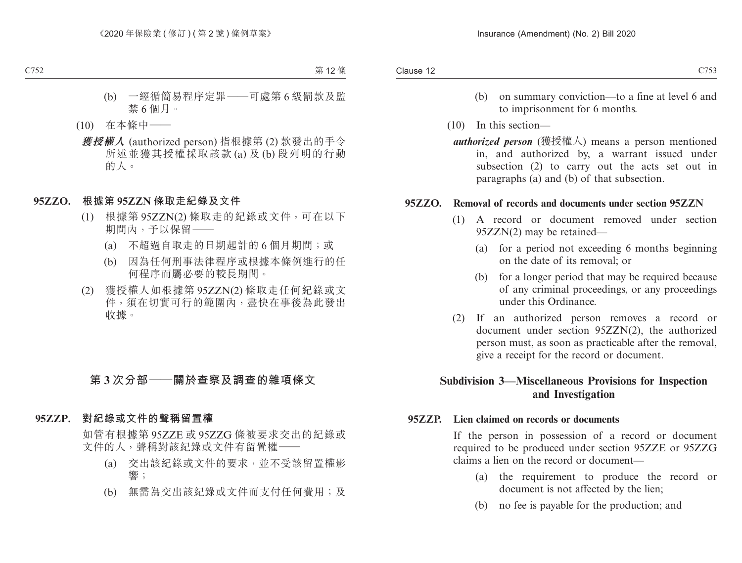(b) 一經循簡易程序定罪——可處第 6 級罰款及監禁 6 個月。

(10) 在本條中——

***獲授權人*** (authorized person) 指根據第 (2) 款發出的手令所述並獲其授權採取該款 (a) 及 (b) 段列明的行動的人。

**95ZZO. 根據第 95ZZN 條取走紀錄及文件**

(1) 根據第 95ZZN(2) 條取走的紀錄或文件，可在以下期間內，予以保留——

(a) 不超過自取走的日期起計的 6 個月期間；或

(b) 因為任何刑事法律程序或根據本條例進行的任何程序而屬必要的較長期間。

(2) 獲授權人如根據第 95ZZN(2) 條取走任何紀錄或文件，須在切實可行的範圍內，盡快在事後為此發出收據。

## 第 3 次分部——關於查察及調查的雜項條文

**95ZZP. 對紀錄或文件的聲稱留置權**

如管有根據第 95ZZE 或 95ZZG 條被要求交出的紀錄或文件的人，聲稱對該紀錄或文件有留置權——

(a) 交出該紀錄或文件的要求，並不受該留置權影響；

(b) 無需為交出該紀錄或文件而支付任何費用；及

(b) on summary conviction—to a fine at level 6 and to imprisonment for 6 months.

(10) In this section—

***authorized person*** (獲授權人) means a person mentioned in, and authorized by, a warrant issued under subsection (2) to carry out the acts set out in paragraphs (a) and (b) of that subsection.

**95ZZO. Removal of records and documents under section 95ZZN**

(1) A record or document removed under section 95ZZN(2) may be retained—

(a) for a period not exceeding 6 months beginning on the date of its removal; or

(b) for a longer period that may be required because of any criminal proceedings, or any proceedings under this Ordinance.

(2) If an authorized person removes a record or document under section 95ZZN(2), the authorized person must, as soon as practicable after the removal, give a receipt for the record or document.

## Subdivision 3—Miscellaneous Provisions for Inspection and Investigation

**95ZZP. Lien claimed on records or documents**

If the person in possession of a record or document required to be produced under section 95ZZE or 95ZZG claims a lien on the record or document—

(a) the requirement to produce the record or document is not affected by the lien;

(b) no fee is payable for the production; and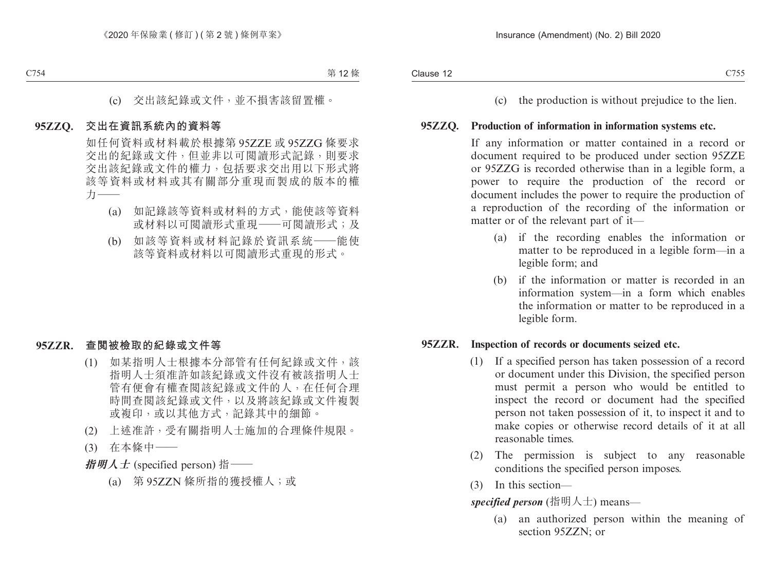(c) 交出該紀錄或文件，並不損害該留置權。

**95ZZQ. 交出在資訊系統內的資料等**

如任何資料或材料載於根據第 95ZZE 或 95ZZG 條要求交出的紀錄或文件，但並非以可閱讀形式記錄，則要求交出該紀錄或文件的權力，包括要求交出用以下形式將該等資料或材料或其有關部分重現而製成的版本的權力——

(a) 如記錄該等資料或材料的方式，能使該等資料或材料以可閱讀形式重現——可閱讀形式；及

(b) 如該等資料或材料記錄於資訊系統——能使該等資料或材料以可閱讀形式重現的形式。

**95ZZR. 查閱被檢取的紀錄或文件等**

(1) 如某指明人士根據本分部管有任何紀錄或文件，該指明人士須准許如該紀錄或文件沒有被該指明人士管有便會有權查閱該紀錄或文件的人，在任何合理時間查閱該紀錄或文件，以及將該紀錄或文件複製或複印，或以其他方式，記錄其中的細節。

(2) 上述准許，受有關指明人士施加的合理條件規限。

(3) 在本條中——

***指明人士*** (specified person) 指——

(a) 第 95ZZN 條所指的獲授權人；或

(c) the production is without prejudice to the lien.

**95ZZQ. Production of information in information systems etc.**

If any information or matter contained in a record or document required to be produced under section 95ZZE or 95ZZG is recorded otherwise than in a legible form, a power to require the production of the record or document includes the power to require the production of a reproduction of the recording of the information or matter or of the relevant part of it—

(a) if the recording enables the information or matter to be reproduced in a legible form—in a legible form; and

(b) if the information or matter is recorded in an information system—in a form which enables the information or matter to be reproduced in a legible form.

**95ZZR. Inspection of records or documents seized etc.**

(1) If a specified person has taken possession of a record or document under this Division, the specified person must permit a person who would be entitled to inspect the record or document had the specified person not taken possession of it, to inspect it and to make copies or otherwise record details of it at all reasonable times.

(2) The permission is subject to any reasonable conditions the specified person imposes.

(3) In this section—

***specified person*** (指明人士) means—

(a) an authorized person within the meaning of section 95ZZN; or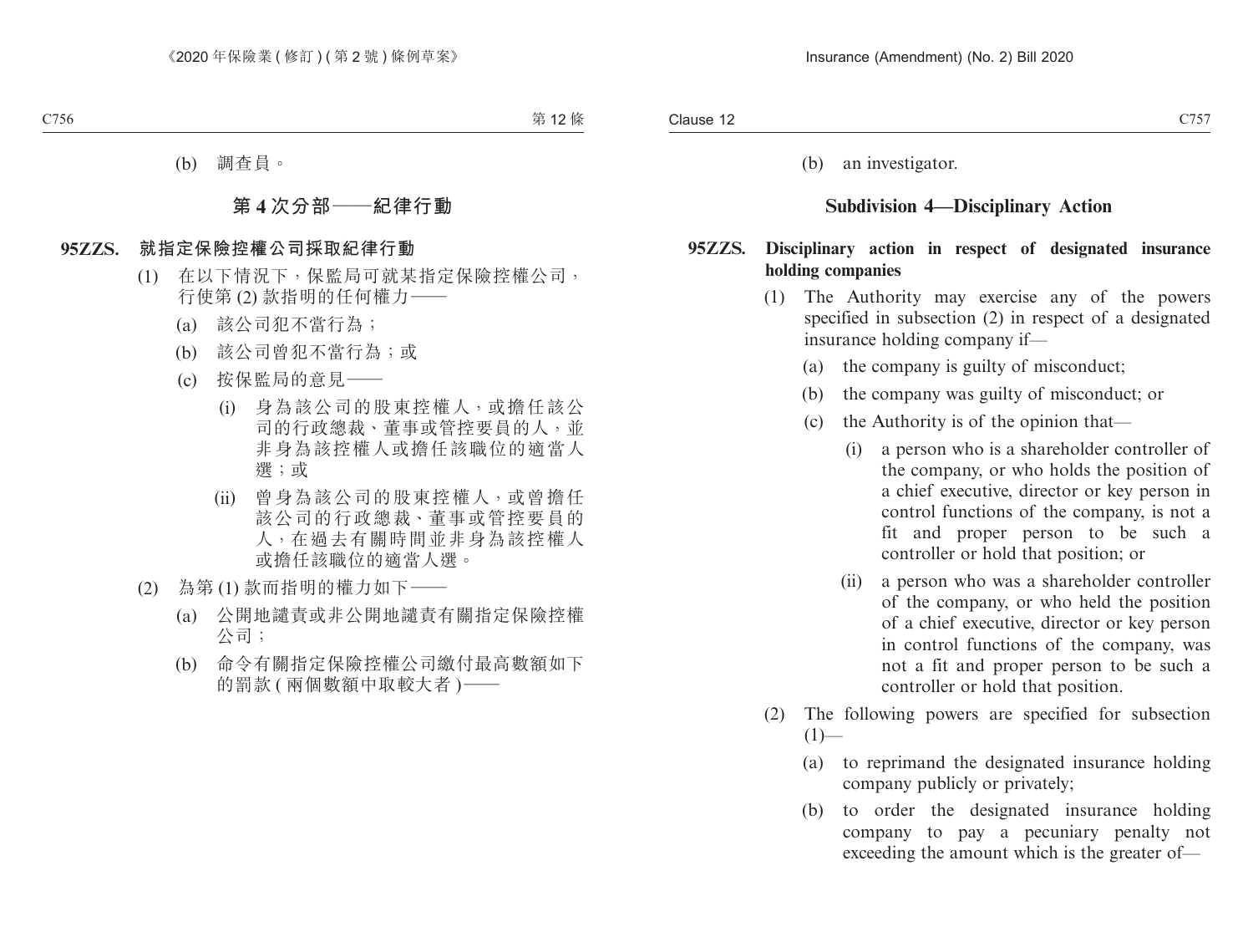(b) 調查員。

## 第 4 次分部——紀律行動

### 95ZZS. 就指定保險控權公司採取紀律行動

(1) 在以下情況下，保監局可就某指定保險控權公司，行使第 (2) 款指明的任何權力——

(a) 該公司犯不當行為；

(b) 該公司曾犯不當行為；或

(c) 按保監局的意見——

(i) 身為該公司的股東控權人，或擔任該公司的行政總裁、董事或管控要員的人，並非身為該控權人或擔任該職位的適當人選；或

(ii) 曾身為該公司的股東控權人，或曾擔任該公司的行政總裁、董事或管控要員的人，在過去有關時間並非身為該控權人或擔任該職位的適當人選。

(2) 為第 (1) 款而指明的權力如下——

(a) 公開地譴責或非公開地譴責有關指定保險控權公司；

(b) 命令有關指定保險控權公司繳付最高數額如下的罰款 ( 兩個數額中取較大者 )——

(b) an investigator.

## Subdivision 4—Disciplinary Action

### 95ZZS. Disciplinary action in respect of designated insurance holding companies

(1) The Authority may exercise any of the powers specified in subsection (2) in respect of a designated insurance holding company if—

(a) the company is guilty of misconduct;

(b) the company was guilty of misconduct; or

(c) the Authority is of the opinion that—

(i) a person who is a shareholder controller of the company, or who holds the position of a chief executive, director or key person in control functions of the company, is not a fit and proper person to be such a controller or hold that position; or

(ii) a person who was a shareholder controller of the company, or who held the position of a chief executive, director or key person in control functions of the company, was not a fit and proper person to be such a controller or hold that position.

(2) The following powers are specified for subsection (1)—

(a) to reprimand the designated insurance holding company publicly or privately;

(b) to order the designated insurance holding company to pay a pecuniary penalty not exceeding the amount which is the greater of—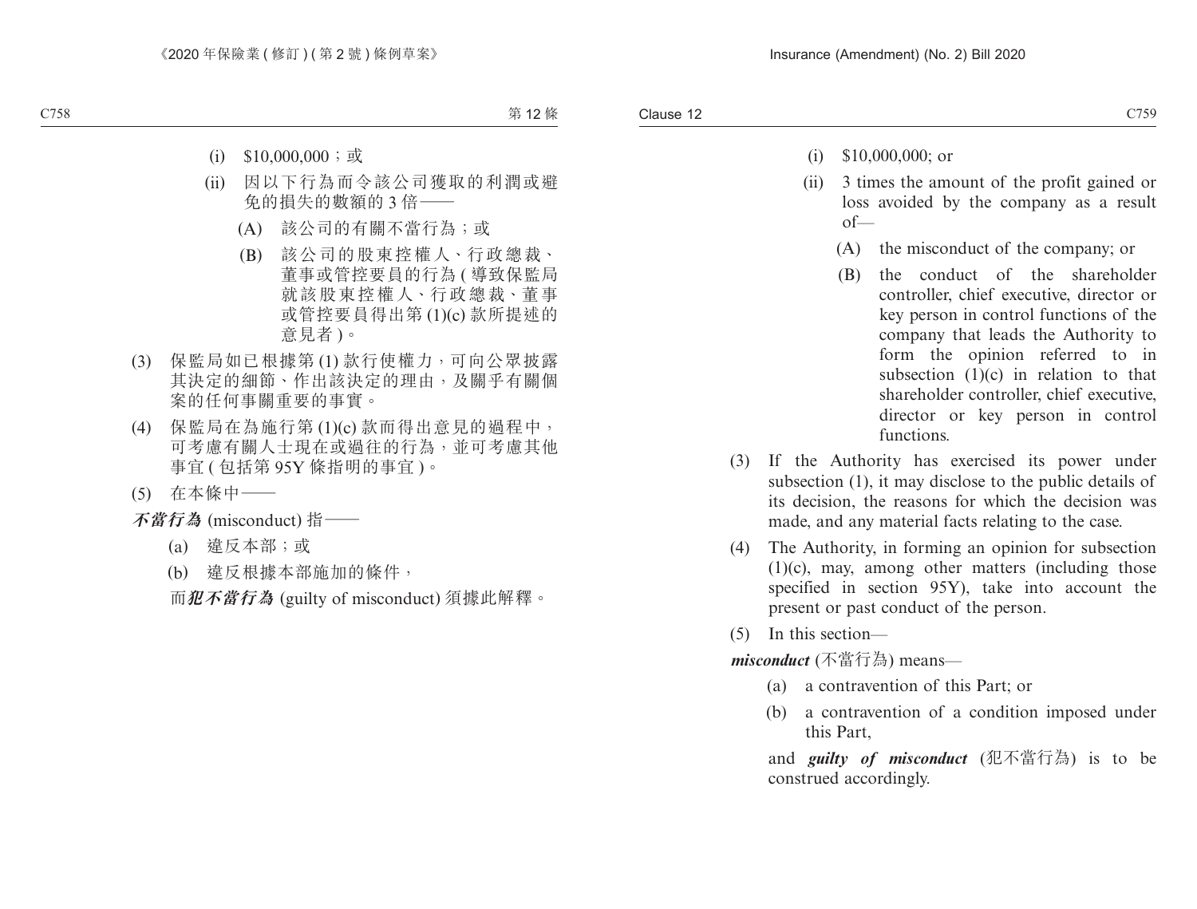(i) $10,000,000；或

(ii) 因以下行為而令該公司獲取的利潤或避免的損失的數額的 3 倍——

(A) 該公司的有關不當行為；或

(B) 該公司的股東控權人、行政總裁、董事或管控要員的行為 ( 導致保監局就該股東控權人、行政總裁、董事或管控要員得出第 (1)(c) 款所提述的意見者 )。

(3) 保監局如已根據第 (1) 款行使權力，可向公眾披露其決定的細節、作出該決定的理由，及關乎有關個案的任何事關重要的事實。

(4) 保監局在為施行第 (1)(c) 款而得出意見的過程中，可考慮有關人士現在或過往的行為，並可考慮其他事宜 ( 包括第 95Y 條指明的事宜 )。

(5) 在本條中——

***不當行為*** (misconduct) 指——

(a) 違反本部；或

(b) 違反根據本部施加的條件，

而***犯不當行為*** (guilty of misconduct) 須據此解釋。

(i) $10,000,000; or

(ii) 3 times the amount of the profit gained or loss avoided by the company as a result of—

(A) the misconduct of the company; or

(B) the conduct of the shareholder controller, chief executive, director or key person in control functions of the company that leads the Authority to form the opinion referred to in subsection (1)(c) in relation to that shareholder controller, chief executive, director or key person in control functions.

(3) If the Authority has exercised its power under subsection (1), it may disclose to the public details of its decision, the reasons for which the decision was made, and any material facts relating to the case.

(4) The Authority, in forming an opinion for subsection (1)(c), may, among other matters (including those specified in section 95Y), take into account the present or past conduct of the person.

(5) In this section—

***misconduct*** (不當行為) means—

(a) a contravention of this Part; or

(b) a contravention of a condition imposed under this Part,

and ***guilty of misconduct*** (犯不當行為) is to be construed accordingly.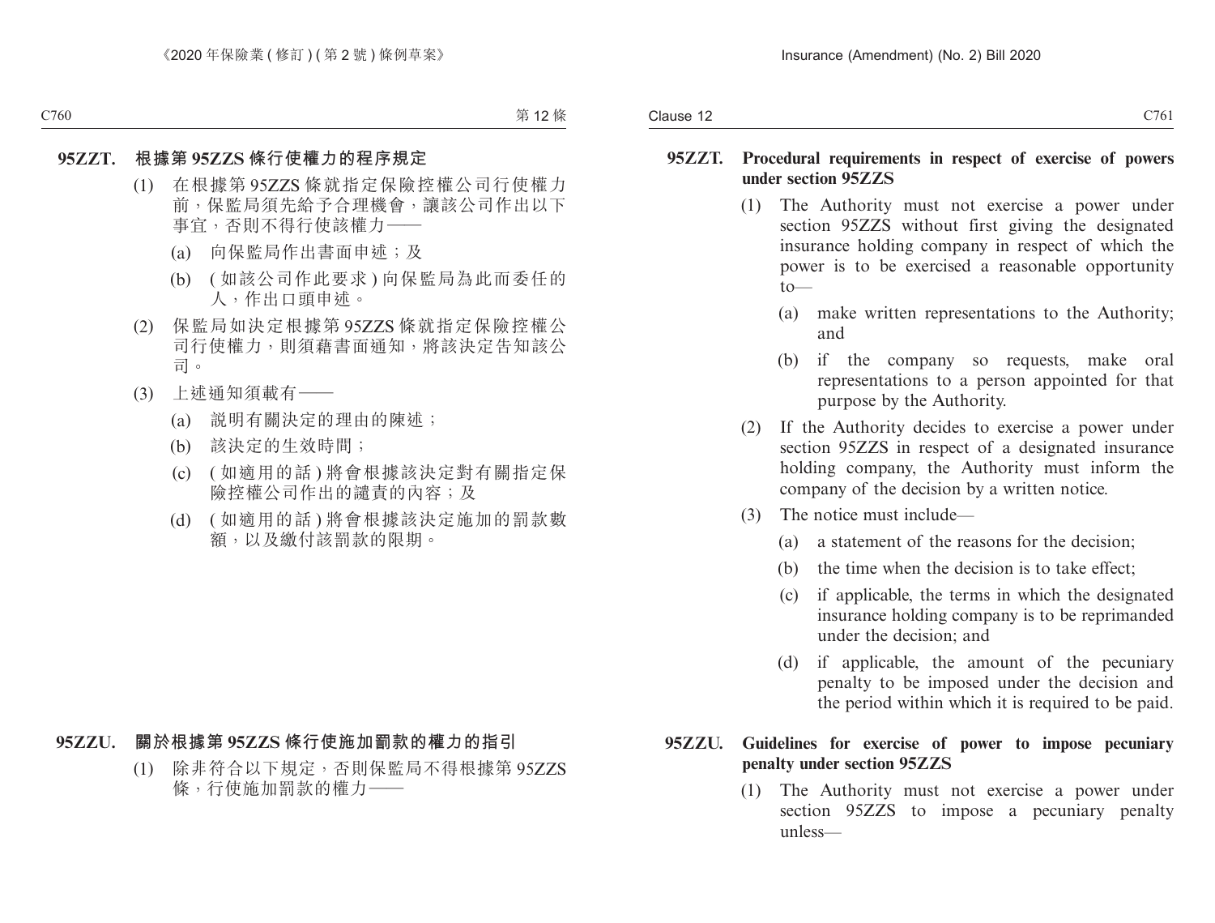### 95ZZT. 根據第 95ZZS 條行使權力的程序規定

(1) 在根據第 95ZZS 條就指定保險控權公司行使權力前，保監局須先給予合理機會，讓該公司作出以下事宜，否則不得行使該權力——

(a) 向保監局作出書面申述；及

(b) (如該公司作此要求) 向保監局為此而委任的人，作出口頭申述。

(2) 保監局如決定根據第 95ZZS 條就指定保險控權公司行使權力，則須藉書面通知，將該決定告知該公司。

(3) 上述通知須載有——

(a) 說明有關決定的理由的陳述；

(b) 該決定的生效時間；

(c) (如適用的話) 將會根據該決定對有關指定保險控權公司作出的譴責的內容；及

(d) (如適用的話) 將會根據該決定施加的罰款數額，以及繳付該罰款的限期。

### 95ZZU. 關於根據第 95ZZS 條行使施加罰款的權力的指引

(1) 除非符合以下規定，否則保監局不得根據第 95ZZS 條，行使施加罰款的權力——

### 95ZZT. Procedural requirements in respect of exercise of powers under section 95ZZS

(1) The Authority must not exercise a power under section 95ZZS without first giving the designated insurance holding company in respect of which the power is to be exercised a reasonable opportunity to—

(a) make written representations to the Authority; and

(b) if the company so requests, make oral representations to a person appointed for that purpose by the Authority.

(2) If the Authority decides to exercise a power under section 95ZZS in respect of a designated insurance holding company, the Authority must inform the company of the decision by a written notice.

(3) The notice must include—

(a) a statement of the reasons for the decision;

(b) the time when the decision is to take effect;

(c) if applicable, the terms in which the designated insurance holding company is to be reprimanded under the decision; and

(d) if applicable, the amount of the pecuniary penalty to be imposed under the decision and the period within which it is required to be paid.

### 95ZZU. Guidelines for exercise of power to impose pecuniary penalty under section 95ZZS

(1) The Authority must not exercise a power under section 95ZZS to impose a pecuniary penalty unless—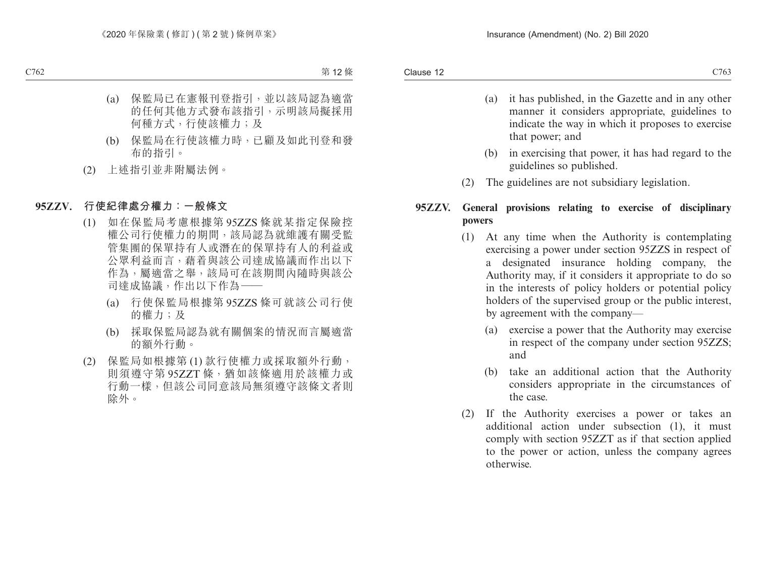(a) 保監局已在憲報刊登指引，並以該局認為適當的任何其他方式發布該指引，示明該局擬採用何種方式，行使該權力；及

(b) 保監局在行使該權力時，已顧及如此刊登和發布的指引。

(2) 上述指引並非附屬法例。

**95ZZV. 行使紀律處分權力：一般條文**

(1) 如在保監局考慮根據第 95ZZS 條就某指定保險控權公司行使權力的期間，該局認為就維護有關受監管集團的保單持有人或潛在的保單持有人的利益或公眾利益而言，藉着與該公司達成協議而作出以下作為，屬適當之舉，該局可在該期間內隨時與該公司達成協議，作出以下作為——

(a) 行使保監局根據第 95ZZS 條可就該公司行使的權力；及

(b) 採取保監局認為就有關個案的情況而言屬適當的額外行動。

(2) 保監局如根據第 (1) 款行使權力或採取額外行動，則須遵守第 95ZZT 條，猶如該條適用於該權力或行動一樣，但該公司同意該局無須遵守該條文者則除外。

(a) it has published, in the Gazette and in any other manner it considers appropriate, guidelines to indicate the way in which it proposes to exercise that power; and

(b) in exercising that power, it has had regard to the guidelines so published.

(2) The guidelines are not subsidiary legislation.

**95ZZV. General provisions relating to exercise of disciplinary powers**

(1) At any time when the Authority is contemplating exercising a power under section 95ZZS in respect of a designated insurance holding company, the Authority may, if it considers it appropriate to do so in the interests of policy holders or potential policy holders of the supervised group or the public interest, by agreement with the company—

(a) exercise a power that the Authority may exercise in respect of the company under section 95ZZS; and

(b) take an additional action that the Authority considers appropriate in the circumstances of the case.

(2) If the Authority exercises a power or takes an additional action under subsection (1), it must comply with section 95ZZT as if that section applied to the power or action, unless the company agrees otherwise.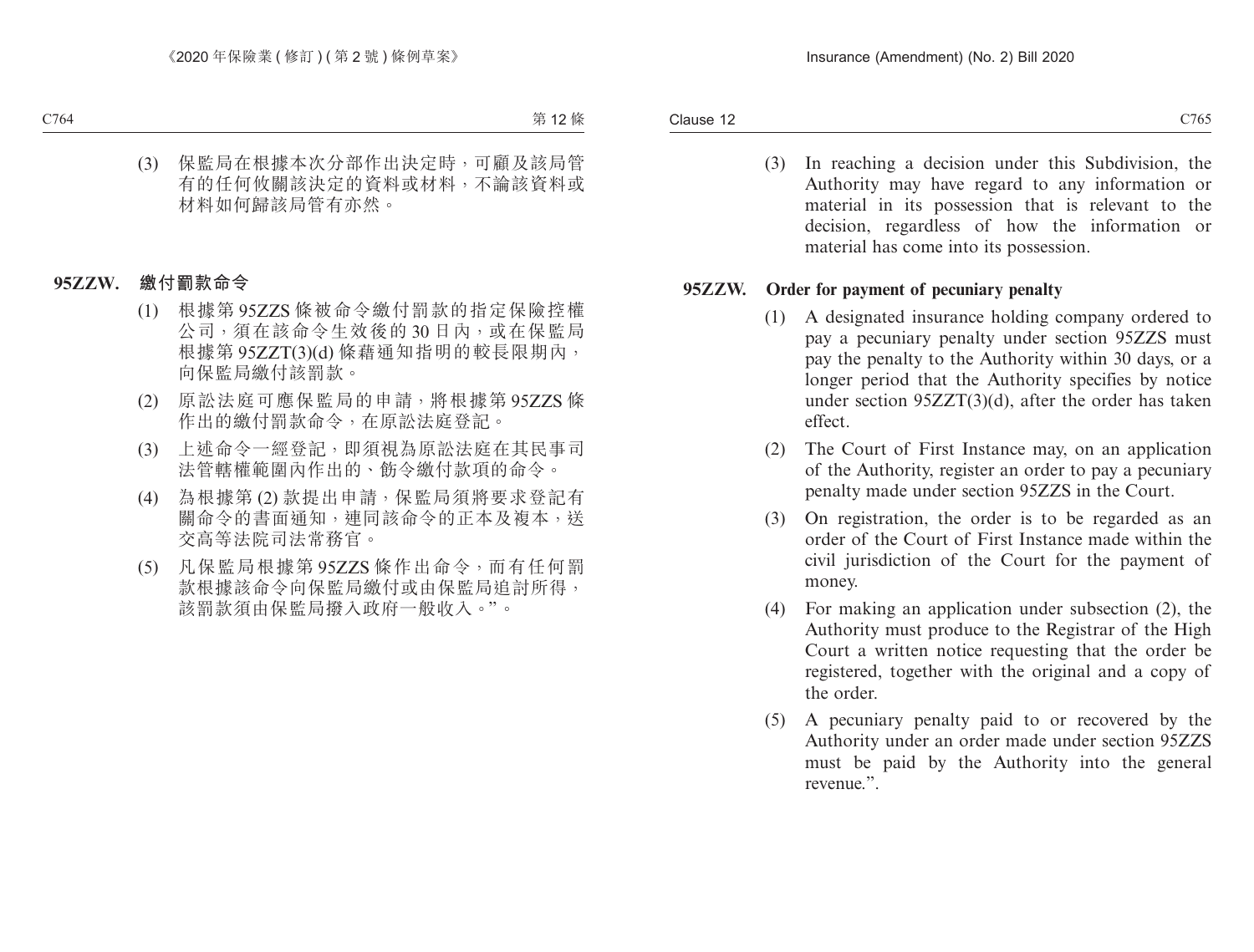(3) 保監局在根據本次分部作出決定時，可顧及該局管有的任何攸關該決定的資料或材料，不論該資料或材料如何歸該局管有亦然。

**95ZZW. 繳付罰款命令**

(1) 根據第 95ZZS 條被命令繳付罰款的指定保險控權公司，須在該命令生效後的 30 日內，或在保監局根據第 95ZZT(3)(d) 條藉通知指明的較長限期內，向保監局繳付該罰款。

(2) 原訟法庭可應保監局的申請，將根據第 95ZZS 條作出的繳付罰款命令，在原訟法庭登記。

(3) 上述命令一經登記，即須視為原訟法庭在其民事司法管轄權範圍內作出的、飭令繳付款項的命令。

(4) 為根據第 (2) 款提出申請，保監局須將要求登記有關命令的書面通知，連同該命令的正本及複本，送交高等法院司法常務官。

(5) 凡保監局根據第 95ZZS 條作出命令，而有任何罰款根據該命令向保監局繳付或由保監局追討所得，該罰款須由保監局撥入政府一般收入。”。

(3) In reaching a decision under this Subdivision, the Authority may have regard to any information or material in its possession that is relevant to the decision, regardless of how the information or material has come into its possession.

**95ZZW. Order for payment of pecuniary penalty**

(1) A designated insurance holding company ordered to pay a pecuniary penalty under section 95ZZS must pay the penalty to the Authority within 30 days, or a longer period that the Authority specifies by notice under section 95ZZT(3)(d), after the order has taken effect.

(2) The Court of First Instance may, on an application of the Authority, register an order to pay a pecuniary penalty made under section 95ZZS in the Court.

(3) On registration, the order is to be regarded as an order of the Court of First Instance made within the civil jurisdiction of the Court for the payment of money.

(4) For making an application under subsection (2), the Authority must produce to the Registrar of the High Court a written notice requesting that the order be registered, together with the original and a copy of the order.

(5) A pecuniary penalty paid to or recovered by the Authority under an order made under section 95ZZS must be paid by the Authority into the general revenue.”.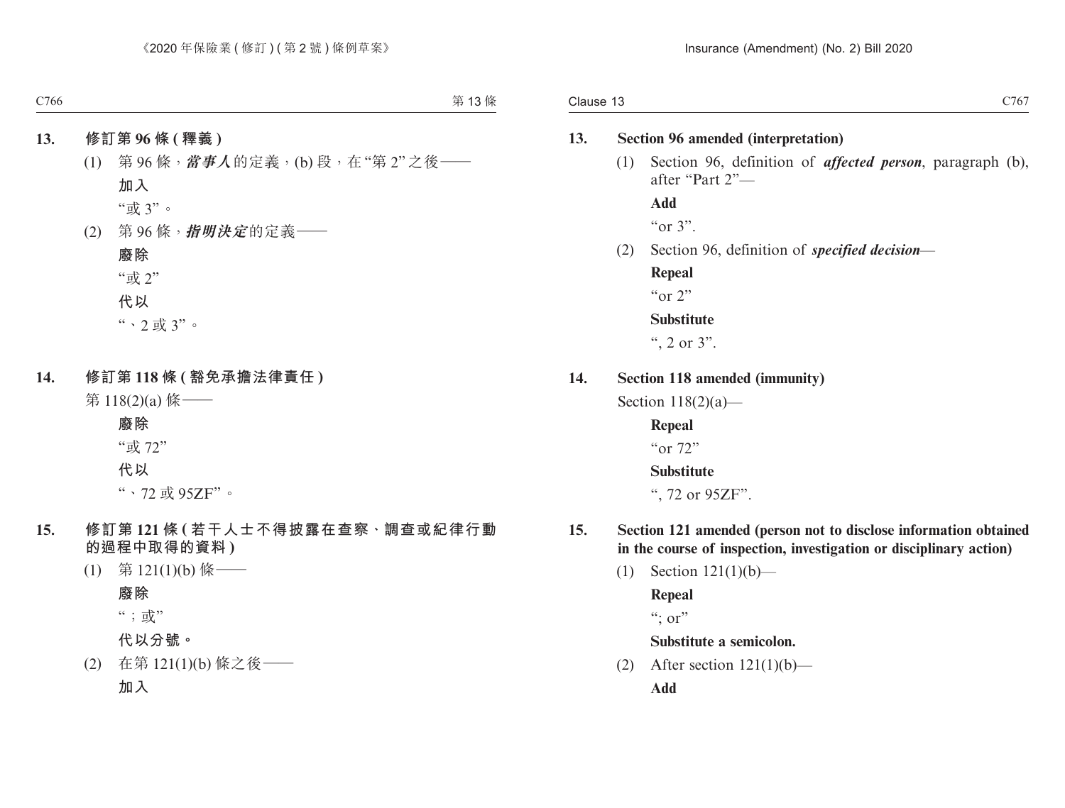## 13. 修訂第 96 條 (釋義)

(1) 第 96 條，***當事人***的定義，(b) 段，在“第 2”之後——

**加入**

“或 3”。

(2) 第 96 條，***指明決定***的定義——

**廢除**

“或 2”

**代以**

“、2 或 3”。

## 14. 修訂第 118 條 (豁免承擔法律責任)

第 118(2)(a) 條——

**廢除**

“或 72”

**代以**

“、72 或 95ZF”。

## 15. 修訂第 121 條 (若干人士不得披露在查察、調查或紀律行動的過程中取得的資料)

(1) 第 121(1)(b) 條——

**廢除**

“；或”

**代以分號。**

(2) 在第 121(1)(b) 條之後——

**加入**

## 13. Section 96 amended (interpretation)

(1) Section 96, definition of ***affected person***, paragraph (b), after “Part 2”—

**Add**

“or 3”.

(2) Section 96, definition of ***specified decision***—

**Repeal**

“or 2”

**Substitute**

“, 2 or 3”.

## 14. Section 118 amended (immunity)

Section 118(2)(a)—

**Repeal**

“or 72”

**Substitute**

“, 72 or 95ZF”.

## 15. Section 121 amended (person not to disclose information obtained in the course of inspection, investigation or disciplinary action)

(1) Section 121(1)(b)—

**Repeal**

“; or”

**Substitute a semicolon.**

(2) After section 121(1)(b)—

**Add**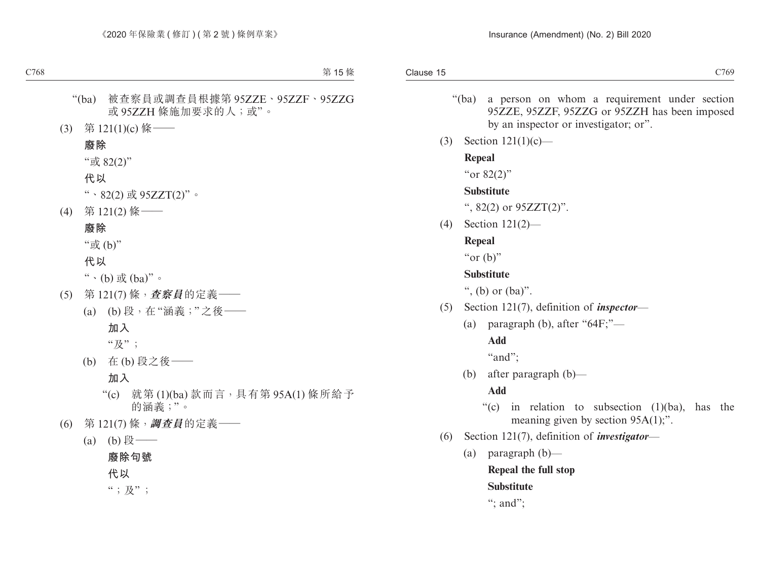"(ba) 被查察員或調查員根據第 95ZZE、95ZZF、95ZZG 或 95ZZH 條施加要求的人；或"。

(3) 第 121(1)(c) 條——

**廢除**

"或 82(2)"

**代以**

"、82(2) 或 95ZZT(2)"。

(4) 第 121(2) 條——

**廢除**

"或 (b)"

**代以**

"、(b) 或 (ba)"。

(5) 第 121(7) 條，***查察員***的定義——

(a) (b) 段，在"涵義；"之後——

**加入**

"及"；

(b) 在 (b) 段之後——

**加入**

"(c) 就第 (1)(ba) 款而言，具有第 95A(1) 條所給予的涵義；"。

(6) 第 121(7) 條，***調查員***的定義——

(a) (b) 段——

**廢除句號**

**代以**

"；及"；

"(ba) a person on whom a requirement under section 95ZZE, 95ZZF, 95ZZG or 95ZZH has been imposed by an inspector or investigator; or".

(3) Section 121(1)(c)—

**Repeal**

"or 82(2)"

**Substitute**

", 82(2) or 95ZZT(2)".

(4) Section 121(2)—

**Repeal**

"or (b)"

**Substitute**

", (b) or (ba)".

(5) Section 121(7), definition of ***inspector***—

(a) paragraph (b), after "64F;"—

**Add**

"and";

(b) after paragraph (b)—

**Add**

"(c) in relation to subsection (1)(ba), has the meaning given by section 95A(1);".

(6) Section 121(7), definition of ***investigator***—

(a) paragraph (b)—

**Repeal the full stop**

**Substitute**

"; and";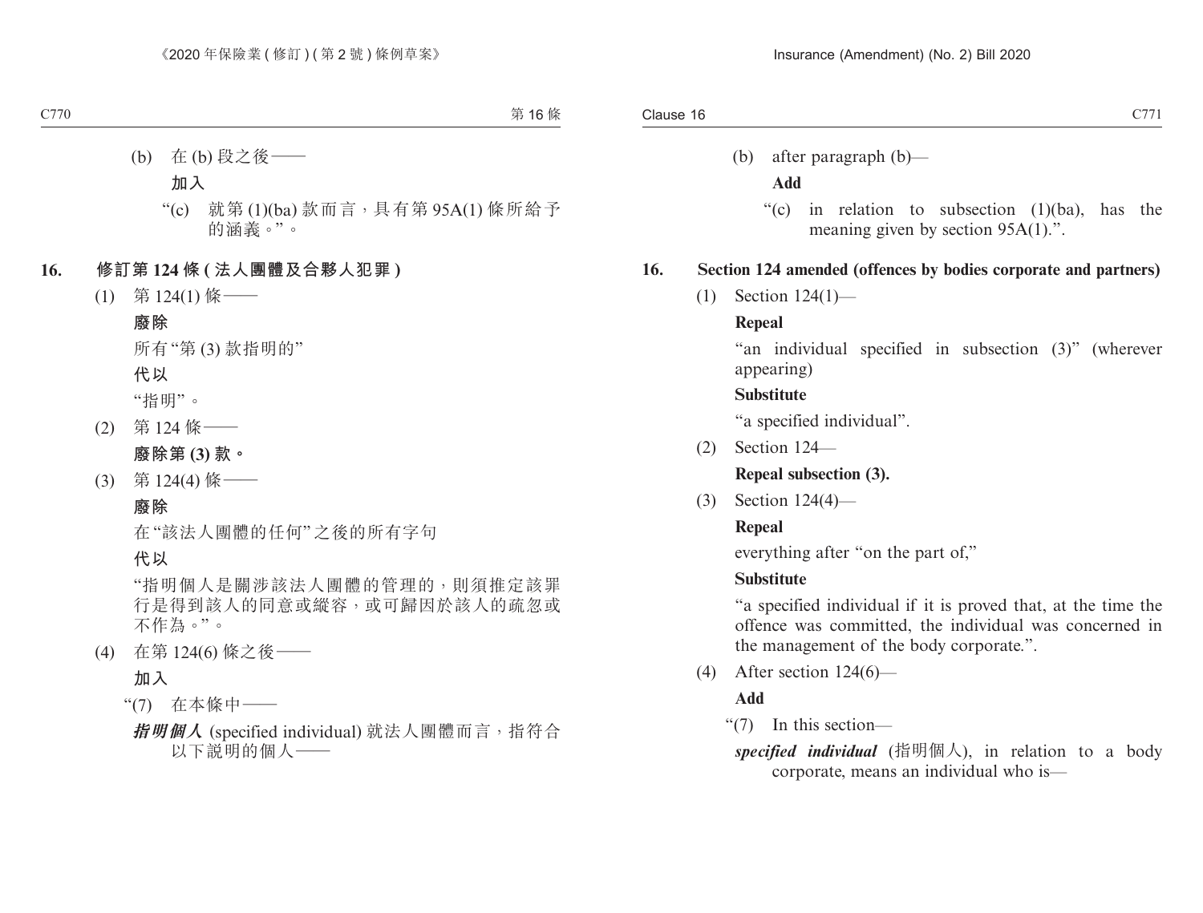(b) 在 (b) 段之後——

**加入**

“(c) 就第 (1)(ba) 款而言，具有第 95A(1) 條所給予的涵義。”。

**16. 修訂第 124 條 (法人團體及合夥人犯罪)**

(1) 第 124(1) 條——

**廢除**

所有“第 (3) 款指明的”

**代以**

“指明”。

(2) 第 124 條——

**廢除第 (3) 款。**

(3) 第 124(4) 條——

**廢除**

在“該法人團體的任何”之後的所有字句

**代以**

“指明個人是關涉該法人團體的管理的，則須推定該罪行是得到該人的同意或縱容，或可歸因於該人的疏忽或不作為。”。

(4) 在第 124(6) 條之後——

**加入**

“(7) 在本條中——

***指明個人*** (specified individual) 就法人團體而言，指符合以下說明的個人——

(b) after paragraph (b)—

**Add**

“(c) in relation to subsection (1)(ba), has the meaning given by section 95A(1).”.

**16. Section 124 amended (offences by bodies corporate and partners)**

(1) Section 124(1)—

**Repeal**

“an individual specified in subsection (3)” (wherever appearing)

**Substitute**

“a specified individual”.

(2) Section 124—

**Repeal subsection (3).**

(3) Section 124(4)—

**Repeal**

everything after “on the part of,”

**Substitute**

“a specified individual if it is proved that, at the time the offence was committed, the individual was concerned in the management of the body corporate.”.

(4) After section 124(6)—

**Add**

“(7) In this section—

***specified individual*** (指明個人), in relation to a body corporate, means an individual who is—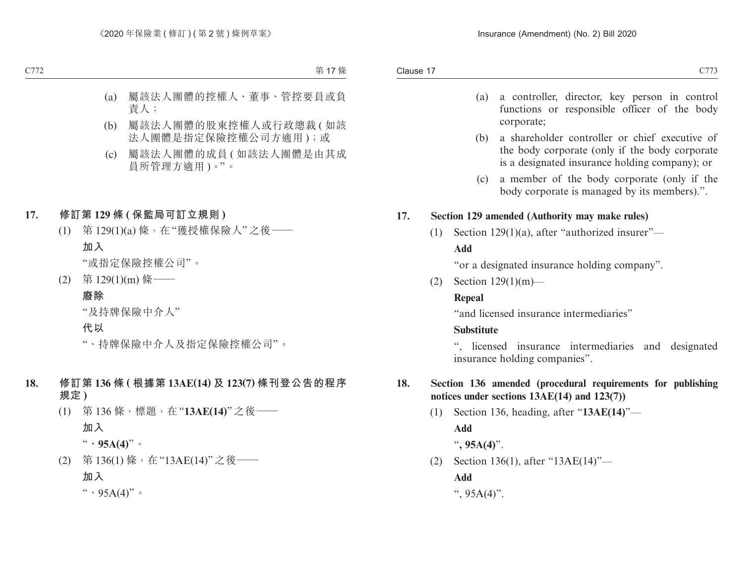(a) 屬該法人團體的控權人、董事、管控要員或負責人；

(b) 屬該法人團體的股東控權人或行政總裁 (如該法人團體是指定保險控權公司方適用)；或

(c) 屬該法人團體的成員 (如該法人團體是由其成員所管理方適用)。”。

**17. 修訂第 129 條 (保監局可訂立規則)**

(1) 第 129(1)(a) 條，在 “獲授權保險人” 之後——

**加入**

“或指定保險控權公司”。

(2) 第 129(1)(m) 條——

**廢除**

“及持牌保險中介人”

**代以**

“、持牌保險中介人及指定保險控權公司”。

**18. 修訂第 136 條 (根據第 13AE(14) 及 123(7) 條刊登公告的程序規定)**

(1) 第 136 條，標題，在 “**13AE(14)**” 之後——

**加入**

“**、95A(4)**”。

(2) 第 136(1) 條，在 “13AE(14)” 之後——

**加入**

“、95A(4)”。

(a) a controller, director, key person in control functions or responsible officer of the body corporate;

(b) a shareholder controller or chief executive of the body corporate (only if the body corporate is a designated insurance holding company); or

(c) a member of the body corporate (only if the body corporate is managed by its members).”.

**17. Section 129 amended (Authority may make rules)**

(1) Section 129(1)(a), after “authorized insurer”—

**Add**

“or a designated insurance holding company”.

(2) Section 129(1)(m)—

**Repeal**

“and licensed insurance intermediaries”

**Substitute**

“, licensed insurance intermediaries and designated insurance holding companies”.

**18. Section 136 amended (procedural requirements for publishing notices under sections 13AE(14) and 123(7))**

(1) Section 136, heading, after “**13AE(14)**”—

**Add**

“**, 95A(4)**”.

(2) Section 136(1), after “13AE(14)”—

**Add**

“, 95A(4)”.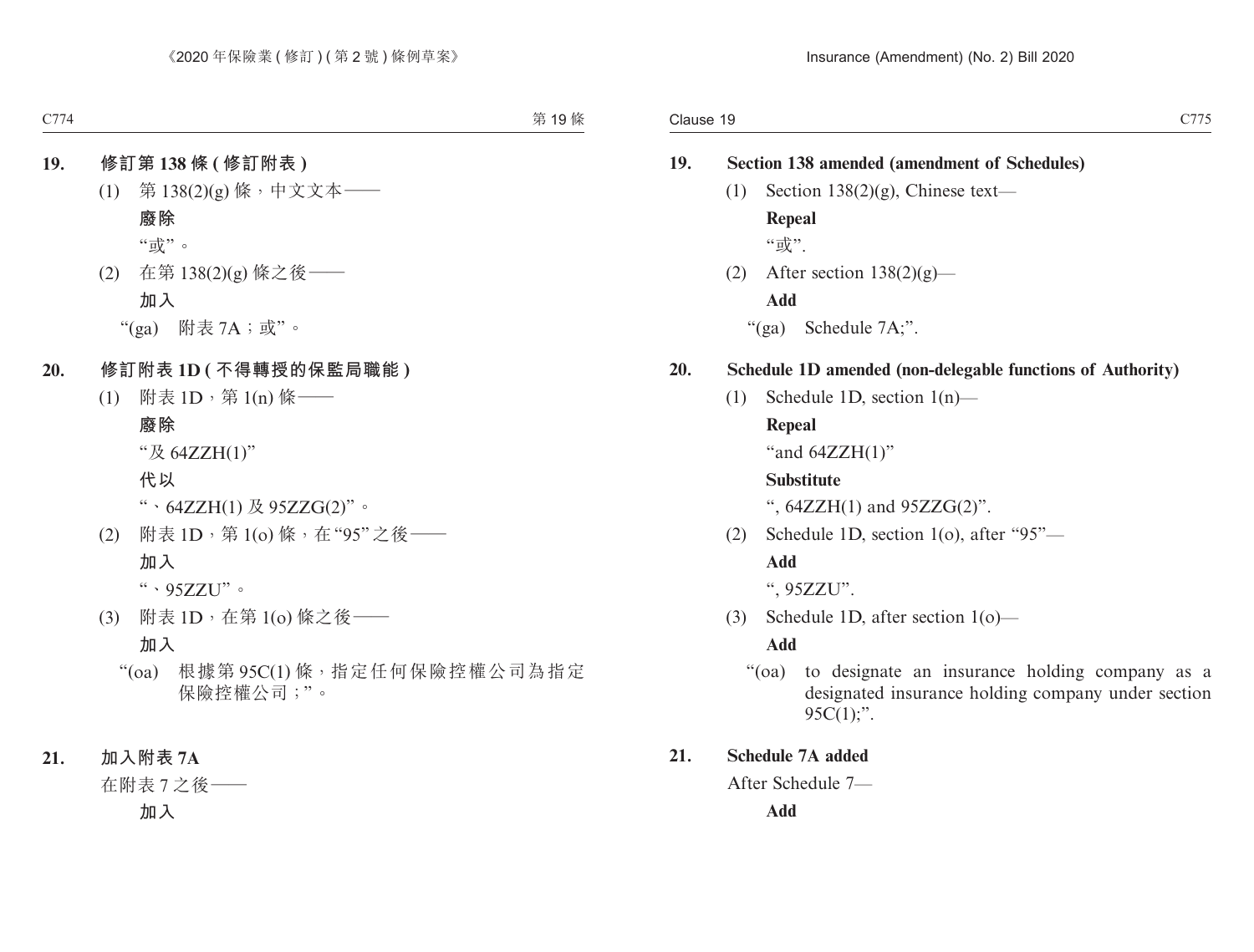**19. 修訂第 138 條 (修訂附表)**

(1) 第 138(2)(g) 條，中文文本——

**廢除**

"或"。

(2) 在第 138(2)(g) 條之後——

**加入**

"(ga) 附表 7A；或"。

**20. 修訂附表 1D (不得轉授的保監局職能)**

(1) 附表 1D，第 1(n) 條——

**廢除**

"及 64ZZH(1)"

**代以**

"、64ZZH(1) 及 95ZZG(2)"。

(2) 附表 1D，第 1(o) 條，在"95"之後——

**加入**

"、95ZZU"。

(3) 附表 1D，在第 1(o) 條之後——

**加入**

"(oa) 根據第 95C(1) 條，指定任何保險控權公司為指定保險控權公司；"。

**21. 加入附表 7A**

在附表 7 之後——

**加入**

**19. Section 138 amended (amendment of Schedules)**

(1) Section 138(2)(g), Chinese text—

**Repeal**

"或".

(2) After section 138(2)(g)—

**Add**

"(ga) Schedule 7A;".

**20. Schedule 1D amended (non-delegable functions of Authority)**

(1) Schedule 1D, section 1(n)—

**Repeal**

"and 64ZZH(1)"

**Substitute**

", 64ZZH(1) and 95ZZG(2)".

(2) Schedule 1D, section 1(o), after "95"—

**Add**

", 95ZZU".

(3) Schedule 1D, after section 1(o)—

**Add**

"(oa) to designate an insurance holding company as a designated insurance holding company under section 95C(1);".

**21. Schedule 7A added**

After Schedule 7—

**Add**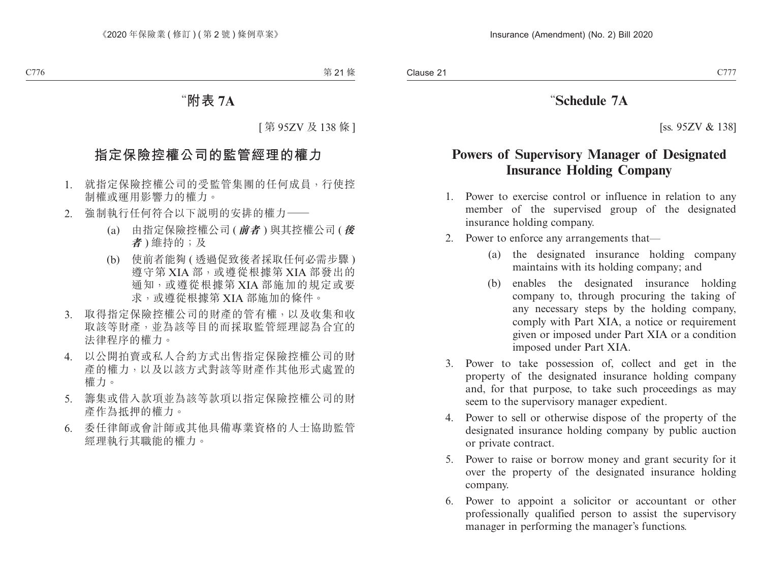# “附表 7A

[第 95ZV 及 138 條]

## 指定保險控權公司的監管經理的權力

1. 就指定保險控權公司的受監管集團的任何成員，行使控制權或運用影響力的權力。
2. 強制執行任何符合以下說明的安排的權力——
    - (a) 由指定保險控權公司 (***前者***) 與其控權公司 (***後者***) 維持的；及
    - (b) 使前者能夠 (透過促致後者採取任何必需步驟) 遵守第 XIA 部，或遵從根據第 XIA 部發出的通知，或遵從根據第 XIA 部施加的規定或要求，或遵從根據第 XIA 部施加的條件。
3. 取得指定保險控權公司的財產的管有權，以及收集和收取該等財產，並為該等目的而採取監管經理認為合宜的法律程序的權力。
4. 以公開拍賣或私人合約方式出售指定保險控權公司的財產的權力，以及以該方式對該等財產作其他形式處置的權力。
5. 籌集或借入款項並為該等款項以指定保險控權公司的財產作為抵押的權力。
6. 委任律師或會計師或其他具備專業資格的人士協助監管經理執行其職能的權力。

# “Schedule 7A

[ss. 95ZV & 138]

## Powers of Supervisory Manager of Designated Insurance Holding Company

1. Power to exercise control or influence in relation to any member of the supervised group of the designated insurance holding company.
2. Power to enforce any arrangements that—
    - (a) the designated insurance holding company maintains with its holding company; and
    - (b) enables the designated insurance holding company to, through procuring the taking of any necessary steps by the holding company, comply with Part XIA, a notice or requirement given or imposed under Part XIA or a condition imposed under Part XIA.
3. Power to take possession of, collect and get in the property of the designated insurance holding company and, for that purpose, to take such proceedings as may seem to the supervisory manager expedient.
4. Power to sell or otherwise dispose of the property of the designated insurance holding company by public auction or private contract.
5. Power to raise or borrow money and grant security for it over the property of the designated insurance holding company.
6. Power to appoint a solicitor or accountant or other professionally qualified person to assist the supervisory manager in performing the manager’s functions.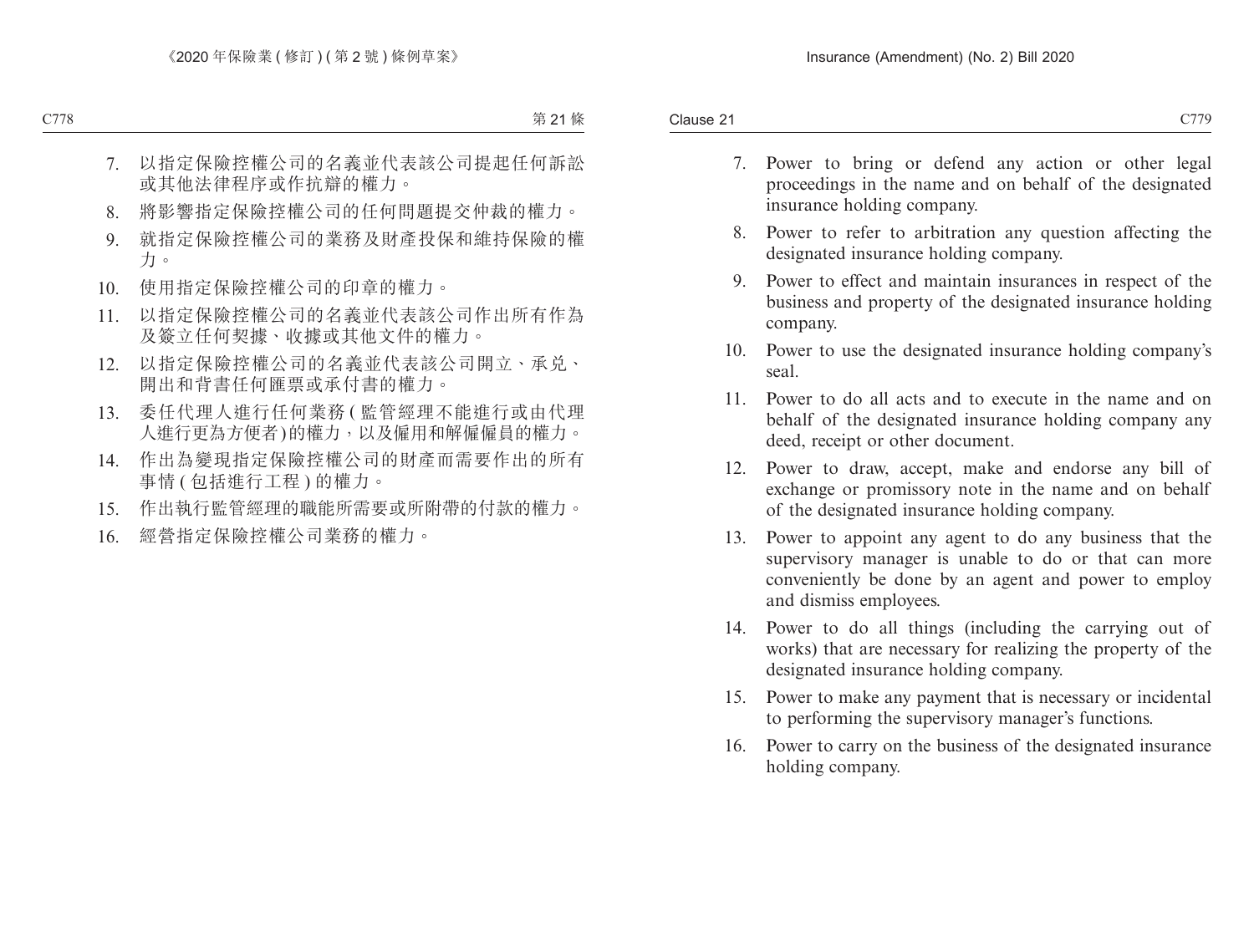7. 以指定保險控權公司的名義並代表該公司提起任何訴訟或其他法律程序或作抗辯的權力。
8. 將影響指定保險控權公司的任何問題提交仲裁的權力。
9. 就指定保險控權公司的業務及財產投保和維持保險的權力。
10. 使用指定保險控權公司的印章的權力。
11. 以指定保險控權公司的名義並代表該公司作出所有作為及簽立任何契據、收據或其他文件的權力。
12. 以指定保險控權公司的名義並代表該公司開立、承兑、開出和背書任何匯票或承付書的權力。
13. 委任代理人進行任何業務 (監管經理不能進行或由代理人進行更為方便者) 的權力，以及僱用和解僱僱員的權力。
14. 作出為變現指定保險控權公司的財產而需要作出的所有事情 (包括進行工程) 的權力。
15. 作出執行監管經理的職能所需要或所附帶的付款的權力。
16. 經營指定保險控權公司業務的權力。

7. Power to bring or defend any action or other legal proceedings in the name and on behalf of the designated insurance holding company.
8. Power to refer to arbitration any question affecting the designated insurance holding company.
9. Power to effect and maintain insurances in respect of the business and property of the designated insurance holding company.
10. Power to use the designated insurance holding company's seal.
11. Power to do all acts and to execute in the name and on behalf of the designated insurance holding company any deed, receipt or other document.
12. Power to draw, accept, make and endorse any bill of exchange or promissory note in the name and on behalf of the designated insurance holding company.
13. Power to appoint any agent to do any business that the supervisory manager is unable to do or that can more conveniently be done by an agent and power to employ and dismiss employees.
14. Power to do all things (including the carrying out of works) that are necessary for realizing the property of the designated insurance holding company.
15. Power to make any payment that is necessary or incidental to performing the supervisory manager's functions.
16. Power to carry on the business of the designated insurance holding company.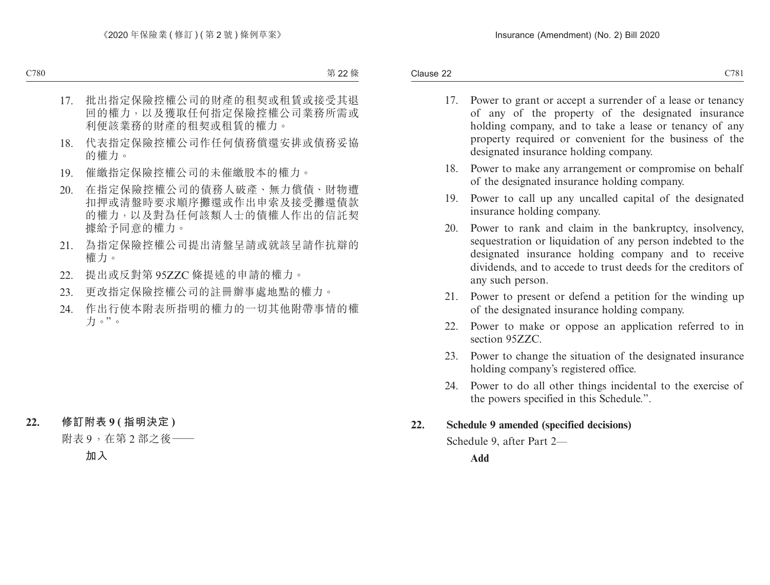17. 批出指定保險控權公司的財產的租契或租賃或接受其退回的權力，以及獲取任何指定保險控權公司業務所需或利便該業務的財產的租契或租賃的權力。
18. 代表指定保險控權公司作任何債務償還安排或債務妥協的權力。
19. 催繳指定保險控權公司的未催繳股本的權力。
20. 在指定保險控權公司的債務人破產、無力償債、財物遭扣押或清盤時要求順序攤還或作出申索及接受攤還債款的權力，以及對為任何該類人士的債權人作出的信託契據給予同意的權力。
21. 為指定保險控權公司提出清盤呈請或就該呈請作抗辯的權力。
22. 提出或反對第 95ZZC 條提述的申請的權力。
23. 更改指定保險控權公司的註冊辦事處地點的權力。
24. 作出行使本附表所指明的權力的一切其他附帶事情的權力。”。

**22. 修訂附表 9 (指明決定)**

附表 9，在第 2 部之後——

**加入**

17. Power to grant or accept a surrender of a lease or tenancy of any of the property of the designated insurance holding company, and to take a lease or tenancy of any property required or convenient for the business of the designated insurance holding company.
18. Power to make any arrangement or compromise on behalf of the designated insurance holding company.
19. Power to call up any uncalled capital of the designated insurance holding company.
20. Power to rank and claim in the bankruptcy, insolvency, sequestration or liquidation of any person indebted to the designated insurance holding company and to receive dividends, and to accede to trust deeds for the creditors of any such person.
21. Power to present or defend a petition for the winding up of the designated insurance holding company.
22. Power to make or oppose an application referred to in section 95ZZC.
23. Power to change the situation of the designated insurance holding company's registered office.
24. Power to do all other things incidental to the exercise of the powers specified in this Schedule.”.

**22. Schedule 9 amended (specified decisions)**

Schedule 9, after Part 2—

**Add**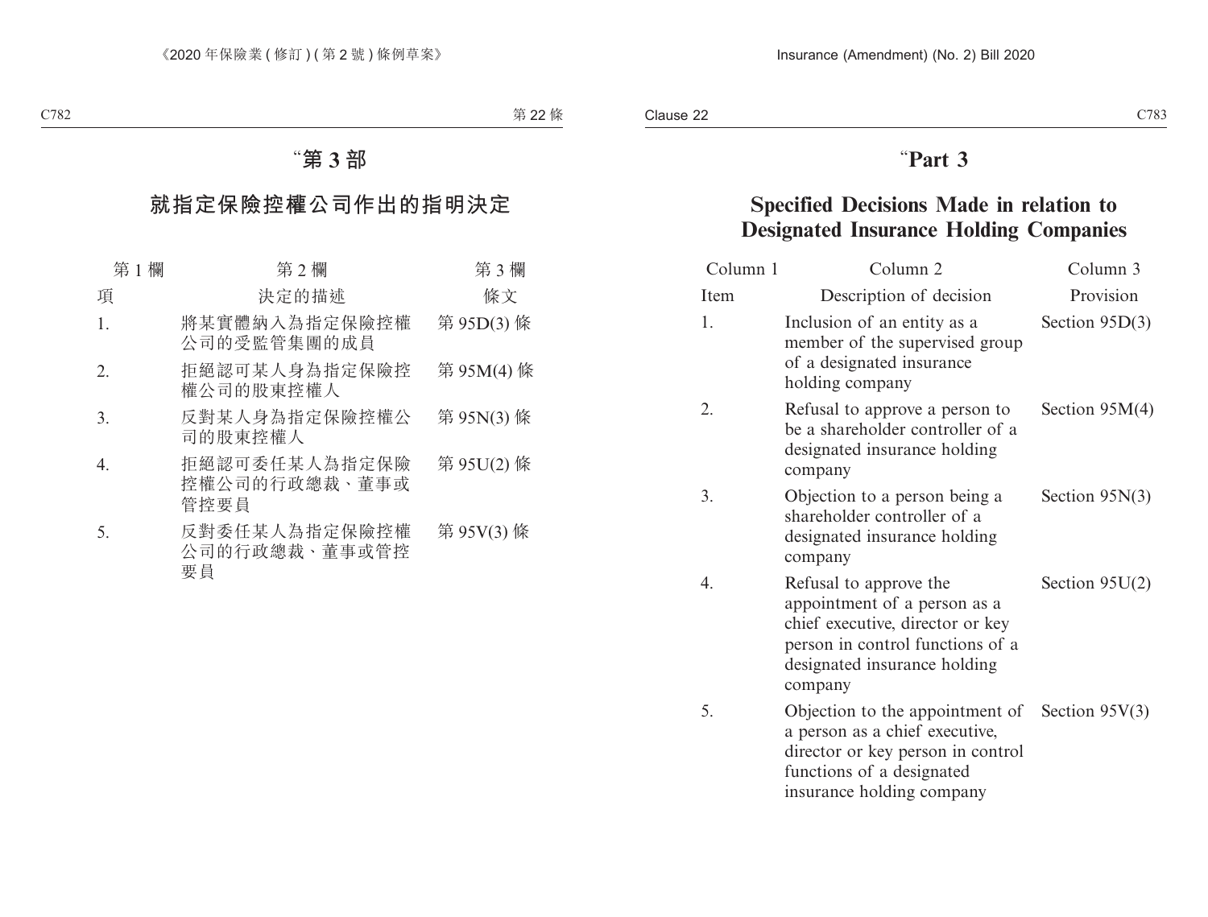# “第 3 部

## 就指定保險控權公司作出的指明決定

| 第 1 欄 | 第 2 欄 | 第 3 欄 |
|---|---|---|
| 項 | 決定的描述 | 條文 |
| 1. | 將某實體納入為指定保險控權公司的受監管集團的成員 | 第 95D(3) 條 |
| 2. | 拒絕認可某人身為指定保險控權公司的股東控權人 | 第 95M(4) 條 |
| 3. | 反對某人身為指定保險控權公司的股東控權人 | 第 95N(3) 條 |
| 4. | 拒絕認可委任某人為指定保險控權公司的行政總裁、董事或管控要員 | 第 95U(2) 條 |
| 5. | 反對委任某人為指定保險控權公司的行政總裁、董事或管控要員 | 第 95V(3) 條 |

# “Part 3

## Specified Decisions Made in relation to Designated Insurance Holding Companies

| Column 1 | Column 2 | Column 3 |
|---|---|---|
| Item | Description of decision | Provision |
| 1. | Inclusion of an entity as a member of the supervised group of a designated insurance holding company | Section 95D(3) |
| 2. | Refusal to approve a person to be a shareholder controller of a designated insurance holding company | Section 95M(4) |
| 3. | Objection to a person being a shareholder controller of a designated insurance holding company | Section 95N(3) |
| 4. | Refusal to approve the appointment of a person as a chief executive, director or key person in control functions of a designated insurance holding company | Section 95U(2) |
| 5. | Objection to the appointment of a person as a chief executive, director or key person in control functions of a designated insurance holding company | Section 95V(3) |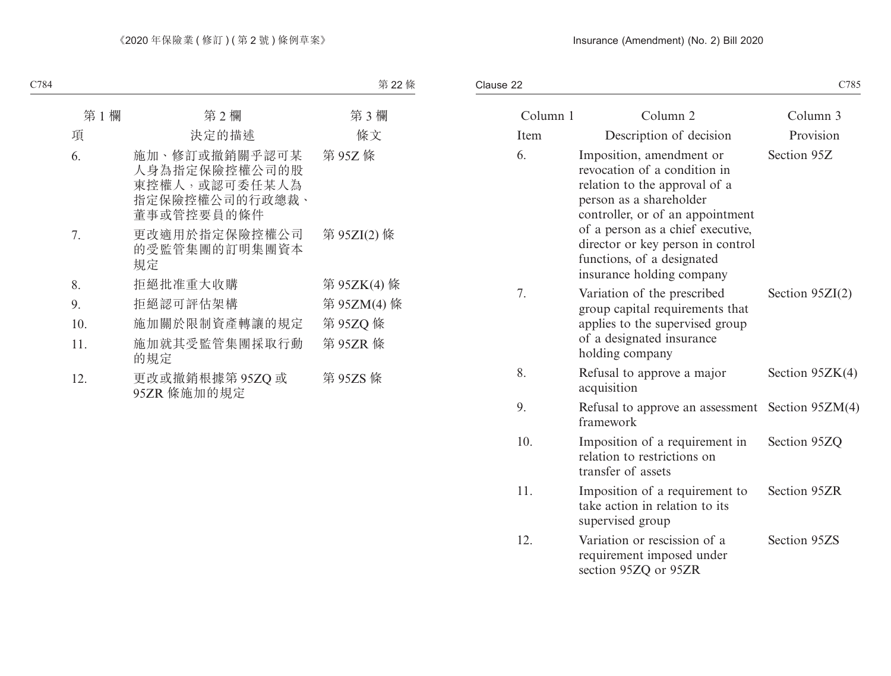| 第 1 欄 | 第 2 欄 | 第 3 欄 |
|---|---|---|
| 項 | 決定的描述 | 條文 |
| 6. | 施加、修訂或撤銷關乎認可某人身為指定保險控權公司的股東控權人，或認可委任某人為指定保險控權公司的行政總裁、董事或管控要員的條件 | 第 95Z 條 |
| 7. | 更改適用於指定保險控權公司的受監管集團的訂明集團資本規定 | 第 95ZI(2) 條 |
| 8. | 拒絕批准重大收購 | 第 95ZK(4) 條 |
| 9. | 拒絕認可評估架構 | 第 95ZM(4) 條 |
| 10. | 施加關於限制資產轉讓的規定 | 第 95ZQ 條 |
| 11. | 施加就其受監管集團採取行動的規定 | 第 95ZR 條 |
| 12. | 更改或撤銷根據第 95ZQ 或 95ZR 條施加的規定 | 第 95ZS 條 |

| Column 1 | Column 2 | Column 3 |
|---|---|---|
| Item | Description of decision | Provision |
| 6. | Imposition, amendment or revocation of a condition in relation to the approval of a person as a shareholder controller, or of an appointment of a person as a chief executive, director or key person in control functions, of a designated insurance holding company | Section 95Z |
| 7. | Variation of the prescribed group capital requirements that applies to the supervised group of a designated insurance holding company | Section 95ZI(2) |
| 8. | Refusal to approve a major acquisition | Section 95ZK(4) |
| 9. | Refusal to approve an assessment framework | Section 95ZM(4) |
| 10. | Imposition of a requirement in relation to restrictions on transfer of assets | Section 95ZQ |
| 11. | Imposition of a requirement to take action in relation to its supervised group | Section 95ZR |
| 12. | Variation or rescission of a requirement imposed under section 95ZQ or 95ZR | Section 95ZS |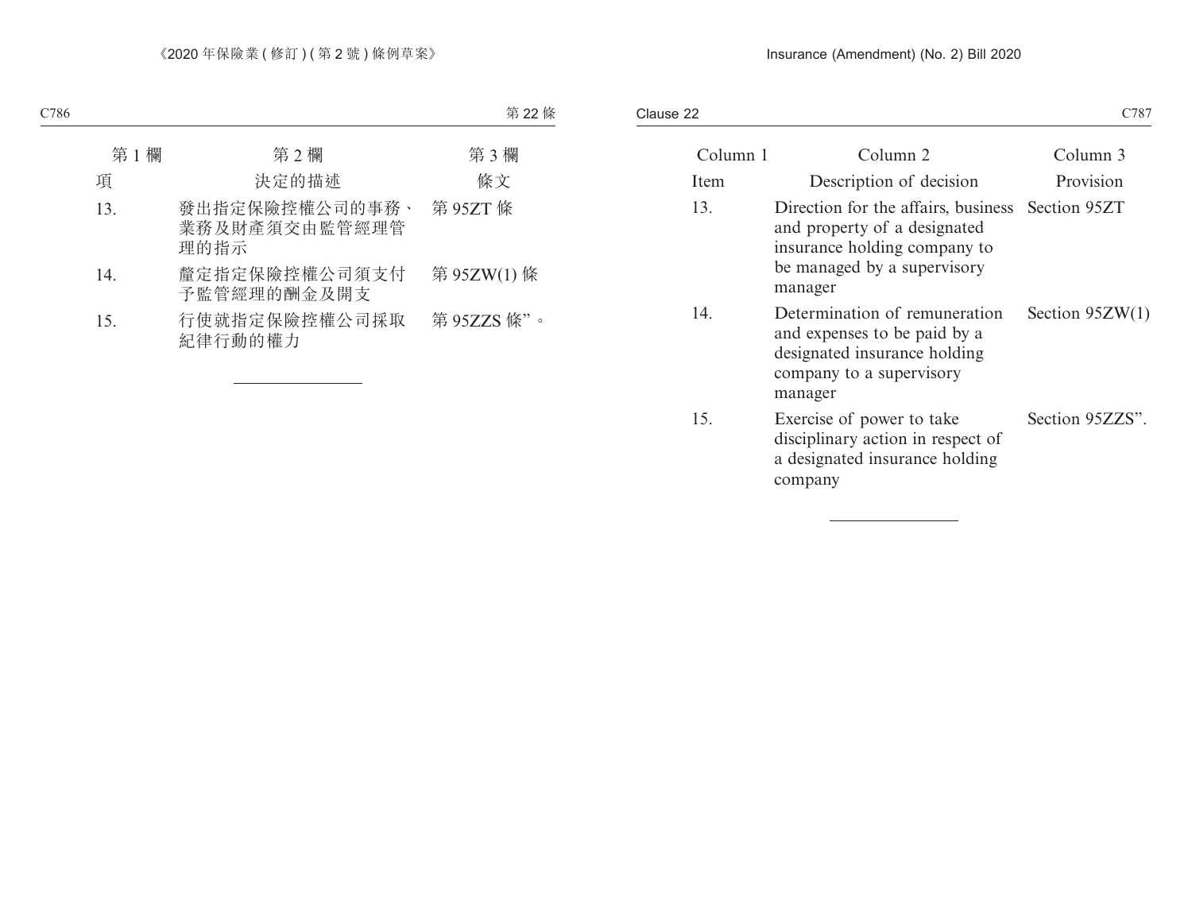| 第 1 欄 | 第 2 欄 | 第 3 欄 |
|---|---|---|
| 項 | 決定的描述 | 條文 |
| 13. | 發出指定保險控權公司的事務、業務及財產須交由監管經理管理的指示 | 第 95ZT 條 |
| 14. | 釐定指定保險控權公司須支付予監管經理的酬金及開支 | 第 95ZW(1) 條 |
| 15. | 行使就指定保險控權公司採取紀律行動的權力 | 第 95ZZS 條”。 |

| Column 1 | Column 2 | Column 3 |
|---|---|---|
| Item | Description of decision | Provision |
| 13. | Direction for the affairs, business and property of a designated insurance holding company to be managed by a supervisory manager | Section 95ZT |
| 14. | Determination of remuneration and expenses to be paid by a designated insurance holding company to a supervisory manager | Section 95ZW(1) |
| 15. | Exercise of power to take disciplinary action in respect of a designated insurance holding company | Section 95ZZS”. |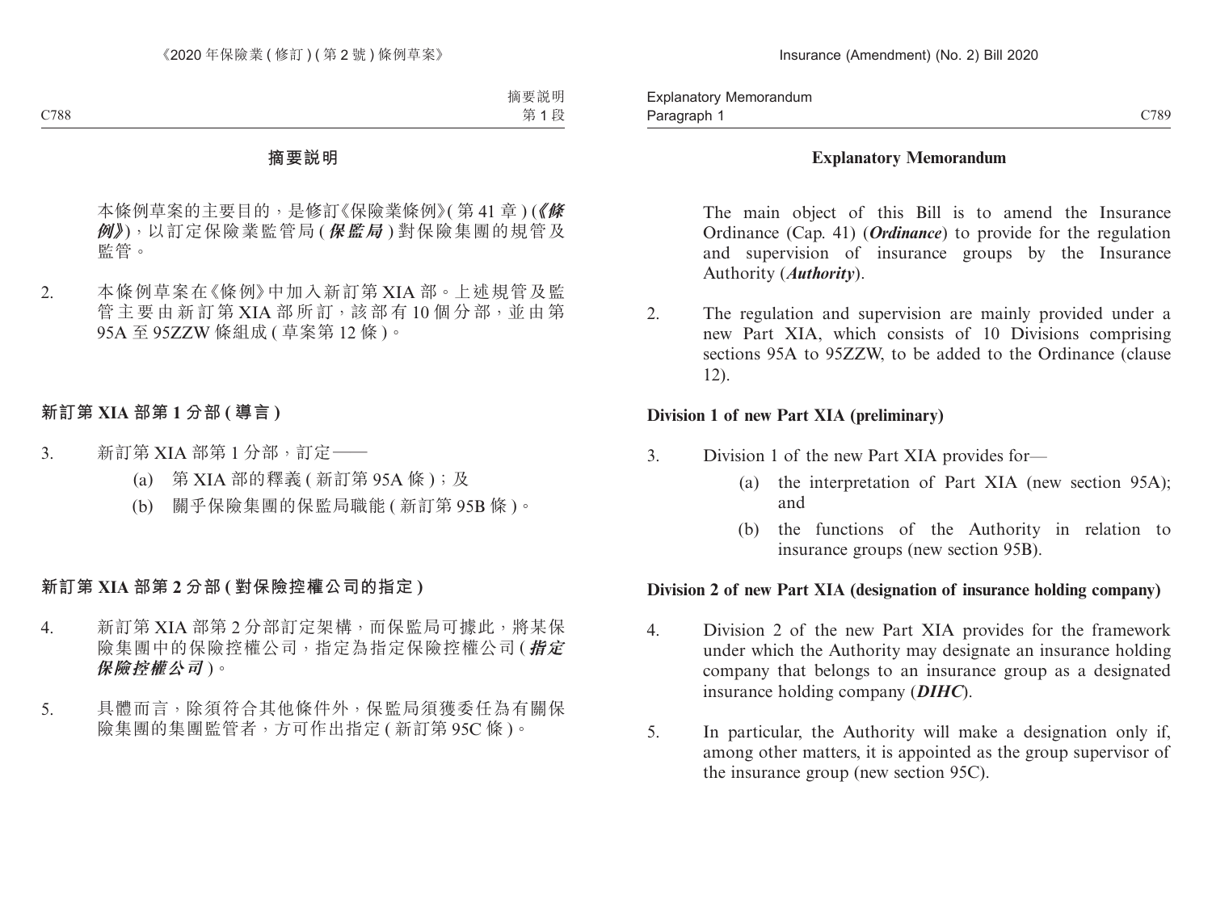## 摘要說明

本條例草案的主要目的，是修訂《保險業條例》(第 41 章 ) (***《條例》***)，以訂定保險業監管局 (***保監局***) 對保險集團的規管及監管。

2. 本條例草案在《條例》中加入新訂第 XIA 部。上述規管及監管主要由新訂第 XIA 部所訂，該部有 10 個分部，並由第 95A 至 95ZZW 條組成 ( 草案第 12 條 )。

### 新訂第 XIA 部第 1 分部 ( 導言 )

3. 新訂第 XIA 部第 1 分部，訂定——
   - (a) 第 XIA 部的釋義 ( 新訂第 95A 條 )；及
   - (b) 關乎保險集團的保監局職能 ( 新訂第 95B 條 )。

### 新訂第 XIA 部第 2 分部 ( 對保險控權公司的指定 )

4. 新訂第 XIA 部第 2 分部訂定架構，而保監局可據此，將某保險集團中的保險控權公司，指定為指定保險控權公司 (***指定保險控權公司***)。

5. 具體而言，除須符合其他條件外，保監局須獲委任為有關保險集團的集團監管者，方可作出指定 ( 新訂第 95C 條 )。

## Explanatory Memorandum

The main object of this Bill is to amend the Insurance Ordinance (Cap. 41) (***Ordinance***) to provide for the regulation and supervision of insurance groups by the Insurance Authority (***Authority***).

2. The regulation and supervision are mainly provided under a new Part XIA, which consists of 10 Divisions comprising sections 95A to 95ZZW, to be added to the Ordinance (clause 12).

### Division 1 of new Part XIA (preliminary)

3. Division 1 of the new Part XIA provides for—
   - (a) the interpretation of Part XIA (new section 95A); and
   - (b) the functions of the Authority in relation to insurance groups (new section 95B).

### Division 2 of new Part XIA (designation of insurance holding company)

4. Division 2 of the new Part XIA provides for the framework under which the Authority may designate an insurance holding company that belongs to an insurance group as a designated insurance holding company (***DIHC***).

5. In particular, the Authority will make a designation only if, among other matters, it is appointed as the group supervisor of the insurance group (new section 95C).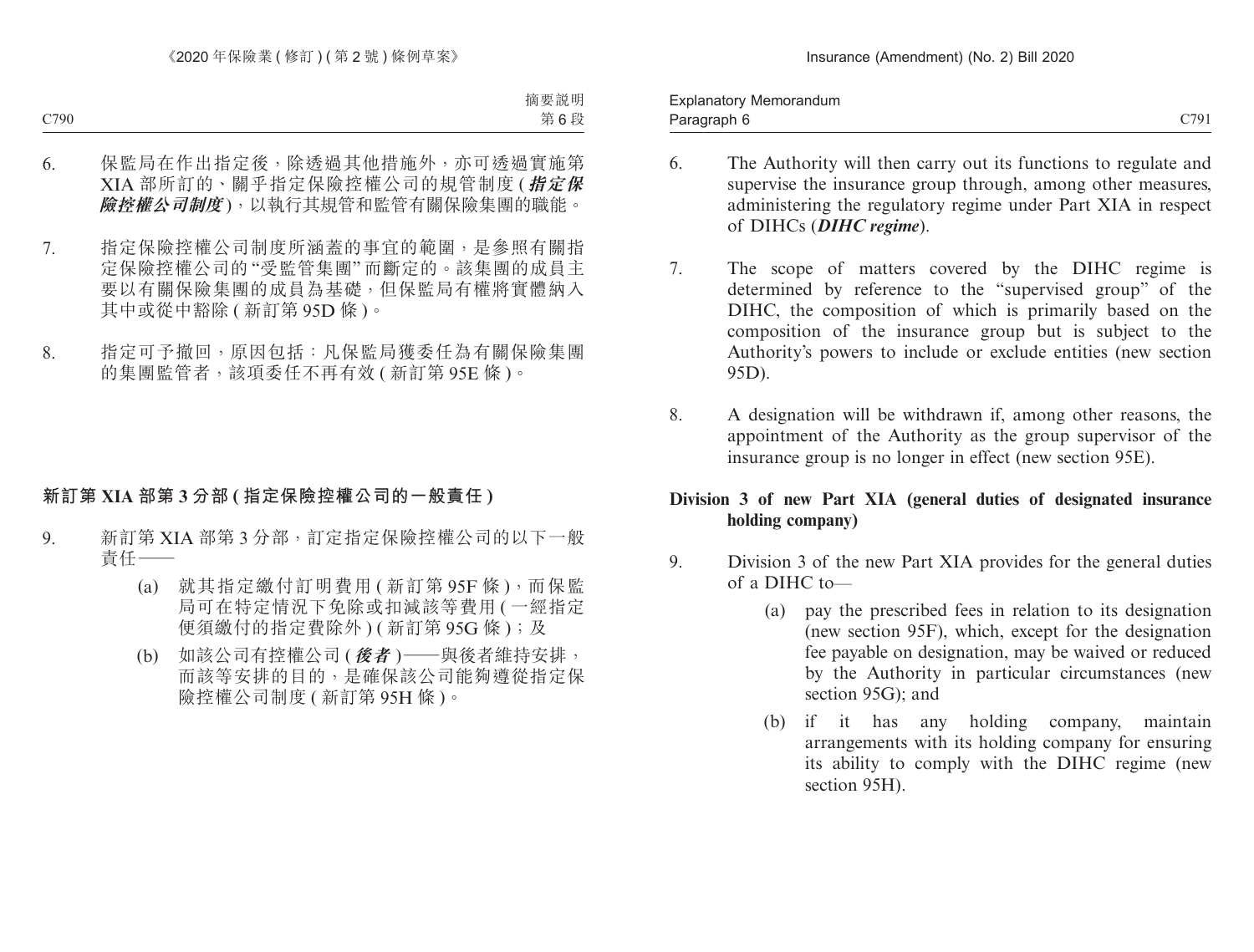6. 保監局在作出指定後，除透過其他措施外，亦可透過實施第XIA部所訂的、關乎指定保險控權公司的規管制度(***指定保險控權公司制度***)，以執行其規管和監管有關保險集團的職能。

7. 指定保險控權公司制度所涵蓋的事宜的範圍，是參照有關指定保險控權公司的“受監管集團”而斷定的。該集團的成員主要以有關保險集團的成員為基礎，但保監局有權將實體納入其中或從中豁除(新訂第95D條)。

8. 指定可予撤回，原因包括：凡保監局獲委任為有關保險集團的集團監管者，該項委任不再有效(新訂第95E條)。

## 新訂第XIA部第3分部(指定保險控權公司的一般責任)

9. 新訂第XIA部第3分部，訂定指定保險控權公司的以下一般責任——

   (a) 就其指定繳付訂明費用(新訂第95F條)，而保監局可在特定情況下免除或扣減該等費用(一經指定便須繳付的指定費除外)(新訂第95G條)；及

   (b) 如該公司有控權公司(***後者***)——與後者維持安排，而該等安排的目的，是確保該公司能夠遵從指定保險控權公司制度(新訂第95H條)。

6. The Authority will then carry out its functions to regulate and supervise the insurance group through, among other measures, administering the regulatory regime under Part XIA in respect of DIHCs (***DIHC regime***).

7. The scope of matters covered by the DIHC regime is determined by reference to the “supervised group” of the DIHC, the composition of which is primarily based on the composition of the insurance group but is subject to the Authority’s powers to include or exclude entities (new section 95D).

8. A designation will be withdrawn if, among other reasons, the appointment of the Authority as the group supervisor of the insurance group is no longer in effect (new section 95E).

## Division 3 of new Part XIA (general duties of designated insurance holding company)

9. Division 3 of the new Part XIA provides for the general duties of a DIHC to—

   (a) pay the prescribed fees in relation to its designation (new section 95F), which, except for the designation fee payable on designation, may be waived or reduced by the Authority in particular circumstances (new section 95G); and

   (b) if it has any holding company, maintain arrangements with its holding company for ensuring its ability to comply with the DIHC regime (new section 95H).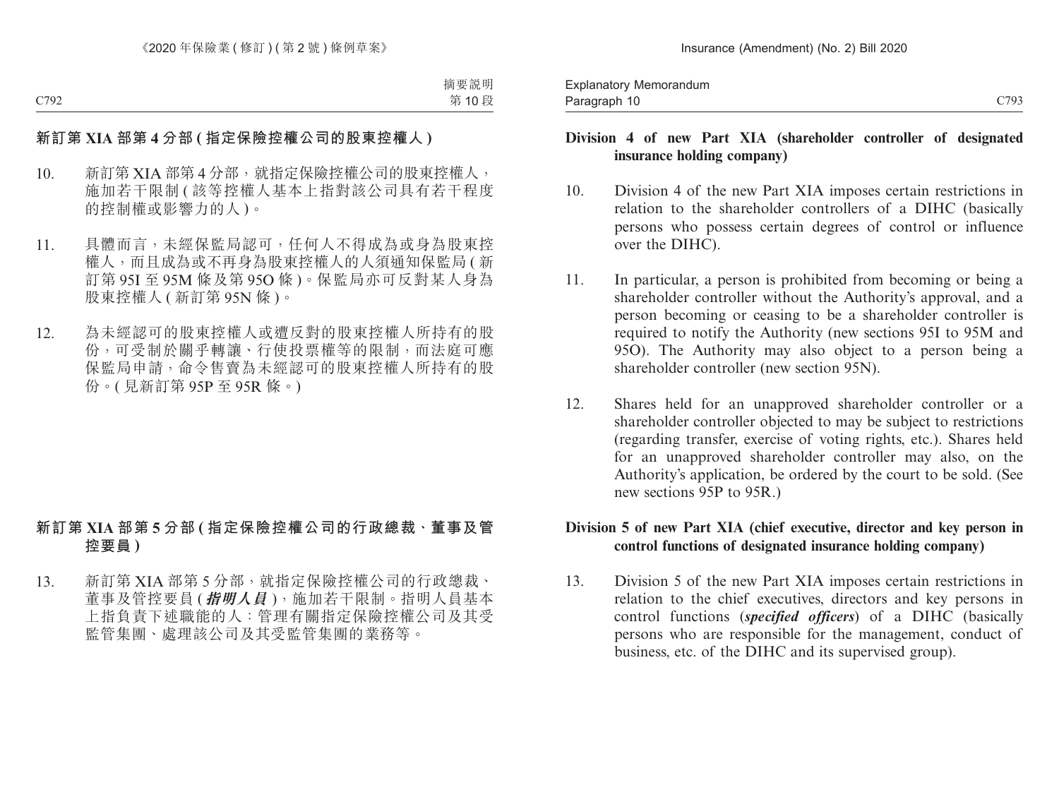## 新訂第 XIA 部第 4 分部 (指定保險控權公司的股東控權人)

10. 新訂第 XIA 部第 4 分部，就指定保險控權公司的股東控權人，施加若干限制 (該等控權人基本上指對該公司具有若干程度的控制權或影響力的人)。

11. 具體而言，未經保監局認可，任何人不得成為或身為股東控權人，而且成為或不再身為股東控權人的人須通知保監局 (新訂第 95I 至 95M 條及第 95O 條)。保監局亦可反對某人身為股東控權人 (新訂第 95N 條)。

12. 為未經認可的股東控權人或遭反對的股東控權人所持有的股份，可受制於關乎轉讓、行使投票權等的限制，而法庭可應保監局申請，命令售賣為未經認可的股東控權人所持有的股份。(見新訂第 95P 至 95R 條。)

## 新訂第 XIA 部第 5 分部 (指定保險控權公司的行政總裁、董事及管控要員)

13. 新訂第 XIA 部第 5 分部，就指定保險控權公司的行政總裁、董事及管控要員 (***指明人員***)，施加若干限制。指明人員基本上指負責下述職能的人：管理有關指定保險控權公司及其受監管集團、處理該公司及其受監管集團的業務等。

## Division 4 of new Part XIA (shareholder controller of designated insurance holding company)

10. Division 4 of the new Part XIA imposes certain restrictions in relation to the shareholder controllers of a DIHC (basically persons who possess certain degrees of control or influence over the DIHC).

11. In particular, a person is prohibited from becoming or being a shareholder controller without the Authority's approval, and a person becoming or ceasing to be a shareholder controller is required to notify the Authority (new sections 95I to 95M and 95O). The Authority may also object to a person being a shareholder controller (new section 95N).

12. Shares held for an unapproved shareholder controller or a shareholder controller objected to may be subject to restrictions (regarding transfer, exercise of voting rights, etc.). Shares held for an unapproved shareholder controller may also, on the Authority's application, be ordered by the court to be sold. (See new sections 95P to 95R.)

## Division 5 of new Part XIA (chief executive, director and key person in control functions of designated insurance holding company)

13. Division 5 of the new Part XIA imposes certain restrictions in relation to the chief executives, directors and key persons in control functions (***specified officers***) of a DIHC (basically persons who are responsible for the management, conduct of business, etc. of the DIHC and its supervised group).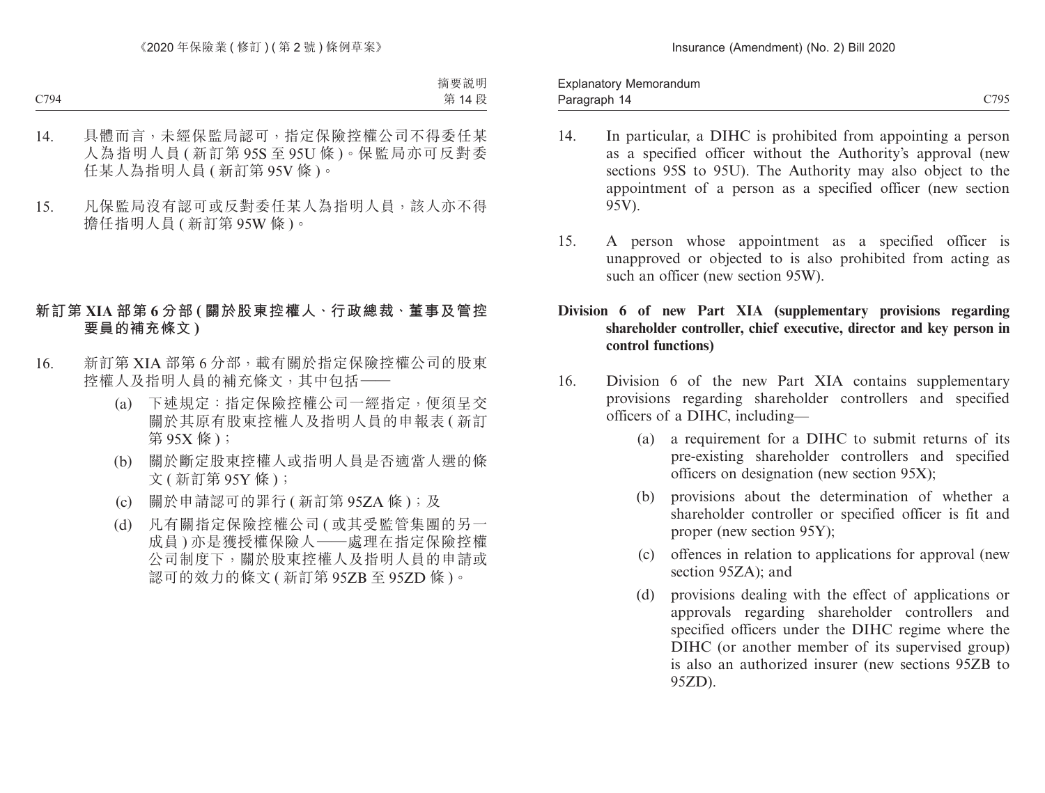14. 具體而言，未經保監局認可，指定保險控權公司不得委任某人為指明人員 ( 新訂第 95S 至 95U 條 )。保監局亦可反對委任某人為指明人員 ( 新訂第 95V 條 )。

15. 凡保監局沒有認可或反對委任某人為指明人員，該人亦不得擔任指明人員 ( 新訂第 95W 條 )。

**新訂第 XIA 部第 6 分部 ( 關於股東控權人、行政總裁、董事及管控要員的補充條文 )**

16. 新訂第 XIA 部第 6 分部，載有關於指定保險控權公司的股東控權人及指明人員的補充條文，其中包括——

    (a) 下述規定：指定保險控權公司一經指定，便須呈交關於其原有股東控權人及指明人員的申報表 ( 新訂第 95X 條 )；

    (b) 關於斷定股東控權人或指明人員是否適當人選的條文 ( 新訂第 95Y 條 )；

    (c) 關於申請認可的罪行 ( 新訂第 95ZA 條 )；及

    (d) 凡有關指定保險控權公司 ( 或其受監管集團的另一成員 ) 亦是獲授權保險人——處理在指定保險控權公司制度下，關於股東控權人及指明人員的申請或認可的效力的條文 ( 新訂第 95ZB 至 95ZD 條 )。

14. In particular, a DIHC is prohibited from appointing a person as a specified officer without the Authority's approval (new sections 95S to 95U). The Authority may also object to the appointment of a person as a specified officer (new section 95V).

15. A person whose appointment as a specified officer is unapproved or objected to is also prohibited from acting as such an officer (new section 95W).

**Division 6 of new Part XIA (supplementary provisions regarding shareholder controller, chief executive, director and key person in control functions)**

16. Division 6 of the new Part XIA contains supplementary provisions regarding shareholder controllers and specified officers of a DIHC, including—

    (a) a requirement for a DIHC to submit returns of its pre-existing shareholder controllers and specified officers on designation (new section 95X);

    (b) provisions about the determination of whether a shareholder controller or specified officer is fit and proper (new section 95Y);

    (c) offences in relation to applications for approval (new section 95ZA); and

    (d) provisions dealing with the effect of applications or approvals regarding shareholder controllers and specified officers under the DIHC regime where the DIHC (or another member of its supervised group) is also an authorized insurer (new sections 95ZB to 95ZD).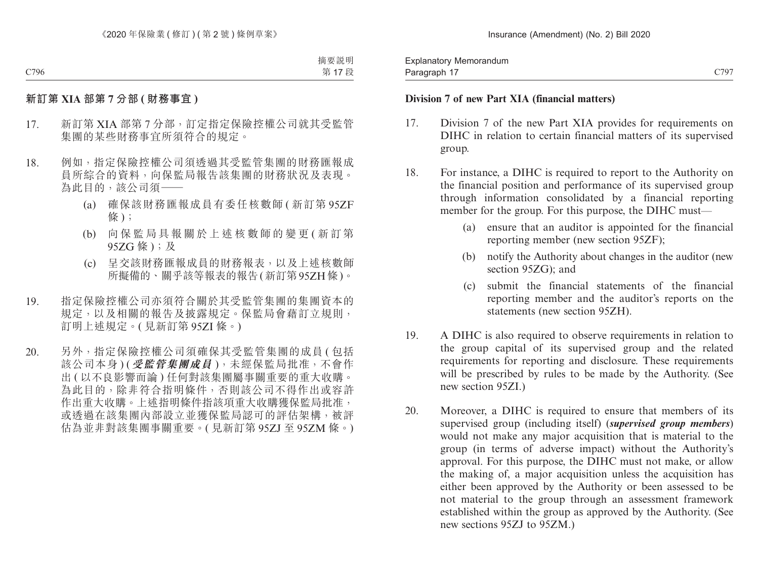## 新訂第 XIA 部第 7 分部 (財務事宜)

17. 新訂第 XIA 部第 7 分部，訂定指定保險控權公司就其受監管集團的某些財務事宜所須符合的規定。

18. 例如，指定保險控權公司須透過其受監管集團的財務匯報成員所綜合的資料，向保監局報告該集團的財務狀況及表現。為此目的，該公司須——

    (a) 確保該財務匯報成員有委任核數師 (新訂第 95ZF 條)；

    (b) 向保監局具報關於上述核數師的變更 (新訂第 95ZG 條)；及

    (c) 呈交該財務匯報成員的財務報表，以及上述核數師所擬備的、關乎該等報表的報告 (新訂第 95ZH 條)。

19. 指定保險控權公司亦須符合關於其受監管集團的集團資本的規定，以及相關的報告及披露規定。保監局會藉訂立規則，訂明上述規定。(見新訂第 95ZI 條。)

20. 另外，指定保險控權公司須確保其受監管集團的成員 (包括該公司本身) (***受監管集團成員***)，未經保監局批准，不會作出 (以不良影響而論) 任何對該集團屬事關重要的重大收購。為此目的，除非符合指明條件，否則該公司不得作出或容許作出重大收購。上述指明條件指該項重大收購獲保監局批准，或透過在該集團內部設立並獲保監局認可的評估架構，被評估為並非對該集團事關重要。(見新訂第 95ZJ 至 95ZM 條。)

## Division 7 of new Part XIA (financial matters)

17. Division 7 of the new Part XIA provides for requirements on DIHC in relation to certain financial matters of its supervised group.

18. For instance, a DIHC is required to report to the Authority on the financial position and performance of its supervised group through information consolidated by a financial reporting member for the group. For this purpose, the DIHC must—

    (a) ensure that an auditor is appointed for the financial reporting member (new section 95ZF);

    (b) notify the Authority about changes in the auditor (new section 95ZG); and

    (c) submit the financial statements of the financial reporting member and the auditor's reports on the statements (new section 95ZH).

19. A DIHC is also required to observe requirements in relation to the group capital of its supervised group and the related requirements for reporting and disclosure. These requirements will be prescribed by rules to be made by the Authority. (See new section 95ZI.)

20. Moreover, a DIHC is required to ensure that members of its supervised group (including itself) (***supervised group members***) would not make any major acquisition that is material to the group (in terms of adverse impact) without the Authority's approval. For this purpose, the DIHC must not make, or allow the making of, a major acquisition unless the acquisition has either been approved by the Authority or been assessed to be not material to the group through an assessment framework established within the group as approved by the Authority. (See new sections 95ZJ to 95ZM.)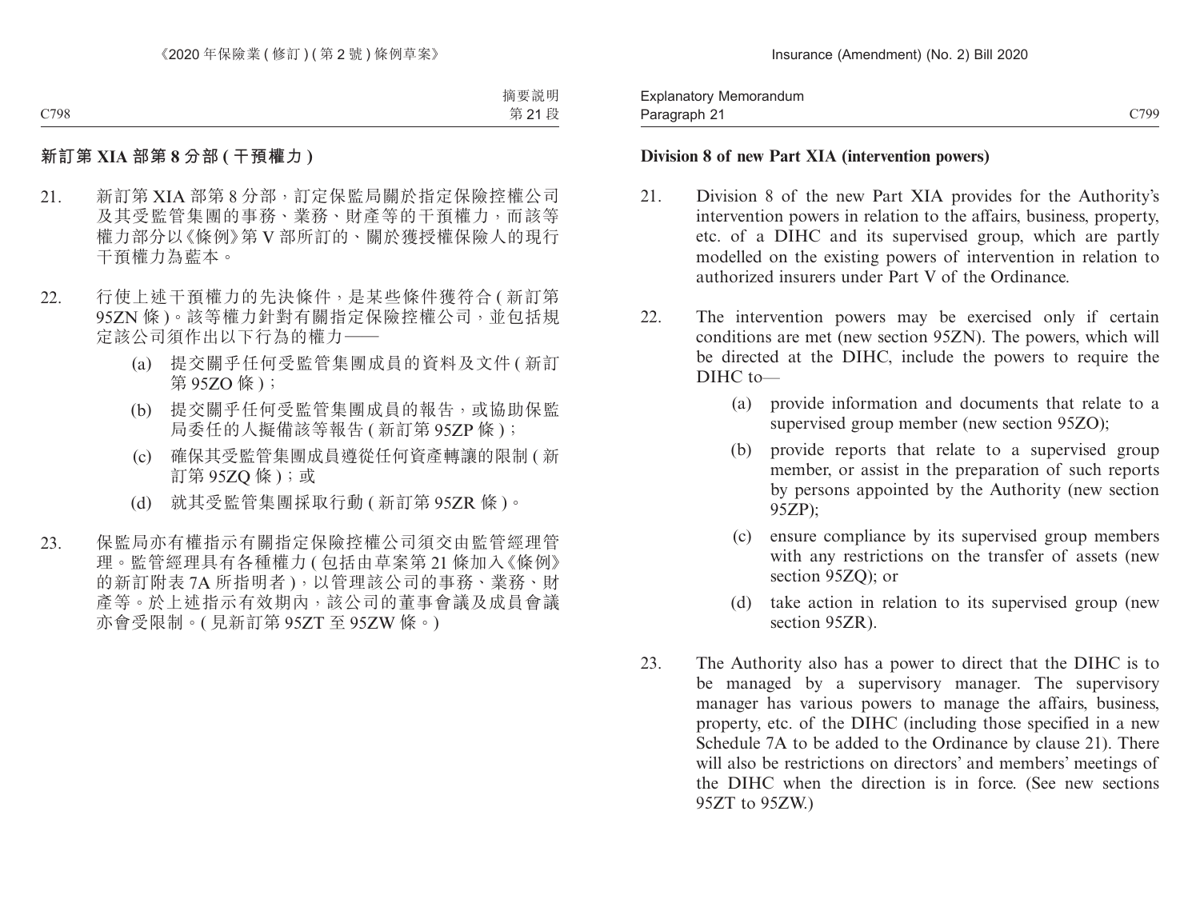## 新訂第 XIA 部第 8 分部 (干預權力)

21. 新訂第 XIA 部第 8 分部，訂定保監局關於指定保險控權公司及其受監管集團的事務、業務、財產等的干預權力，而該等權力部分以《條例》第 V 部所訂的、關於獲授權保險人的現行干預權力為藍本。

22. 行使上述干預權力的先決條件，是某些條件獲符合 (新訂第 95ZN 條)。該等權力針對有關指定保險控權公司，並包括規定該公司須作出以下行為的權力——

    (a) 提交關乎任何受監管集團成員的資料及文件 (新訂第 95ZO 條)；

    (b) 提交關乎任何受監管集團成員的報告，或協助保監局委任的人擬備該等報告 (新訂第 95ZP 條)；

    (c) 確保其受監管集團成員遵從任何資產轉讓的限制 (新訂第 95ZQ 條)；或

    (d) 就其受監管集團採取行動 (新訂第 95ZR 條)。

23. 保監局亦有權指示有關指定保險控權公司須交由監管經理管理。監管經理具有各種權力 (包括由草案第 21 條加入《條例》的新訂附表 7A 所指明者)，以管理該公司的事務、業務、財產等。於上述指示有效期內，該公司的董事會議及成員會議亦會受限制。(見新訂第 95ZT 至 95ZW 條。)

## Division 8 of new Part XIA (intervention powers)

21. Division 8 of the new Part XIA provides for the Authority's intervention powers in relation to the affairs, business, property, etc. of a DIHC and its supervised group, which are partly modelled on the existing powers of intervention in relation to authorized insurers under Part V of the Ordinance.

22. The intervention powers may be exercised only if certain conditions are met (new section 95ZN). The powers, which will be directed at the DIHC, include the powers to require the DIHC to—

    (a) provide information and documents that relate to a supervised group member (new section 95ZO);

    (b) provide reports that relate to a supervised group member, or assist in the preparation of such reports by persons appointed by the Authority (new section 95ZP);

    (c) ensure compliance by its supervised group members with any restrictions on the transfer of assets (new section 95ZQ); or

    (d) take action in relation to its supervised group (new section 95ZR).

23. The Authority also has a power to direct that the DIHC is to be managed by a supervisory manager. The supervisory manager has various powers to manage the affairs, business, property, etc. of the DIHC (including those specified in a new Schedule 7A to be added to the Ordinance by clause 21). There will also be restrictions on directors' and members' meetings of the DIHC when the direction is in force. (See new sections 95ZT to 95ZW.)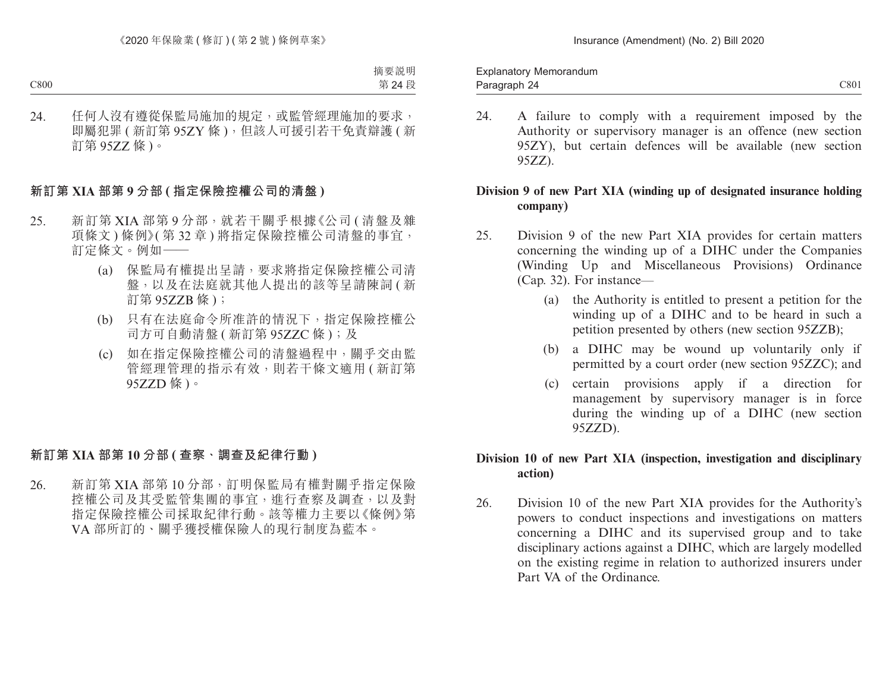24. 任何人沒有遵從保監局施加的規定，或監管經理施加的要求，即屬犯罪 ( 新訂第 95ZY 條 )，但該人可援引若干免責辯護 ( 新訂第 95ZZ 條 )。

## 新訂第 XIA 部第 9 分部 ( 指定保險控權公司的清盤 )

25. 新訂第 XIA 部第 9 分部，就若干關乎根據《公司 ( 清盤及雜項條文 ) 條例》( 第 32 章 ) 將指定保險控權公司清盤的事宜，訂定條文。例如——

    (a) 保監局有權提出呈請，要求將指定保險控權公司清盤，以及在法庭就其他人提出的該等呈請陳詞 ( 新訂第 95ZZB 條 )；

    (b) 只有在法庭命令所准許的情況下，指定保險控權公司方可自動清盤 ( 新訂第 95ZZC 條 )；及

    (c) 如在指定保險控權公司的清盤過程中，關乎交由監管經理管理的指示有效，則若干條文適用 ( 新訂第 95ZZD 條 )。

## 新訂第 XIA 部第 10 分部 ( 查察、調查及紀律行動 )

26. 新訂第 XIA 部第 10 分部，訂明保監局有權對關乎指定保險控權公司及其受監管集團的事宜，進行查察及調查，以及對指定保險控權公司採取紀律行動。該等權力主要以《條例》第 VA 部所訂的、關乎獲授權保險人的現行制度為藍本。

24. A failure to comply with a requirement imposed by the Authority or supervisory manager is an offence (new section 95ZY), but certain defences will be available (new section 95ZZ).

## Division 9 of new Part XIA (winding up of designated insurance holding company)

25. Division 9 of the new Part XIA provides for certain matters concerning the winding up of a DIHC under the Companies (Winding Up and Miscellaneous Provisions) Ordinance (Cap. 32). For instance—

    (a) the Authority is entitled to present a petition for the winding up of a DIHC and to be heard in such a petition presented by others (new section 95ZZB);

    (b) a DIHC may be wound up voluntarily only if permitted by a court order (new section 95ZZC); and

    (c) certain provisions apply if a direction for management by supervisory manager is in force during the winding up of a DIHC (new section 95ZZD).

## Division 10 of new Part XIA (inspection, investigation and disciplinary action)

26. Division 10 of the new Part XIA provides for the Authority's powers to conduct inspections and investigations on matters concerning a DIHC and its supervised group and to take disciplinary actions against a DIHC, which are largely modelled on the existing regime in relation to authorized insurers under Part VA of the Ordinance.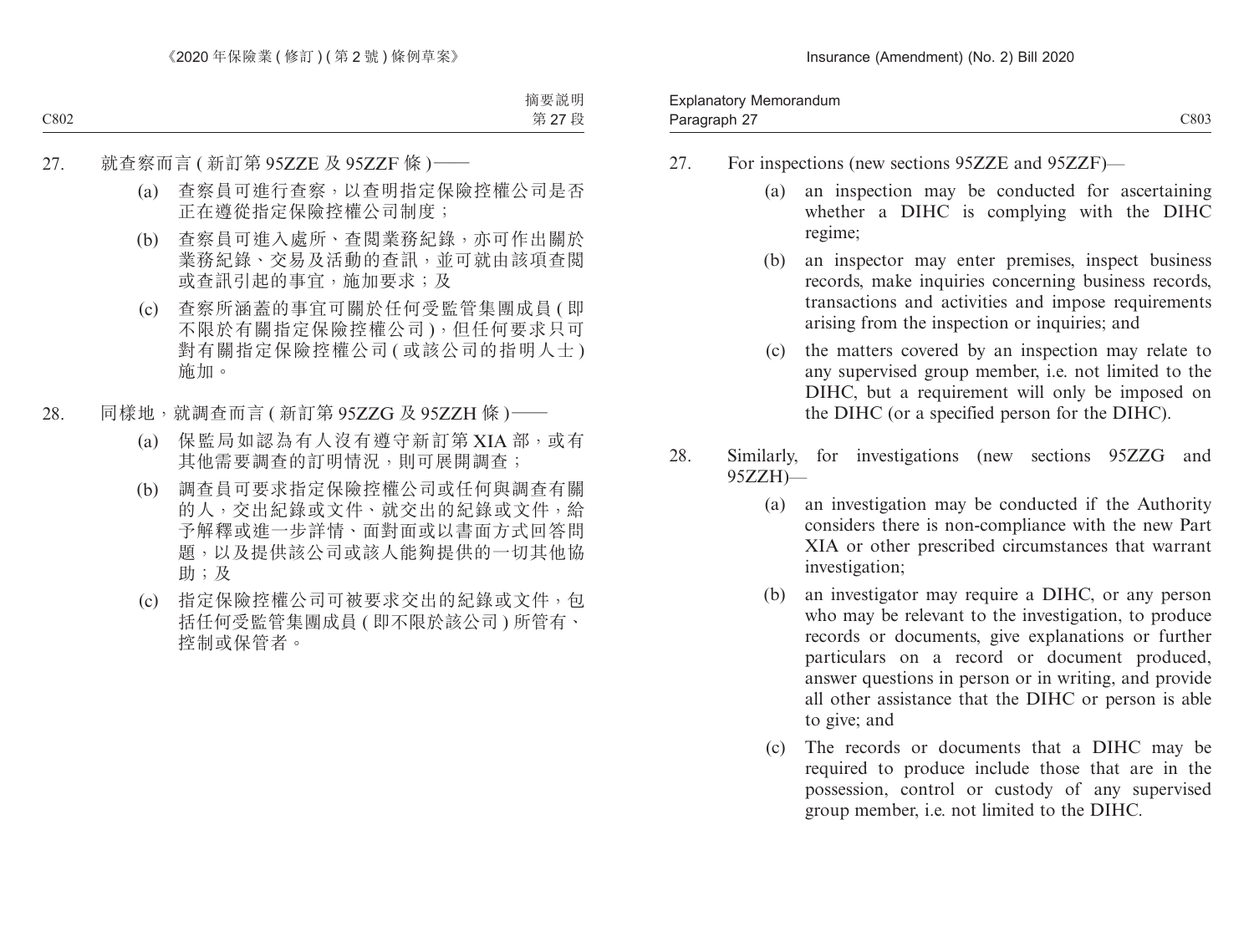27. 就查察而言 ( 新訂第 95ZZE 及 95ZZF 條 )——

   (a) 查察員可進行查察，以查明指定保險控權公司是否正在遵從指定保險控權公司制度；

   (b) 查察員可進入處所、查閱業務紀錄，亦可作出關於業務紀錄、交易及活動的查訊，並可就由該項查閱或查訊引起的事宜，施加要求；及

   (c) 查察所涵蓋的事宜可關於任何受監管集團成員 ( 即不限於有關指定保險控權公司 )，但任何要求只可對有關指定保險控權公司 ( 或該公司的指明人士 ) 施加。

28. 同樣地，就調查而言 ( 新訂第 95ZZG 及 95ZZH 條 )——

   (a) 保監局如認為有人沒有遵守新訂第 XIA 部，或有其他需要調查的訂明情況，則可展開調查；

   (b) 調查員可要求指定保險控權公司或任何與調查有關的人，交出紀錄或文件、就交出的紀錄或文件，給予解釋或進一步詳情、面對面或以書面方式回答問題，以及提供該公司或該人能夠提供的一切其他協助；及

   (c) 指定保險控權公司可被要求交出的紀錄或文件，包括任何受監管集團成員 ( 即不限於該公司 ) 所管有、控制或保管者。

27. For inspections (new sections 95ZZE and 95ZZF)—

   (a) an inspection may be conducted for ascertaining whether a DIHC is complying with the DIHC regime;

   (b) an inspector may enter premises, inspect business records, make inquiries concerning business records, transactions and activities and impose requirements arising from the inspection or inquiries; and

   (c) the matters covered by an inspection may relate to any supervised group member, i.e. not limited to the DIHC, but a requirement will only be imposed on the DIHC (or a specified person for the DIHC).

28. Similarly, for investigations (new sections 95ZZG and 95ZZH)—

   (a) an investigation may be conducted if the Authority considers there is non-compliance with the new Part XIA or other prescribed circumstances that warrant investigation;

   (b) an investigator may require a DIHC, or any person who may be relevant to the investigation, to produce records or documents, give explanations or further particulars on a record or document produced, answer questions in person or in writing, and provide all other assistance that the DIHC or person is able to give; and

   (c) The records or documents that a DIHC may be required to produce include those that are in the possession, control or custody of any supervised group member, i.e. not limited to the DIHC.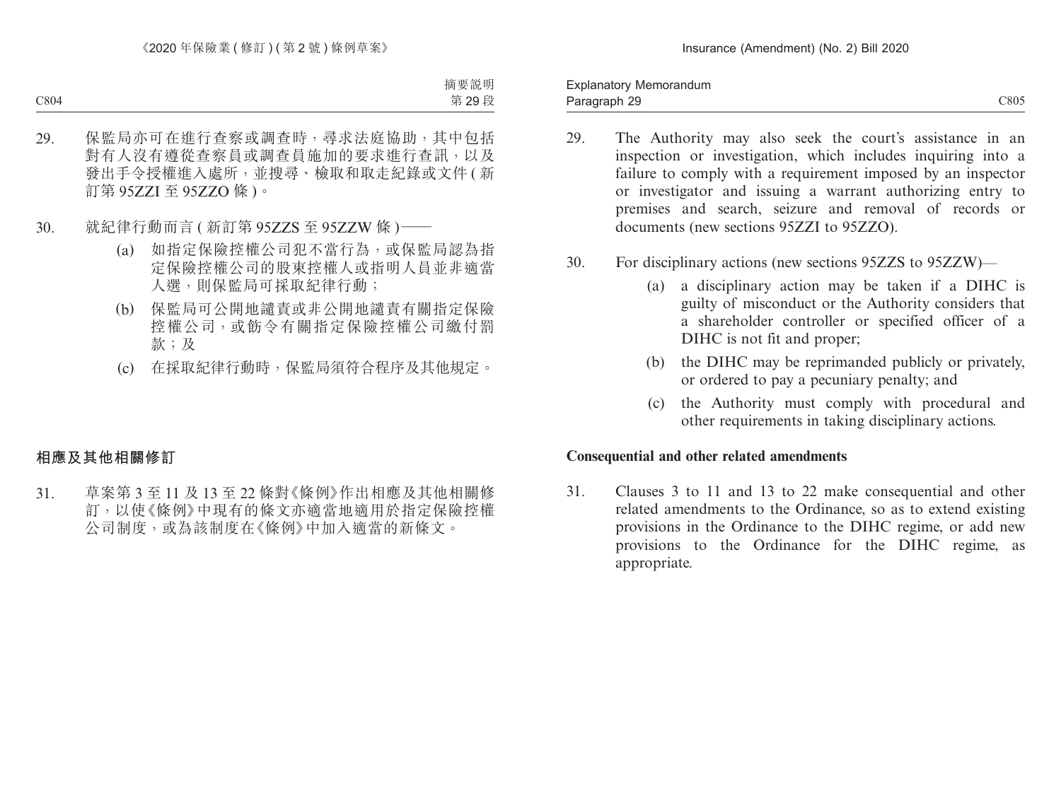29. 保監局亦可在進行查察或調查時，尋求法庭協助，其中包括對有人沒有遵從查察員或調查員施加的要求進行查訊，以及發出手令授權進入處所，並搜尋、檢取和取走紀錄或文件 (新訂第 95ZZI 至 95ZZO 條)。

30. 就紀律行動而言 (新訂第 95ZZS 至 95ZZW 條)——

    (a) 如指定保險控權公司犯不當行為，或保監局認為指定保險控權公司的股東控權人或指明人員並非適當人選，則保監局可採取紀律行動；

    (b) 保監局可公開地譴責或非公開地譴責有關指定保險控權公司，或飭令有關指定保險控權公司繳付罰款；及

    (c) 在採取紀律行動時，保監局須符合程序及其他規定。

**相應及其他相關修訂**

31. 草案第 3 至 11 及 13 至 22 條對《條例》作出相應及其他相關修訂，以使《條例》中現有的條文亦適當地適用於指定保險控權公司制度，或為該制度在《條例》中加入適當的新條文。

29. The Authority may also seek the court's assistance in an inspection or investigation, which includes inquiring into a failure to comply with a requirement imposed by an inspector or investigator and issuing a warrant authorizing entry to premises and search, seizure and removal of records or documents (new sections 95ZZI to 95ZZO).

30. For disciplinary actions (new sections 95ZZS to 95ZZW)—

    (a) a disciplinary action may be taken if a DIHC is guilty of misconduct or the Authority considers that a shareholder controller or specified officer of a DIHC is not fit and proper;

    (b) the DIHC may be reprimanded publicly or privately, or ordered to pay a pecuniary penalty; and

    (c) the Authority must comply with procedural and other requirements in taking disciplinary actions.

**Consequential and other related amendments**

31. Clauses 3 to 11 and 13 to 22 make consequential and other related amendments to the Ordinance, so as to extend existing provisions in the Ordinance to the DIHC regime, or add new provisions to the Ordinance for the DIHC regime, as appropriate.